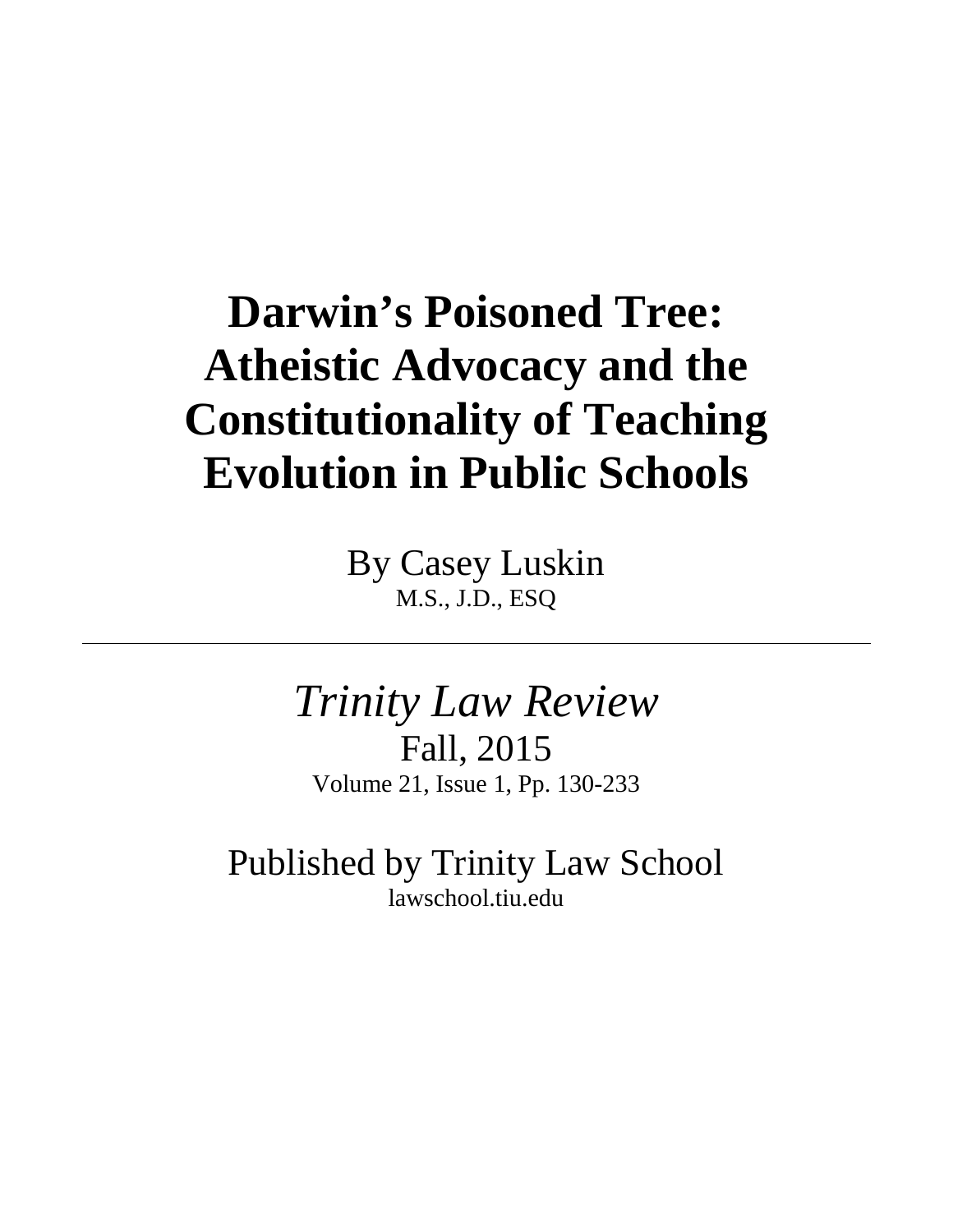# Darwin's Poisoned Tree: Atheistic Advocacy and the Constitutionality of Teaching Evolution in Public Schools

By Casey Luskin
M.S., J.D., ESQ

---

*Trinity Law Review*
Fall, 2015
Volume 21, Issue 1, Pp. 130-233

Published by Trinity Law School
lawschool.tiu.edu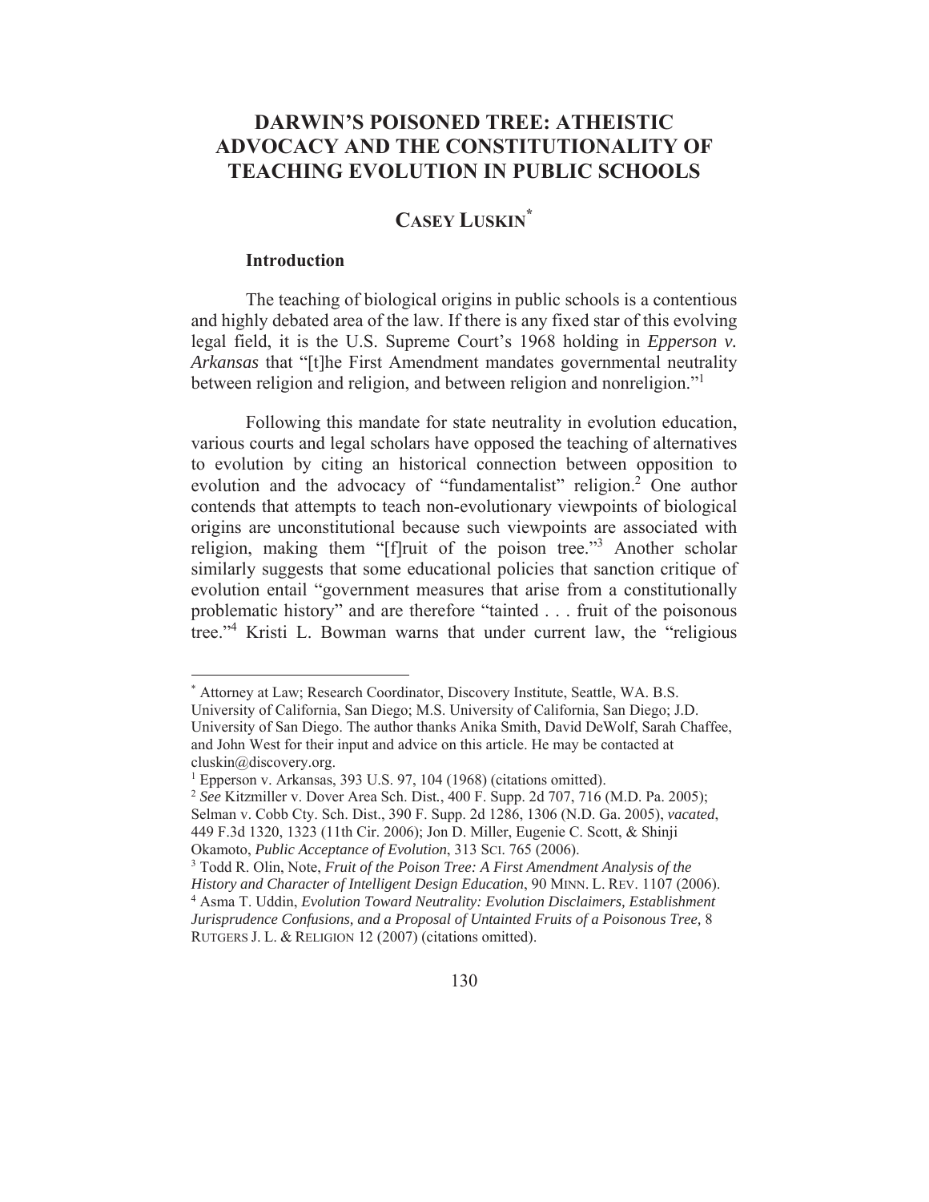# DARWIN'S POISONED TREE: ATHEISTIC ADVOCACY AND THE CONSTITUTIONALITY OF TEACHING EVOLUTION IN PUBLIC SCHOOLS

## CASEY LUSKIN[*]

### Introduction

The teaching of biological origins in public schools is a contentious and highly debated area of the law. If there is any fixed star of this evolving legal field, it is the U.S. Supreme Court's 1968 holding in *Epperson v. Arkansas* that "[t]he First Amendment mandates governmental neutrality between religion and religion, and between religion and nonreligion."[1]

Following this mandate for state neutrality in evolution education, various courts and legal scholars have opposed the teaching of alternatives to evolution by citing an historical connection between opposition to evolution and the advocacy of "fundamentalist" religion.[2] One author contends that attempts to teach non-evolutionary viewpoints of biological origins are unconstitutional because such viewpoints are associated with religion, making them "[f]ruit of the poison tree."[3] Another scholar similarly suggests that some educational policies that sanction critique of evolution entail "government measures that arise from a constitutionally problematic history" and are therefore "tainted . . . fruit of the poisonous tree."[4] Kristi L. Bowman warns that under current law, the "religious

---

[*] Attorney at Law; Research Coordinator, Discovery Institute, Seattle, WA. B.S. University of California, San Diego; M.S. University of California, San Diego; J.D. University of San Diego. The author thanks Anika Smith, David DeWolf, Sarah Chaffee, and John West for their input and advice on this article. He may be contacted at cluskin@discovery.org.

[1] Epperson v. Arkansas, 393 U.S. 97, 104 (1968) (citations omitted).

[2] *See* Kitzmiller v. Dover Area Sch. Dist., 400 F. Supp. 2d 707, 716 (M.D. Pa. 2005); Selman v. Cobb Cty. Sch. Dist., 390 F. Supp. 2d 1286, 1306 (N.D. Ga. 2005), *vacated*, 449 F.3d 1320, 1323 (11th Cir. 2006); Jon D. Miller, Eugenie C. Scott, & Shinji Okamoto, *Public Acceptance of Evolution*, 313 SCI. 765 (2006).

[3] Todd R. Olin, Note, *Fruit of the Poison Tree: A First Amendment Analysis of the History and Character of Intelligent Design Education*, 90 MINN. L. REV. 1107 (2006).

[4] Asma T. Uddin, *Evolution Toward Neutrality: Evolution Disclaimers, Establishment Jurisprudence Confusions, and a Proposal of Untainted Fruits of a Poisonous Tree,* 8 RUTGERS J. L. & RELIGION 12 (2007) (citations omitted).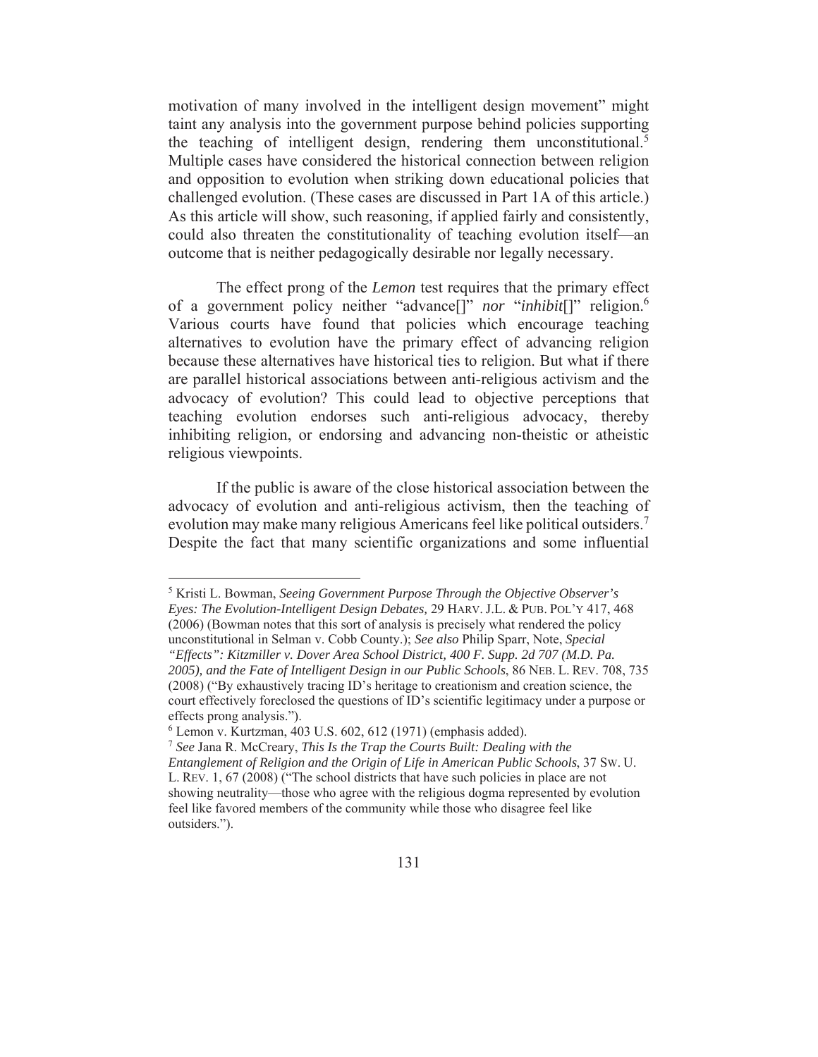motivation of many involved in the intelligent design movement" might taint any analysis into the government purpose behind policies supporting the teaching of intelligent design, rendering them unconstitutional.[5] Multiple cases have considered the historical connection between religion and opposition to evolution when striking down educational policies that challenged evolution. (These cases are discussed in Part 1A of this article.) As this article will show, such reasoning, if applied fairly and consistently, could also threaten the constitutionality of teaching evolution itself—an outcome that is neither pedagogically desirable nor legally necessary.

The effect prong of the *Lemon* test requires that the primary effect of a government policy neither "advance[]" *nor* "*inhibit*[]" religion.[6] Various courts have found that policies which encourage teaching alternatives to evolution have the primary effect of advancing religion because these alternatives have historical ties to religion. But what if there are parallel historical associations between anti-religious activism and the advocacy of evolution? This could lead to objective perceptions that teaching evolution endorses such anti-religious advocacy, thereby inhibiting religion, or endorsing and advancing non-theistic or atheistic religious viewpoints.

If the public is aware of the close historical association between the advocacy of evolution and anti-religious activism, then the teaching of evolution may make many religious Americans feel like political outsiders.[7] Despite the fact that many scientific organizations and some influential

---

[5] Kristi L. Bowman, *Seeing Government Purpose Through the Objective Observer's Eyes: The Evolution-Intelligent Design Debates,* 29 HARV. J.L. & PUB. POL'Y 417, 468 (2006) (Bowman notes that this sort of analysis is precisely what rendered the policy unconstitutional in Selman v. Cobb County.); *See also* Philip Sparr, Note, *Special "Effects": Kitzmiller v. Dover Area School District, 400 F. Supp. 2d 707 (M.D. Pa. 2005), and the Fate of Intelligent Design in our Public Schools*, 86 NEB. L. REV. 708, 735 (2008) ("By exhaustively tracing ID's heritage to creationism and creation science, the court effectively foreclosed the questions of ID's scientific legitimacy under a purpose or effects prong analysis.").

[6] Lemon v. Kurtzman, 403 U.S. 602, 612 (1971) (emphasis added).

[7] *See* Jana R. McCreary, *This Is the Trap the Courts Built: Dealing with the Entanglement of Religion and the Origin of Life in American Public Schools*, 37 SW. U. L. REV. 1, 67 (2008) ("The school districts that have such policies in place are not showing neutrality—those who agree with the religious dogma represented by evolution feel like favored members of the community while those who disagree feel like outsiders.").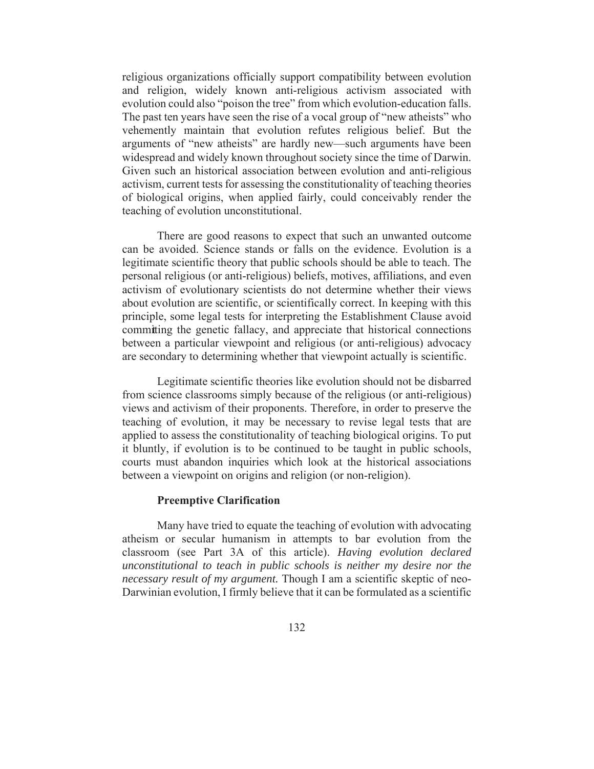religious organizations officially support compatibility between evolution and religion, widely known anti-religious activism associated with evolution could also "poison the tree" from which evolution-education falls. The past ten years have seen the rise of a vocal group of "new atheists" who vehemently maintain that evolution refutes religious belief. But the arguments of "new atheists" are hardly new—such arguments have been widespread and widely known throughout society since the time of Darwin. Given such an historical association between evolution and anti-religious activism, current tests for assessing the constitutionality of teaching theories of biological origins, when applied fairly, could conceivably render the teaching of evolution unconstitutional.

There are good reasons to expect that such an unwanted outcome can be avoided. Science stands or falls on the evidence. Evolution is a legitimate scientific theory that public schools should be able to teach. The personal religious (or anti-religious) beliefs, motives, affiliations, and even activism of evolutionary scientists do not determine whether their views about evolution are scientific, or scientifically correct. In keeping with this principle, some legal tests for interpreting the Establishment Clause avoid committing the genetic fallacy, and appreciate that historical connections between a particular viewpoint and religious (or anti-religious) advocacy are secondary to determining whether that viewpoint actually is scientific.

Legitimate scientific theories like evolution should not be disbarred from science classrooms simply because of the religious (or anti-religious) views and activism of their proponents. Therefore, in order to preserve the teaching of evolution, it may be necessary to revise legal tests that are applied to assess the constitutionality of teaching biological origins. To put it bluntly, if evolution is to be continued to be taught in public schools, courts must abandon inquiries which look at the historical associations between a viewpoint on origins and religion (or non-religion).

### Preemptive Clarification

Many have tried to equate the teaching of evolution with advocating atheism or secular humanism in attempts to bar evolution from the classroom (see Part 3A of this article). *Having evolution declared unconstitutional to teach in public schools is neither my desire nor the necessary result of my argument.* Though I am a scientific skeptic of neo-Darwinian evolution, I firmly believe that it can be formulated as a scientific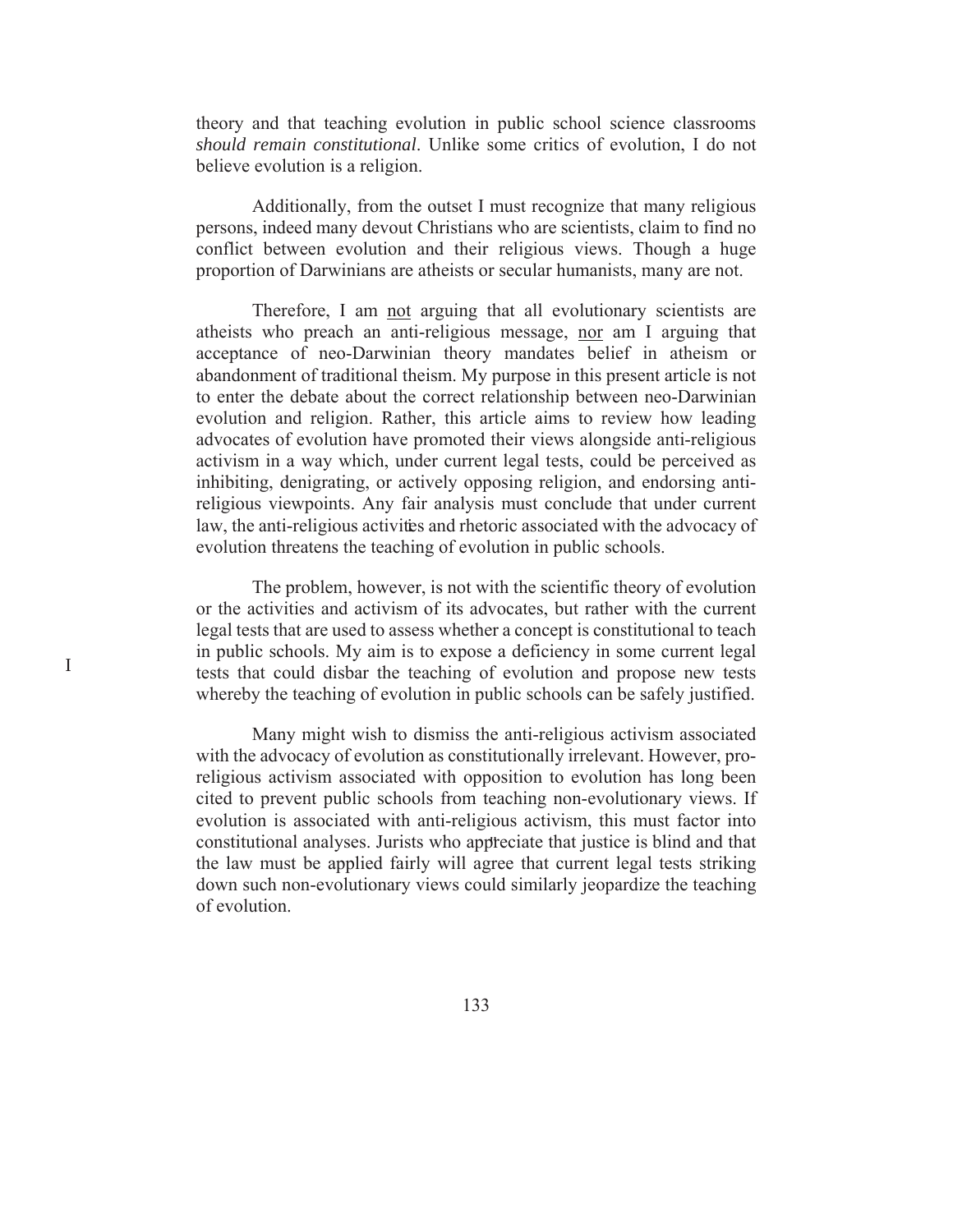theory and that teaching evolution in public school science classrooms *should remain constitutional*. Unlike some critics of evolution, I do not believe evolution is a religion.

Additionally, from the outset I must recognize that many religious persons, indeed many devout Christians who are scientists, claim to find no conflict between evolution and their religious views. Though a huge proportion of Darwinians are atheists or secular humanists, many are not.

Therefore, I am <u>not</u> arguing that all evolutionary scientists are atheists who preach an anti-religious message, <u>nor</u> am I arguing that acceptance of neo-Darwinian theory mandates belief in atheism or abandonment of traditional theism. My purpose in this present article is not to enter the debate about the correct relationship between neo-Darwinian evolution and religion. Rather, this article aims to review how leading advocates of evolution have promoted their views alongside anti-religious activism in a way which, under current legal tests, could be perceived as inhibiting, denigrating, or actively opposing religion, and endorsing anti-religious viewpoints. Any fair analysis must conclude that under current law, the anti-religious activities and rhetoric associated with the advocacy of evolution threatens the teaching of evolution in public schools.

The problem, however, is not with the scientific theory of evolution or the activities and activism of its advocates, but rather with the current legal tests that are used to assess whether a concept is constitutional to teach in public schools. My aim is to expose a deficiency in some current legal tests that could disbar the teaching of evolution and propose new tests whereby the teaching of evolution in public schools can be safely justified.

Many might wish to dismiss the anti-religious activism associated with the advocacy of evolution as constitutionally irrelevant. However, pro-religious activism associated with opposition to evolution has long been cited to prevent public schools from teaching non-evolutionary views. If evolution is associated with anti-religious activism, this must factor into constitutional analyses. Jurists who appreciate that justice is blind and that the law must be applied fairly will agree that current legal tests striking down such non-evolutionary views could similarly jeopardize the teaching of evolution.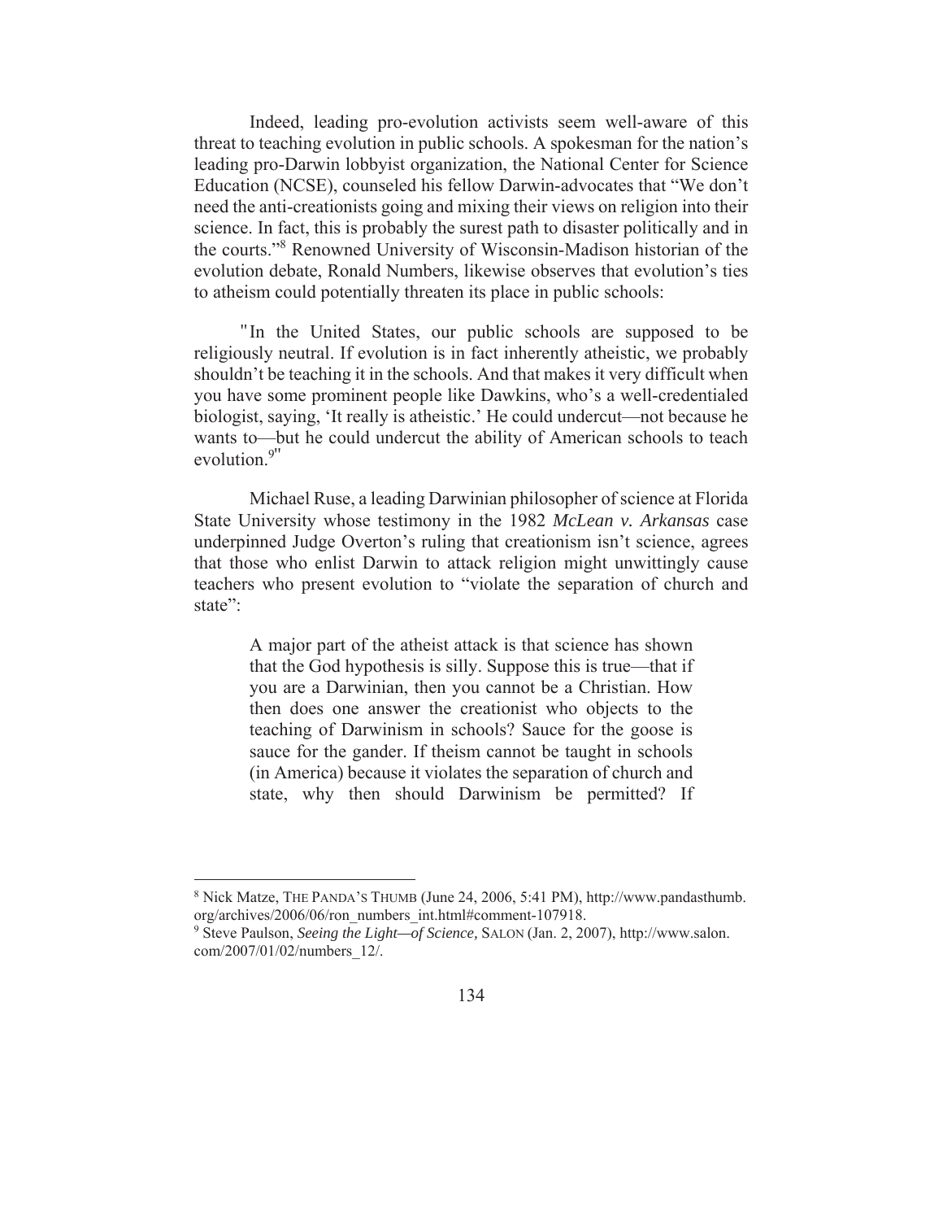Indeed, leading pro-evolution activists seem well-aware of this threat to teaching evolution in public schools. A spokesman for the nation's leading pro-Darwin lobbyist organization, the National Center for Science Education (NCSE), counseled his fellow Darwin-advocates that "We don't need the anti-creationists going and mixing their views on religion into their science. In fact, this is probably the surest path to disaster politically and in the courts."[8] Renowned University of Wisconsin-Madison historian of the evolution debate, Ronald Numbers, likewise observes that evolution's ties to atheism could potentially threaten its place in public schools:

"In the United States, our public schools are supposed to be religiously neutral. If evolution is in fact inherently atheistic, we probably shouldn't be teaching it in the schools. And that makes it very difficult when you have some prominent people like Dawkins, who's a well-credentialed biologist, saying, 'It really is atheistic.' He could undercut—not because he wants to—but he could undercut the ability of American schools to teach evolution.[9]"

Michael Ruse, a leading Darwinian philosopher of science at Florida State University whose testimony in the 1982 *McLean v. Arkansas* case underpinned Judge Overton's ruling that creationism isn't science, agrees that those who enlist Darwin to attack religion might unwittingly cause teachers who present evolution to "violate the separation of church and state":

> A major part of the atheist attack is that science has shown that the God hypothesis is silly. Suppose this is true—that if you are a Darwinian, then you cannot be a Christian. How then does one answer the creationist who objects to the teaching of Darwinism in schools? Sauce for the goose is sauce for the gander. If theism cannot be taught in schools (in America) because it violates the separation of church and state, why then should Darwinism be permitted? If

---

[8] Nick Matze, THE PANDA'S THUMB (June 24, 2006, 5:41 PM), http://www.pandasthumb.org/archives/2006/06/ron_numbers_int.html#comment-107918.

[9] Steve Paulson, *Seeing the Light—of Science,* SALON (Jan. 2, 2007), http://www.salon.com/2007/01/02/numbers_12/.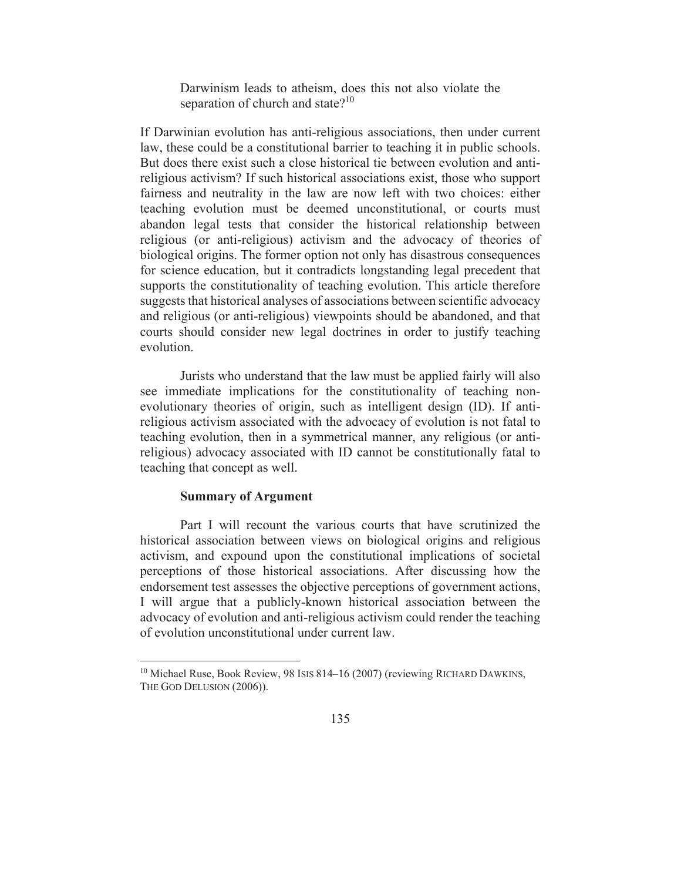> Darwinism leads to atheism, does this not also violate the separation of church and state?[10]

If Darwinian evolution has anti-religious associations, then under current law, these could be a constitutional barrier to teaching it in public schools. But does there exist such a close historical tie between evolution and anti-religious activism? If such historical associations exist, those who support fairness and neutrality in the law are now left with two choices: either teaching evolution must be deemed unconstitutional, or courts must abandon legal tests that consider the historical relationship between religious (or anti-religious) activism and the advocacy of theories of biological origins. The former option not only has disastrous consequences for science education, but it contradicts longstanding legal precedent that supports the constitutionality of teaching evolution. This article therefore suggests that historical analyses of associations between scientific advocacy and religious (or anti-religious) viewpoints should be abandoned, and that courts should consider new legal doctrines in order to justify teaching evolution.

Jurists who understand that the law must be applied fairly will also see immediate implications for the constitutionality of teaching non-evolutionary theories of origin, such as intelligent design (ID). If anti-religious activism associated with the advocacy of evolution is not fatal to teaching evolution, then in a symmetrical manner, any religious (or anti-religious) advocacy associated with ID cannot be constitutionally fatal to teaching that concept as well.

**Summary of Argument**

Part I will recount the various courts that have scrutinized the historical association between views on biological origins and religious activism, and expound upon the constitutional implications of societal perceptions of those historical associations. After discussing how the endorsement test assesses the objective perceptions of government actions, I will argue that a publicly-known historical association between the advocacy of evolution and anti-religious activism could render the teaching of evolution unconstitutional under current law.

---

[10] Michael Ruse, Book Review, 98 ISIS 814–16 (2007) (reviewing RICHARD DAWKINS, THE GOD DELUSION (2006)).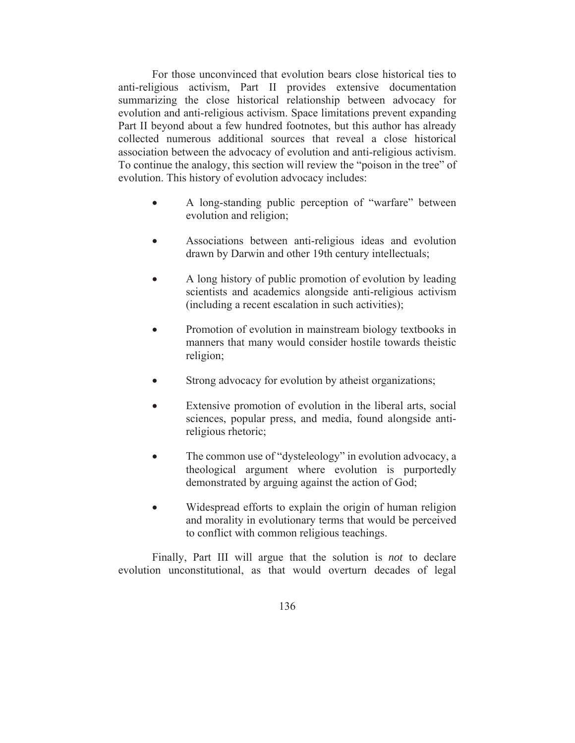For those unconvinced that evolution bears close historical ties to anti-religious activism, Part II provides extensive documentation summarizing the close historical relationship between advocacy for evolution and anti-religious activism. Space limitations prevent expanding Part II beyond about a few hundred footnotes, but this author has already collected numerous additional sources that reveal a close historical association between the advocacy of evolution and anti-religious activism. To continue the analogy, this section will review the "poison in the tree" of evolution. This history of evolution advocacy includes:

- A long-standing public perception of "warfare" between evolution and religion;
- Associations between anti-religious ideas and evolution drawn by Darwin and other 19th century intellectuals;
- A long history of public promotion of evolution by leading scientists and academics alongside anti-religious activism (including a recent escalation in such activities);
- Promotion of evolution in mainstream biology textbooks in manners that many would consider hostile towards theistic religion;
- Strong advocacy for evolution by atheist organizations;
- Extensive promotion of evolution in the liberal arts, social sciences, popular press, and media, found alongside anti-religious rhetoric;
- The common use of "dysteleology" in evolution advocacy, a theological argument where evolution is purportedly demonstrated by arguing against the action of God;
- Widespread efforts to explain the origin of human religion and morality in evolutionary terms that would be perceived to conflict with common religious teachings.

Finally, Part III will argue that the solution is *not* to declare evolution unconstitutional, as that would overturn decades of legal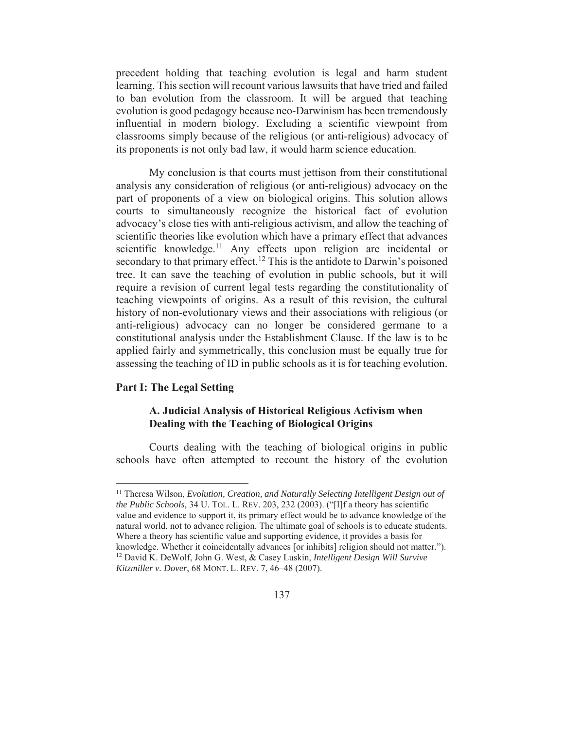precedent holding that teaching evolution is legal and harm student learning. This section will recount various lawsuits that have tried and failed to ban evolution from the classroom. It will be argued that teaching evolution is good pedagogy because neo-Darwinism has been tremendously influential in modern biology. Excluding a scientific viewpoint from classrooms simply because of the religious (or anti-religious) advocacy of its proponents is not only bad law, it would harm science education.

My conclusion is that courts must jettison from their constitutional analysis any consideration of religious (or anti-religious) advocacy on the part of proponents of a view on biological origins. This solution allows courts to simultaneously recognize the historical fact of evolution advocacy's close ties with anti-religious activism, and allow the teaching of scientific theories like evolution which have a primary effect that advances scientific knowledge.[11] Any effects upon religion are incidental or secondary to that primary effect.[12] This is the antidote to Darwin's poisoned tree. It can save the teaching of evolution in public schools, but it will require a revision of current legal tests regarding the constitutionality of teaching viewpoints of origins. As a result of this revision, the cultural history of non-evolutionary views and their associations with religious (or anti-religious) advocacy can no longer be considered germane to a constitutional analysis under the Establishment Clause. If the law is to be applied fairly and symmetrically, this conclusion must be equally true for assessing the teaching of ID in public schools as it is for teaching evolution.

## Part I: The Legal Setting

### A. Judicial Analysis of Historical Religious Activism when Dealing with the Teaching of Biological Origins

Courts dealing with the teaching of biological origins in public schools have often attempted to recount the history of the evolution

---

[11] Theresa Wilson, *Evolution, Creation, and Naturally Selecting Intelligent Design out of the Public Schools*, 34 U. TOL. L. REV. 203, 232 (2003). ("[I]f a theory has scientific value and evidence to support it, its primary effect would be to advance knowledge of the natural world, not to advance religion. The ultimate goal of schools is to educate students. Where a theory has scientific value and supporting evidence, it provides a basis for knowledge. Whether it coincidentally advances [or inhibits] religion should not matter.").

[12] David K. DeWolf, John G. West, & Casey Luskin, *Intelligent Design Will Survive Kitzmiller v. Dover*, 68 MONT. L. REV. 7, 46–48 (2007).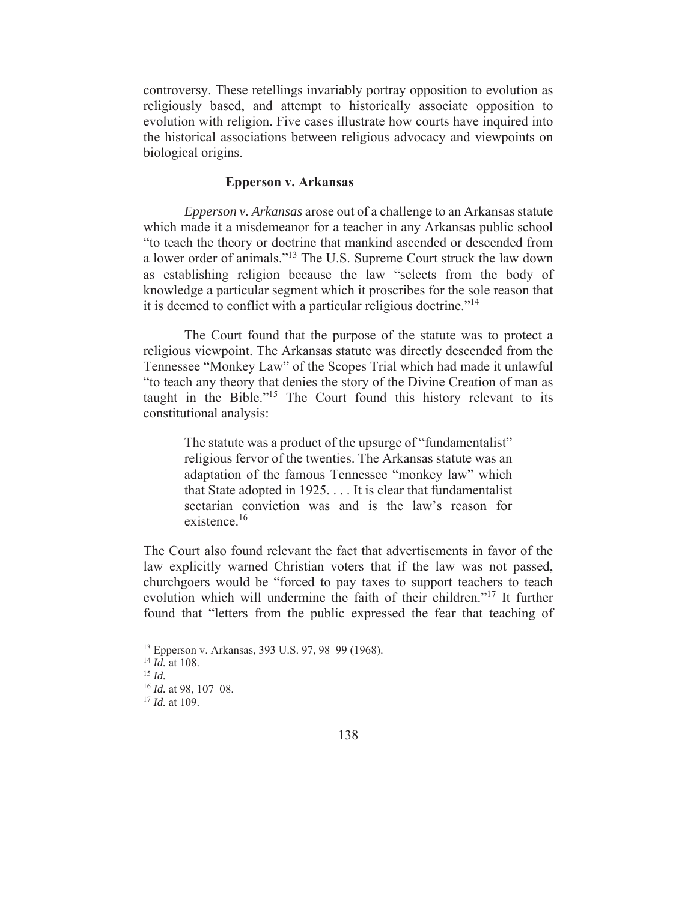controversy. These retellings invariably portray opposition to evolution as religiously based, and attempt to historically associate opposition to evolution with religion. Five cases illustrate how courts have inquired into the historical associations between religious advocacy and viewpoints on biological origins.

### Epperson v. Arkansas

*Epperson v. Arkansas* arose out of a challenge to an Arkansas statute which made it a misdemeanor for a teacher in any Arkansas public school "to teach the theory or doctrine that mankind ascended or descended from a lower order of animals."[13] The U.S. Supreme Court struck the law down as establishing religion because the law "selects from the body of knowledge a particular segment which it proscribes for the sole reason that it is deemed to conflict with a particular religious doctrine."[14]

The Court found that the purpose of the statute was to protect a religious viewpoint. The Arkansas statute was directly descended from the Tennessee "Monkey Law" of the Scopes Trial which had made it unlawful "to teach any theory that denies the story of the Divine Creation of man as taught in the Bible."[15] The Court found this history relevant to its constitutional analysis:

> The statute was a product of the upsurge of "fundamentalist" religious fervor of the twenties. The Arkansas statute was an adaptation of the famous Tennessee "monkey law" which that State adopted in 1925. . . . It is clear that fundamentalist sectarian conviction was and is the law's reason for existence.[16]

The Court also found relevant the fact that advertisements in favor of the law explicitly warned Christian voters that if the law was not passed, churchgoers would be "forced to pay taxes to support teachers to teach evolution which will undermine the faith of their children."[17] It further found that "letters from the public expressed the fear that teaching of

---

[13] Epperson v. Arkansas, 393 U.S. 97, 98–99 (1968).

[14] *Id.* at 108.

[15] *Id.*

[16] *Id.* at 98, 107–08.

[17] *Id.* at 109.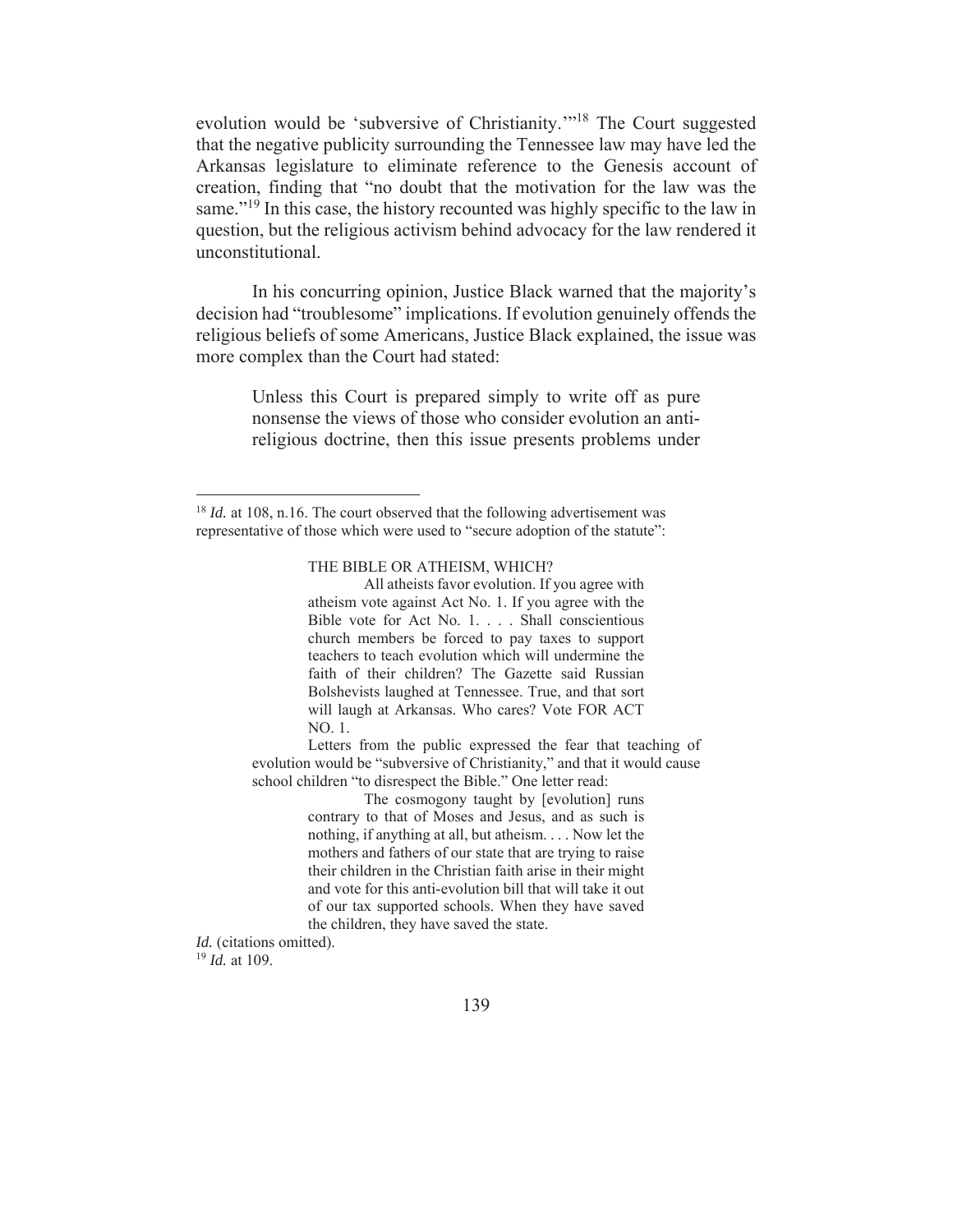evolution would be 'subversive of Christianity.'"[18] The Court suggested that the negative publicity surrounding the Tennessee law may have led the Arkansas legislature to eliminate reference to the Genesis account of creation, finding that "no doubt that the motivation for the law was the same."[19] In this case, the history recounted was highly specific to the law in question, but the religious activism behind advocacy for the law rendered it unconstitutional.

In his concurring opinion, Justice Black warned that the majority's decision had "troublesome" implications. If evolution genuinely offends the religious beliefs of some Americans, Justice Black explained, the issue was more complex than the Court had stated:

> Unless this Court is prepared simply to write off as pure nonsense the views of those who consider evolution an anti-religious doctrine, then this issue presents problems under

---

[18] *Id.* at 108, n.16. The court observed that the following advertisement was representative of those which were used to "secure adoption of the statute":

> THE BIBLE OR ATHEISM, WHICH?
>
> All atheists favor evolution. If you agree with atheism vote against Act No. 1. If you agree with the Bible vote for Act No. 1. . . . Shall conscientious church members be forced to pay taxes to support teachers to teach evolution which will undermine the faith of their children? The Gazette said Russian Bolshevists laughed at Tennessee. True, and that sort will laugh at Arkansas. Who cares? Vote FOR ACT NO. 1.

Letters from the public expressed the fear that teaching of evolution would be "subversive of Christianity," and that it would cause school children "to disrespect the Bible." One letter read:

> The cosmogony taught by [evolution] runs contrary to that of Moses and Jesus, and as such is nothing, if anything at all, but atheism. . . . Now let the mothers and fathers of our state that are trying to raise their children in the Christian faith arise in their might and vote for this anti-evolution bill that will take it out of our tax supported schools. When they have saved the children, they have saved the state.

*Id.* (citations omitted).

[19] *Id.* at 109.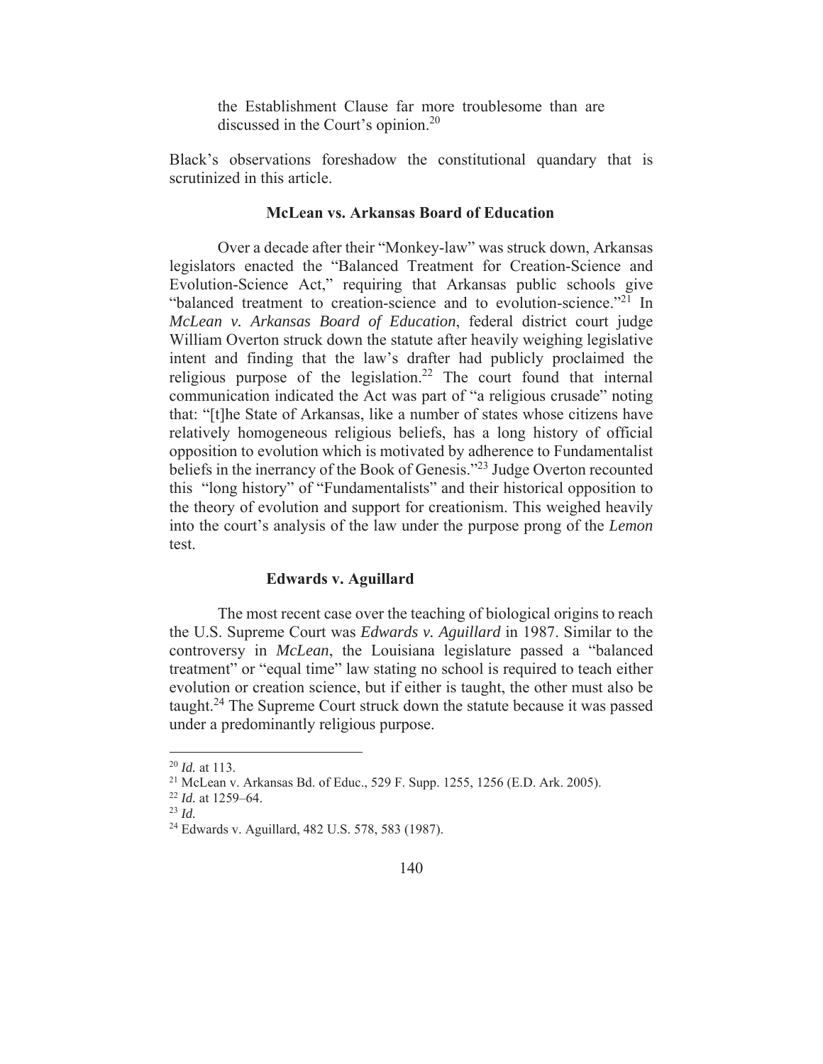> the Establishment Clause far more troublesome than are discussed in the Court's opinion.[20]

Black's observations foreshadow the constitutional quandary that is scrutinized in this article.

### McLean vs. Arkansas Board of Education

Over a decade after their "Monkey-law" was struck down, Arkansas legislators enacted the "Balanced Treatment for Creation-Science and Evolution-Science Act," requiring that Arkansas public schools give "balanced treatment to creation-science and to evolution-science."[21] In *McLean v. Arkansas Board of Education*, federal district court judge William Overton struck down the statute after heavily weighing legislative intent and finding that the law's drafter had publicly proclaimed the religious purpose of the legislation.[22] The court found that internal communication indicated the Act was part of "a religious crusade" noting that: "[t]he State of Arkansas, like a number of states whose citizens have relatively homogeneous religious beliefs, has a long history of official opposition to evolution which is motivated by adherence to Fundamentalist beliefs in the inerrancy of the Book of Genesis."[23] Judge Overton recounted this "long history" of "Fundamentalists" and their historical opposition to the theory of evolution and support for creationism. This weighed heavily into the court's analysis of the law under the purpose prong of the *Lemon* test.

### Edwards v. Aguillard

The most recent case over the teaching of biological origins to reach the U.S. Supreme Court was *Edwards v. Aguillard* in 1987. Similar to the controversy in *McLean*, the Louisiana legislature passed a "balanced treatment" or "equal time" law stating no school is required to teach either evolution or creation science, but if either is taught, the other must also be taught.[24] The Supreme Court struck down the statute because it was passed under a predominantly religious purpose.

---

[20] *Id.* at 113.

[21] McLean v. Arkansas Bd. of Educ., 529 F. Supp. 1255, 1256 (E.D. Ark. 2005).

[22] *Id.* at 1259–64.

[23] *Id.*

[24] Edwards v. Aguillard, 482 U.S. 578, 583 (1987).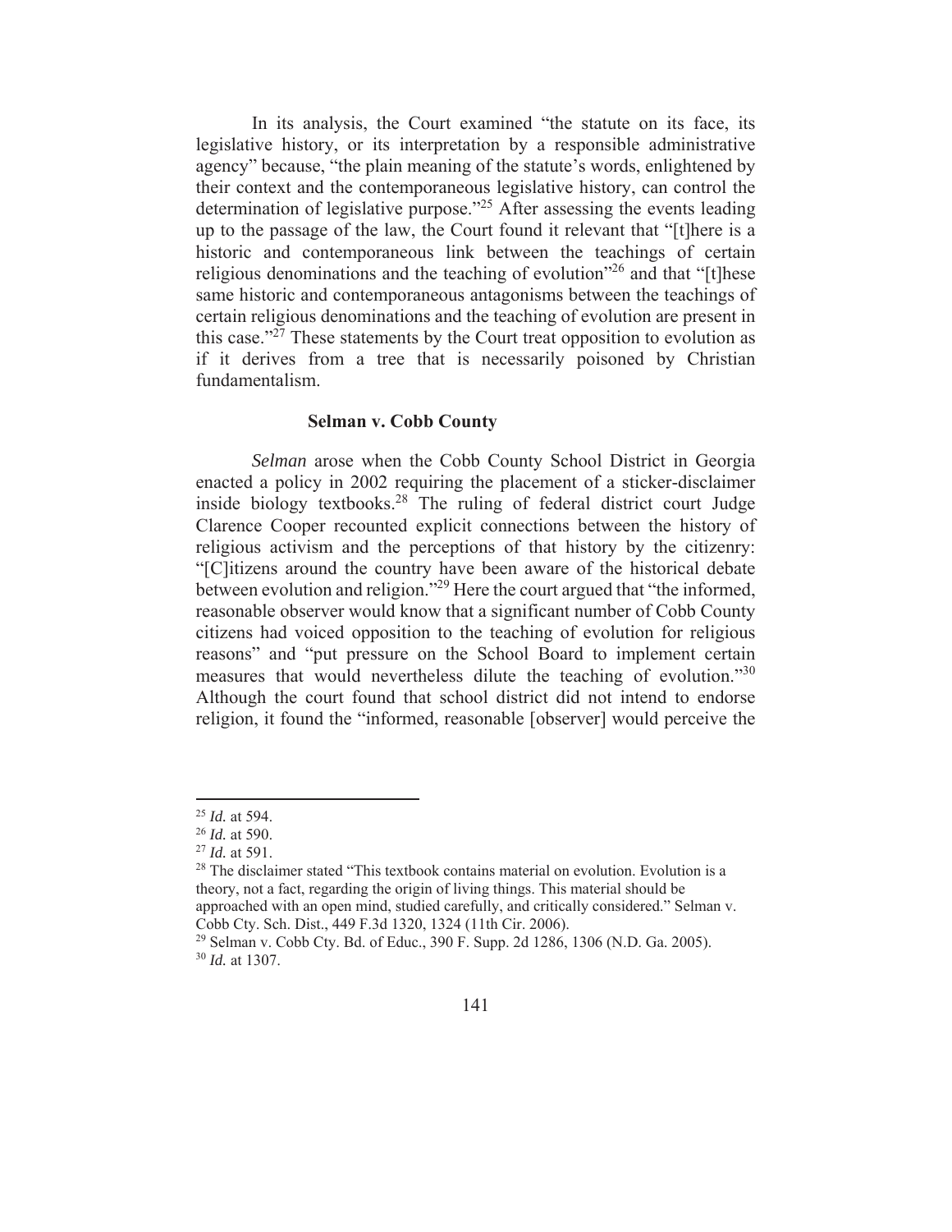In its analysis, the Court examined "the statute on its face, its legislative history, or its interpretation by a responsible administrative agency" because, "the plain meaning of the statute's words, enlightened by their context and the contemporaneous legislative history, can control the determination of legislative purpose."[25] After assessing the events leading up to the passage of the law, the Court found it relevant that "[t]here is a historic and contemporaneous link between the teachings of certain religious denominations and the teaching of evolution"[26] and that "[t]hese same historic and contemporaneous antagonisms between the teachings of certain religious denominations and the teaching of evolution are present in this case."[27] These statements by the Court treat opposition to evolution as if it derives from a tree that is necessarily poisoned by Christian fundamentalism.

### Selman v. Cobb County

*Selman* arose when the Cobb County School District in Georgia enacted a policy in 2002 requiring the placement of a sticker-disclaimer inside biology textbooks.[28] The ruling of federal district court Judge Clarence Cooper recounted explicit connections between the history of religious activism and the perceptions of that history by the citizenry: "[C]itizens around the country have been aware of the historical debate between evolution and religion."[29] Here the court argued that "the informed, reasonable observer would know that a significant number of Cobb County citizens had voiced opposition to the teaching of evolution for religious reasons" and "put pressure on the School Board to implement certain measures that would nevertheless dilute the teaching of evolution."[30] Although the court found that school district did not intend to endorse religion, it found the "informed, reasonable [observer] would perceive the

---

[25] *Id.* at 594.

[26] *Id.* at 590.

[27] *Id.* at 591.

[28] The disclaimer stated "This textbook contains material on evolution. Evolution is a theory, not a fact, regarding the origin of living things. This material should be approached with an open mind, studied carefully, and critically considered." Selman v. Cobb Cty. Sch. Dist., 449 F.3d 1320, 1324 (11th Cir. 2006).

[29] Selman v. Cobb Cty. Bd. of Educ., 390 F. Supp. 2d 1286, 1306 (N.D. Ga. 2005).

[30] *Id.* at 1307.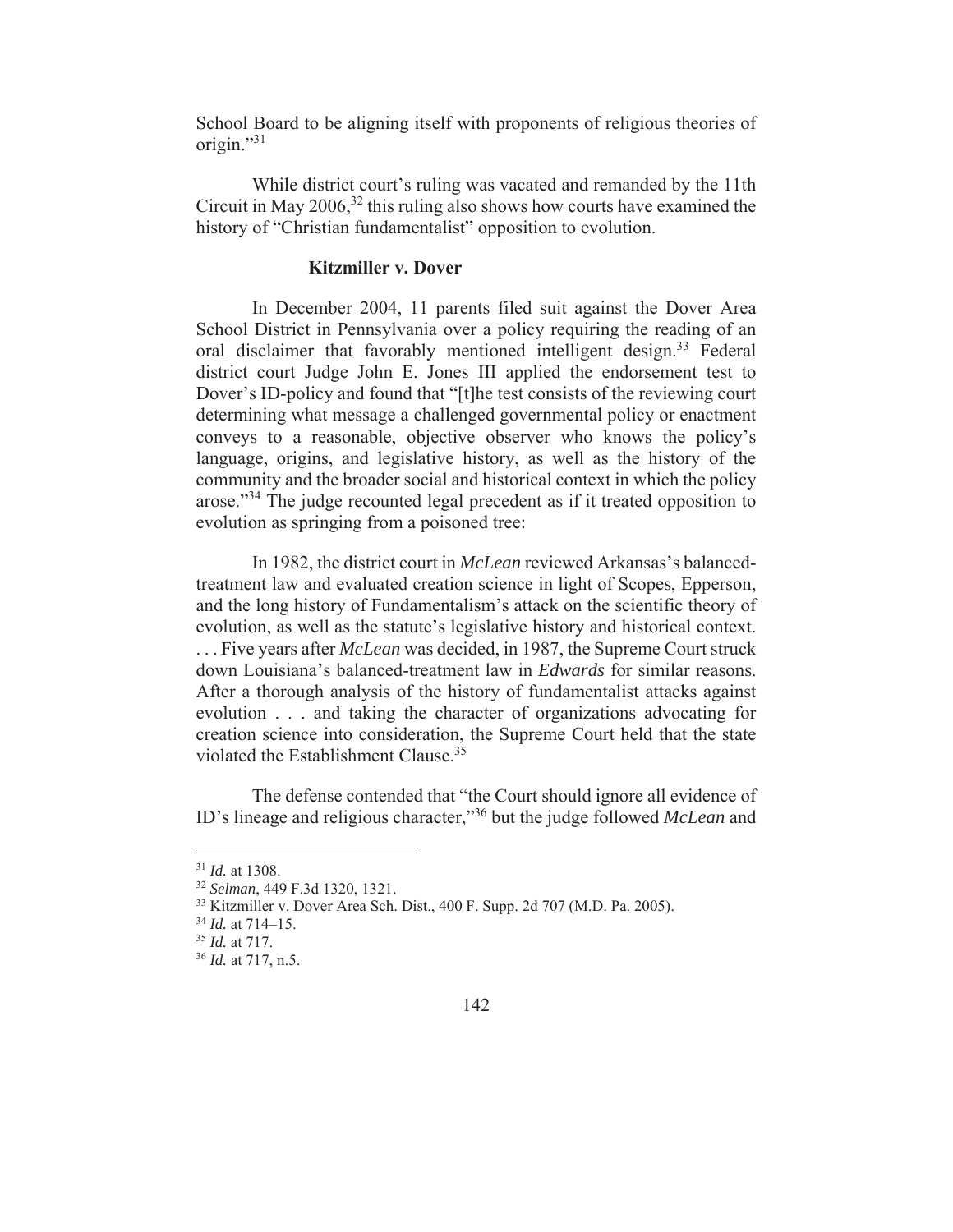School Board to be aligning itself with proponents of religious theories of origin."[31]

While district court's ruling was vacated and remanded by the 11th Circuit in May 2006,[32] this ruling also shows how courts have examined the history of "Christian fundamentalist" opposition to evolution.

### Kitzmiller v. Dover

In December 2004, 11 parents filed suit against the Dover Area School District in Pennsylvania over a policy requiring the reading of an oral disclaimer that favorably mentioned intelligent design.[33] Federal district court Judge John E. Jones III applied the endorsement test to Dover's ID-policy and found that "[t]he test consists of the reviewing court determining what message a challenged governmental policy or enactment conveys to a reasonable, objective observer who knows the policy's language, origins, and legislative history, as well as the history of the community and the broader social and historical context in which the policy arose."[34] The judge recounted legal precedent as if it treated opposition to evolution as springing from a poisoned tree:

> In 1982, the district court in *McLean* reviewed Arkansas's balanced-treatment law and evaluated creation science in light of Scopes, Epperson, and the long history of Fundamentalism's attack on the scientific theory of evolution, as well as the statute's legislative history and historical context. . . . Five years after *McLean* was decided, in 1987, the Supreme Court struck down Louisiana's balanced-treatment law in *Edwards* for similar reasons. After a thorough analysis of the history of fundamentalist attacks against evolution . . . and taking the character of organizations advocating for creation science into consideration, the Supreme Court held that the state violated the Establishment Clause.[35]

The defense contended that "the Court should ignore all evidence of ID's lineage and religious character,"[36] but the judge followed *McLean* and

---

[31] *Id.* at 1308.

[32] *Selman*, 449 F.3d 1320, 1321.

[33] Kitzmiller v. Dover Area Sch. Dist., 400 F. Supp. 2d 707 (M.D. Pa. 2005).

[34] *Id.* at 714–15.

[35] *Id.* at 717.

[36] *Id.* at 717, n.5.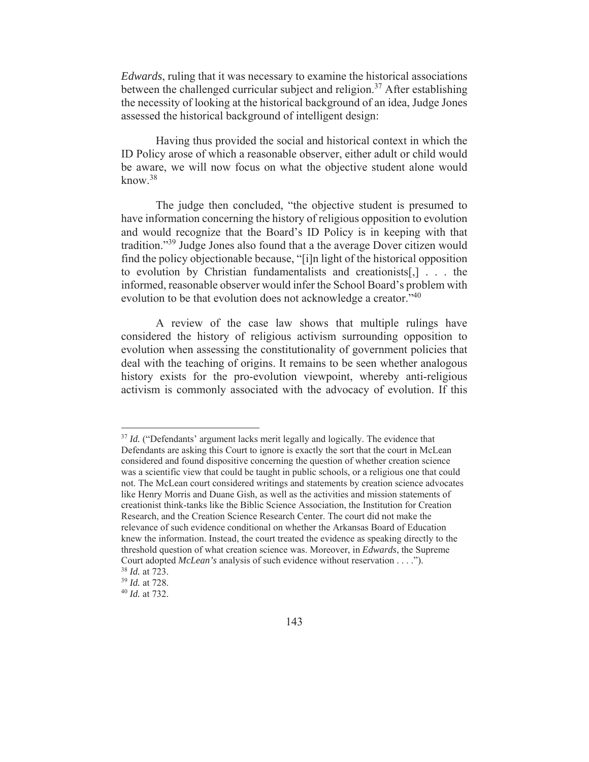*Edwards*, ruling that it was necessary to examine the historical associations between the challenged curricular subject and religion.[37] After establishing the necessity of looking at the historical background of an idea, Judge Jones assessed the historical background of intelligent design:

> Having thus provided the social and historical context in which the ID Policy arose of which a reasonable observer, either adult or child would be aware, we will now focus on what the objective student alone would know.[38]

The judge then concluded, "the objective student is presumed to have information concerning the history of religious opposition to evolution and would recognize that the Board's ID Policy is in keeping with that tradition."[39] Judge Jones also found that a the average Dover citizen would find the policy objectionable because, "[i]n light of the historical opposition to evolution by Christian fundamentalists and creationists[,] . . . the informed, reasonable observer would infer the School Board's problem with evolution to be that evolution does not acknowledge a creator."[40]

A review of the case law shows that multiple rulings have considered the history of religious activism surrounding opposition to evolution when assessing the constitutionality of government policies that deal with the teaching of origins. It remains to be seen whether analogous history exists for the pro-evolution viewpoint, whereby anti-religious activism is commonly associated with the advocacy of evolution. If this

---

[37] *Id.* ("Defendants' argument lacks merit legally and logically. The evidence that Defendants are asking this Court to ignore is exactly the sort that the court in McLean considered and found dispositive concerning the question of whether creation science was a scientific view that could be taught in public schools, or a religious one that could not. The McLean court considered writings and statements by creation science advocates like Henry Morris and Duane Gish, as well as the activities and mission statements of creationist think-tanks like the Biblic Science Association, the Institution for Creation Research, and the Creation Science Research Center. The court did not make the relevance of such evidence conditional on whether the Arkansas Board of Education knew the information. Instead, the court treated the evidence as speaking directly to the threshold question of what creation science was. Moreover, in *Edwards*, the Supreme Court adopted *McLean's* analysis of such evidence without reservation . . . .").

[38] *Id.* at 723.

[39] *Id.* at 728.

[40] *Id.* at 732.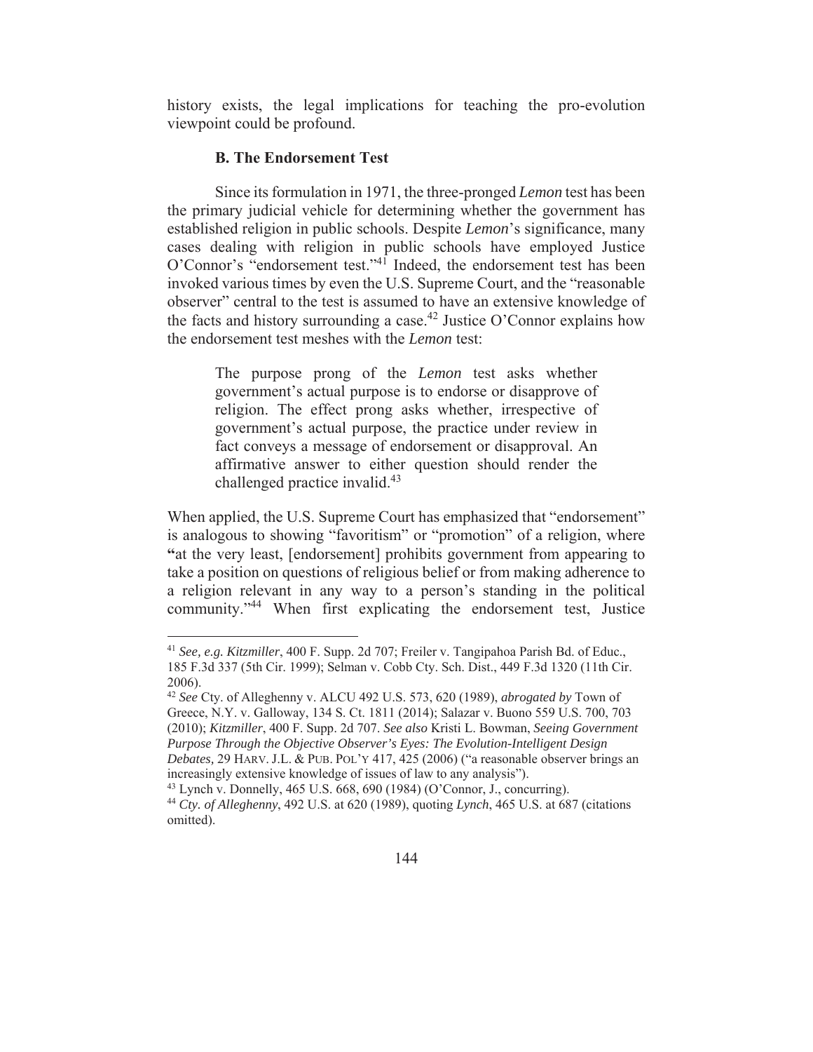history exists, the legal implications for teaching the pro-evolution viewpoint could be profound.

### B. The Endorsement Test

Since its formulation in 1971, the three-pronged *Lemon* test has been the primary judicial vehicle for determining whether the government has established religion in public schools. Despite *Lemon*'s significance, many cases dealing with religion in public schools have employed Justice O'Connor's "endorsement test."[41] Indeed, the endorsement test has been invoked various times by even the U.S. Supreme Court, and the "reasonable observer" central to the test is assumed to have an extensive knowledge of the facts and history surrounding a case.[42] Justice O'Connor explains how the endorsement test meshes with the *Lemon* test:

> The purpose prong of the *Lemon* test asks whether government's actual purpose is to endorse or disapprove of religion. The effect prong asks whether, irrespective of government's actual purpose, the practice under review in fact conveys a message of endorsement or disapproval. An affirmative answer to either question should render the challenged practice invalid.[43]

When applied, the U.S. Supreme Court has emphasized that "endorsement" is analogous to showing "favoritism" or "promotion" of a religion, where "at the very least, [endorsement] prohibits government from appearing to take a position on questions of religious belief or from making adherence to a religion relevant in any way to a person's standing in the political community."[44] When first explicating the endorsement test, Justice

---

[41] *See, e.g. Kitzmiller*, 400 F. Supp. 2d 707; Freiler v. Tangipahoa Parish Bd. of Educ., 185 F.3d 337 (5th Cir. 1999); Selman v. Cobb Cty. Sch. Dist., 449 F.3d 1320 (11th Cir. 2006).

[42] *See* Cty. of Alleghenny v. ALCU 492 U.S. 573, 620 (1989), *abrogated by* Town of Greece, N.Y. v. Galloway, 134 S. Ct. 1811 (2014); Salazar v. Buono 559 U.S. 700, 703 (2010); *Kitzmiller*, 400 F. Supp. 2d 707. *See also* Kristi L. Bowman, *Seeing Government Purpose Through the Objective Observer's Eyes: The Evolution-Intelligent Design Debates,* 29 HARV. J.L. & PUB. POL'Y 417, 425 (2006) ("a reasonable observer brings an increasingly extensive knowledge of issues of law to any analysis").

[43] Lynch v. Donnelly, 465 U.S. 668, 690 (1984) (O'Connor, J., concurring).

[44] *Cty. of Alleghenny*, 492 U.S. at 620 (1989), quoting *Lynch*, 465 U.S. at 687 (citations omitted).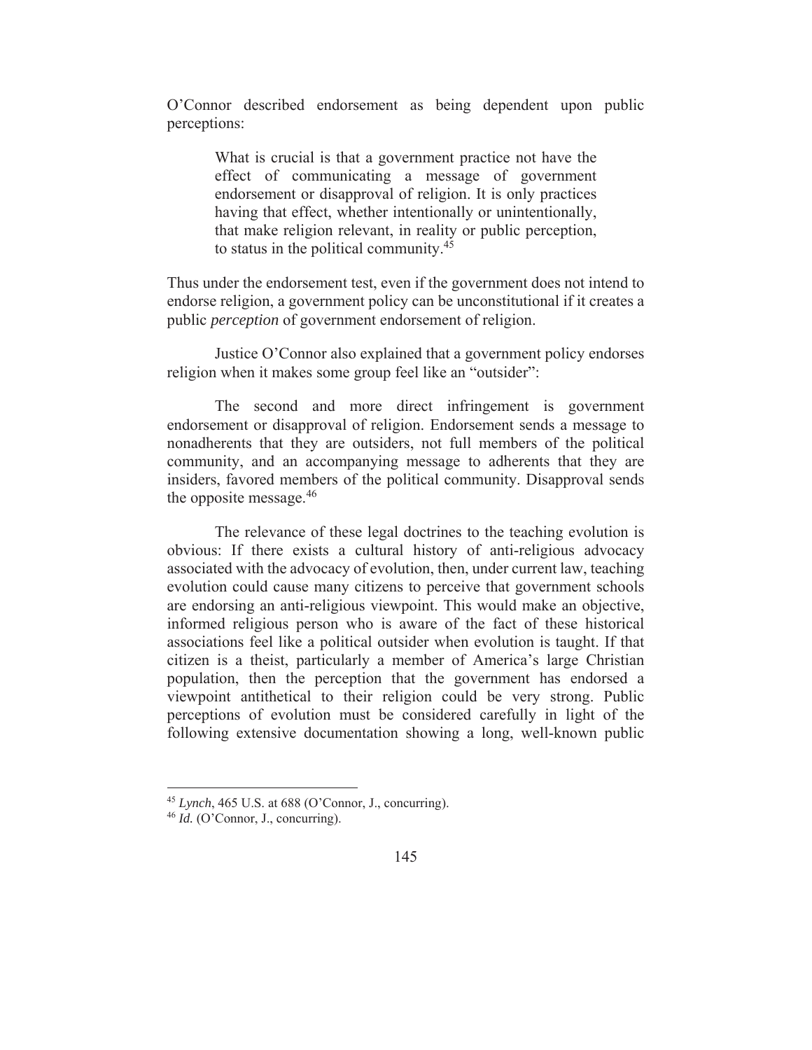O'Connor described endorsement as being dependent upon public perceptions:

> What is crucial is that a government practice not have the effect of communicating a message of government endorsement or disapproval of religion. It is only practices having that effect, whether intentionally or unintentionally, that make religion relevant, in reality or public perception, to status in the political community.[45]

Thus under the endorsement test, even if the government does not intend to endorse religion, a government policy can be unconstitutional if it creates a public *perception* of government endorsement of religion.

Justice O'Connor also explained that a government policy endorses religion when it makes some group feel like an "outsider":

The second and more direct infringement is government endorsement or disapproval of religion. Endorsement sends a message to nonadherents that they are outsiders, not full members of the political community, and an accompanying message to adherents that they are insiders, favored members of the political community. Disapproval sends the opposite message.[46]

The relevance of these legal doctrines to the teaching evolution is obvious: If there exists a cultural history of anti-religious advocacy associated with the advocacy of evolution, then, under current law, teaching evolution could cause many citizens to perceive that government schools are endorsing an anti-religious viewpoint. This would make an objective, informed religious person who is aware of the fact of these historical associations feel like a political outsider when evolution is taught. If that citizen is a theist, particularly a member of America's large Christian population, then the perception that the government has endorsed a viewpoint antithetical to their religion could be very strong. Public perceptions of evolution must be considered carefully in light of the following extensive documentation showing a long, well-known public

---

[45] *Lynch*, 465 U.S. at 688 (O'Connor, J., concurring).

[46] *Id.* (O'Connor, J., concurring).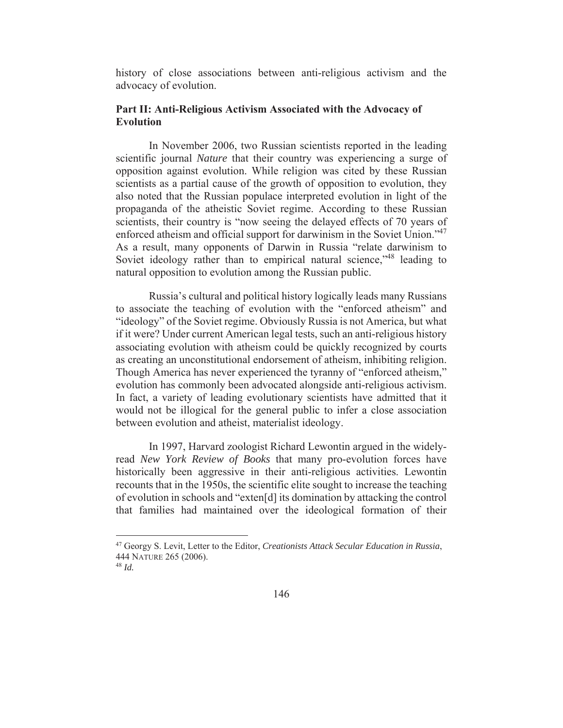history of close associations between anti-religious activism and the advocacy of evolution.

## Part II: Anti-Religious Activism Associated with the Advocacy of Evolution

In November 2006, two Russian scientists reported in the leading scientific journal *Nature* that their country was experiencing a surge of opposition against evolution. While religion was cited by these Russian scientists as a partial cause of the growth of opposition to evolution, they also noted that the Russian populace interpreted evolution in light of the propaganda of the atheistic Soviet regime. According to these Russian scientists, their country is "now seeing the delayed effects of 70 years of enforced atheism and official support for darwinism in the Soviet Union."[47] As a result, many opponents of Darwin in Russia "relate darwinism to Soviet ideology rather than to empirical natural science,"[48] leading to natural opposition to evolution among the Russian public.

Russia's cultural and political history logically leads many Russians to associate the teaching of evolution with the "enforced atheism" and "ideology" of the Soviet regime. Obviously Russia is not America, but what if it were? Under current American legal tests, such an anti-religious history associating evolution with atheism could be quickly recognized by courts as creating an unconstitutional endorsement of atheism, inhibiting religion. Though America has never experienced the tyranny of "enforced atheism," evolution has commonly been advocated alongside anti-religious activism. In fact, a variety of leading evolutionary scientists have admitted that it would not be illogical for the general public to infer a close association between evolution and atheist, materialist ideology.

In 1997, Harvard zoologist Richard Lewontin argued in the widely-read *New York Review of Books* that many pro-evolution forces have historically been aggressive in their anti-religious activities. Lewontin recounts that in the 1950s, the scientific elite sought to increase the teaching of evolution in schools and "exten[d] its domination by attacking the control that families had maintained over the ideological formation of their

---

[47] Georgy S. Levit, Letter to the Editor, *Creationists Attack Secular Education in Russia*, 444 NATURE 265 (2006).

[48] *Id.*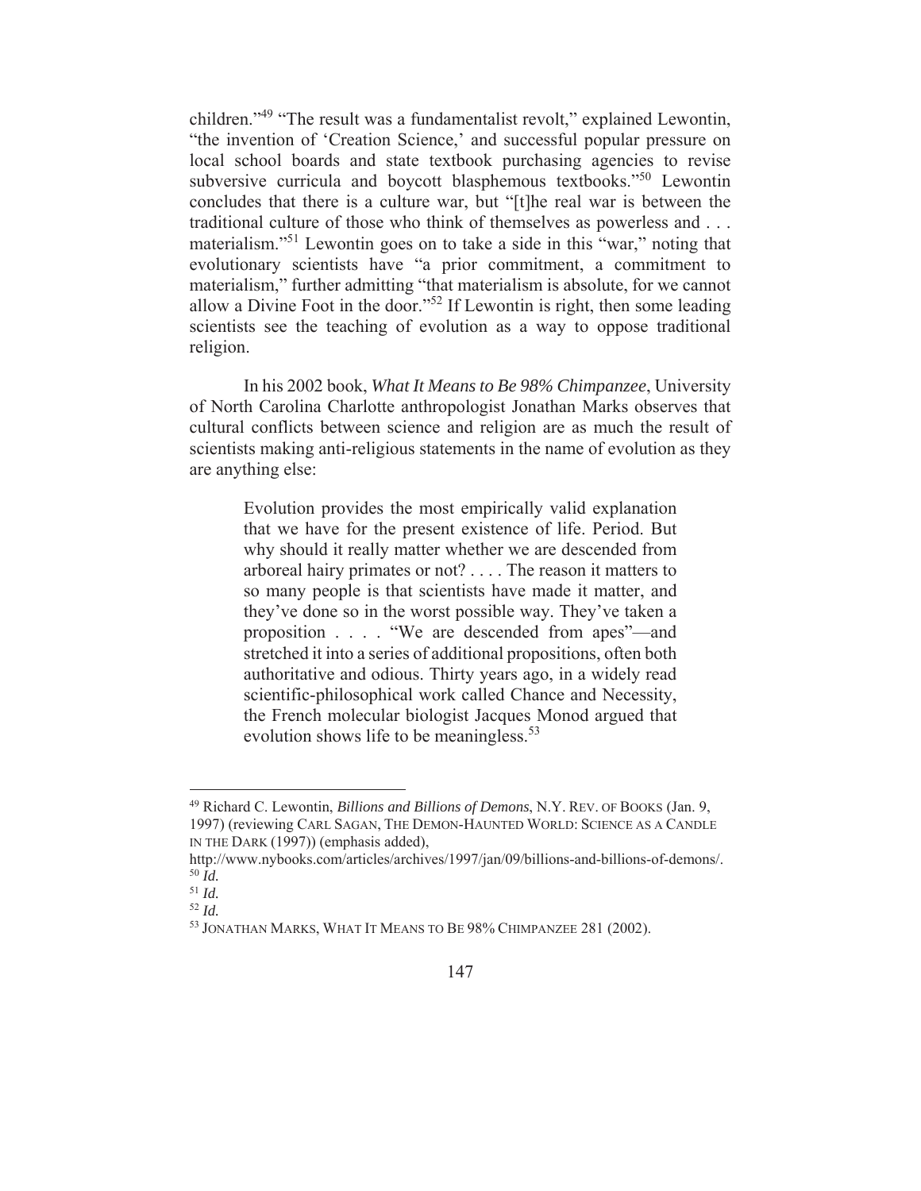children."[49] "The result was a fundamentalist revolt," explained Lewontin, "the invention of 'Creation Science,' and successful popular pressure on local school boards and state textbook purchasing agencies to revise subversive curricula and boycott blasphemous textbooks."[50] Lewontin concludes that there is a culture war, but "[t]he real war is between the traditional culture of those who think of themselves as powerless and . . . materialism."[51] Lewontin goes on to take a side in this "war," noting that evolutionary scientists have "a prior commitment, a commitment to materialism," further admitting "that materialism is absolute, for we cannot allow a Divine Foot in the door."[52] If Lewontin is right, then some leading scientists see the teaching of evolution as a way to oppose traditional religion.

In his 2002 book, *What It Means to Be 98% Chimpanzee*, University of North Carolina Charlotte anthropologist Jonathan Marks observes that cultural conflicts between science and religion are as much the result of scientists making anti-religious statements in the name of evolution as they are anything else:

> Evolution provides the most empirically valid explanation that we have for the present existence of life. Period. But why should it really matter whether we are descended from arboreal hairy primates or not? . . . . The reason it matters to so many people is that scientists have made it matter, and they've done so in the worst possible way. They've taken a proposition . . . . "We are descended from apes"—and stretched it into a series of additional propositions, often both authoritative and odious. Thirty years ago, in a widely read scientific-philosophical work called Chance and Necessity, the French molecular biologist Jacques Monod argued that evolution shows life to be meaningless.[53]

---

[49] Richard C. Lewontin, *Billions and Billions of Demons*, N.Y. REV. OF BOOKS (Jan. 9, 1997) (reviewing CARL SAGAN, THE DEMON-HAUNTED WORLD: SCIENCE AS A CANDLE IN THE DARK (1997)) (emphasis added), http://www.nybooks.com/articles/archives/1997/jan/09/billions-and-billions-of-demons/.

[50] *Id.*

[51] *Id.*

[52] *Id.*

[53] JONATHAN MARKS, WHAT IT MEANS TO BE 98% CHIMPANZEE 281 (2002).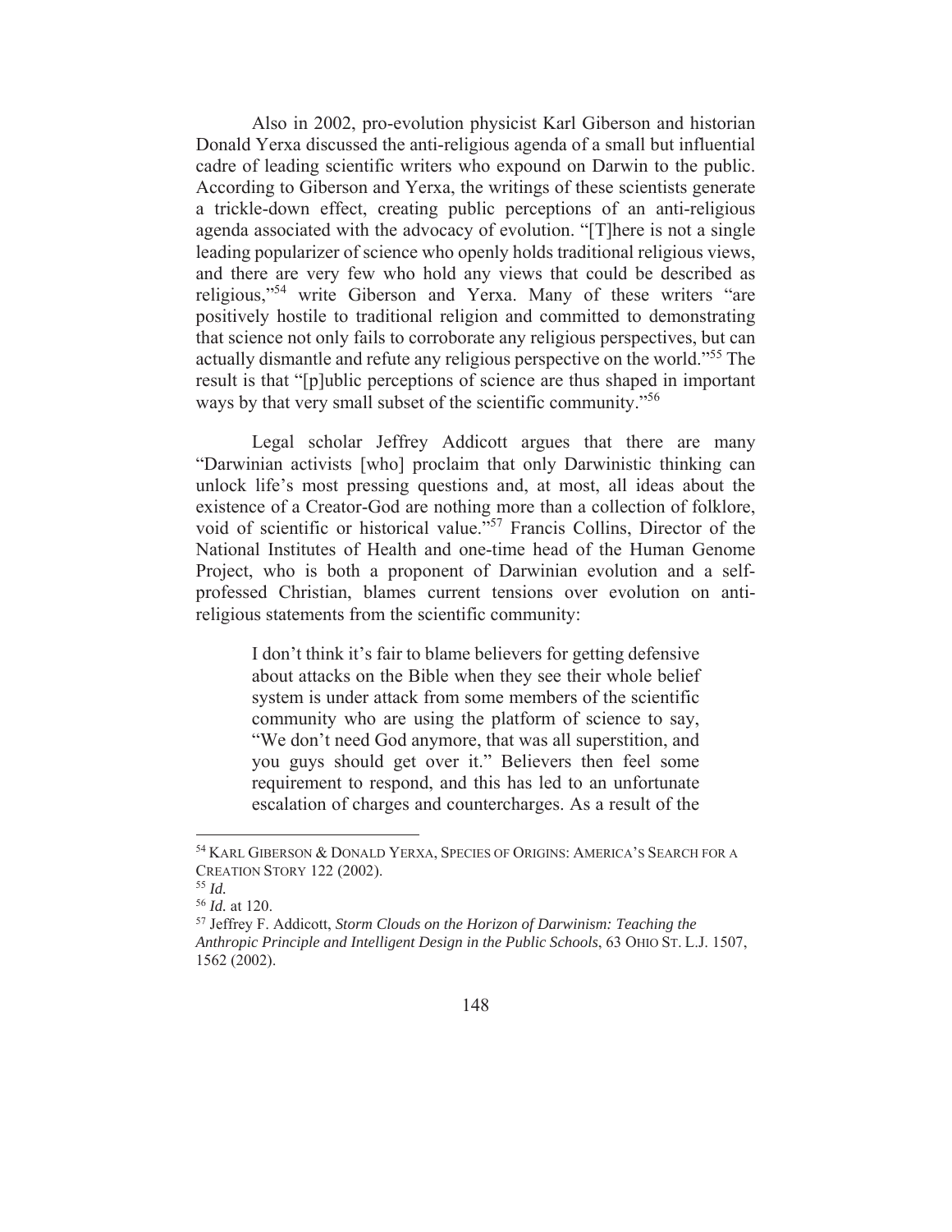Also in 2002, pro-evolution physicist Karl Giberson and historian Donald Yerxa discussed the anti-religious agenda of a small but influential cadre of leading scientific writers who expound on Darwin to the public. According to Giberson and Yerxa, the writings of these scientists generate a trickle-down effect, creating public perceptions of an anti-religious agenda associated with the advocacy of evolution. "[T]here is not a single leading popularizer of science who openly holds traditional religious views, and there are very few who hold any views that could be described as religious,"[54] write Giberson and Yerxa. Many of these writers "are positively hostile to traditional religion and committed to demonstrating that science not only fails to corroborate any religious perspectives, but can actually dismantle and refute any religious perspective on the world."[55] The result is that "[p]ublic perceptions of science are thus shaped in important ways by that very small subset of the scientific community."[56]

Legal scholar Jeffrey Addicott argues that there are many "Darwinian activists [who] proclaim that only Darwinistic thinking can unlock life's most pressing questions and, at most, all ideas about the existence of a Creator-God are nothing more than a collection of folklore, void of scientific or historical value."[57] Francis Collins, Director of the National Institutes of Health and one-time head of the Human Genome Project, who is both a proponent of Darwinian evolution and a self-professed Christian, blames current tensions over evolution on anti-religious statements from the scientific community:

> I don't think it's fair to blame believers for getting defensive about attacks on the Bible when they see their whole belief system is under attack from some members of the scientific community who are using the platform of science to say, "We don't need God anymore, that was all superstition, and you guys should get over it." Believers then feel some requirement to respond, and this has led to an unfortunate escalation of charges and countercharges. As a result of the

---

[54] KARL GIBERSON & DONALD YERXA, SPECIES OF ORIGINS: AMERICA'S SEARCH FOR A CREATION STORY 122 (2002).

[55] *Id.*

[56] *Id.* at 120.

[57] Jeffrey F. Addicott, *Storm Clouds on the Horizon of Darwinism: Teaching the Anthropic Principle and Intelligent Design in the Public Schools*, 63 OHIO ST. L.J. 1507, 1562 (2002).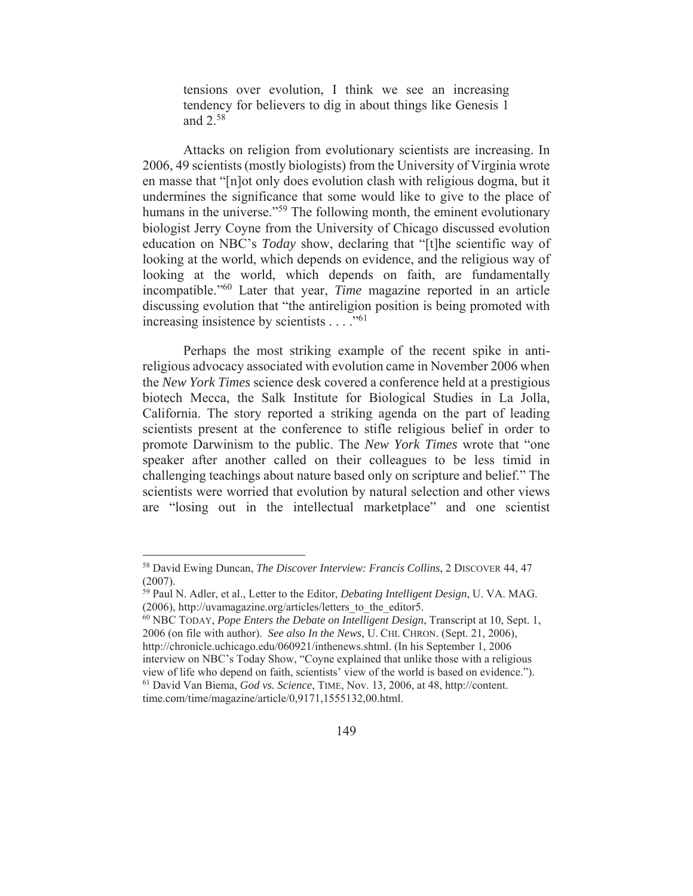> tensions over evolution, I think we see an increasing tendency for believers to dig in about things like Genesis 1 and 2.[58]

Attacks on religion from evolutionary scientists are increasing. In 2006, 49 scientists (mostly biologists) from the University of Virginia wrote en masse that "[n]ot only does evolution clash with religious dogma, but it undermines the significance that some would like to give to the place of humans in the universe."[59] The following month, the eminent evolutionary biologist Jerry Coyne from the University of Chicago discussed evolution education on NBC's *Today* show, declaring that "[t]he scientific way of looking at the world, which depends on evidence, and the religious way of looking at the world, which depends on faith, are fundamentally incompatible."[60] Later that year, *Time* magazine reported in an article discussing evolution that "the antireligion position is being promoted with increasing insistence by scientists . . . ."[61]

Perhaps the most striking example of the recent spike in anti-religious advocacy associated with evolution came in November 2006 when the *New York Times* science desk covered a conference held at a prestigious biotech Mecca, the Salk Institute for Biological Studies in La Jolla, California. The story reported a striking agenda on the part of leading scientists present at the conference to stifle religious belief in order to promote Darwinism to the public. The *New York Times* wrote that "one speaker after another called on their colleagues to be less timid in challenging teachings about nature based only on scripture and belief." The scientists were worried that evolution by natural selection and other views are "losing out in the intellectual marketplace" and one scientist

---

[58] David Ewing Duncan, *The Discover Interview: Francis Collins*, 2 DISCOVER 44, 47 (2007).

[59] Paul N. Adler, et al., Letter to the Editor, *Debating Intelligent Design*, U. VA. MAG. (2006), http://uvamagazine.org/articles/letters_to_the_editor5.

[60] NBC TODAY, *Pope Enters the Debate on Intelligent Design*, Transcript at 10, Sept. 1, 2006 (on file with author). *See also In the News*, U. CHI. CHRON. (Sept. 21, 2006), http://chronicle.uchicago.edu/060921/inthenews.shtml. (In his September 1, 2006 interview on NBC's Today Show, "Coyne explained that unlike those with a religious view of life who depend on faith, scientists' view of the world is based on evidence.").

[61] David Van Biema, *God vs. Science*, TIME, Nov. 13, 2006, at 48, http://content.time.com/time/magazine/article/0,9171,1555132,00.html.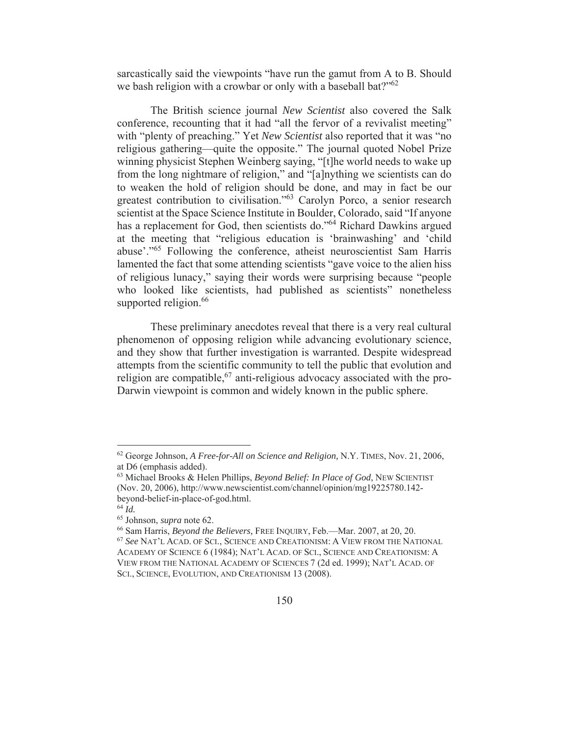sarcastically said the viewpoints "have run the gamut from A to B. Should we bash religion with a crowbar or only with a baseball bat?"[62]

The British science journal *New Scientist* also covered the Salk conference, recounting that it had "all the fervor of a revivalist meeting" with "plenty of preaching." Yet *New Scientist* also reported that it was "no religious gathering—quite the opposite." The journal quoted Nobel Prize winning physicist Stephen Weinberg saying, "[t]he world needs to wake up from the long nightmare of religion," and "[a]nything we scientists can do to weaken the hold of religion should be done, and may in fact be our greatest contribution to civilisation."[63] Carolyn Porco, a senior research scientist at the Space Science Institute in Boulder, Colorado, said "If anyone has a replacement for God, then scientists do."[64] Richard Dawkins argued at the meeting that "religious education is 'brainwashing' and 'child abuse'."[65] Following the conference, atheist neuroscientist Sam Harris lamented the fact that some attending scientists "gave voice to the alien hiss of religious lunacy," saying their words were surprising because "people who looked like scientists, had published as scientists" nonetheless supported religion.[66]

These preliminary anecdotes reveal that there is a very real cultural phenomenon of opposing religion while advancing evolutionary science, and they show that further investigation is warranted. Despite widespread attempts from the scientific community to tell the public that evolution and religion are compatible,[67] anti-religious advocacy associated with the pro-Darwin viewpoint is common and widely known in the public sphere.

---

[62] George Johnson, *A Free-for-All on Science and Religion,* N.Y. TIMES, Nov. 21, 2006, at D6 (emphasis added).

[63] Michael Brooks & Helen Phillips, *Beyond Belief: In Place of God*, NEW SCIENTIST (Nov. 20, 2006), http://www.newscientist.com/channel/opinion/mg19225780.142-beyond-belief-in-place-of-god.html.

[64] *Id.*

[65] Johnson, *supra* note 62.

[66] Sam Harris, *Beyond the Believers,* FREE INQUIRY, Feb.—Mar. 2007, at 20, 20.

[67] *See* NAT'L ACAD. OF SCI., SCIENCE AND CREATIONISM: A VIEW FROM THE NATIONAL ACADEMY OF SCIENCE 6 (1984); NAT'L ACAD. OF SCI., SCIENCE AND CREATIONISM: A VIEW FROM THE NATIONAL ACADEMY OF SCIENCES 7 (2d ed. 1999); NAT'L ACAD. OF SCI., SCIENCE, EVOLUTION, AND CREATIONISM 13 (2008).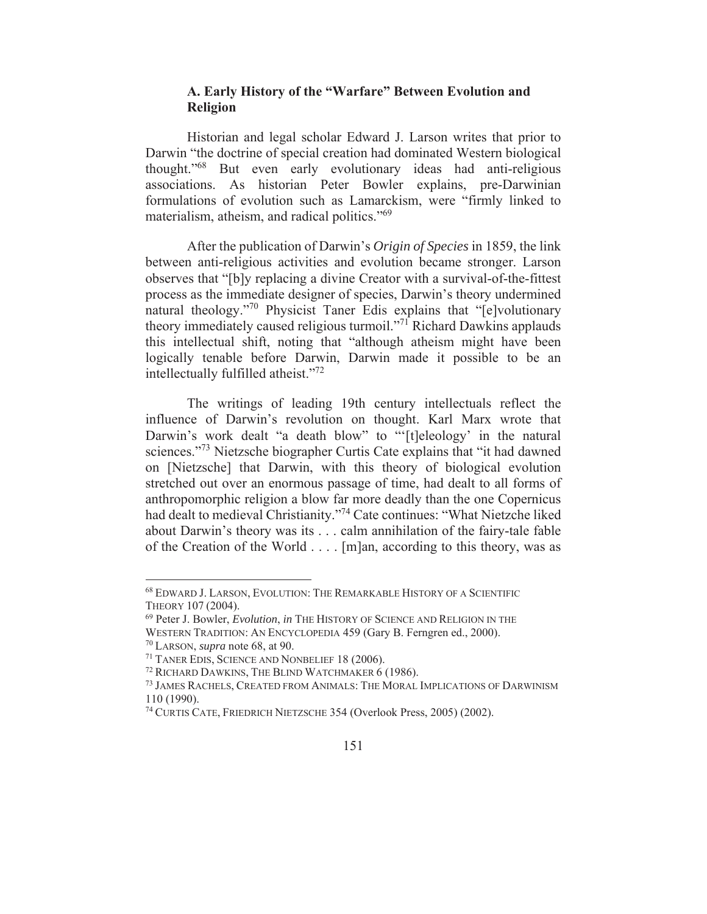### A. Early History of the "Warfare" Between Evolution and Religion

Historian and legal scholar Edward J. Larson writes that prior to Darwin "the doctrine of special creation had dominated Western biological thought."[68] But even early evolutionary ideas had anti-religious associations. As historian Peter Bowler explains, pre-Darwinian formulations of evolution such as Lamarckism, were "firmly linked to materialism, atheism, and radical politics."[69]

After the publication of Darwin's *Origin of Species* in 1859, the link between anti-religious activities and evolution became stronger. Larson observes that "[b]y replacing a divine Creator with a survival-of-the-fittest process as the immediate designer of species, Darwin's theory undermined natural theology."[70] Physicist Taner Edis explains that "[e]volutionary theory immediately caused religious turmoil."[71] Richard Dawkins applauds this intellectual shift, noting that "although atheism might have been logically tenable before Darwin, Darwin made it possible to be an intellectually fulfilled atheist."[72]

The writings of leading 19th century intellectuals reflect the influence of Darwin's revolution on thought. Karl Marx wrote that Darwin's work dealt "a death blow" to "'[t]eleology' in the natural sciences."[73] Nietzsche biographer Curtis Cate explains that "it had dawned on [Nietzsche] that Darwin, with this theory of biological evolution stretched out over an enormous passage of time, had dealt to all forms of anthropomorphic religion a blow far more deadly than the one Copernicus had dealt to medieval Christianity."[74] Cate continues: "What Nietzche liked about Darwin's theory was its . . . calm annihilation of the fairy-tale fable of the Creation of the World . . . . [m]an, according to this theory, was as

---

[68] EDWARD J. LARSON, EVOLUTION: THE REMARKABLE HISTORY OF A SCIENTIFIC THEORY 107 (2004).

[69] Peter J. Bowler, *Evolution*, *in* THE HISTORY OF SCIENCE AND RELIGION IN THE WESTERN TRADITION: AN ENCYCLOPEDIA 459 (Gary B. Ferngren ed., 2000).

[70] LARSON, *supra* note 68, at 90.

[71] TANER EDIS, SCIENCE AND NONBELIEF 18 (2006).

[72] RICHARD DAWKINS, THE BLIND WATCHMAKER 6 (1986).

[73] JAMES RACHELS, CREATED FROM ANIMALS: THE MORAL IMPLICATIONS OF DARWINISM 110 (1990).

[74] CURTIS CATE, FRIEDRICH NIETZSCHE 354 (Overlook Press, 2005) (2002).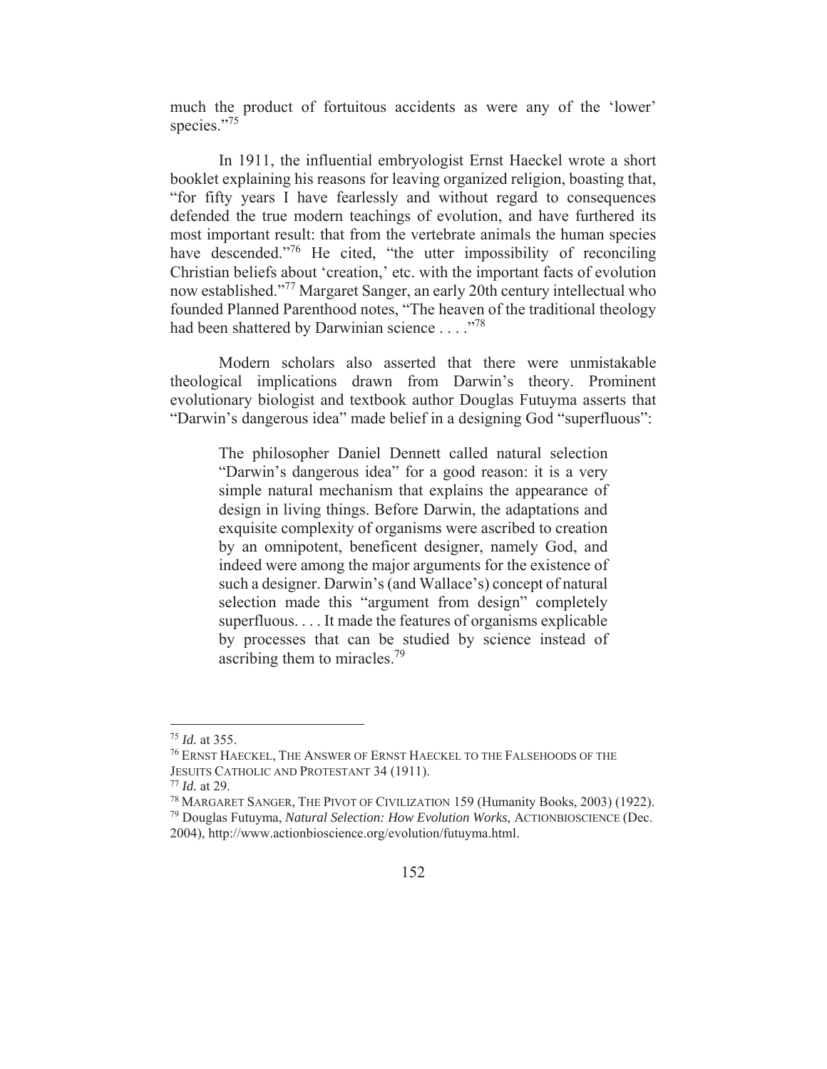much the product of fortuitous accidents as were any of the 'lower' species."[75]

In 1911, the influential embryologist Ernst Haeckel wrote a short booklet explaining his reasons for leaving organized religion, boasting that, "for fifty years I have fearlessly and without regard to consequences defended the true modern teachings of evolution, and have furthered its most important result: that from the vertebrate animals the human species have descended."[76] He cited, "the utter impossibility of reconciling Christian beliefs about 'creation,' etc. with the important facts of evolution now established."[77] Margaret Sanger, an early 20th century intellectual who founded Planned Parenthood notes, "The heaven of the traditional theology had been shattered by Darwinian science . . . ."[78]

Modern scholars also asserted that there were unmistakable theological implications drawn from Darwin's theory. Prominent evolutionary biologist and textbook author Douglas Futuyma asserts that "Darwin's dangerous idea" made belief in a designing God "superfluous":

> The philosopher Daniel Dennett called natural selection "Darwin's dangerous idea" for a good reason: it is a very simple natural mechanism that explains the appearance of design in living things. Before Darwin, the adaptations and exquisite complexity of organisms were ascribed to creation by an omnipotent, beneficent designer, namely God, and indeed were among the major arguments for the existence of such a designer. Darwin's (and Wallace's) concept of natural selection made this "argument from design" completely superfluous. . . . It made the features of organisms explicable by processes that can be studied by science instead of ascribing them to miracles.[79]

---

[75] *Id.* at 355.

[76] ERNST HAECKEL, THE ANSWER OF ERNST HAECKEL TO THE FALSEHOODS OF THE JESUITS CATHOLIC AND PROTESTANT 34 (1911).

[77] *Id.* at 29.

[78] MARGARET SANGER, THE PIVOT OF CIVILIZATION 159 (Humanity Books, 2003) (1922).

[79] Douglas Futuyma, *Natural Selection: How Evolution Works*, ACTIONBIOSCIENCE (Dec. 2004), http://www.actionbioscience.org/evolution/futuyma.html.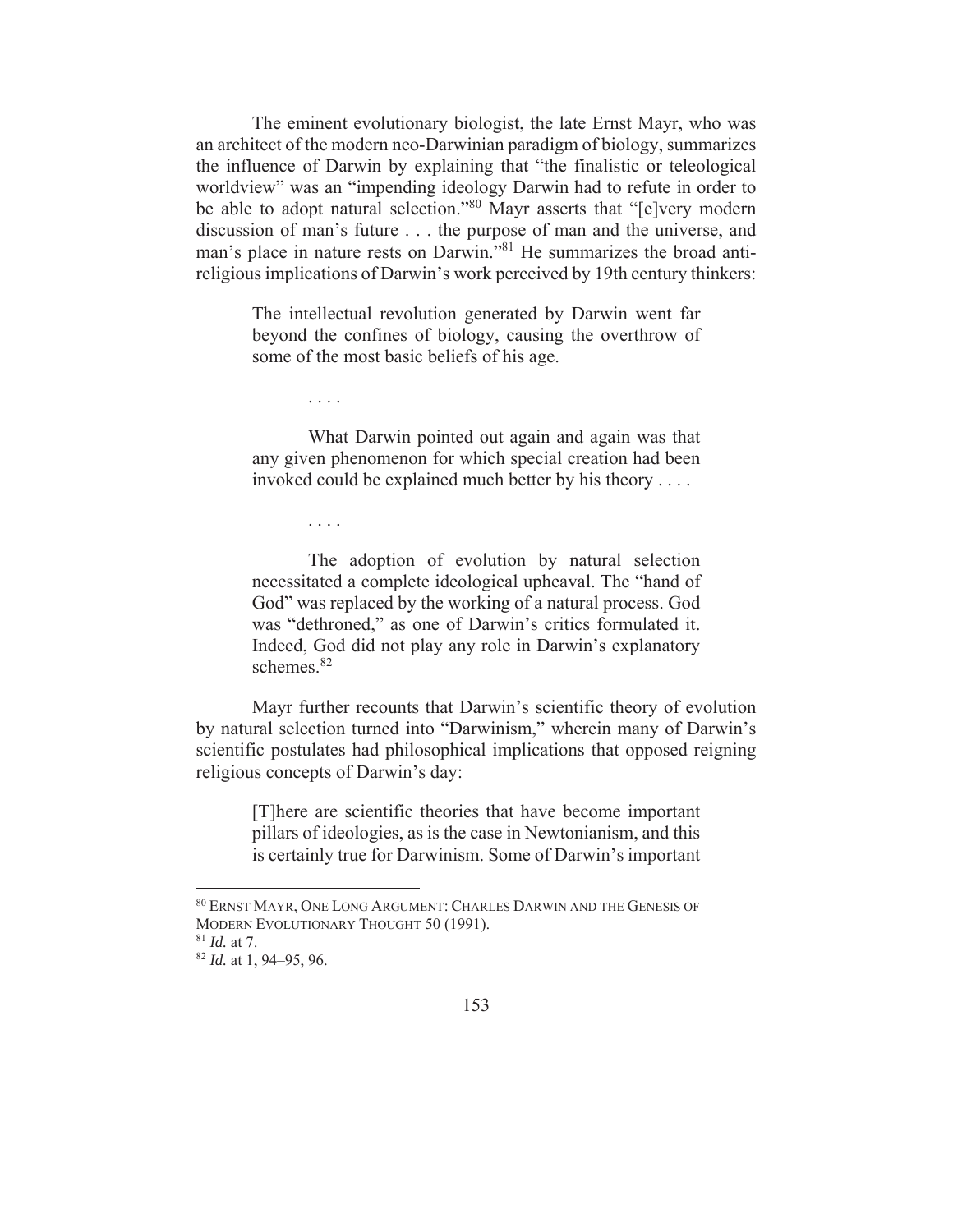The eminent evolutionary biologist, the late Ernst Mayr, who was an architect of the modern neo-Darwinian paradigm of biology, summarizes the influence of Darwin by explaining that "the finalistic or teleological worldview" was an "impending ideology Darwin had to refute in order to be able to adopt natural selection."[80] Mayr asserts that "[e]very modern discussion of man's future . . . the purpose of man and the universe, and man's place in nature rests on Darwin."[81] He summarizes the broad anti-religious implications of Darwin's work perceived by 19th century thinkers:

> The intellectual revolution generated by Darwin went far beyond the confines of biology, causing the overthrow of some of the most basic beliefs of his age.
>
> . . . .
>
> What Darwin pointed out again and again was that any given phenomenon for which special creation had been invoked could be explained much better by his theory . . . .
>
> . . . .
>
> The adoption of evolution by natural selection necessitated a complete ideological upheaval. The "hand of God" was replaced by the working of a natural process. God was "dethroned," as one of Darwin's critics formulated it. Indeed, God did not play any role in Darwin's explanatory schemes.[82]

Mayr further recounts that Darwin's scientific theory of evolution by natural selection turned into "Darwinism," wherein many of Darwin's scientific postulates had philosophical implications that opposed reigning religious concepts of Darwin's day:

> [T]here are scientific theories that have become important pillars of ideologies, as is the case in Newtonianism, and this is certainly true for Darwinism. Some of Darwin's important

---

[80] ERNST MAYR, ONE LONG ARGUMENT: CHARLES DARWIN AND THE GENESIS OF MODERN EVOLUTIONARY THOUGHT 50 (1991).

[81] *Id.* at 7.

[82] *Id.* at 1, 94–95, 96.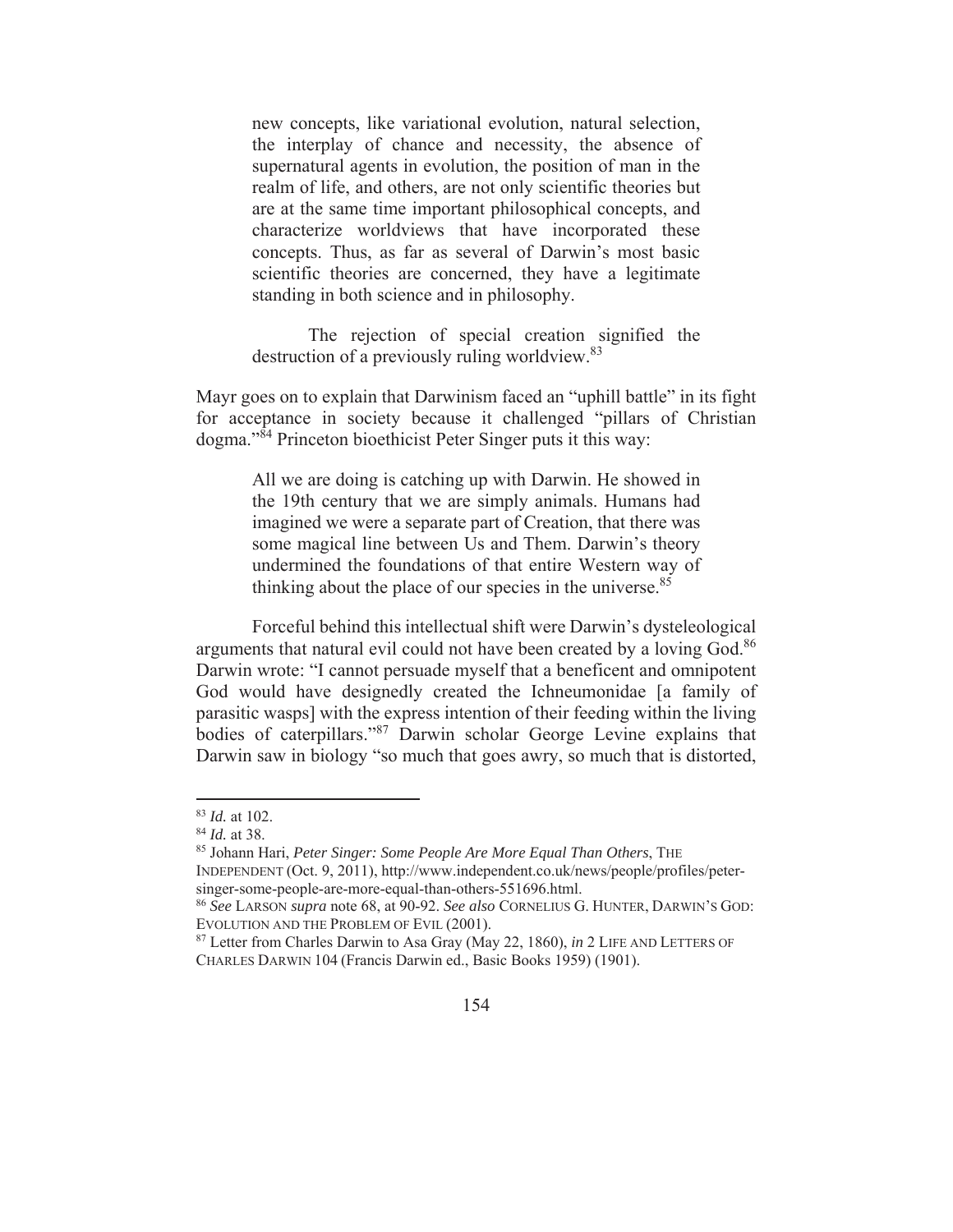> new concepts, like variational evolution, natural selection, the interplay of chance and necessity, the absence of supernatural agents in evolution, the position of man in the realm of life, and others, are not only scientific theories but are at the same time important philosophical concepts, and characterize worldviews that have incorporated these concepts. Thus, as far as several of Darwin's most basic scientific theories are concerned, they have a legitimate standing in both science and in philosophy.
>
> The rejection of special creation signified the destruction of a previously ruling worldview.[83]

Mayr goes on to explain that Darwinism faced an "uphill battle" in its fight for acceptance in society because it challenged "pillars of Christian dogma."[84] Princeton bioethicist Peter Singer puts it this way:

> All we are doing is catching up with Darwin. He showed in the 19th century that we are simply animals. Humans had imagined we were a separate part of Creation, that there was some magical line between Us and Them. Darwin's theory undermined the foundations of that entire Western way of thinking about the place of our species in the universe.[85]

Forceful behind this intellectual shift were Darwin's dysteleological arguments that natural evil could not have been created by a loving God.[86] Darwin wrote: "I cannot persuade myself that a beneficent and omnipotent God would have designedly created the Ichneumonidae [a family of parasitic wasps] with the express intention of their feeding within the living bodies of caterpillars."[87] Darwin scholar George Levine explains that Darwin saw in biology "so much that goes awry, so much that is distorted,

---

[83] *Id.* at 102.

[84] *Id.* at 38.

[85] Johann Hari, *Peter Singer: Some People Are More Equal Than Others*, THE INDEPENDENT (Oct. 9, 2011), http://www.independent.co.uk/news/people/profiles/peter-singer-some-people-are-more-equal-than-others-551696.html.

[86] *See* LARSON *supra* note 68, at 90-92. *See also* CORNELIUS G. HUNTER, DARWIN'S GOD: EVOLUTION AND THE PROBLEM OF EVIL (2001).

[87] Letter from Charles Darwin to Asa Gray (May 22, 1860), *in* 2 LIFE AND LETTERS OF CHARLES DARWIN 104 (Francis Darwin ed., Basic Books 1959) (1901).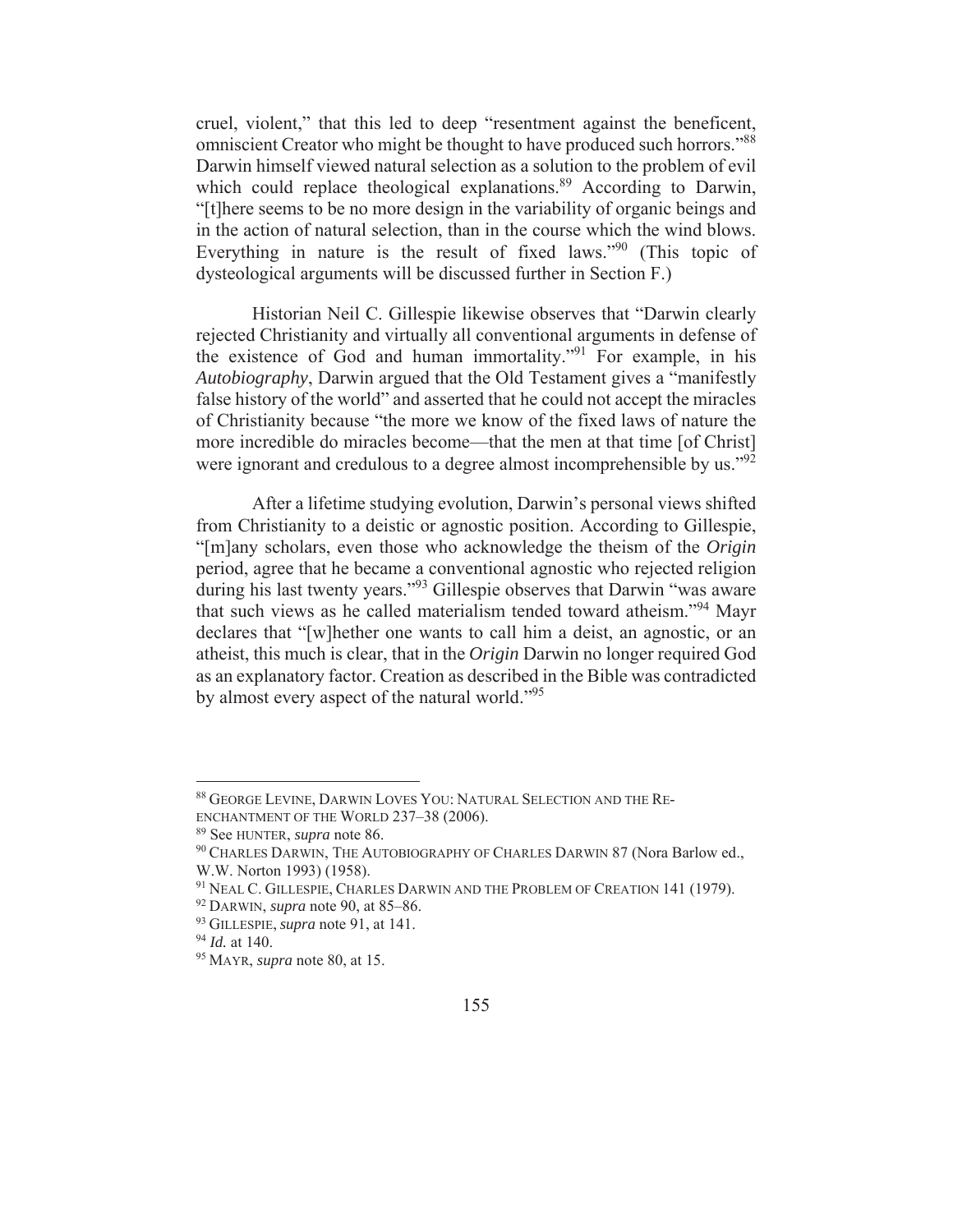cruel, violent," that this led to deep "resentment against the beneficent, omniscient Creator who might be thought to have produced such horrors."[88] Darwin himself viewed natural selection as a solution to the problem of evil which could replace theological explanations.[89] According to Darwin, "[t]here seems to be no more design in the variability of organic beings and in the action of natural selection, than in the course which the wind blows. Everything in nature is the result of fixed laws."[90] (This topic of dysteological arguments will be discussed further in Section F.)

Historian Neil C. Gillespie likewise observes that "Darwin clearly rejected Christianity and virtually all conventional arguments in defense of the existence of God and human immortality."[91] For example, in his *Autobiography*, Darwin argued that the Old Testament gives a "manifestly false history of the world" and asserted that he could not accept the miracles of Christianity because "the more we know of the fixed laws of nature the more incredible do miracles become—that the men at that time [of Christ] were ignorant and credulous to a degree almost incomprehensible by us."[92]

After a lifetime studying evolution, Darwin's personal views shifted from Christianity to a deistic or agnostic position. According to Gillespie, "[m]any scholars, even those who acknowledge the theism of the *Origin* period, agree that he became a conventional agnostic who rejected religion during his last twenty years."[93] Gillespie observes that Darwin "was aware that such views as he called materialism tended toward atheism."[94] Mayr declares that "[w]hether one wants to call him a deist, an agnostic, or an atheist, this much is clear, that in the *Origin* Darwin no longer required God as an explanatory factor. Creation as described in the Bible was contradicted by almost every aspect of the natural world."[95]

---

[88] GEORGE LEVINE, DARWIN LOVES YOU: NATURAL SELECTION AND THE RE-ENCHANTMENT OF THE WORLD 237–38 (2006).

[89] See HUNTER, *supra* note 86.

[90] CHARLES DARWIN, THE AUTOBIOGRAPHY OF CHARLES DARWIN 87 (Nora Barlow ed., W.W. Norton 1993) (1958).

[91] NEAL C. GILLESPIE, CHARLES DARWIN AND THE PROBLEM OF CREATION 141 (1979).

[92] DARWIN, *supra* note 90, at 85–86.

[93] GILLESPIE, *supra* note 91, at 141.

[94] *Id.* at 140.

[95] MAYR, *supra* note 80, at 15.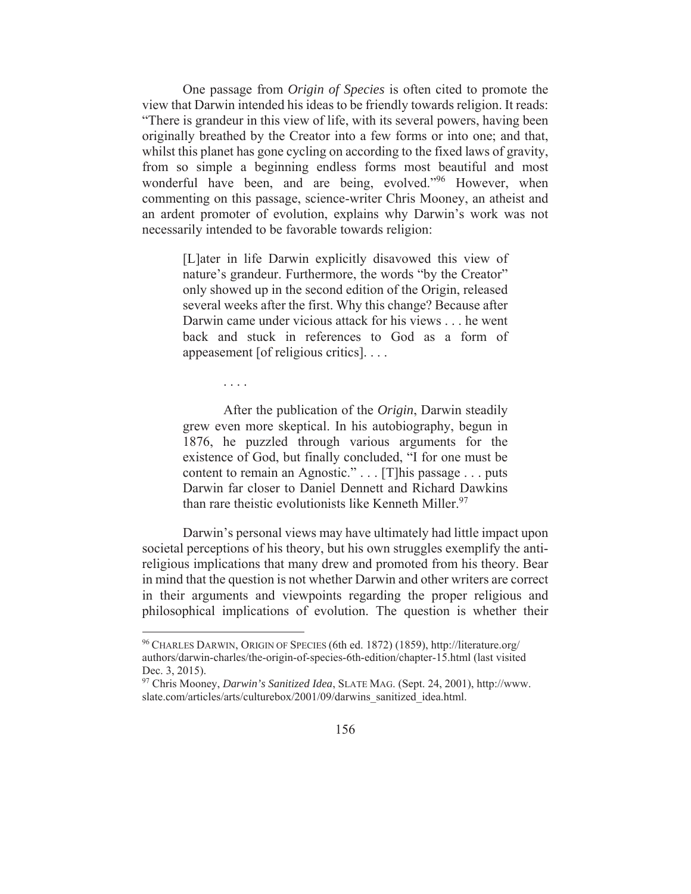One passage from *Origin of Species* is often cited to promote the view that Darwin intended his ideas to be friendly towards religion. It reads: "There is grandeur in this view of life, with its several powers, having been originally breathed by the Creator into a few forms or into one; and that, whilst this planet has gone cycling on according to the fixed laws of gravity, from so simple a beginning endless forms most beautiful and most wonderful have been, and are being, evolved."[96] However, when commenting on this passage, science-writer Chris Mooney, an atheist and an ardent promoter of evolution, explains why Darwin's work was not necessarily intended to be favorable towards religion:

> [L]ater in life Darwin explicitly disavowed this view of nature's grandeur. Furthermore, the words "by the Creator" only showed up in the second edition of the Origin, released several weeks after the first. Why this change? Because after Darwin came under vicious attack for his views . . . he went back and stuck in references to God as a form of appeasement [of religious critics]. . . .
>
> . . . .
>
> After the publication of the *Origin*, Darwin steadily grew even more skeptical. In his autobiography, begun in 1876, he puzzled through various arguments for the existence of God, but finally concluded, "I for one must be content to remain an Agnostic." . . . [T]his passage . . . puts Darwin far closer to Daniel Dennett and Richard Dawkins than rare theistic evolutionists like Kenneth Miller.[97]

Darwin's personal views may have ultimately had little impact upon societal perceptions of his theory, but his own struggles exemplify the anti-religious implications that many drew and promoted from his theory. Bear in mind that the question is not whether Darwin and other writers are correct in their arguments and viewpoints regarding the proper religious and philosophical implications of evolution. The question is whether their

---

[96] CHARLES DARWIN, ORIGIN OF SPECIES (6th ed. 1872) (1859), http://literature.org/authors/darwin-charles/the-origin-of-species-6th-edition/chapter-15.html (last visited Dec. 3, 2015).

[97] Chris Mooney, *Darwin's Sanitized Idea*, SLATE MAG. (Sept. 24, 2001), http://www.slate.com/articles/arts/culturebox/2001/09/darwins_sanitized_idea.html.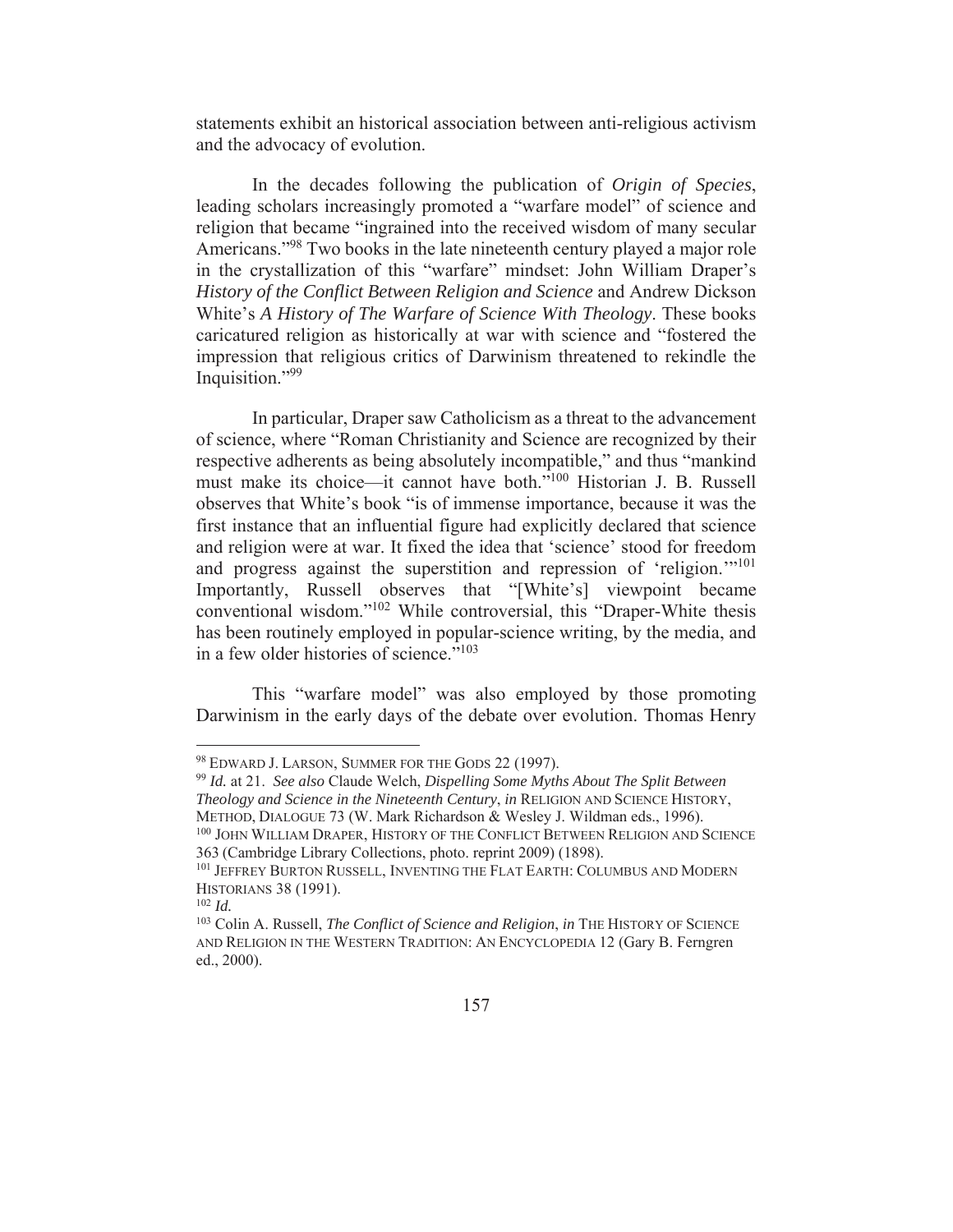statements exhibit an historical association between anti-religious activism and the advocacy of evolution.

In the decades following the publication of *Origin of Species*, leading scholars increasingly promoted a "warfare model" of science and religion that became "ingrained into the received wisdom of many secular Americans."[98] Two books in the late nineteenth century played a major role in the crystallization of this "warfare" mindset: John William Draper's *History of the Conflict Between Religion and Science* and Andrew Dickson White's *A History of The Warfare of Science With Theology*. These books caricatured religion as historically at war with science and "fostered the impression that religious critics of Darwinism threatened to rekindle the Inquisition."[99]

In particular, Draper saw Catholicism as a threat to the advancement of science, where "Roman Christianity and Science are recognized by their respective adherents as being absolutely incompatible," and thus "mankind must make its choice—it cannot have both."[100] Historian J. B. Russell observes that White's book "is of immense importance, because it was the first instance that an influential figure had explicitly declared that science and religion were at war. It fixed the idea that 'science' stood for freedom and progress against the superstition and repression of 'religion.'"[101] Importantly, Russell observes that "[White's] viewpoint became conventional wisdom."[102] While controversial, this "Draper-White thesis has been routinely employed in popular-science writing, by the media, and in a few older histories of science."[103]

This "warfare model" was also employed by those promoting Darwinism in the early days of the debate over evolution. Thomas Henry

---

[98] EDWARD J. LARSON, SUMMER FOR THE GODS 22 (1997).

[99] *Id.* at 21. *See also* Claude Welch, *Dispelling Some Myths About The Split Between Theology and Science in the Nineteenth Century*, *in* RELIGION AND SCIENCE HISTORY, METHOD, DIALOGUE 73 (W. Mark Richardson & Wesley J. Wildman eds., 1996).

[100] JOHN WILLIAM DRAPER, HISTORY OF THE CONFLICT BETWEEN RELIGION AND SCIENCE 363 (Cambridge Library Collections, photo. reprint 2009) (1898).

[101] JEFFREY BURTON RUSSELL, INVENTING THE FLAT EARTH: COLUMBUS AND MODERN HISTORIANS 38 (1991).

[102] *Id.*

[103] Colin A. Russell, *The Conflict of Science and Religion*, *in* THE HISTORY OF SCIENCE AND RELIGION IN THE WESTERN TRADITION: AN ENCYCLOPEDIA 12 (Gary B. Ferngren ed., 2000).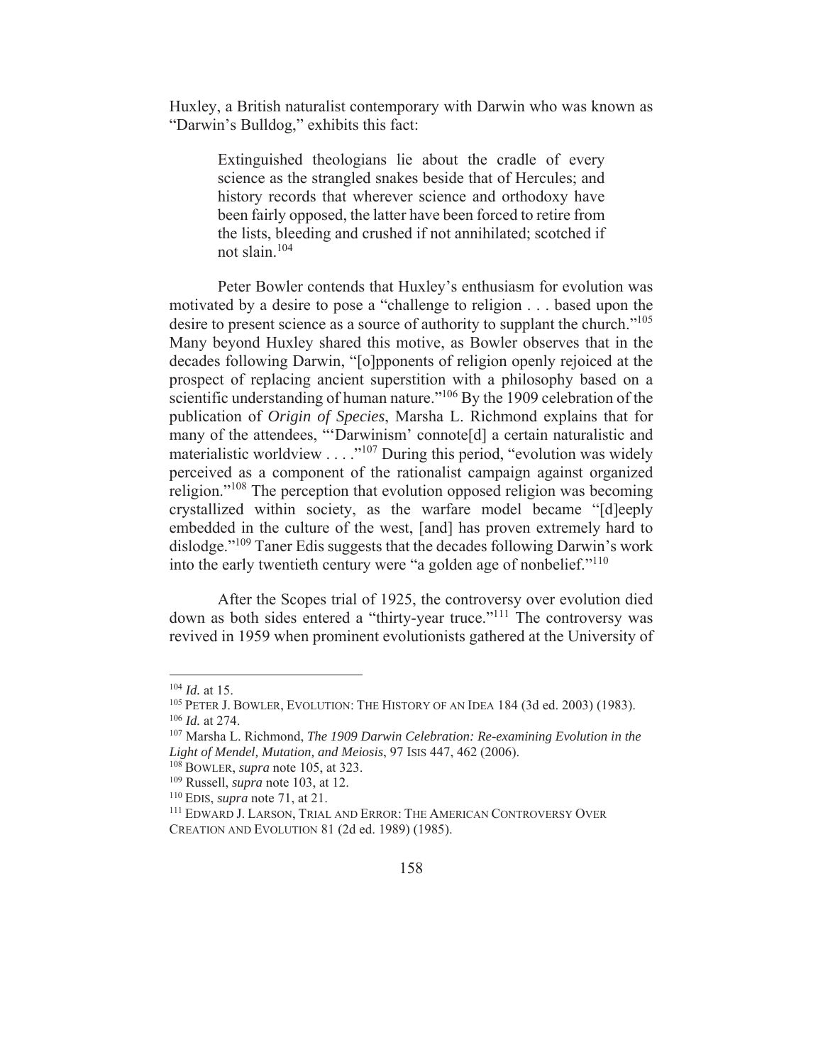Huxley, a British naturalist contemporary with Darwin who was known as "Darwin's Bulldog," exhibits this fact:

> Extinguished theologians lie about the cradle of every science as the strangled snakes beside that of Hercules; and history records that wherever science and orthodoxy have been fairly opposed, the latter have been forced to retire from the lists, bleeding and crushed if not annihilated; scotched if not slain.[104]

Peter Bowler contends that Huxley's enthusiasm for evolution was motivated by a desire to pose a "challenge to religion . . . based upon the desire to present science as a source of authority to supplant the church."[105] Many beyond Huxley shared this motive, as Bowler observes that in the decades following Darwin, "[o]pponents of religion openly rejoiced at the prospect of replacing ancient superstition with a philosophy based on a scientific understanding of human nature."[106] By the 1909 celebration of the publication of *Origin of Species*, Marsha L. Richmond explains that for many of the attendees, "'Darwinism' connote[d] a certain naturalistic and materialistic worldview . . . ."[107] During this period, "evolution was widely perceived as a component of the rationalist campaign against organized religion."[108] The perception that evolution opposed religion was becoming crystallized within society, as the warfare model became "[d]eeply embedded in the culture of the west, [and] has proven extremely hard to dislodge."[109] Taner Edis suggests that the decades following Darwin's work into the early twentieth century were "a golden age of nonbelief."[110]

After the Scopes trial of 1925, the controversy over evolution died down as both sides entered a "thirty-year truce."[111] The controversy was revived in 1959 when prominent evolutionists gathered at the University of

---

[104] *Id.* at 15.

[105] PETER J. BOWLER, EVOLUTION: THE HISTORY OF AN IDEA 184 (3d ed. 2003) (1983).

[106] *Id.* at 274.

[107] Marsha L. Richmond, *The 1909 Darwin Celebration: Re-examining Evolution in the Light of Mendel, Mutation, and Meiosis*, 97 ISIS 447, 462 (2006).

[108] BOWLER, *supra* note 105, at 323.

[109] Russell, *supra* note 103, at 12.

[110] EDIS, *supra* note 71, at 21.

[111] EDWARD J. LARSON, TRIAL AND ERROR: THE AMERICAN CONTROVERSY OVER CREATION AND EVOLUTION 81 (2d ed. 1989) (1985).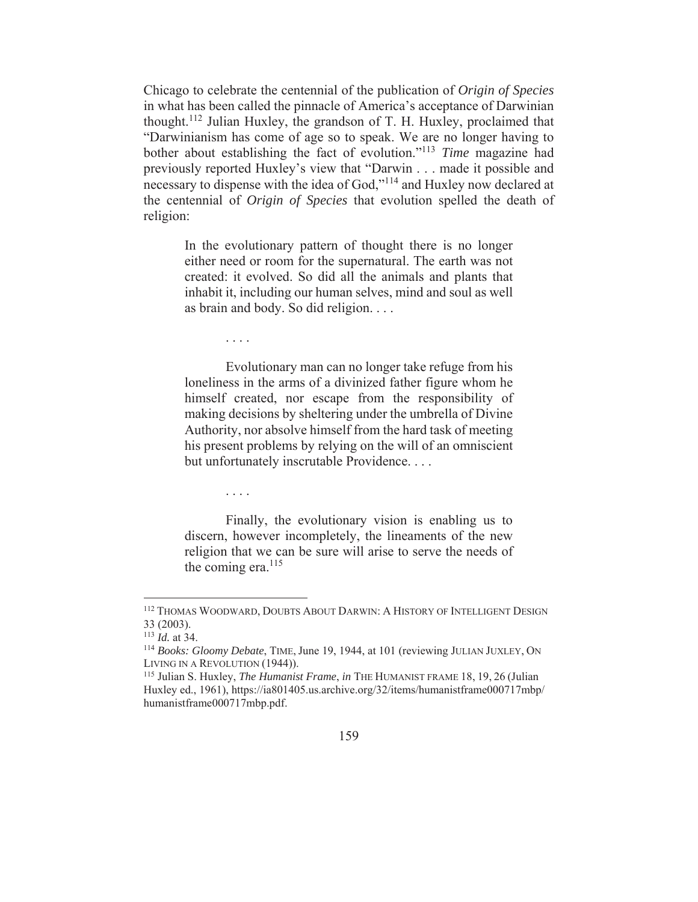Chicago to celebrate the centennial of the publication of *Origin of Species* in what has been called the pinnacle of America's acceptance of Darwinian thought.[112] Julian Huxley, the grandson of T. H. Huxley, proclaimed that "Darwinianism has come of age so to speak. We are no longer having to bother about establishing the fact of evolution."[113] *Time* magazine had previously reported Huxley's view that "Darwin . . . made it possible and necessary to dispense with the idea of God,"[114] and Huxley now declared at the centennial of *Origin of Species* that evolution spelled the death of religion:

> In the evolutionary pattern of thought there is no longer either need or room for the supernatural. The earth was not created: it evolved. So did all the animals and plants that inhabit it, including our human selves, mind and soul as well as brain and body. So did religion. . . .
>
> . . . .
>
> Evolutionary man can no longer take refuge from his loneliness in the arms of a divinized father figure whom he himself created, nor escape from the responsibility of making decisions by sheltering under the umbrella of Divine Authority, nor absolve himself from the hard task of meeting his present problems by relying on the will of an omniscient but unfortunately inscrutable Providence. . . .
>
> . . . .
>
> Finally, the evolutionary vision is enabling us to discern, however incompletely, the lineaments of the new religion that we can be sure will arise to serve the needs of the coming era.[115]

---

[112] THOMAS WOODWARD, DOUBTS ABOUT DARWIN: A HISTORY OF INTELLIGENT DESIGN 33 (2003).

[113] *Id.* at 34.

[114] *Books: Gloomy Debate*, TIME, June 19, 1944, at 101 (reviewing JULIAN JUXLEY, ON LIVING IN A REVOLUTION (1944)).

[115] Julian S. Huxley, *The Humanist Frame*, *in* THE HUMANIST FRAME 18, 19, 26 (Julian Huxley ed., 1961), https://ia801405.us.archive.org/32/items/humanistframe000717mbp/humanistframe000717mbp.pdf.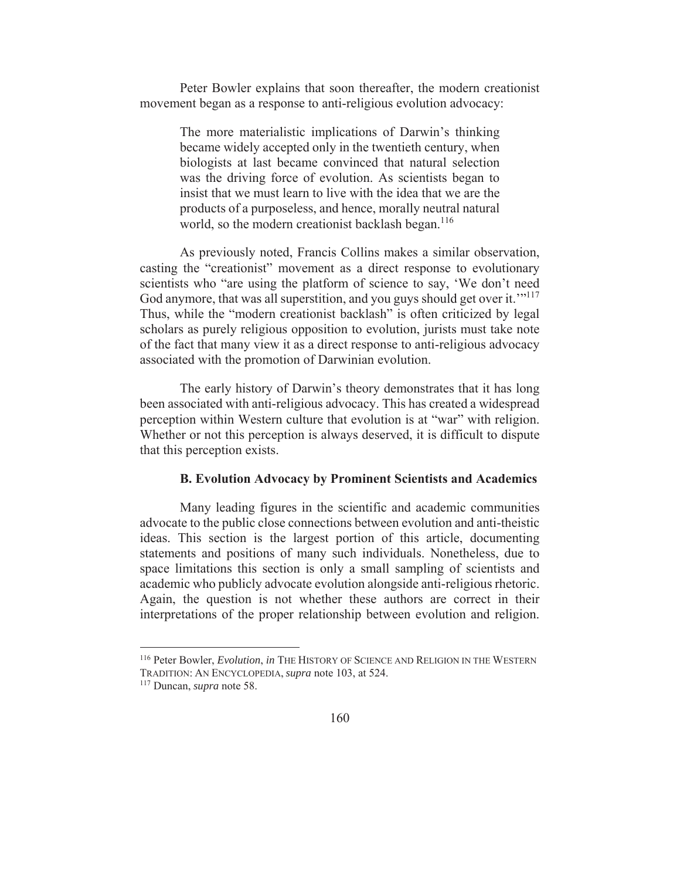Peter Bowler explains that soon thereafter, the modern creationist movement began as a response to anti-religious evolution advocacy:

> The more materialistic implications of Darwin's thinking became widely accepted only in the twentieth century, when biologists at last became convinced that natural selection was the driving force of evolution. As scientists began to insist that we must learn to live with the idea that we are the products of a purposeless, and hence, morally neutral natural world, so the modern creationist backlash began.[116]

As previously noted, Francis Collins makes a similar observation, casting the "creationist" movement as a direct response to evolutionary scientists who "are using the platform of science to say, 'We don't need God anymore, that was all superstition, and you guys should get over it.'"[117] Thus, while the "modern creationist backlash" is often criticized by legal scholars as purely religious opposition to evolution, jurists must take note of the fact that many view it as a direct response to anti-religious advocacy associated with the promotion of Darwinian evolution.

The early history of Darwin's theory demonstrates that it has long been associated with anti-religious advocacy. This has created a widespread perception within Western culture that evolution is at "war" with religion. Whether or not this perception is always deserved, it is difficult to dispute that this perception exists.

### B. Evolution Advocacy by Prominent Scientists and Academics

Many leading figures in the scientific and academic communities advocate to the public close connections between evolution and anti-theistic ideas. This section is the largest portion of this article, documenting statements and positions of many such individuals. Nonetheless, due to space limitations this section is only a small sampling of scientists and academic who publicly advocate evolution alongside anti-religious rhetoric. Again, the question is not whether these authors are correct in their interpretations of the proper relationship between evolution and religion.

---

[116] Peter Bowler, *Evolution*, *in* THE HISTORY OF SCIENCE AND RELIGION IN THE WESTERN TRADITION: AN ENCYCLOPEDIA, *supra* note 103, at 524.

[117] Duncan, *supra* note 58.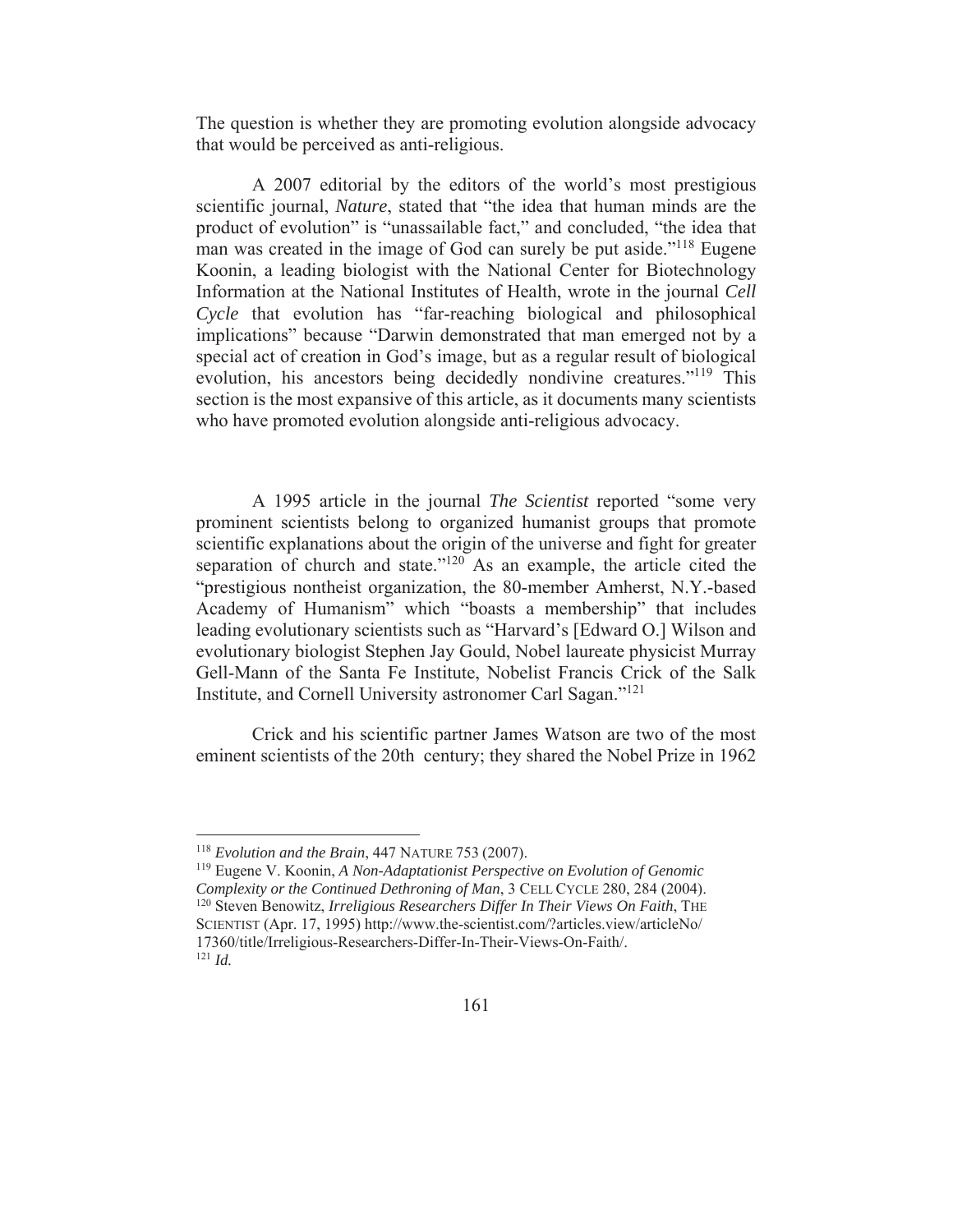The question is whether they are promoting evolution alongside advocacy that would be perceived as anti-religious.

A 2007 editorial by the editors of the world's most prestigious scientific journal, *Nature*, stated that "the idea that human minds are the product of evolution" is "unassailable fact," and concluded, "the idea that man was created in the image of God can surely be put aside."[118] Eugene Koonin, a leading biologist with the National Center for Biotechnology Information at the National Institutes of Health, wrote in the journal *Cell Cycle* that evolution has "far-reaching biological and philosophical implications" because "Darwin demonstrated that man emerged not by a special act of creation in God's image, but as a regular result of biological evolution, his ancestors being decidedly nondivine creatures."[119] This section is the most expansive of this article, as it documents many scientists who have promoted evolution alongside anti-religious advocacy.

A 1995 article in the journal *The Scientist* reported "some very prominent scientists belong to organized humanist groups that promote scientific explanations about the origin of the universe and fight for greater separation of church and state."[120] As an example, the article cited the "prestigious nontheist organization, the 80-member Amherst, N.Y.-based Academy of Humanism" which "boasts a membership" that includes leading evolutionary scientists such as "Harvard's [Edward O.] Wilson and evolutionary biologist Stephen Jay Gould, Nobel laureate physicist Murray Gell-Mann of the Santa Fe Institute, Nobelist Francis Crick of the Salk Institute, and Cornell University astronomer Carl Sagan."[121]

Crick and his scientific partner James Watson are two of the most eminent scientists of the 20th century; they shared the Nobel Prize in 1962

---

[118] *Evolution and the Brain*, 447 NATURE 753 (2007).

[119] Eugene V. Koonin, *A Non-Adaptationist Perspective on Evolution of Genomic Complexity or the Continued Dethroning of Man*, 3 CELL CYCLE 280, 284 (2004).

[120] Steven Benowitz, *Irreligious Researchers Differ In Their Views On Faith*, THE SCIENTIST (Apr. 17, 1995) http://www.the-scientist.com/?articles.view/articleNo/17360/title/Irreligious-Researchers-Differ-In-Their-Views-On-Faith/.

[121] *Id.*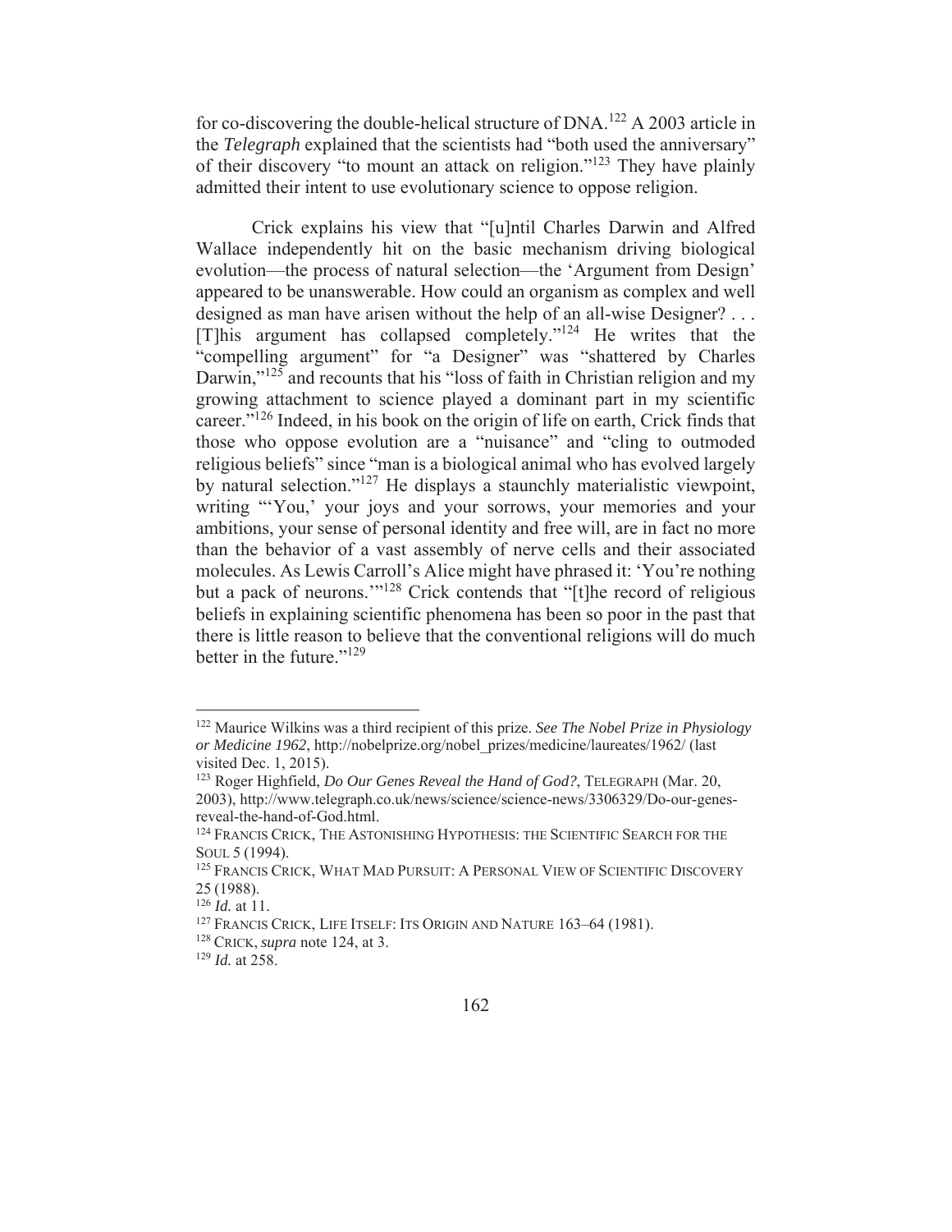for co-discovering the double-helical structure of DNA.[122] A 2003 article in the *Telegraph* explained that the scientists had "both used the anniversary" of their discovery "to mount an attack on religion."[123] They have plainly admitted their intent to use evolutionary science to oppose religion.

Crick explains his view that "[u]ntil Charles Darwin and Alfred Wallace independently hit on the basic mechanism driving biological evolution—the process of natural selection—the 'Argument from Design' appeared to be unanswerable. How could an organism as complex and well designed as man have arisen without the help of an all-wise Designer? . . . [T]his argument has collapsed completely."[124] He writes that the "compelling argument" for "a Designer" was "shattered by Charles Darwin,"[125] and recounts that his "loss of faith in Christian religion and my growing attachment to science played a dominant part in my scientific career."[126] Indeed, in his book on the origin of life on earth, Crick finds that those who oppose evolution are a "nuisance" and "cling to outmoded religious beliefs" since "man is a biological animal who has evolved largely by natural selection."[127] He displays a staunchly materialistic viewpoint, writing "'You,' your joys and your sorrows, your memories and your ambitions, your sense of personal identity and free will, are in fact no more than the behavior of a vast assembly of nerve cells and their associated molecules. As Lewis Carroll's Alice might have phrased it: 'You're nothing but a pack of neurons.'"[128] Crick contends that "[t]he record of religious beliefs in explaining scientific phenomena has been so poor in the past that there is little reason to believe that the conventional religions will do much better in the future."[129]

---

[122] Maurice Wilkins was a third recipient of this prize. *See The Nobel Prize in Physiology or Medicine 1962*, http://nobelprize.org/nobel_prizes/medicine/laureates/1962/ (last visited Dec. 1, 2015).

[123] Roger Highfield, *Do Our Genes Reveal the Hand of God?*, TELEGRAPH (Mar. 20, 2003), http://www.telegraph.co.uk/news/science/science-news/3306329/Do-our-genes-reveal-the-hand-of-God.html.

[124] FRANCIS CRICK, THE ASTONISHING HYPOTHESIS: THE SCIENTIFIC SEARCH FOR THE SOUL 5 (1994).

[125] FRANCIS CRICK, WHAT MAD PURSUIT: A PERSONAL VIEW OF SCIENTIFIC DISCOVERY 25 (1988).

[126] *Id.* at 11.

[127] FRANCIS CRICK, LIFE ITSELF: ITS ORIGIN AND NATURE 163–64 (1981).

[128] CRICK, *supra* note 124, at 3.

[129] *Id.* at 258.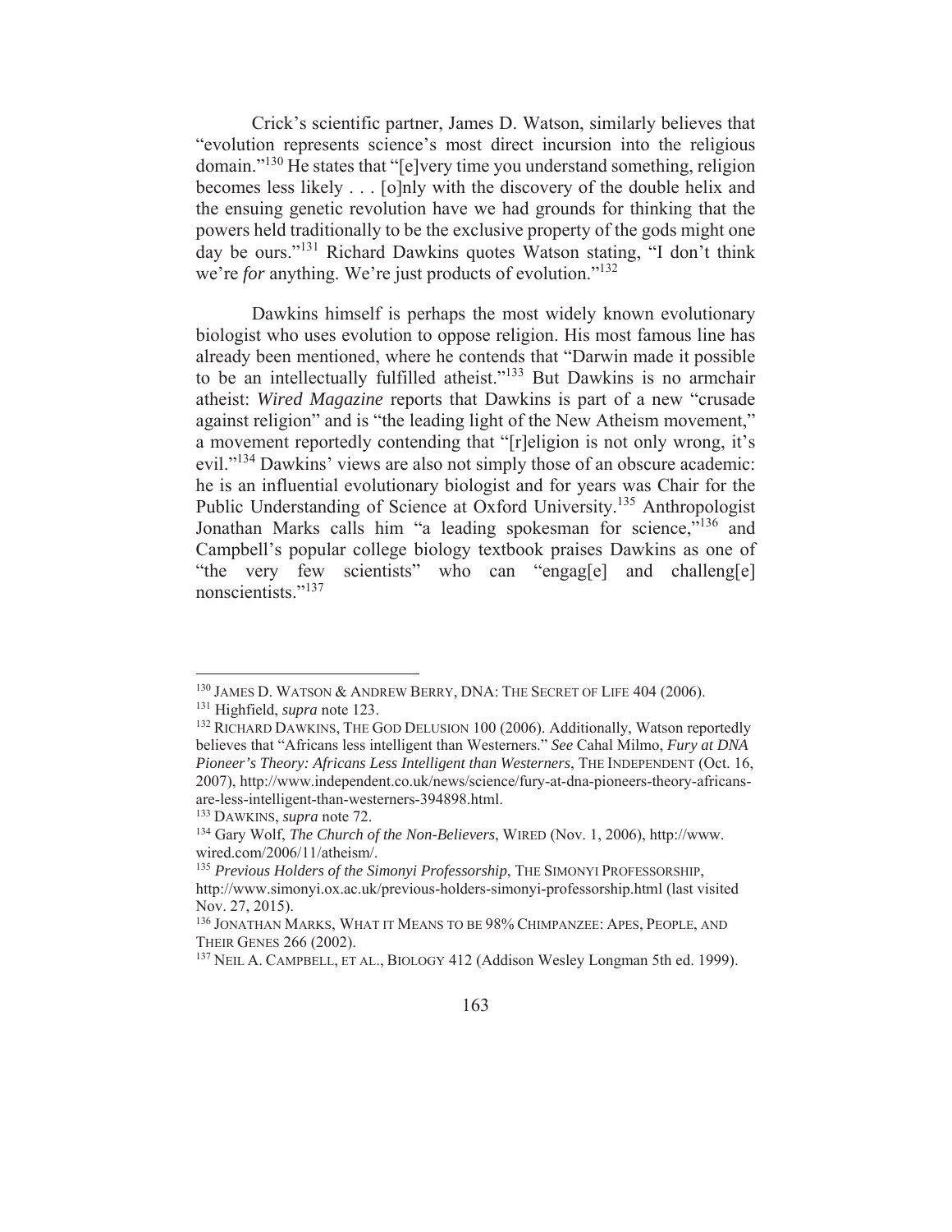Crick's scientific partner, James D. Watson, similarly believes that "evolution represents science's most direct incursion into the religious domain."[130] He states that "[e]very time you understand something, religion becomes less likely . . . [o]nly with the discovery of the double helix and the ensuing genetic revolution have we had grounds for thinking that the powers held traditionally to be the exclusive property of the gods might one day be ours."[131] Richard Dawkins quotes Watson stating, "I don't think we're *for* anything. We're just products of evolution."[132]

Dawkins himself is perhaps the most widely known evolutionary biologist who uses evolution to oppose religion. His most famous line has already been mentioned, where he contends that "Darwin made it possible to be an intellectually fulfilled atheist."[133] But Dawkins is no armchair atheist: *Wired Magazine* reports that Dawkins is part of a new "crusade against religion" and is "the leading light of the New Atheism movement," a movement reportedly contending that "[r]eligion is not only wrong, it's evil."[134] Dawkins' views are also not simply those of an obscure academic: he is an influential evolutionary biologist and for years was Chair for the Public Understanding of Science at Oxford University.[135] Anthropologist Jonathan Marks calls him "a leading spokesman for science,"[136] and Campbell's popular college biology textbook praises Dawkins as one of "the very few scientists" who can "engag[e] and challeng[e] nonscientists."[137]

---

[130] JAMES D. WATSON & ANDREW BERRY, DNA: THE SECRET OF LIFE 404 (2006).

[131] Highfield, *supra* note 123.

[132] RICHARD DAWKINS, THE GOD DELUSION 100 (2006). Additionally, Watson reportedly believes that "Africans less intelligent than Westerners." *See* Cahal Milmo, *Fury at DNA Pioneer's Theory: Africans Less Intelligent than Westerners*, THE INDEPENDENT (Oct. 16, 2007), http://www.independent.co.uk/news/science/fury-at-dna-pioneers-theory-africans-are-less-intelligent-than-westerners-394898.html.

[133] DAWKINS, *supra* note 72.

[134] Gary Wolf, *The Church of the Non-Believers*, WIRED (Nov. 1, 2006), http://www.wired.com/2006/11/atheism/.

[135] *Previous Holders of the Simonyi Professorship*, THE SIMONYI PROFESSORSHIP, http://www.simonyi.ox.ac.uk/previous-holders-simonyi-professorship.html (last visited Nov. 27, 2015).

[136] JONATHAN MARKS, WHAT IT MEANS TO BE 98% CHIMPANZEE: APES, PEOPLE, AND THEIR GENES 266 (2002).

[137] NEIL A. CAMPBELL, ET AL., BIOLOGY 412 (Addison Wesley Longman 5th ed. 1999).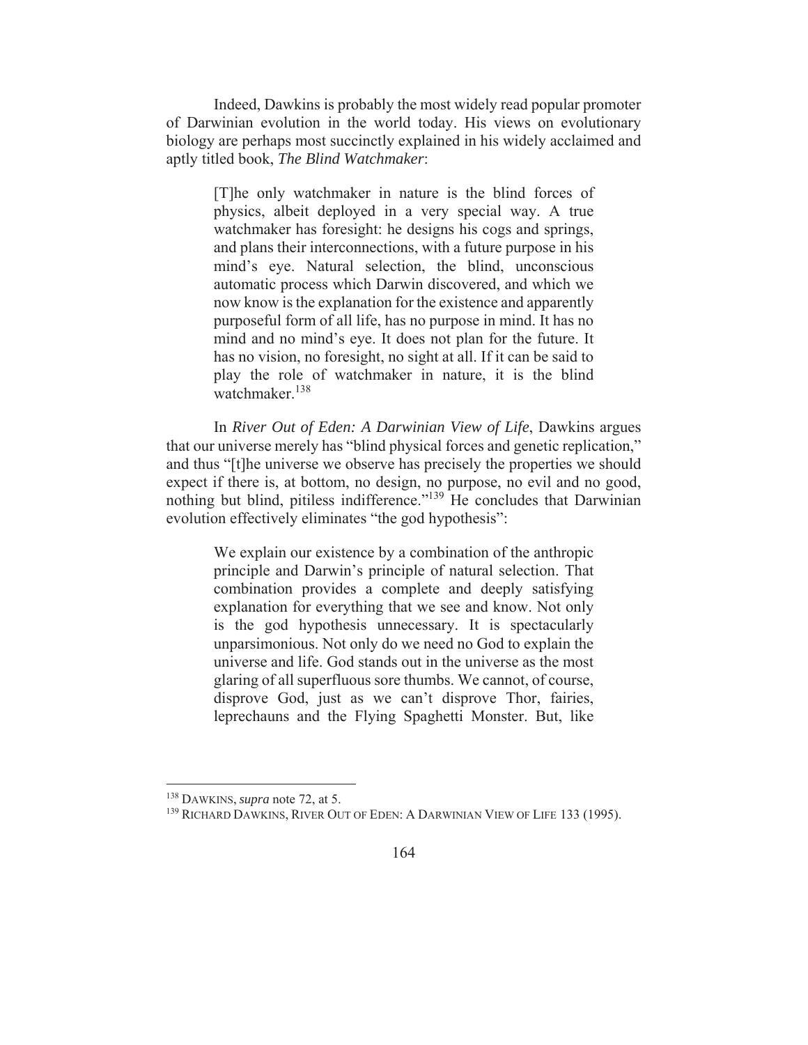Indeed, Dawkins is probably the most widely read popular promoter of Darwinian evolution in the world today. His views on evolutionary biology are perhaps most succinctly explained in his widely acclaimed and aptly titled book, *The Blind Watchmaker*:

> [T]he only watchmaker in nature is the blind forces of physics, albeit deployed in a very special way. A true watchmaker has foresight: he designs his cogs and springs, and plans their interconnections, with a future purpose in his mind's eye. Natural selection, the blind, unconscious automatic process which Darwin discovered, and which we now know is the explanation for the existence and apparently purposeful form of all life, has no purpose in mind. It has no mind and no mind's eye. It does not plan for the future. It has no vision, no foresight, no sight at all. If it can be said to play the role of watchmaker in nature, it is the blind watchmaker.[138]

In *River Out of Eden: A Darwinian View of Life*, Dawkins argues that our universe merely has "blind physical forces and genetic replication," and thus "[t]he universe we observe has precisely the properties we should expect if there is, at bottom, no design, no purpose, no evil and no good, nothing but blind, pitiless indifference."[139] He concludes that Darwinian evolution effectively eliminates "the god hypothesis":

> We explain our existence by a combination of the anthropic principle and Darwin's principle of natural selection. That combination provides a complete and deeply satisfying explanation for everything that we see and know. Not only is the god hypothesis unnecessary. It is spectacularly unparsimonious. Not only do we need no God to explain the universe and life. God stands out in the universe as the most glaring of all superfluous sore thumbs. We cannot, of course, disprove God, just as we can't disprove Thor, fairies, leprechauns and the Flying Spaghetti Monster. But, like

---

[138] DAWKINS, *supra* note 72, at 5.

[139] RICHARD DAWKINS, RIVER OUT OF EDEN: A DARWINIAN VIEW OF LIFE 133 (1995).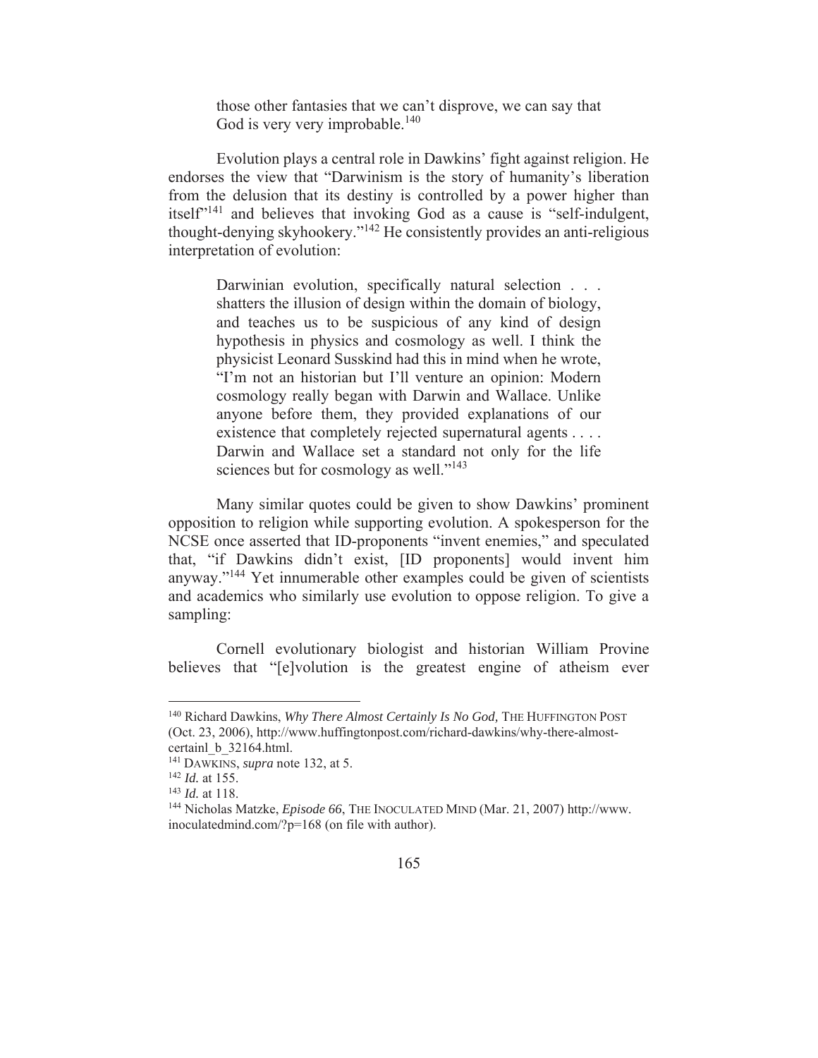> those other fantasies that we can't disprove, we can say that God is very very improbable.[140]

Evolution plays a central role in Dawkins' fight against religion. He endorses the view that "Darwinism is the story of humanity's liberation from the delusion that its destiny is controlled by a power higher than itself"[141] and believes that invoking God as a cause is "self-indulgent, thought-denying skyhookery."[142] He consistently provides an anti-religious interpretation of evolution:

> Darwinian evolution, specifically natural selection . . . shatters the illusion of design within the domain of biology, and teaches us to be suspicious of any kind of design hypothesis in physics and cosmology as well. I think the physicist Leonard Susskind had this in mind when he wrote, "I'm not an historian but I'll venture an opinion: Modern cosmology really began with Darwin and Wallace. Unlike anyone before them, they provided explanations of our existence that completely rejected supernatural agents . . . . Darwin and Wallace set a standard not only for the life sciences but for cosmology as well."[143]

Many similar quotes could be given to show Dawkins' prominent opposition to religion while supporting evolution. A spokesperson for the NCSE once asserted that ID-proponents "invent enemies," and speculated that, "if Dawkins didn't exist, [ID proponents] would invent him anyway."[144] Yet innumerable other examples could be given of scientists and academics who similarly use evolution to oppose religion. To give a sampling:

Cornell evolutionary biologist and historian William Provine believes that "[e]volution is the greatest engine of atheism ever

---

[140] Richard Dawkins, *Why There Almost Certainly Is No God*, THE HUFFINGTON POST (Oct. 23, 2006), http://www.huffingtonpost.com/richard-dawkins/why-there-almost-certainl_b_32164.html.

[141] DAWKINS, *supra* note 132, at 5.

[142] *Id.* at 155.

[143] *Id.* at 118.

[144] Nicholas Matzke, *Episode 66*, THE INOCULATED MIND (Mar. 21, 2007) http://www.inoculatedmind.com/?p=168 (on file with author).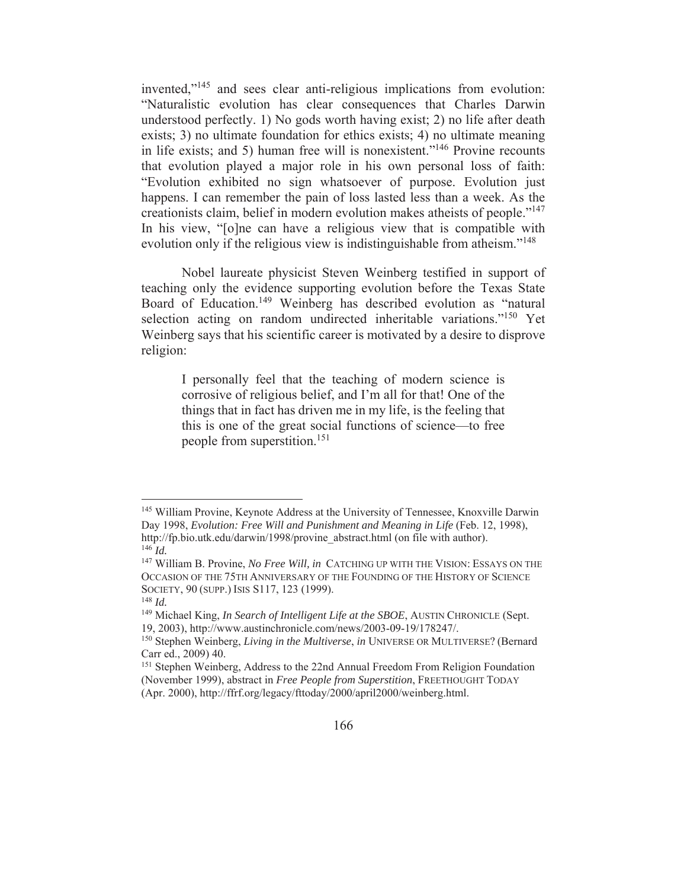invented,"[145] and sees clear anti-religious implications from evolution: "Naturalistic evolution has clear consequences that Charles Darwin understood perfectly. 1) No gods worth having exist; 2) no life after death exists; 3) no ultimate foundation for ethics exists; 4) no ultimate meaning in life exists; and 5) human free will is nonexistent."[146] Provine recounts that evolution played a major role in his own personal loss of faith: "Evolution exhibited no sign whatsoever of purpose. Evolution just happens. I can remember the pain of loss lasted less than a week. As the creationists claim, belief in modern evolution makes atheists of people."[147] In his view, "[o]ne can have a religious view that is compatible with evolution only if the religious view is indistinguishable from atheism."[148]

Nobel laureate physicist Steven Weinberg testified in support of teaching only the evidence supporting evolution before the Texas State Board of Education.[149] Weinberg has described evolution as "natural selection acting on random undirected inheritable variations."[150] Yet Weinberg says that his scientific career is motivated by a desire to disprove religion:

> I personally feel that the teaching of modern science is corrosive of religious belief, and I'm all for that! One of the things that in fact has driven me in my life, is the feeling that this is one of the great social functions of science—to free people from superstition.[151]

---

[145] William Provine, Keynote Address at the University of Tennessee, Knoxville Darwin Day 1998, *Evolution: Free Will and Punishment and Meaning in Life* (Feb. 12, 1998), http://fp.bio.utk.edu/darwin/1998/provine_abstract.html (on file with author).

[146] *Id.*

[147] William B. Provine, *No Free Will, in* CATCHING UP WITH THE VISION: ESSAYS ON THE OCCASION OF THE 75TH ANNIVERSARY OF THE FOUNDING OF THE HISTORY OF SCIENCE SOCIETY, 90 (SUPP.) ISIS S117, 123 (1999).

[148] *Id.*

[149] Michael King, *In Search of Intelligent Life at the SBOE*, AUSTIN CHRONICLE (Sept. 19, 2003), http://www.austinchronicle.com/news/2003-09-19/178247/.

[150] Stephen Weinberg, *Living in the Multiverse*, *in* UNIVERSE OR MULTIVERSE? (Bernard Carr ed., 2009) 40.

[151] Stephen Weinberg, Address to the 22nd Annual Freedom From Religion Foundation (November 1999), abstract in *Free People from Superstition*, FREETHOUGHT TODAY (Apr. 2000), http://ffrf.org/legacy/fttoday/2000/april2000/weinberg.html.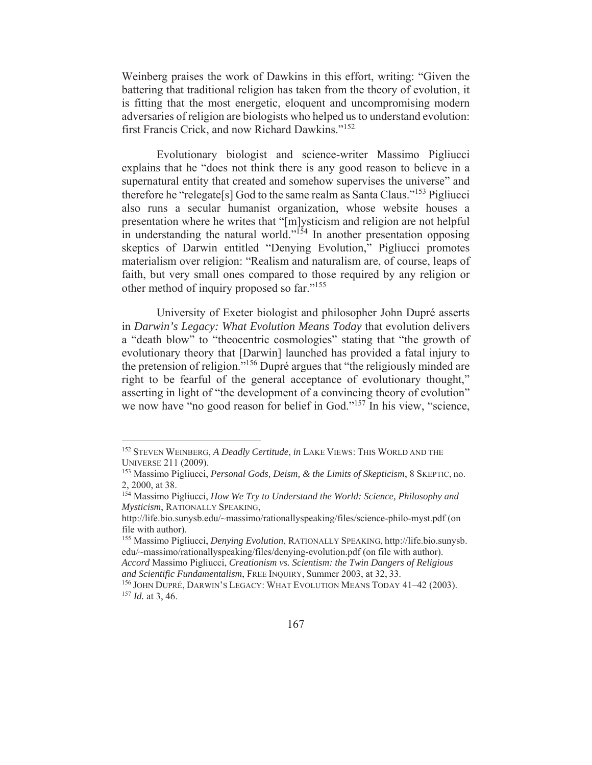Weinberg praises the work of Dawkins in this effort, writing: "Given the battering that traditional religion has taken from the theory of evolution, it is fitting that the most energetic, eloquent and uncompromising modern adversaries of religion are biologists who helped us to understand evolution: first Francis Crick, and now Richard Dawkins."[152]

Evolutionary biologist and science-writer Massimo Pigliucci explains that he "does not think there is any good reason to believe in a supernatural entity that created and somehow supervises the universe" and therefore he "relegate[s] God to the same realm as Santa Claus."[153] Pigliucci also runs a secular humanist organization, whose website houses a presentation where he writes that "[m]ysticism and religion are not helpful in understanding the natural world."[154] In another presentation opposing skeptics of Darwin entitled "Denying Evolution," Pigliucci promotes materialism over religion: "Realism and naturalism are, of course, leaps of faith, but very small ones compared to those required by any religion or other method of inquiry proposed so far."[155]

University of Exeter biologist and philosopher John Dupré asserts in *Darwin's Legacy: What Evolution Means Today* that evolution delivers a "death blow" to "theocentric cosmologies" stating that "the growth of evolutionary theory that [Darwin] launched has provided a fatal injury to the pretension of religion."[156] Dupré argues that "the religiously minded are right to be fearful of the general acceptance of evolutionary thought," asserting in light of "the development of a convincing theory of evolution" we now have "no good reason for belief in God."[157] In his view, "science,

---

[152] STEVEN WEINBERG, *A Deadly Certitude*, *in* LAKE VIEWS: THIS WORLD AND THE UNIVERSE 211 (2009).

[153] Massimo Pigliucci, *Personal Gods, Deism, & the Limits of Skepticism*, 8 SKEPTIC, no. 2, 2000, at 38.

[154] Massimo Pigliucci, *How We Try to Understand the World: Science, Philosophy and Mysticism*, RATIONALLY SPEAKING, http://life.bio.sunysb.edu/~massimo/rationallyspeaking/files/science-philo-myst.pdf (on file with author).

[155] Massimo Pigliucci, *Denying Evolution*, RATIONALLY SPEAKING, http://life.bio.sunysb.edu/~massimo/rationallyspeaking/files/denying-evolution.pdf (on file with author). *Accord* Massimo Pigliucci, *Creationism vs. Scientism: the Twin Dangers of Religious and Scientific Fundamentalism*, FREE INQUIRY, Summer 2003, at 32, 33.

[156] JOHN DUPRÉ, DARWIN'S LEGACY: WHAT EVOLUTION MEANS TODAY 41–42 (2003).

[157] *Id.* at 3, 46.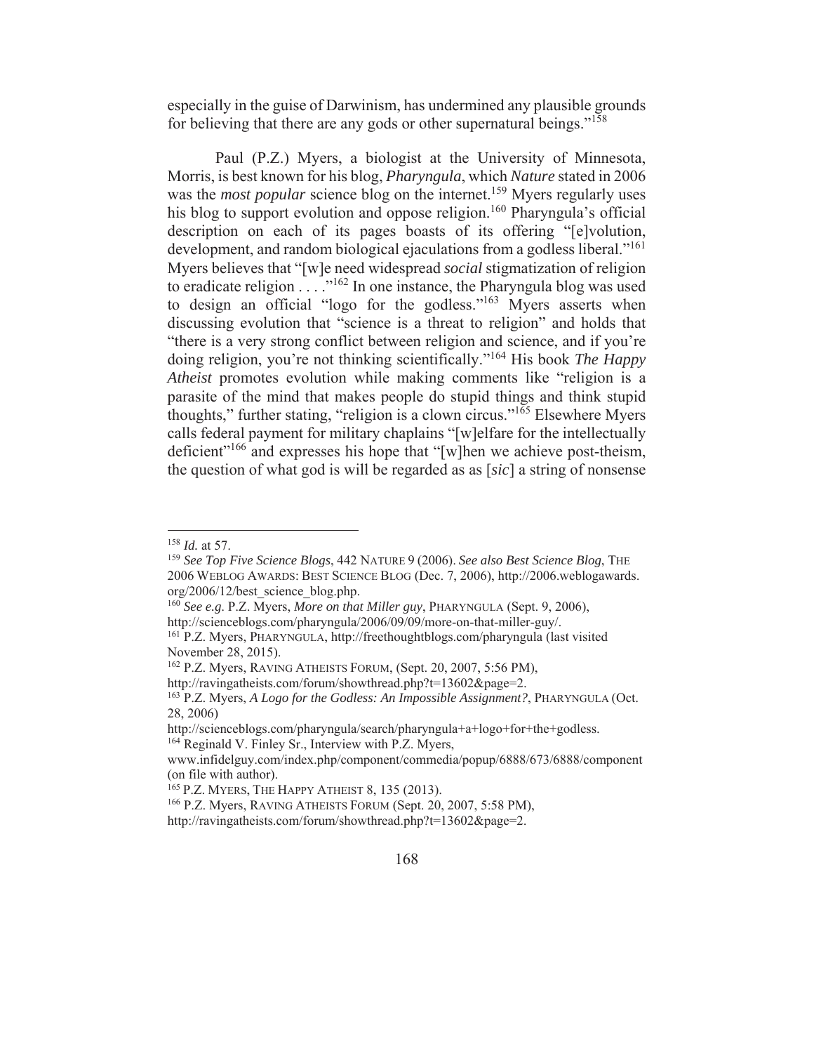especially in the guise of Darwinism, has undermined any plausible grounds for believing that there are any gods or other supernatural beings."[158]

Paul (P.Z.) Myers, a biologist at the University of Minnesota, Morris, is best known for his blog, *Pharyngula*, which *Nature* stated in 2006 was the *most popular* science blog on the internet.[159] Myers regularly uses his blog to support evolution and oppose religion.[160] Pharyngula's official description on each of its pages boasts of its offering "[e]volution, development, and random biological ejaculations from a godless liberal."[161] Myers believes that "[w]e need widespread *social* stigmatization of religion to eradicate religion . . . ."[162] In one instance, the Pharyngula blog was used to design an official "logo for the godless."[163] Myers asserts when discussing evolution that "science is a threat to religion" and holds that "there is a very strong conflict between religion and science, and if you're doing religion, you're not thinking scientifically."[164] His book *The Happy Atheist* promotes evolution while making comments like "religion is a parasite of the mind that makes people do stupid things and think stupid thoughts," further stating, "religion is a clown circus."[165] Elsewhere Myers calls federal payment for military chaplains "[w]elfare for the intellectually deficient"[166] and expresses his hope that "[w]hen we achieve post-theism, the question of what god is will be regarded as as [*sic*] a string of nonsense

---

[158] *Id.* at 57.

[159] *See Top Five Science Blogs*, 442 NATURE 9 (2006). *See also Best Science Blog*, THE 2006 WEBLOG AWARDS: BEST SCIENCE BLOG (Dec. 7, 2006), http://2006.weblogawards.org/2006/12/best_science_blog.php.

[160] *See e.g.* P.Z. Myers, *More on that Miller guy*, PHARYNGULA (Sept. 9, 2006), http://scienceblogs.com/pharyngula/2006/09/09/more-on-that-miller-guy/.

[161] P.Z. Myers, PHARYNGULA, http://freethoughtblogs.com/pharyngula (last visited November 28, 2015).

[162] P.Z. Myers, RAVING ATHEISTS FORUM, (Sept. 20, 2007, 5:56 PM), http://ravingatheists.com/forum/showthread.php?t=13602&page=2.

[163] P.Z. Myers, *A Logo for the Godless: An Impossible Assignment?*, PHARYNGULA (Oct. 28, 2006) http://scienceblogs.com/pharyngula/search/pharyngula+a+logo+for+the+godless.

[164] Reginald V. Finley Sr., Interview with P.Z. Myers, www.infidelguy.com/index.php/component/commedia/popup/6888/673/6888/component (on file with author).

[165] P.Z. MYERS, THE HAPPY ATHEIST 8, 135 (2013).

[166] P.Z. Myers, RAVING ATHEISTS FORUM (Sept. 20, 2007, 5:58 PM), http://ravingatheists.com/forum/showthread.php?t=13602&page=2.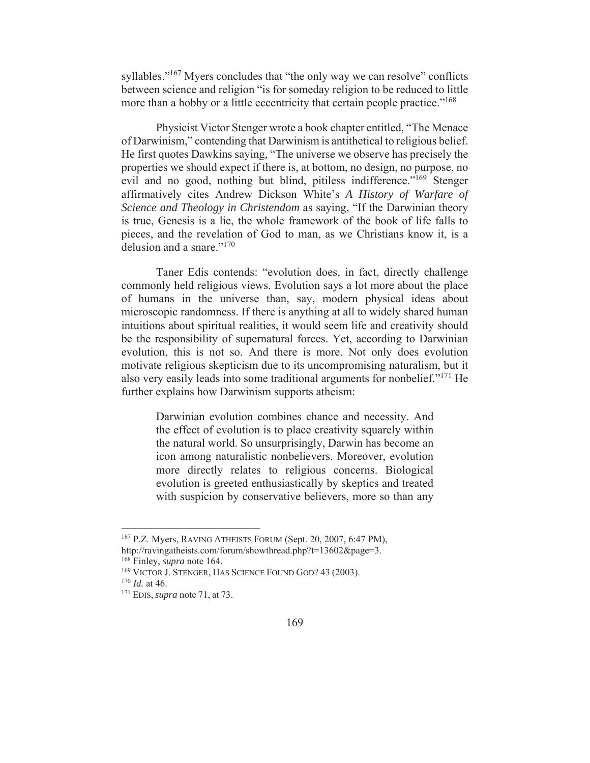syllables."[167] Myers concludes that "the only way we can resolve" conflicts between science and religion "is for someday religion to be reduced to little more than a hobby or a little eccentricity that certain people practice."[168]

Physicist Victor Stenger wrote a book chapter entitled, "The Menace of Darwinism," contending that Darwinism is antithetical to religious belief. He first quotes Dawkins saying, "The universe we observe has precisely the properties we should expect if there is, at bottom, no design, no purpose, no evil and no good, nothing but blind, pitiless indifference."[169] Stenger affirmatively cites Andrew Dickson White's *A History of Warfare of Science and Theology in Christendom* as saying, "If the Darwinian theory is true, Genesis is a lie, the whole framework of the book of life falls to pieces, and the revelation of God to man, as we Christians know it, is a delusion and a snare."[170]

Taner Edis contends: "evolution does, in fact, directly challenge commonly held religious views. Evolution says a lot more about the place of humans in the universe than, say, modern physical ideas about microscopic randomness. If there is anything at all to widely shared human intuitions about spiritual realities, it would seem life and creativity should be the responsibility of supernatural forces. Yet, according to Darwinian evolution, this is not so. And there is more. Not only does evolution motivate religious skepticism due to its uncompromising naturalism, but it also very easily leads into some traditional arguments for nonbelief."[171] He further explains how Darwinism supports atheism:

> Darwinian evolution combines chance and necessity. And the effect of evolution is to place creativity squarely within the natural world. So unsurprisingly, Darwin has become an icon among naturalistic nonbelievers. Moreover, evolution more directly relates to religious concerns. Biological evolution is greeted enthusiastically by skeptics and treated with suspicion by conservative believers, more so than any

---

[167] P.Z. Myers, RAVING ATHEISTS FORUM (Sept. 20, 2007, 6:47 PM), http://ravingatheists.com/forum/showthread.php?t=13602&page=3.

[168] Finley, *supra* note 164.

[169] VICTOR J. STENGER, HAS SCIENCE FOUND GOD? 43 (2003).

[170] *Id.* at 46.

[171] EDIS, *supra* note 71, at 73.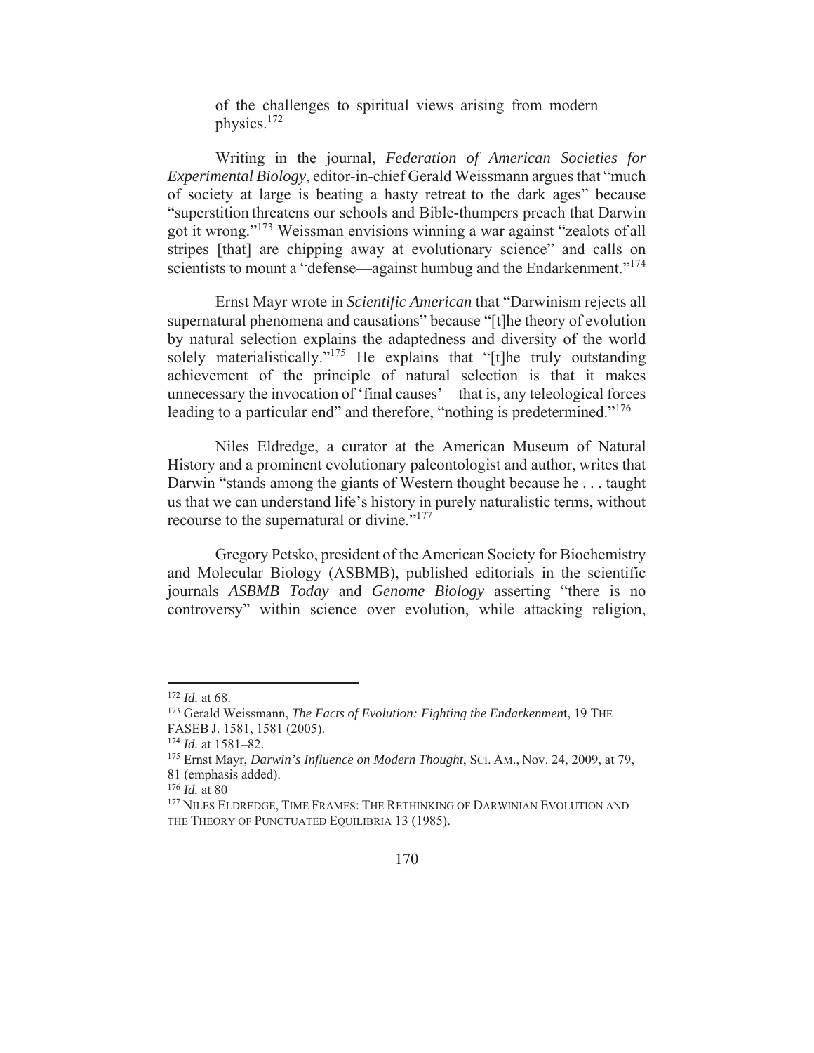of the challenges to spiritual views arising from modern physics.[172]

Writing in the journal, *Federation of American Societies for Experimental Biology*, editor-in-chief Gerald Weissmann argues that "much of society at large is beating a hasty retreat to the dark ages" because "superstition threatens our schools and Bible-thumpers preach that Darwin got it wrong."[173] Weissman envisions winning a war against "zealots of all stripes [that] are chipping away at evolutionary science" and calls on scientists to mount a "defense—against humbug and the Endarkenment."[174]

Ernst Mayr wrote in *Scientific American* that "Darwinism rejects all supernatural phenomena and causations" because "[t]he theory of evolution by natural selection explains the adaptedness and diversity of the world solely materialistically."[175] He explains that "[t]he truly outstanding achievement of the principle of natural selection is that it makes unnecessary the invocation of 'final causes'—that is, any teleological forces leading to a particular end" and therefore, "nothing is predetermined."[176]

Niles Eldredge, a curator at the American Museum of Natural History and a prominent evolutionary paleontologist and author, writes that Darwin "stands among the giants of Western thought because he . . . taught us that we can understand life's history in purely naturalistic terms, without recourse to the supernatural or divine."[177]

Gregory Petsko, president of the American Society for Biochemistry and Molecular Biology (ASBMB), published editorials in the scientific journals *ASBMB Today* and *Genome Biology* asserting "there is no controversy" within science over evolution, while attacking religion,

---

[172] *Id.* at 68.

[173] Gerald Weissmann, *The Facts of Evolution: Fighting the Endarkenment*, 19 THE FASEB J. 1581, 1581 (2005).

[174] *Id.* at 1581–82.

[175] Ernst Mayr, *Darwin's Influence on Modern Thought*, SCI. AM., Nov. 24, 2009, at 79, 81 (emphasis added).

[176] *Id.* at 80

[177] NILES ELDREDGE, TIME FRAMES: THE RETHINKING OF DARWINIAN EVOLUTION AND THE THEORY OF PUNCTUATED EQUILIBRIA 13 (1985).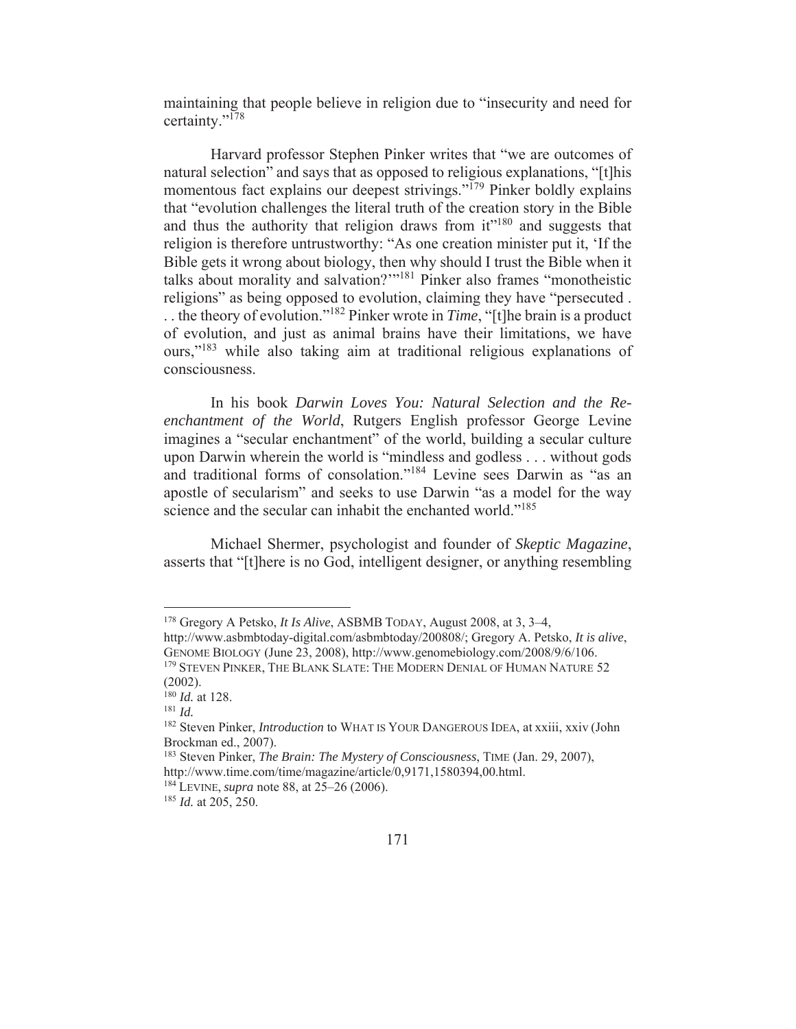maintaining that people believe in religion due to "insecurity and need for certainty."[178]

Harvard professor Stephen Pinker writes that "we are outcomes of natural selection" and says that as opposed to religious explanations, "[t]his momentous fact explains our deepest strivings."[179] Pinker boldly explains that "evolution challenges the literal truth of the creation story in the Bible and thus the authority that religion draws from it"[180] and suggests that religion is therefore untrustworthy: "As one creation minister put it, 'If the Bible gets it wrong about biology, then why should I trust the Bible when it talks about morality and salvation?'"[181] Pinker also frames "monotheistic religions" as being opposed to evolution, claiming they have "persecuted . . . the theory of evolution."[182] Pinker wrote in *Time*, "[t]he brain is a product of evolution, and just as animal brains have their limitations, we have ours,"[183] while also taking aim at traditional religious explanations of consciousness.

In his book *Darwin Loves You: Natural Selection and the Re-enchantment of the World*, Rutgers English professor George Levine imagines a "secular enchantment" of the world, building a secular culture upon Darwin wherein the world is "mindless and godless . . . without gods and traditional forms of consolation."[184] Levine sees Darwin as "as an apostle of secularism" and seeks to use Darwin "as a model for the way science and the secular can inhabit the enchanted world."[185]

Michael Shermer, psychologist and founder of *Skeptic Magazine*, asserts that "[t]here is no God, intelligent designer, or anything resembling

---

[178] Gregory A Petsko, *It Is Alive*, ASBMB TODAY, August 2008, at 3, 3–4, http://www.asbmbtoday-digital.com/asbmbtoday/200808/; Gregory A. Petsko, *It is alive*, GENOME BIOLOGY (June 23, 2008), http://www.genomebiology.com/2008/9/6/106.

[179] STEVEN PINKER, THE BLANK SLATE: THE MODERN DENIAL OF HUMAN NATURE 52 (2002).

[180] *Id.* at 128.

[181] *Id.*

[182] Steven Pinker, *Introduction* to WHAT IS YOUR DANGEROUS IDEA, at xxiii, xxiv (John Brockman ed., 2007).

[183] Steven Pinker, *The Brain: The Mystery of Consciousness*, TIME (Jan. 29, 2007), http://www.time.com/time/magazine/article/0,9171,1580394,00.html.

[184] LEVINE, *supra* note 88, at 25–26 (2006).

[185] *Id.* at 205, 250.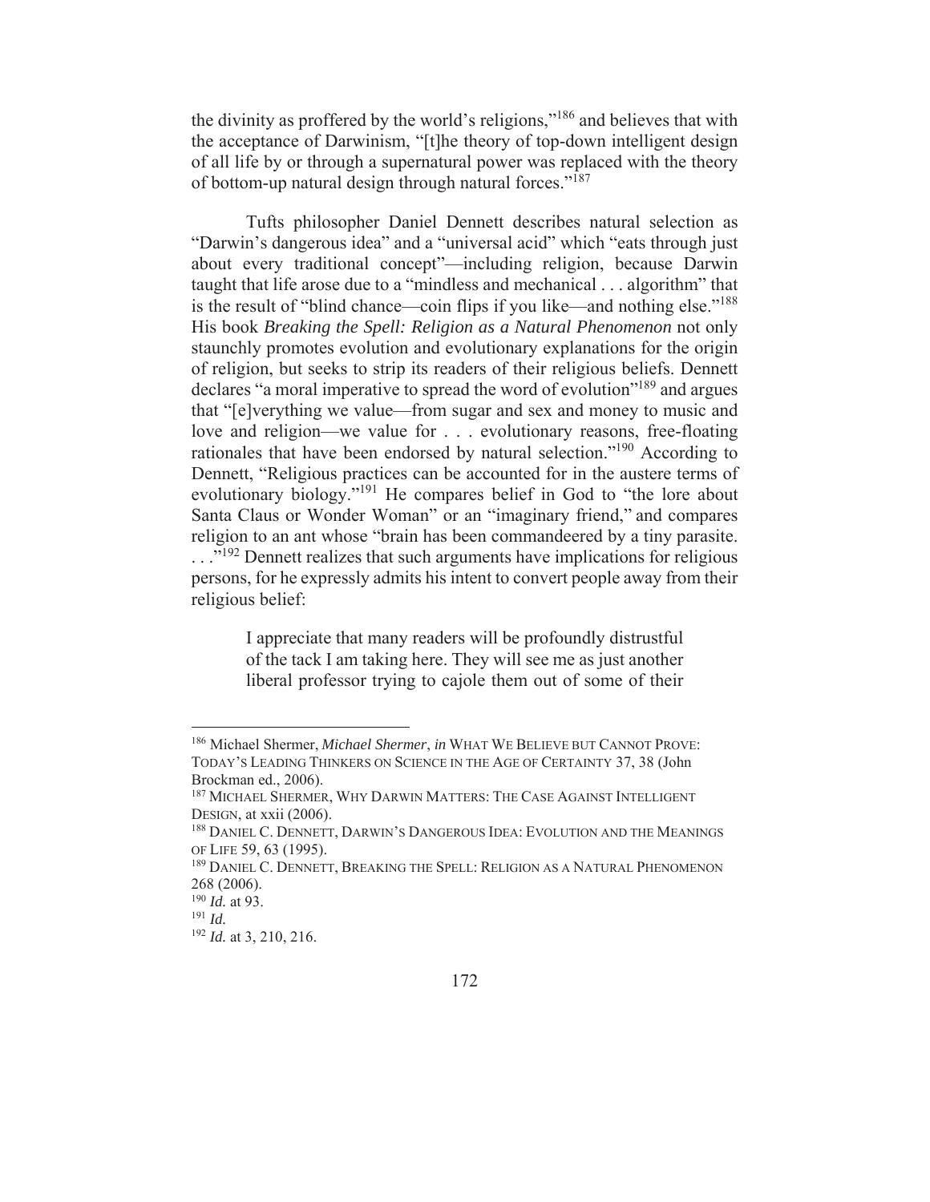the divinity as proffered by the world's religions,"[186] and believes that with the acceptance of Darwinism, "[t]he theory of top-down intelligent design of all life by or through a supernatural power was replaced with the theory of bottom-up natural design through natural forces."[187]

Tufts philosopher Daniel Dennett describes natural selection as "Darwin's dangerous idea" and a "universal acid" which "eats through just about every traditional concept"—including religion, because Darwin taught that life arose due to a "mindless and mechanical . . . algorithm" that is the result of "blind chance—coin flips if you like—and nothing else."[188] His book *Breaking the Spell: Religion as a Natural Phenomenon* not only staunchly promotes evolution and evolutionary explanations for the origin of religion, but seeks to strip its readers of their religious beliefs. Dennett declares "a moral imperative to spread the word of evolution"[189] and argues that "[e]verything we value—from sugar and sex and money to music and love and religion—we value for . . . evolutionary reasons, free-floating rationales that have been endorsed by natural selection."[190] According to Dennett, "Religious practices can be accounted for in the austere terms of evolutionary biology."[191] He compares belief in God to "the lore about Santa Claus or Wonder Woman" or an "imaginary friend," and compares religion to an ant whose "brain has been commandeered by a tiny parasite. . . ."[192] Dennett realizes that such arguments have implications for religious persons, for he expressly admits his intent to convert people away from their religious belief:

> I appreciate that many readers will be profoundly distrustful of the tack I am taking here. They will see me as just another liberal professor trying to cajole them out of some of their

---

[186] Michael Shermer, *Michael Shermer*, *in* WHAT WE BELIEVE BUT CANNOT PROVE: TODAY'S LEADING THINKERS ON SCIENCE IN THE AGE OF CERTAINTY 37, 38 (John Brockman ed., 2006).

[187] MICHAEL SHERMER, WHY DARWIN MATTERS: THE CASE AGAINST INTELLIGENT DESIGN, at xxii (2006).

[188] DANIEL C. DENNETT, DARWIN'S DANGEROUS IDEA: EVOLUTION AND THE MEANINGS OF LIFE 59, 63 (1995).

[189] DANIEL C. DENNETT, BREAKING THE SPELL: RELIGION AS A NATURAL PHENOMENON 268 (2006).

[190] *Id.* at 93.

[191] *Id.*

[192] *Id.* at 3, 210, 216.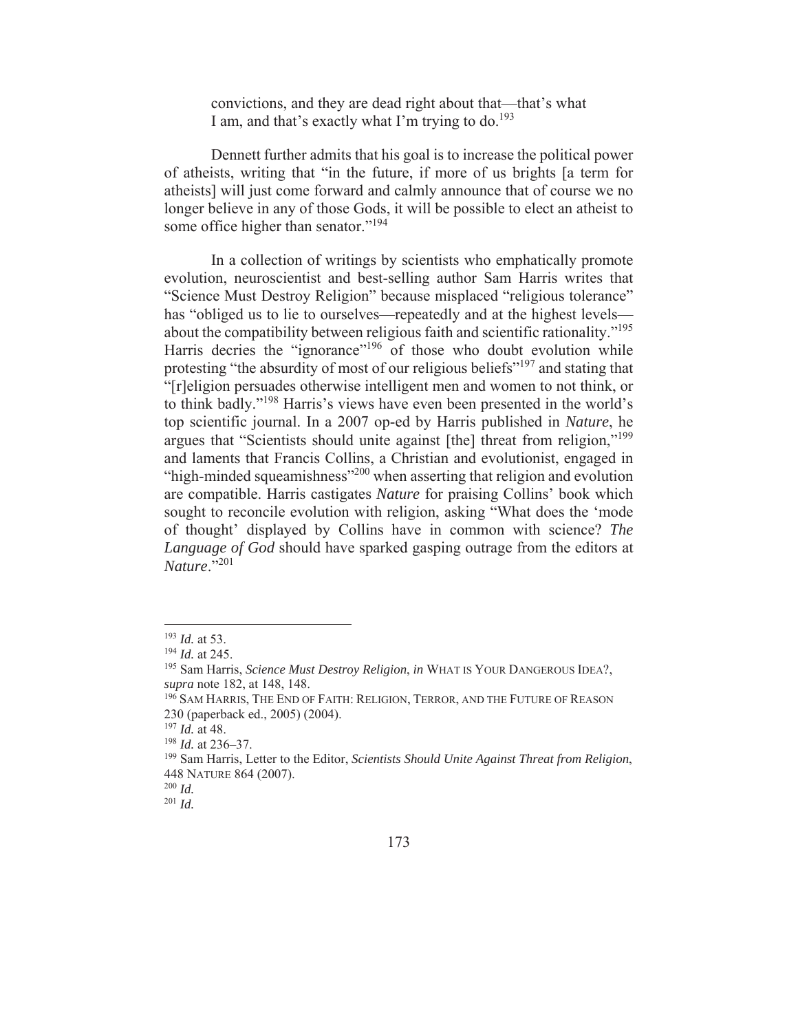> convictions, and they are dead right about that—that's what I am, and that's exactly what I'm trying to do.[193]

Dennett further admits that his goal is to increase the political power of atheists, writing that "in the future, if more of us brights [a term for atheists] will just come forward and calmly announce that of course we no longer believe in any of those Gods, it will be possible to elect an atheist to some office higher than senator."[194]

In a collection of writings by scientists who emphatically promote evolution, neuroscientist and best-selling author Sam Harris writes that "Science Must Destroy Religion" because misplaced "religious tolerance" has "obliged us to lie to ourselves—repeatedly and at the highest levels—about the compatibility between religious faith and scientific rationality."[195] Harris decries the "ignorance"[196] of those who doubt evolution while protesting "the absurdity of most of our religious beliefs"[197] and stating that "[r]eligion persuades otherwise intelligent men and women to not think, or to think badly."[198] Harris's views have even been presented in the world's top scientific journal. In a 2007 op-ed by Harris published in *Nature*, he argues that "Scientists should unite against [the] threat from religion,"[199] and laments that Francis Collins, a Christian and evolutionist, engaged in "high-minded squeamishness"[200] when asserting that religion and evolution are compatible. Harris castigates *Nature* for praising Collins' book which sought to reconcile evolution with religion, asking "What does the 'mode of thought' displayed by Collins have in common with science? *The Language of God* should have sparked gasping outrage from the editors at *Nature*."[201]

---

[193] *Id.* at 53.

[194] *Id.* at 245.

[195] Sam Harris, *Science Must Destroy Religion*, *in* WHAT IS YOUR DANGEROUS IDEA?, *supra* note 182, at 148, 148.

[196] SAM HARRIS, THE END OF FAITH: RELIGION, TERROR, AND THE FUTURE OF REASON 230 (paperback ed., 2005) (2004).

[197] *Id.* at 48.

[198] *Id.* at 236–37.

[199] Sam Harris, Letter to the Editor, *Scientists Should Unite Against Threat from Religion*, 448 NATURE 864 (2007).

[200] *Id.*

[201] *Id.*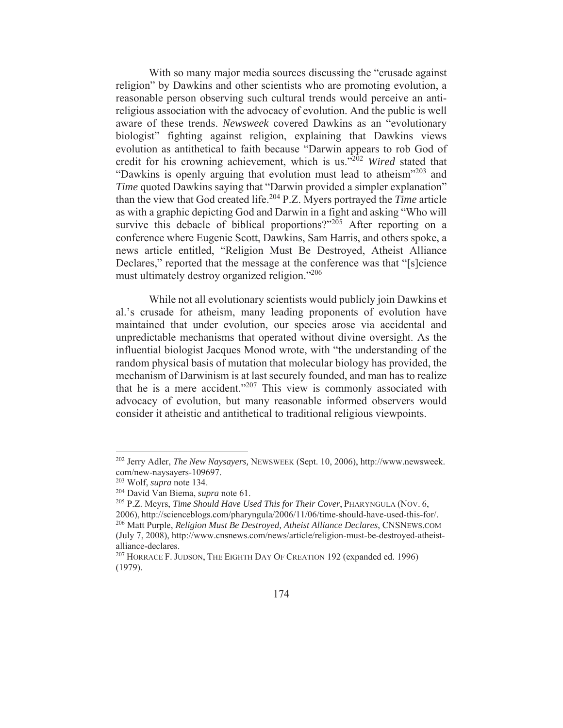With so many major media sources discussing the "crusade against religion" by Dawkins and other scientists who are promoting evolution, a reasonable person observing such cultural trends would perceive an anti-religious association with the advocacy of evolution. And the public is well aware of these trends. *Newsweek* covered Dawkins as an "evolutionary biologist" fighting against religion, explaining that Dawkins views evolution as antithetical to faith because "Darwin appears to rob God of credit for his crowning achievement, which is us."[202] *Wired* stated that "Dawkins is openly arguing that evolution must lead to atheism"[203] and *Time* quoted Dawkins saying that "Darwin provided a simpler explanation" than the view that God created life.[204] P.Z. Myers portrayed the *Time* article as with a graphic depicting God and Darwin in a fight and asking "Who will survive this debacle of biblical proportions?"[205] After reporting on a conference where Eugenie Scott, Dawkins, Sam Harris, and others spoke, a news article entitled, "Religion Must Be Destroyed, Atheist Alliance Declares," reported that the message at the conference was that "[s]cience must ultimately destroy organized religion."[206]

While not all evolutionary scientists would publicly join Dawkins et al.'s crusade for atheism, many leading proponents of evolution have maintained that under evolution, our species arose via accidental and unpredictable mechanisms that operated without divine oversight. As the influential biologist Jacques Monod wrote, with "the understanding of the random physical basis of mutation that molecular biology has provided, the mechanism of Darwinism is at last securely founded, and man has to realize that he is a mere accident."[207] This view is commonly associated with advocacy of evolution, but many reasonable informed observers would consider it atheistic and antithetical to traditional religious viewpoints.

---

[202] Jerry Adler, *The New Naysayers,* NEWSWEEK (Sept. 10, 2006), http://www.newsweek.com/new-naysayers-109697.

[203] Wolf, *supra* note 134.

[204] David Van Biema, *supra* note 61.

[205] P.Z. Meyrs, *Time Should Have Used This for Their Cover*, PHARYNGULA (NOV. 6, 2006), http://scienceblogs.com/pharyngula/2006/11/06/time-should-have-used-this-for/.

[206] Matt Purple, *Religion Must Be Destroyed, Atheist Alliance Declares*, CNSNEWS.COM (July 7, 2008), http://www.cnsnews.com/news/article/religion-must-be-destroyed-atheist-alliance-declares.

[207] HORRACE F. JUDSON, THE EIGHTH DAY OF CREATION 192 (expanded ed. 1996) (1979).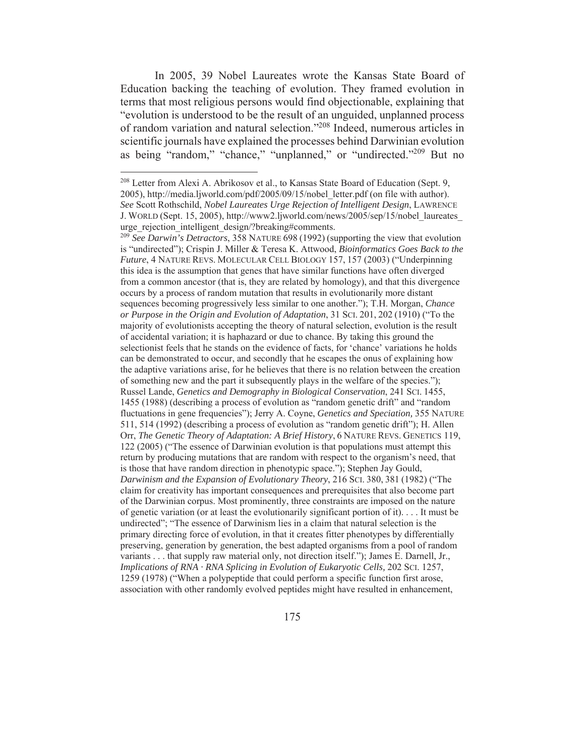In 2005, 39 Nobel Laureates wrote the Kansas State Board of Education backing the teaching of evolution. They framed evolution in terms that most religious persons would find objectionable, explaining that "evolution is understood to be the result of an unguided, unplanned process of random variation and natural selection."[208] Indeed, numerous articles in scientific journals have explained the processes behind Darwinian evolution as being "random," "chance," "unplanned," or "undirected."[209] But no

---

[208] Letter from Alexi A. Abrikosov et al., to Kansas State Board of Education (Sept. 9, 2005), http://media.ljworld.com/pdf/2005/09/15/nobel_letter.pdf (on file with author). *See* Scott Rothschild, *Nobel Laureates Urge Rejection of Intelligent Design*, LAWRENCE J. WORLD (Sept. 15, 2005), http://www2.ljworld.com/news/2005/sep/15/nobel_laureates_urge_rejection_intelligent_design/?breaking#comments.

[209] *See Darwin's Detractors*, 358 NATURE 698 (1992) (supporting the view that evolution is "undirected"); Crispin J. Miller & Teresa K. Attwood, *Bioinformatics Goes Back to the Future*, 4 NATURE REVS. MOLECULAR CELL BIOLOGY 157, 157 (2003) ("Underpinning this idea is the assumption that genes that have similar functions have often diverged from a common ancestor (that is, they are related by homology), and that this divergence occurs by a process of random mutation that results in evolutionarily more distant sequences becoming progressively less similar to one another."); T.H. Morgan, *Chance or Purpose in the Origin and Evolution of Adaptation*, 31 SCI. 201, 202 (1910) ("To the majority of evolutionists accepting the theory of natural selection, evolution is the result of accidental variation; it is haphazard or due to chance. By taking this ground the selectionist feels that he stands on the evidence of facts, for 'chance' variations he holds can be demonstrated to occur, and secondly that he escapes the onus of explaining how the adaptive variations arise, for he believes that there is no relation between the creation of something new and the part it subsequently plays in the welfare of the species."); Russel Lande, *Genetics and Demography in Biological Conservation*, 241 SCI. 1455, 1455 (1988) (describing a process of evolution as "random genetic drift" and "random fluctuations in gene frequencies"); Jerry A. Coyne, *Genetics and Speciation,* 355 NATURE 511, 514 (1992) (describing a process of evolution as "random genetic drift"); H. Allen Orr, *The Genetic Theory of Adaptation: A Brief History*, 6 NATURE REVS. GENETICS 119, 122 (2005) ("The essence of Darwinian evolution is that populations must attempt this return by producing mutations that are random with respect to the organism's need, that is those that have random direction in phenotypic space."); Stephen Jay Gould, *Darwinism and the Expansion of Evolutionary Theory*, 216 SCI. 380, 381 (1982) ("The claim for creativity has important consequences and prerequisites that also become part of the Darwinian corpus. Most prominently, three constraints are imposed on the nature of genetic variation (or at least the evolutionarily significant portion of it). . . . It must be undirected"; "The essence of Darwinism lies in a claim that natural selection is the primary directing force of evolution, in that it creates fitter phenotypes by differentially preserving, generation by generation, the best adapted organisms from a pool of random variants . . . that supply raw material only, not direction itself."); James E. Darnell, Jr., *Implications of RNA · RNA Splicing in Evolution of Eukaryotic Cells,* 202 SCI. 1257, 1259 (1978) ("When a polypeptide that could perform a specific function first arose, association with other randomly evolved peptides might have resulted in enhancement,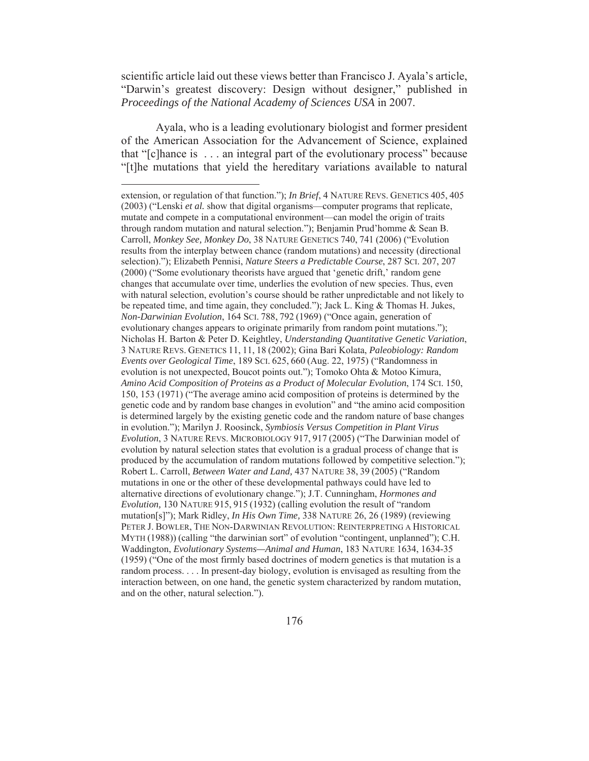scientific article laid out these views better than Francisco J. Ayala's article, "Darwin's greatest discovery: Design without designer," published in *Proceedings of the National Academy of Sciences USA* in 2007.

Ayala, who is a leading evolutionary biologist and former president of the American Association for the Advancement of Science, explained that "[c]hance is . . . an integral part of the evolutionary process" because "[t]he mutations that yield the hereditary variations available to natural

---

extension, or regulation of that function."); *In Brief*, 4 NATURE REVS. GENETICS 405, 405 (2003) ("Lenski *et al.* show that digital organisms—computer programs that replicate, mutate and compete in a computational environment—can model the origin of traits through random mutation and natural selection."); Benjamin Prud'homme & Sean B. Carroll, *Monkey See, Monkey Do*, 38 NATURE GENETICS 740, 741 (2006) ("Evolution results from the interplay between chance (random mutations) and necessity (directional selection)."); Elizabeth Pennisi, *Nature Steers a Predictable Course*, 287 SCI. 207, 207 (2000) ("Some evolutionary theorists have argued that 'genetic drift,' random gene changes that accumulate over time, underlies the evolution of new species. Thus, even with natural selection, evolution's course should be rather unpredictable and not likely to be repeated time, and time again, they concluded."); Jack L. King & Thomas H. Jukes, *Non-Darwinian Evolution*, 164 SCI. 788, 792 (1969) ("Once again, generation of evolutionary changes appears to originate primarily from random point mutations."); Nicholas H. Barton & Peter D. Keightley, *Understanding Quantitative Genetic Variation*, 3 NATURE REVS. GENETICS 11, 11, 18 (2002); Gina Bari Kolata, *Paleobiology: Random Events over Geological Time*, 189 SCI. 625, 660 (Aug. 22, 1975) ("Randomness in evolution is not unexpected, Boucot points out."); Tomoko Ohta & Motoo Kimura, *Amino Acid Composition of Proteins as a Product of Molecular Evolution*, 174 SCI. 150, 150, 153 (1971) ("The average amino acid composition of proteins is determined by the genetic code and by random base changes in evolution" and "the amino acid composition is determined largely by the existing genetic code and the random nature of base changes in evolution."); Marilyn J. Roossinck, *Symbiosis Versus Competition in Plant Virus Evolution*, 3 NATURE REVS. MICROBIOLOGY 917, 917 (2005) ("The Darwinian model of evolution by natural selection states that evolution is a gradual process of change that is produced by the accumulation of random mutations followed by competitive selection."); Robert L. Carroll, *Between Water and Land,* 437 NATURE 38, 39 (2005) ("Random mutations in one or the other of these developmental pathways could have led to alternative directions of evolutionary change."); J.T. Cunningham, *Hormones and Evolution,* 130 NATURE 915, 915 (1932) (calling evolution the result of "random mutation[s]"); Mark Ridley, *In His Own Time,* 338 NATURE 26, 26 (1989) (reviewing PETER J. BOWLER, THE NON-DARWINIAN REVOLUTION: REINTERPRETING A HISTORICAL MYTH (1988)) (calling "the darwinian sort" of evolution "contingent, unplanned"); C.H. Waddington, *Evolutionary Systems—Animal and Human*, 183 NATURE 1634, 1634-35 (1959) ("One of the most firmly based doctrines of modern genetics is that mutation is a random process. . . . In present-day biology, evolution is envisaged as resulting from the interaction between, on one hand, the genetic system characterized by random mutation, and on the other, natural selection.").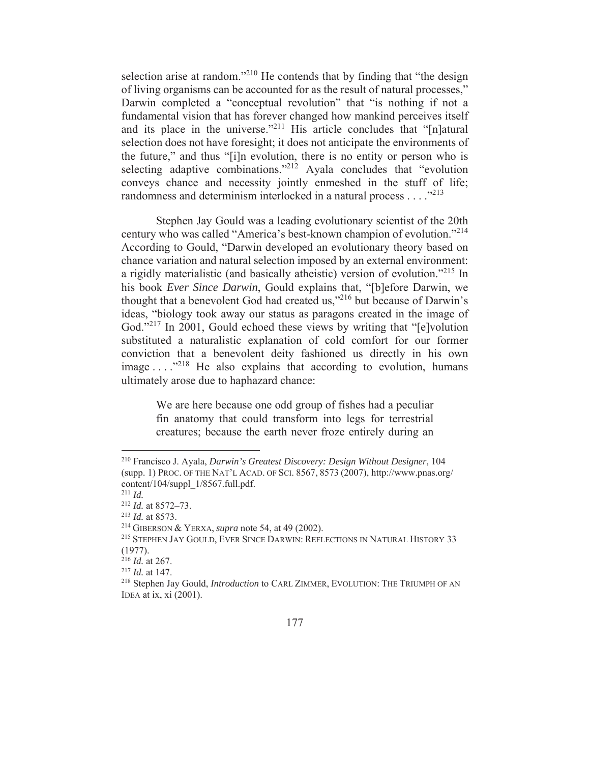selection arise at random."[210] He contends that by finding that "the design of living organisms can be accounted for as the result of natural processes," Darwin completed a "conceptual revolution" that "is nothing if not a fundamental vision that has forever changed how mankind perceives itself and its place in the universe."[211] His article concludes that "[n]atural selection does not have foresight; it does not anticipate the environments of the future," and thus "[i]n evolution, there is no entity or person who is selecting adaptive combinations."[212] Ayala concludes that "evolution conveys chance and necessity jointly enmeshed in the stuff of life; randomness and determinism interlocked in a natural process . . . ."[213]

Stephen Jay Gould was a leading evolutionary scientist of the 20th century who was called "America's best-known champion of evolution."[214] According to Gould, "Darwin developed an evolutionary theory based on chance variation and natural selection imposed by an external environment: a rigidly materialistic (and basically atheistic) version of evolution."[215] In his book *Ever Since Darwin*, Gould explains that, "[b]efore Darwin, we thought that a benevolent God had created us,"[216] but because of Darwin's ideas, "biology took away our status as paragons created in the image of God."[217] In 2001, Gould echoed these views by writing that "[e]volution substituted a naturalistic explanation of cold comfort for our former conviction that a benevolent deity fashioned us directly in his own image . . . ."[218] He also explains that according to evolution, humans ultimately arose due to haphazard chance:

> We are here because one odd group of fishes had a peculiar fin anatomy that could transform into legs for terrestrial creatures; because the earth never froze entirely during an

---

[210] Francisco J. Ayala, *Darwin's Greatest Discovery: Design Without Designer*, 104 (supp. 1) PROC. OF THE NAT'L ACAD. OF SCI. 8567, 8573 (2007), http://www.pnas.org/content/104/suppl_1/8567.full.pdf.

[211] *Id.*

[212] *Id.* at 8572–73.

[213] *Id.* at 8573.

[214] GIBERSON & YERXA, *supra* note 54, at 49 (2002).

[215] STEPHEN JAY GOULD, EVER SINCE DARWIN: REFLECTIONS IN NATURAL HISTORY 33 (1977).

[216] *Id.* at 267.

[217] *Id.* at 147.

[218] Stephen Jay Gould, *Introduction* to CARL ZIMMER, EVOLUTION: THE TRIUMPH OF AN IDEA at ix, xi (2001).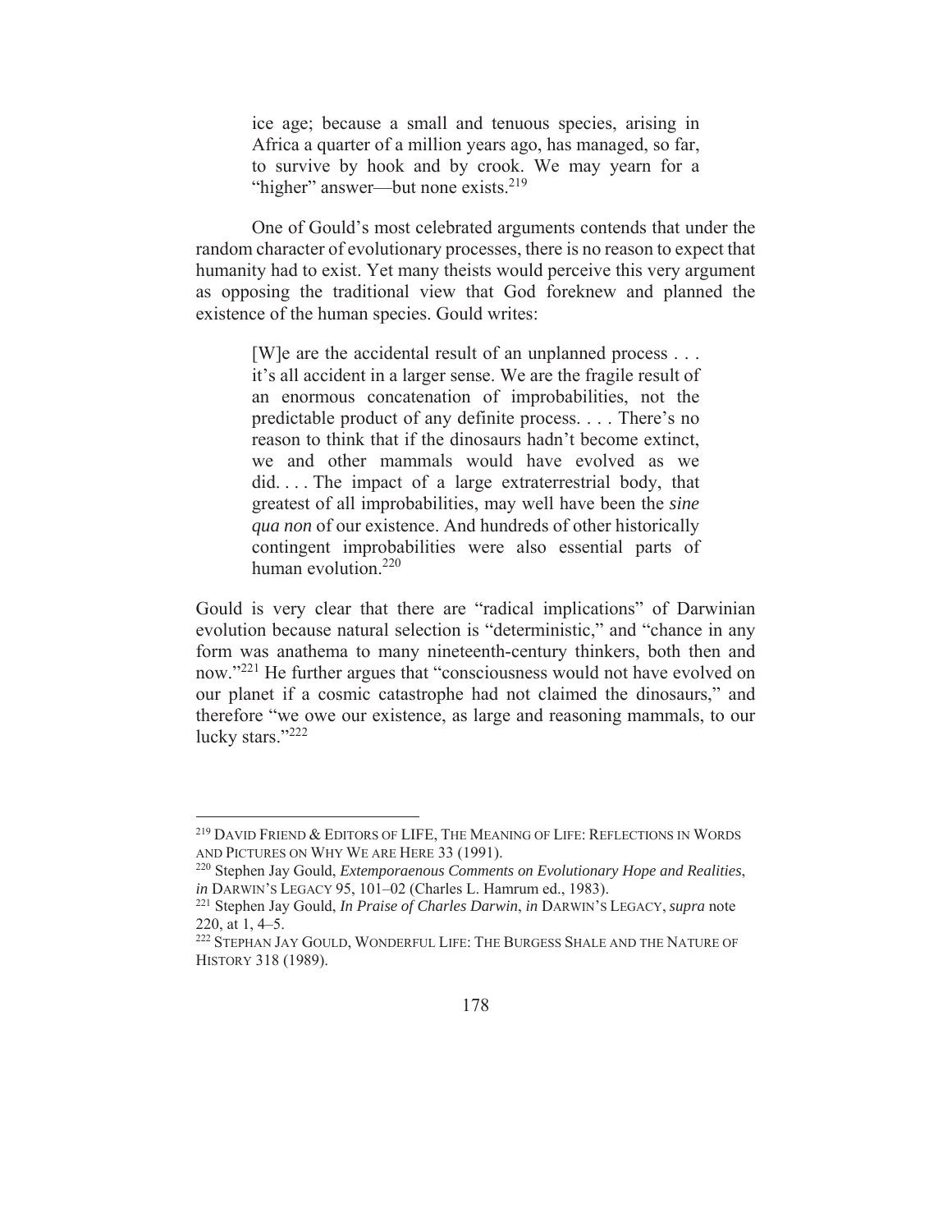> ice age; because a small and tenuous species, arising in Africa a quarter of a million years ago, has managed, so far, to survive by hook and by crook. We may yearn for a "higher" answer—but none exists.[219]

One of Gould's most celebrated arguments contends that under the random character of evolutionary processes, there is no reason to expect that humanity had to exist. Yet many theists would perceive this very argument as opposing the traditional view that God foreknew and planned the existence of the human species. Gould writes:

> [W]e are the accidental result of an unplanned process . . . it's all accident in a larger sense. We are the fragile result of an enormous concatenation of improbabilities, not the predictable product of any definite process. . . . There's no reason to think that if the dinosaurs hadn't become extinct, we and other mammals would have evolved as we did. . . . The impact of a large extraterrestrial body, that greatest of all improbabilities, may well have been the *sine qua non* of our existence. And hundreds of other historically contingent improbabilities were also essential parts of human evolution.[220]

Gould is very clear that there are "radical implications" of Darwinian evolution because natural selection is "deterministic," and "chance in any form was anathema to many nineteenth-century thinkers, both then and now."[221] He further argues that "consciousness would not have evolved on our planet if a cosmic catastrophe had not claimed the dinosaurs," and therefore "we owe our existence, as large and reasoning mammals, to our lucky stars."[222]

---

[219] DAVID FRIEND & EDITORS OF LIFE, THE MEANING OF LIFE: REFLECTIONS IN WORDS AND PICTURES ON WHY WE ARE HERE 33 (1991).

[220] Stephen Jay Gould, *Extemporaenous Comments on Evolutionary Hope and Realities*, *in* DARWIN'S LEGACY 95, 101–02 (Charles L. Hamrum ed., 1983).

[221] Stephen Jay Gould, *In Praise of Charles Darwin*, *in* DARWIN'S LEGACY, *supra* note 220, at 1, 4–5.

[222] STEPHAN JAY GOULD, WONDERFUL LIFE: THE BURGESS SHALE AND THE NATURE OF HISTORY 318 (1989).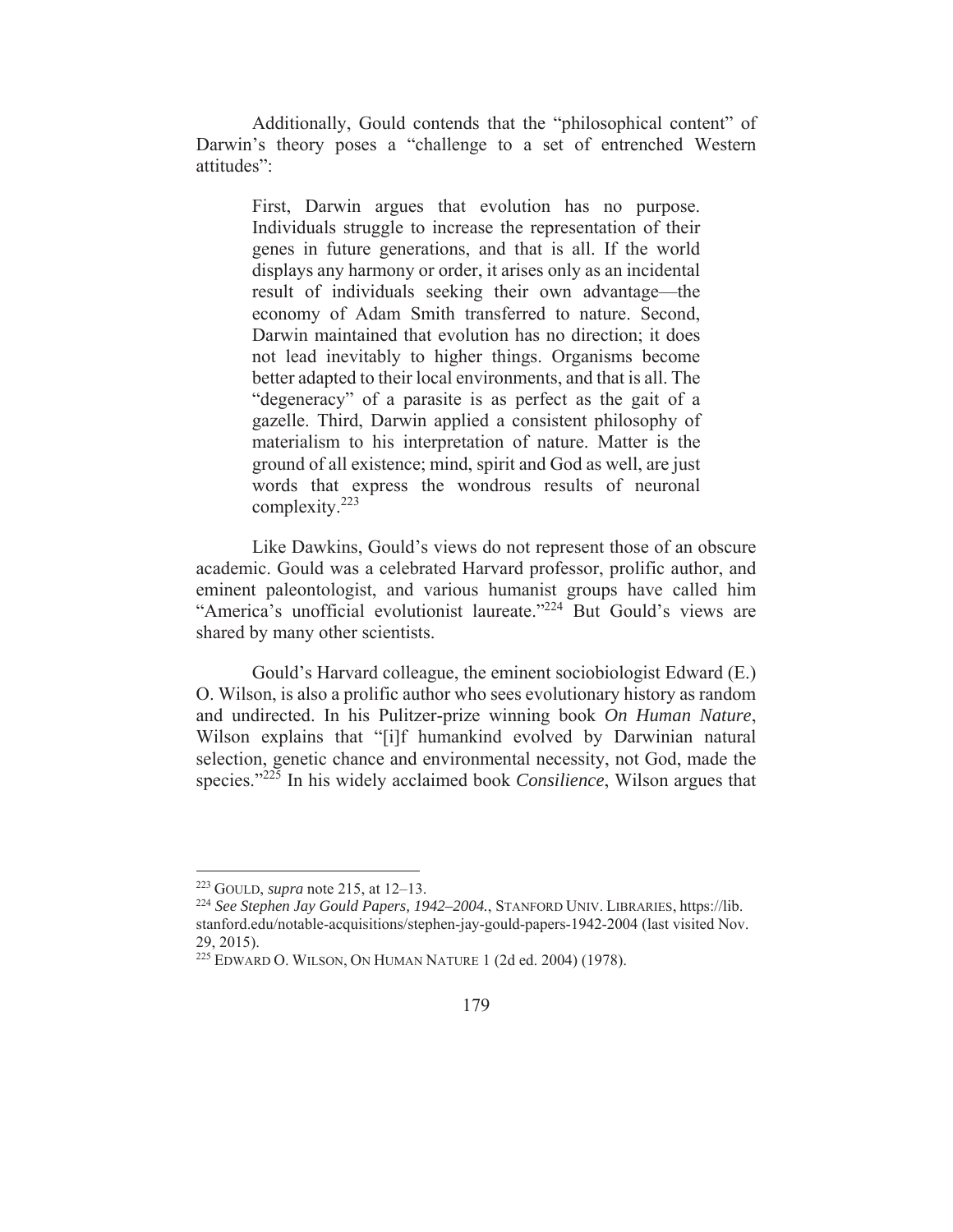Additionally, Gould contends that the "philosophical content" of Darwin's theory poses a "challenge to a set of entrenched Western attitudes":

> First, Darwin argues that evolution has no purpose. Individuals struggle to increase the representation of their genes in future generations, and that is all. If the world displays any harmony or order, it arises only as an incidental result of individuals seeking their own advantage—the economy of Adam Smith transferred to nature. Second, Darwin maintained that evolution has no direction; it does not lead inevitably to higher things. Organisms become better adapted to their local environments, and that is all. The "degeneracy" of a parasite is as perfect as the gait of a gazelle. Third, Darwin applied a consistent philosophy of materialism to his interpretation of nature. Matter is the ground of all existence; mind, spirit and God as well, are just words that express the wondrous results of neuronal complexity.[223]

Like Dawkins, Gould's views do not represent those of an obscure academic. Gould was a celebrated Harvard professor, prolific author, and eminent paleontologist, and various humanist groups have called him "America's unofficial evolutionist laureate."[224] But Gould's views are shared by many other scientists.

Gould's Harvard colleague, the eminent sociobiologist Edward (E.) O. Wilson, is also a prolific author who sees evolutionary history as random and undirected. In his Pulitzer-prize winning book *On Human Nature*, Wilson explains that "[i]f humankind evolved by Darwinian natural selection, genetic chance and environmental necessity, not God, made the species."[225] In his widely acclaimed book *Consilience*, Wilson argues that

---

[223] GOULD, *supra* note 215, at 12–13.

[224] *See Stephen Jay Gould Papers, 1942–2004.*, STANFORD UNIV. LIBRARIES, https://lib.stanford.edu/notable-acquisitions/stephen-jay-gould-papers-1942-2004 (last visited Nov. 29, 2015).

[225] EDWARD O. WILSON, ON HUMAN NATURE 1 (2d ed. 2004) (1978).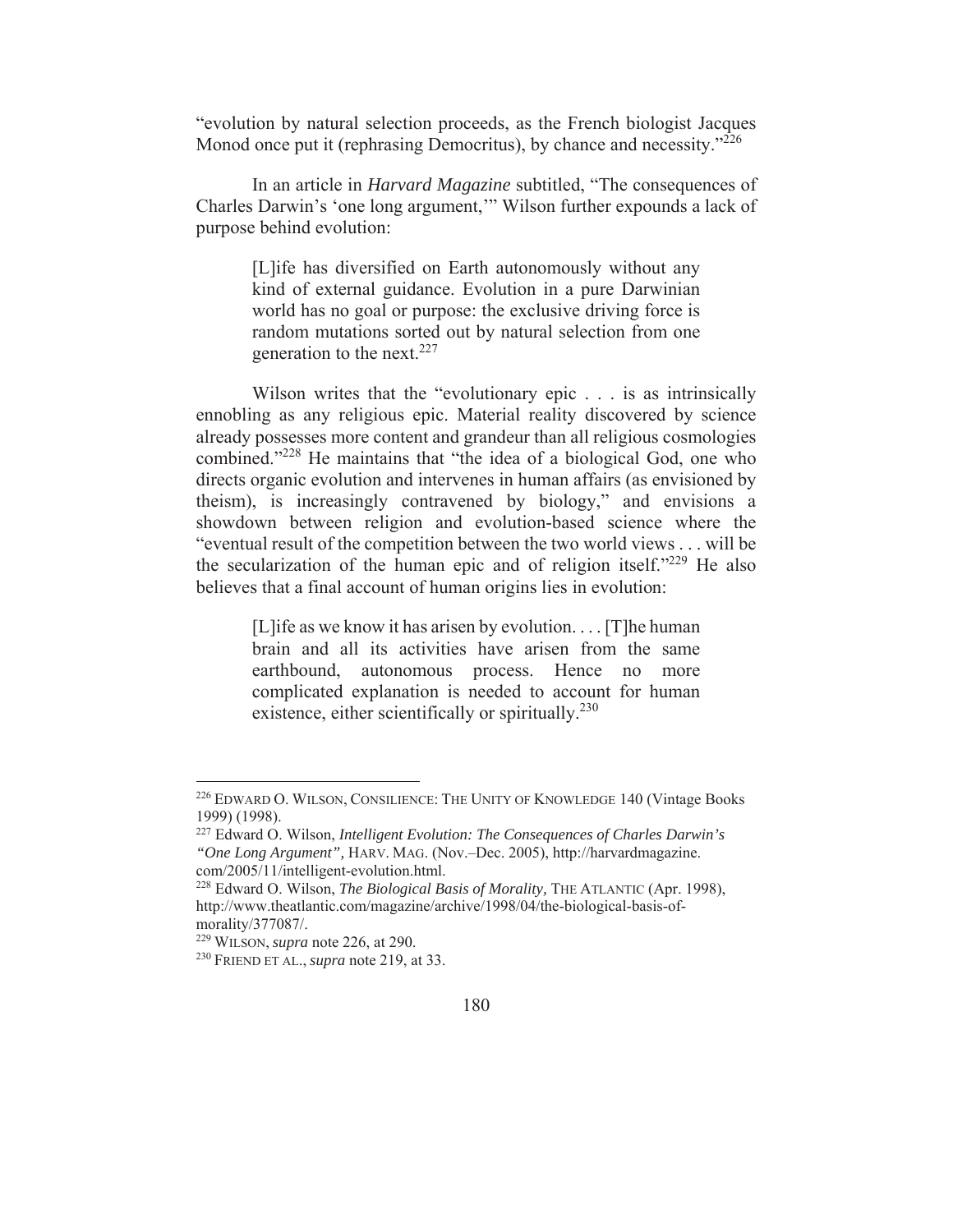"evolution by natural selection proceeds, as the French biologist Jacques Monod once put it (rephrasing Democritus), by chance and necessity."[226]

In an article in *Harvard Magazine* subtitled, "The consequences of Charles Darwin's 'one long argument,'" Wilson further expounds a lack of purpose behind evolution:

> [L]ife has diversified on Earth autonomously without any kind of external guidance. Evolution in a pure Darwinian world has no goal or purpose: the exclusive driving force is random mutations sorted out by natural selection from one generation to the next.[227]

Wilson writes that the "evolutionary epic . . . is as intrinsically ennobling as any religious epic. Material reality discovered by science already possesses more content and grandeur than all religious cosmologies combined."[228] He maintains that "the idea of a biological God, one who directs organic evolution and intervenes in human affairs (as envisioned by theism), is increasingly contravened by biology," and envisions a showdown between religion and evolution-based science where the "eventual result of the competition between the two world views . . . will be the secularization of the human epic and of religion itself."[229] He also believes that a final account of human origins lies in evolution:

> [L]ife as we know it has arisen by evolution. . . . [T]he human brain and all its activities have arisen from the same earthbound, autonomous process. Hence no more complicated explanation is needed to account for human existence, either scientifically or spiritually.[230]

---

[226] EDWARD O. WILSON, CONSILIENCE: THE UNITY OF KNOWLEDGE 140 (Vintage Books 1999) (1998).

[227] Edward O. Wilson, *Intelligent Evolution: The Consequences of Charles Darwin's "One Long Argument",* HARV. MAG. (Nov.–Dec. 2005), http://harvardmagazine.com/2005/11/intelligent-evolution.html.

[228] Edward O. Wilson, *The Biological Basis of Morality,* THE ATLANTIC (Apr. 1998), http://www.theatlantic.com/magazine/archive/1998/04/the-biological-basis-of-morality/377087/.

[229] WILSON, *supra* note 226, at 290.

[230] FRIEND ET AL., *supra* note 219, at 33.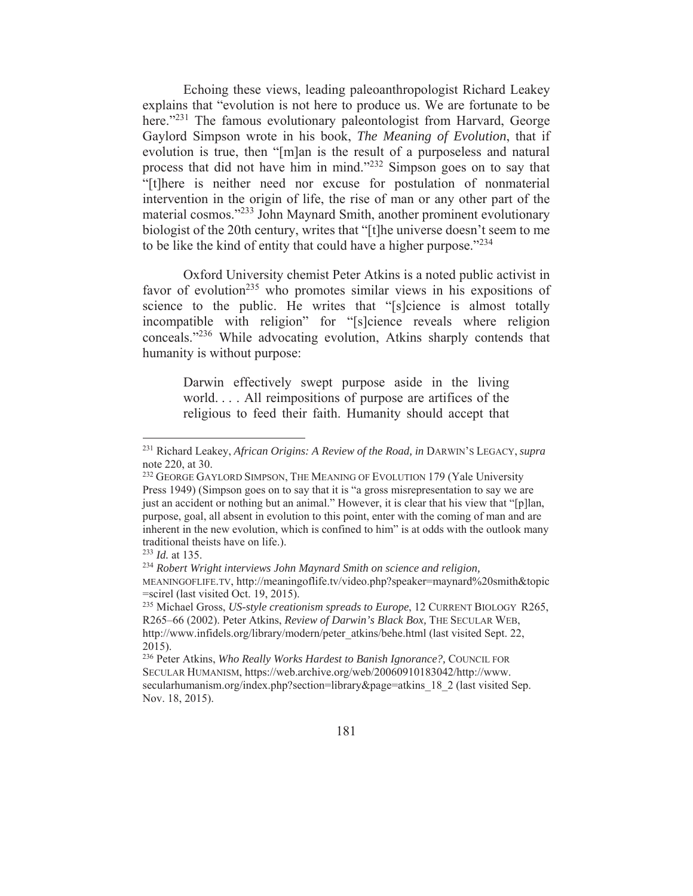Echoing these views, leading paleoanthropologist Richard Leakey explains that "evolution is not here to produce us. We are fortunate to be here."[231] The famous evolutionary paleontologist from Harvard, George Gaylord Simpson wrote in his book, *The Meaning of Evolution*, that if evolution is true, then "[m]an is the result of a purposeless and natural process that did not have him in mind."[232] Simpson goes on to say that "[t]here is neither need nor excuse for postulation of nonmaterial intervention in the origin of life, the rise of man or any other part of the material cosmos."[233] John Maynard Smith, another prominent evolutionary biologist of the 20th century, writes that "[t]he universe doesn't seem to me to be like the kind of entity that could have a higher purpose."[234]

Oxford University chemist Peter Atkins is a noted public activist in favor of evolution[235] who promotes similar views in his expositions of science to the public. He writes that "[s]cience is almost totally incompatible with religion" for "[s]cience reveals where religion conceals."[236] While advocating evolution, Atkins sharply contends that humanity is without purpose:

> Darwin effectively swept purpose aside in the living world. . . . All reimpositions of purpose are artifices of the religious to feed their faith. Humanity should accept that

---

[231] Richard Leakey, *African Origins: A Review of the Road, in* DARWIN'S LEGACY, *supra* note 220, at 30.

[232] GEORGE GAYLORD SIMPSON, THE MEANING OF EVOLUTION 179 (Yale University Press 1949) (Simpson goes on to say that it is "a gross misrepresentation to say we are just an accident or nothing but an animal." However, it is clear that his view that "[p]lan, purpose, goal, all absent in evolution to this point, enter with the coming of man and are inherent in the new evolution, which is confined to him" is at odds with the outlook many traditional theists have on life.).

[233] *Id.* at 135.

[234] *Robert Wright interviews John Maynard Smith on science and religion,* MEANINGOFLIFE.TV, http://meaningoflife.tv/video.php?speaker=maynard%20smith&topic=scirel (last visited Oct. 19, 2015).

[235] Michael Gross, *US-style creationism spreads to Europe*, 12 CURRENT BIOLOGY R265, R265–66 (2002). Peter Atkins, *Review of Darwin's Black Box,* THE SECULAR WEB, http://www.infidels.org/library/modern/peter_atkins/behe.html (last visited Sept. 22, 2015).

[236] Peter Atkins, *Who Really Works Hardest to Banish Ignorance?,* COUNCIL FOR SECULAR HUMANISM, https://web.archive.org/web/20060910183042/http://www.secularhumanism.org/index.php?section=library&page=atkins_18_2 (last visited Sep. Nov. 18, 2015).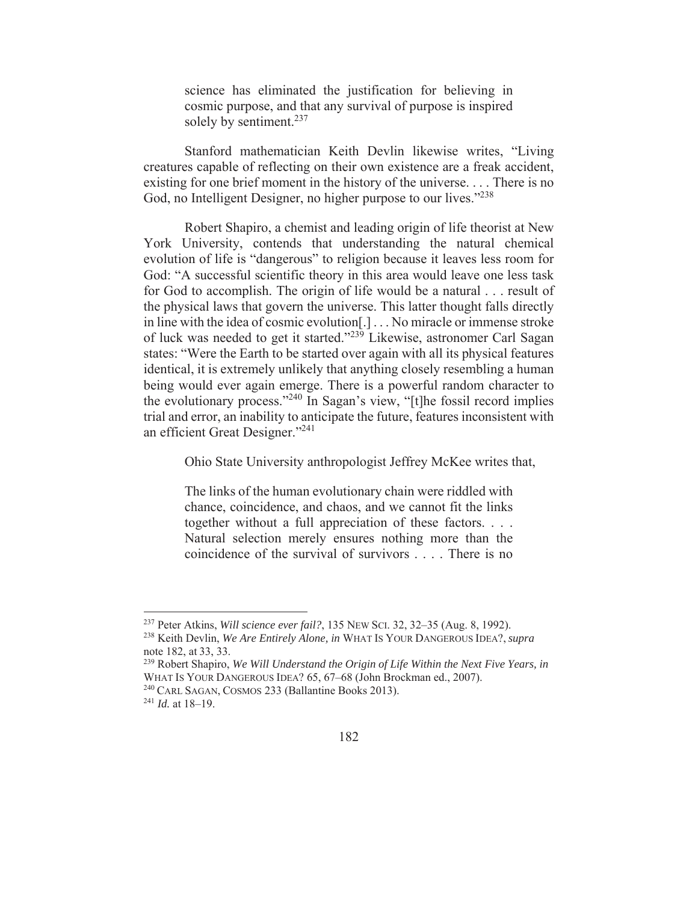> science has eliminated the justification for believing in cosmic purpose, and that any survival of purpose is inspired solely by sentiment.[237]

Stanford mathematician Keith Devlin likewise writes, "Living creatures capable of reflecting on their own existence are a freak accident, existing for one brief moment in the history of the universe. . . . There is no God, no Intelligent Designer, no higher purpose to our lives."[238]

Robert Shapiro, a chemist and leading origin of life theorist at New York University, contends that understanding the natural chemical evolution of life is "dangerous" to religion because it leaves less room for God: "A successful scientific theory in this area would leave one less task for God to accomplish. The origin of life would be a natural . . . result of the physical laws that govern the universe. This latter thought falls directly in line with the idea of cosmic evolution[.] . . . No miracle or immense stroke of luck was needed to get it started."[239] Likewise, astronomer Carl Sagan states: "Were the Earth to be started over again with all its physical features identical, it is extremely unlikely that anything closely resembling a human being would ever again emerge. There is a powerful random character to the evolutionary process."[240] In Sagan's view, "[t]he fossil record implies trial and error, an inability to anticipate the future, features inconsistent with an efficient Great Designer."[241]

Ohio State University anthropologist Jeffrey McKee writes that,

> The links of the human evolutionary chain were riddled with chance, coincidence, and chaos, and we cannot fit the links together without a full appreciation of these factors. . . . Natural selection merely ensures nothing more than the coincidence of the survival of survivors . . . . There is no

---

[237] Peter Atkins, *Will science ever fail?*, 135 NEW SCI. 32, 32–35 (Aug. 8, 1992).

[238] Keith Devlin, *We Are Entirely Alone, in* WHAT IS YOUR DANGEROUS IDEA?, *supra* note 182, at 33, 33.

[239] Robert Shapiro, *We Will Understand the Origin of Life Within the Next Five Years, in* WHAT IS YOUR DANGEROUS IDEA? 65, 67–68 (John Brockman ed., 2007).

[240] CARL SAGAN, COSMOS 233 (Ballantine Books 2013).

[241] *Id.* at 18–19.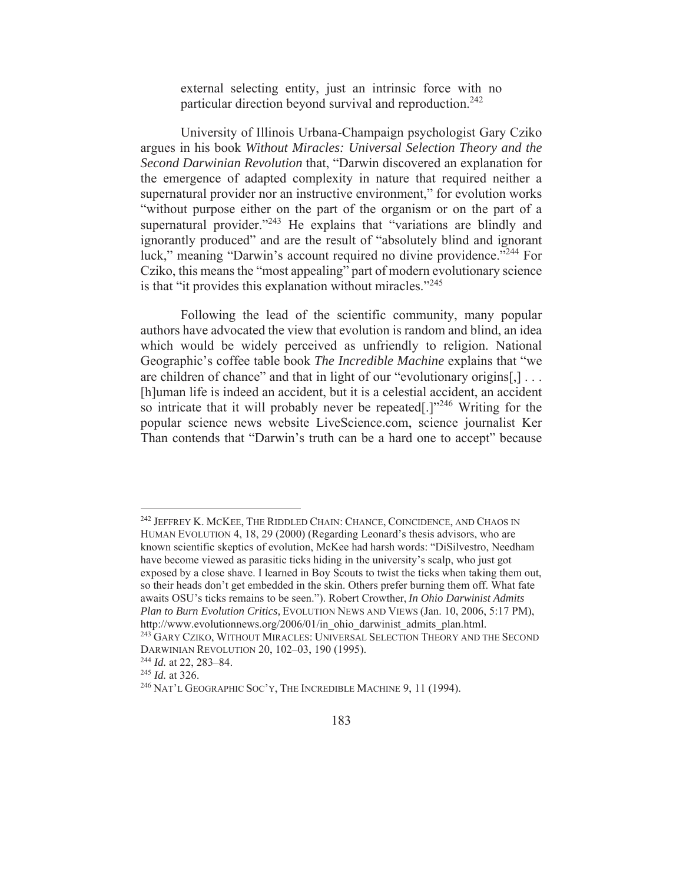external selecting entity, just an intrinsic force with no particular direction beyond survival and reproduction.[242]

University of Illinois Urbana-Champaign psychologist Gary Cziko argues in his book *Without Miracles: Universal Selection Theory and the Second Darwinian Revolution* that, "Darwin discovered an explanation for the emergence of adapted complexity in nature that required neither a supernatural provider nor an instructive environment," for evolution works "without purpose either on the part of the organism or on the part of a supernatural provider."[243] He explains that "variations are blindly and ignorantly produced" and are the result of "absolutely blind and ignorant luck," meaning "Darwin's account required no divine providence."[244] For Cziko, this means the "most appealing" part of modern evolutionary science is that "it provides this explanation without miracles."[245]

Following the lead of the scientific community, many popular authors have advocated the view that evolution is random and blind, an idea which would be widely perceived as unfriendly to religion. National Geographic's coffee table book *The Incredible Machine* explains that "we are children of chance" and that in light of our "evolutionary origins[,] . . . [h]uman life is indeed an accident, but it is a celestial accident, an accident so intricate that it will probably never be repeated[.]"[246] Writing for the popular science news website LiveScience.com, science journalist Ker Than contends that "Darwin's truth can be a hard one to accept" because

---

[242] JEFFREY K. MCKEE, THE RIDDLED CHAIN: CHANCE, COINCIDENCE, AND CHAOS IN HUMAN EVOLUTION 4, 18, 29 (2000) (Regarding Leonard's thesis advisors, who are known scientific skeptics of evolution, McKee had harsh words: "DiSilvestro, Needham have become viewed as parasitic ticks hiding in the university's scalp, who just got exposed by a close shave. I learned in Boy Scouts to twist the ticks when taking them out, so their heads don't get embedded in the skin. Others prefer burning them off. What fate awaits OSU's ticks remains to be seen."). Robert Crowther, *In Ohio Darwinist Admits Plan to Burn Evolution Critics,* EVOLUTION NEWS AND VIEWS (Jan. 10, 2006, 5:17 PM), http://www.evolutionnews.org/2006/01/in_ohio_darwinist_admits_plan.html.

[243] GARY CZIKO, WITHOUT MIRACLES: UNIVERSAL SELECTION THEORY AND THE SECOND DARWINIAN REVOLUTION 20, 102–03, 190 (1995).

[244] *Id.* at 22, 283–84.

[245] *Id.* at 326.

[246] NAT'L GEOGRAPHIC SOC'Y, THE INCREDIBLE MACHINE 9, 11 (1994).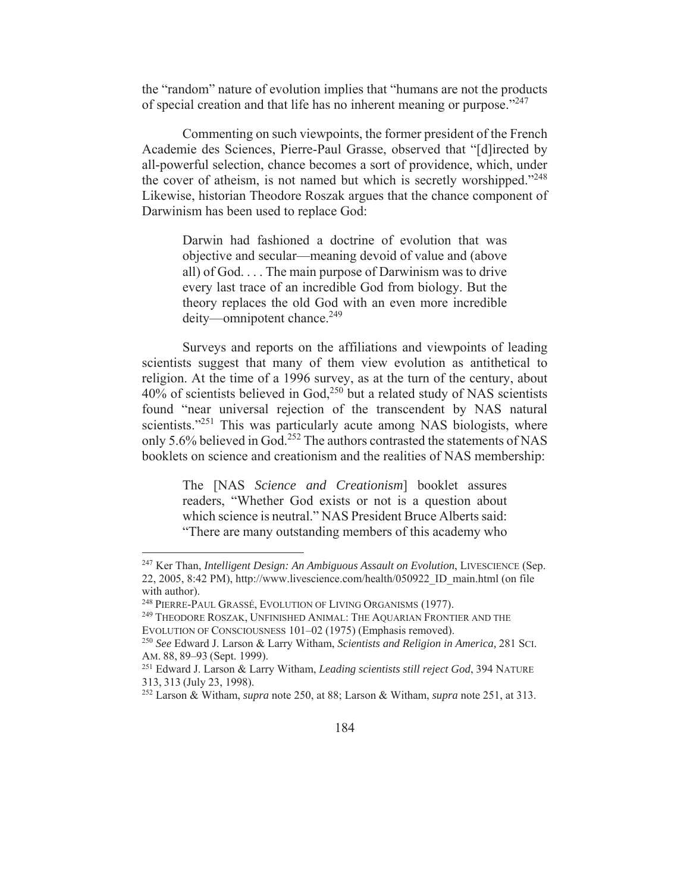the "random" nature of evolution implies that "humans are not the products of special creation and that life has no inherent meaning or purpose."[247]

Commenting on such viewpoints, the former president of the French Academie des Sciences, Pierre-Paul Grasse, observed that "[d]irected by all-powerful selection, chance becomes a sort of providence, which, under the cover of atheism, is not named but which is secretly worshipped."[248] Likewise, historian Theodore Roszak argues that the chance component of Darwinism has been used to replace God:

> Darwin had fashioned a doctrine of evolution that was objective and secular—meaning devoid of value and (above all) of God. . . . The main purpose of Darwinism was to drive every last trace of an incredible God from biology. But the theory replaces the old God with an even more incredible deity—omnipotent chance.[249]

Surveys and reports on the affiliations and viewpoints of leading scientists suggest that many of them view evolution as antithetical to religion. At the time of a 1996 survey, as at the turn of the century, about 40% of scientists believed in God,[250] but a related study of NAS scientists found "near universal rejection of the transcendent by NAS natural scientists."[251] This was particularly acute among NAS biologists, where only 5.6% believed in God.[252] The authors contrasted the statements of NAS booklets on science and creationism and the realities of NAS membership:

> The [NAS *Science and Creationism*] booklet assures readers, "Whether God exists or not is a question about which science is neutral." NAS President Bruce Alberts said: "There are many outstanding members of this academy who

---

[247] Ker Than, *Intelligent Design: An Ambiguous Assault on Evolution*, LIVESCIENCE (Sep. 22, 2005, 8:42 PM), http://www.livescience.com/health/050922_ID_main.html (on file with author).

[248] PIERRE-PAUL GRASSÉ, EVOLUTION OF LIVING ORGANISMS (1977).

[249] THEODORE ROSZAK, UNFINISHED ANIMAL: THE AQUARIAN FRONTIER AND THE EVOLUTION OF CONSCIOUSNESS 101–02 (1975) (Emphasis removed).

[250] *See* Edward J. Larson & Larry Witham, *Scientists and Religion in America,* 281 SCI. AM. 88, 89–93 (Sept. 1999).

[251] Edward J. Larson & Larry Witham, *Leading scientists still reject God*, 394 NATURE 313, 313 (July 23, 1998).

[252] Larson & Witham, *supra* note 250, at 88; Larson & Witham, *supra* note 251, at 313.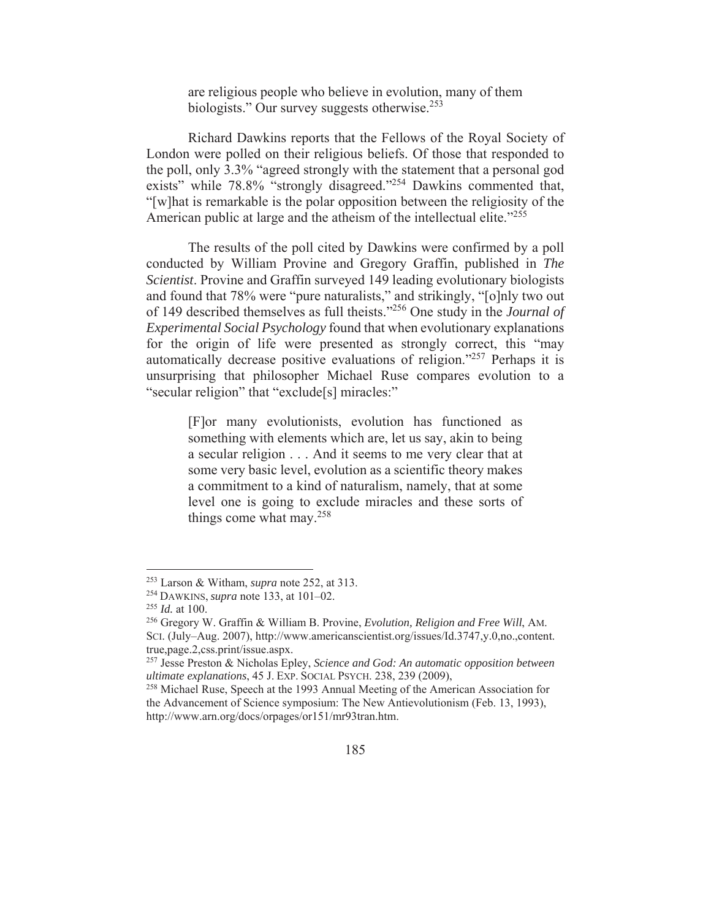> are religious people who believe in evolution, many of them biologists." Our survey suggests otherwise.[253]

Richard Dawkins reports that the Fellows of the Royal Society of London were polled on their religious beliefs. Of those that responded to the poll, only 3.3% "agreed strongly with the statement that a personal god exists" while 78.8% "strongly disagreed."[254] Dawkins commented that, "[w]hat is remarkable is the polar opposition between the religiosity of the American public at large and the atheism of the intellectual elite."[255]

The results of the poll cited by Dawkins were confirmed by a poll conducted by William Provine and Gregory Graffin, published in *The Scientist*. Provine and Graffin surveyed 149 leading evolutionary biologists and found that 78% were "pure naturalists," and strikingly, "[o]nly two out of 149 described themselves as full theists."[256] One study in the *Journal of Experimental Social Psychology* found that when evolutionary explanations for the origin of life were presented as strongly correct, this "may automatically decrease positive evaluations of religion."[257] Perhaps it is unsurprising that philosopher Michael Ruse compares evolution to a "secular religion" that "exclude[s] miracles:"

> [F]or many evolutionists, evolution has functioned as something with elements which are, let us say, akin to being a secular religion . . . And it seems to me very clear that at some very basic level, evolution as a scientific theory makes a commitment to a kind of naturalism, namely, that at some level one is going to exclude miracles and these sorts of things come what may.[258]

---

[253] Larson & Witham, *supra* note 252, at 313.

[254] DAWKINS, *supra* note 133, at 101–02.

[255] *Id.* at 100.

[256] Gregory W. Graffin & William B. Provine, *Evolution, Religion and Free Will*, AM. SCI. (July–Aug. 2007), http://www.americanscientist.org/issues/Id.3747,y.0,no.,content.true,page.2,css.print/issue.aspx.

[257] Jesse Preston & Nicholas Epley, *Science and God: An automatic opposition between ultimate explanations*, 45 J. EXP. SOCIAL PSYCH. 238, 239 (2009),

[258] Michael Ruse, Speech at the 1993 Annual Meeting of the American Association for the Advancement of Science symposium: The New Antievolutionism (Feb. 13, 1993), http://www.arn.org/docs/orpages/or151/mr93tran.htm.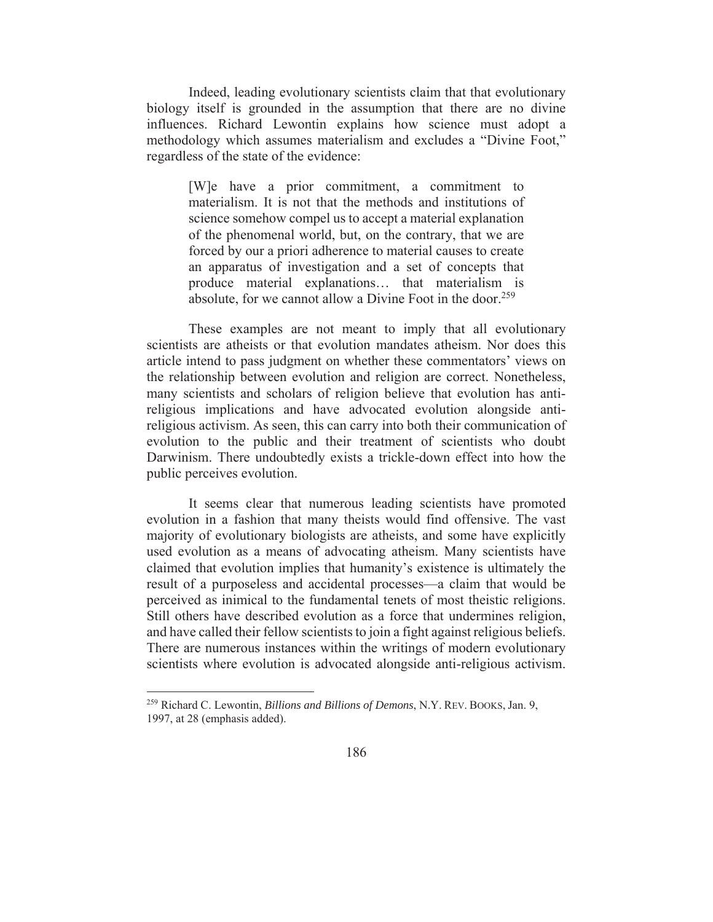Indeed, leading evolutionary scientists claim that that evolutionary biology itself is grounded in the assumption that there are no divine influences. Richard Lewontin explains how science must adopt a methodology which assumes materialism and excludes a "Divine Foot," regardless of the state of the evidence:

> [W]e have a prior commitment, a commitment to materialism. It is not that the methods and institutions of science somehow compel us to accept a material explanation of the phenomenal world, but, on the contrary, that we are forced by our a priori adherence to material causes to create an apparatus of investigation and a set of concepts that produce material explanations… that materialism is absolute, for we cannot allow a Divine Foot in the door.[259]

These examples are not meant to imply that all evolutionary scientists are atheists or that evolution mandates atheism. Nor does this article intend to pass judgment on whether these commentators' views on the relationship between evolution and religion are correct. Nonetheless, many scientists and scholars of religion believe that evolution has anti-religious implications and have advocated evolution alongside anti-religious activism. As seen, this can carry into both their communication of evolution to the public and their treatment of scientists who doubt Darwinism. There undoubtedly exists a trickle-down effect into how the public perceives evolution.

It seems clear that numerous leading scientists have promoted evolution in a fashion that many theists would find offensive. The vast majority of evolutionary biologists are atheists, and some have explicitly used evolution as a means of advocating atheism. Many scientists have claimed that evolution implies that humanity's existence is ultimately the result of a purposeless and accidental processes—a claim that would be perceived as inimical to the fundamental tenets of most theistic religions. Still others have described evolution as a force that undermines religion, and have called their fellow scientists to join a fight against religious beliefs. There are numerous instances within the writings of modern evolutionary scientists where evolution is advocated alongside anti-religious activism.

---

[259] Richard C. Lewontin, *Billions and Billions of Demons*, N.Y. REV. BOOKS, Jan. 9, 1997, at 28 (emphasis added).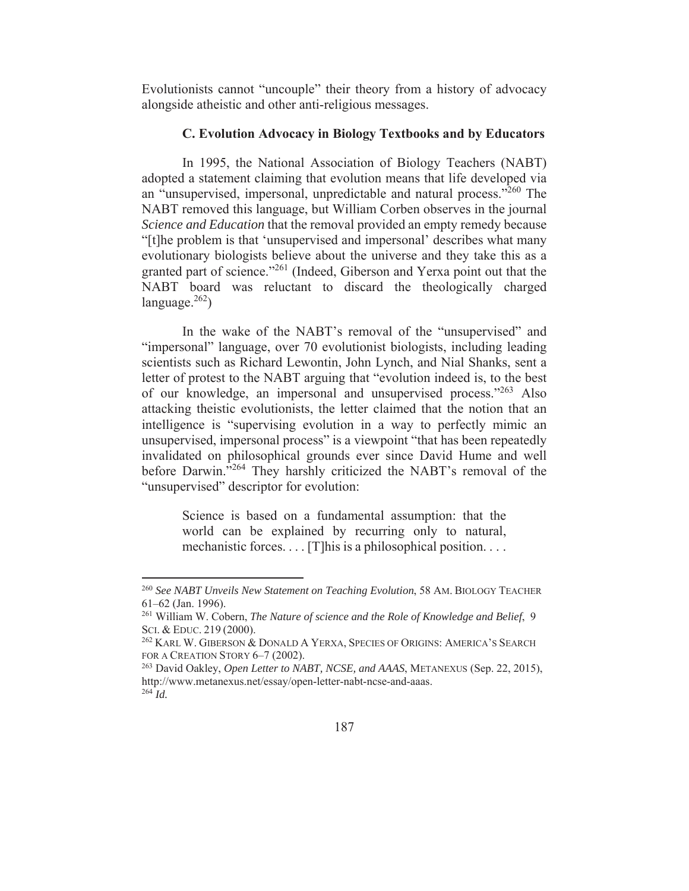Evolutionists cannot "uncouple" their theory from a history of advocacy alongside atheistic and other anti-religious messages.

### C. Evolution Advocacy in Biology Textbooks and by Educators

In 1995, the National Association of Biology Teachers (NABT) adopted a statement claiming that evolution means that life developed via an "unsupervised, impersonal, unpredictable and natural process."[260] The NABT removed this language, but William Corben observes in the journal *Science and Education* that the removal provided an empty remedy because "[t]he problem is that 'unsupervised and impersonal' describes what many evolutionary biologists believe about the universe and they take this as a granted part of science."[261] (Indeed, Giberson and Yerxa point out that the NABT board was reluctant to discard the theologically charged language.[262])

In the wake of the NABT's removal of the "unsupervised" and "impersonal" language, over 70 evolutionist biologists, including leading scientists such as Richard Lewontin, John Lynch, and Nial Shanks, sent a letter of protest to the NABT arguing that "evolution indeed is, to the best of our knowledge, an impersonal and unsupervised process."[263] Also attacking theistic evolutionists, the letter claimed that the notion that an intelligence is "supervising evolution in a way to perfectly mimic an unsupervised, impersonal process" is a viewpoint "that has been repeatedly invalidated on philosophical grounds ever since David Hume and well before Darwin."[264] They harshly criticized the NABT's removal of the "unsupervised" descriptor for evolution:

> Science is based on a fundamental assumption: that the world can be explained by recurring only to natural, mechanistic forces. . . . [T]his is a philosophical position. . . .

---

[260] *See NABT Unveils New Statement on Teaching Evolution*, 58 AM. BIOLOGY TEACHER 61–62 (Jan. 1996).

[261] William W. Cobern, *The Nature of science and the Role of Knowledge and Belief*, 9 SCI. & EDUC. 219 (2000).

[262] KARL W. GIBERSON & DONALD A YERXA, SPECIES OF ORIGINS: AMERICA'S SEARCH FOR A CREATION STORY 6–7 (2002).

[263] David Oakley, *Open Letter to NABT, NCSE, and AAAS*, METANEXUS (Sep. 22, 2015), http://www.metanexus.net/essay/open-letter-nabt-ncse-and-aaas.

[264] *Id.*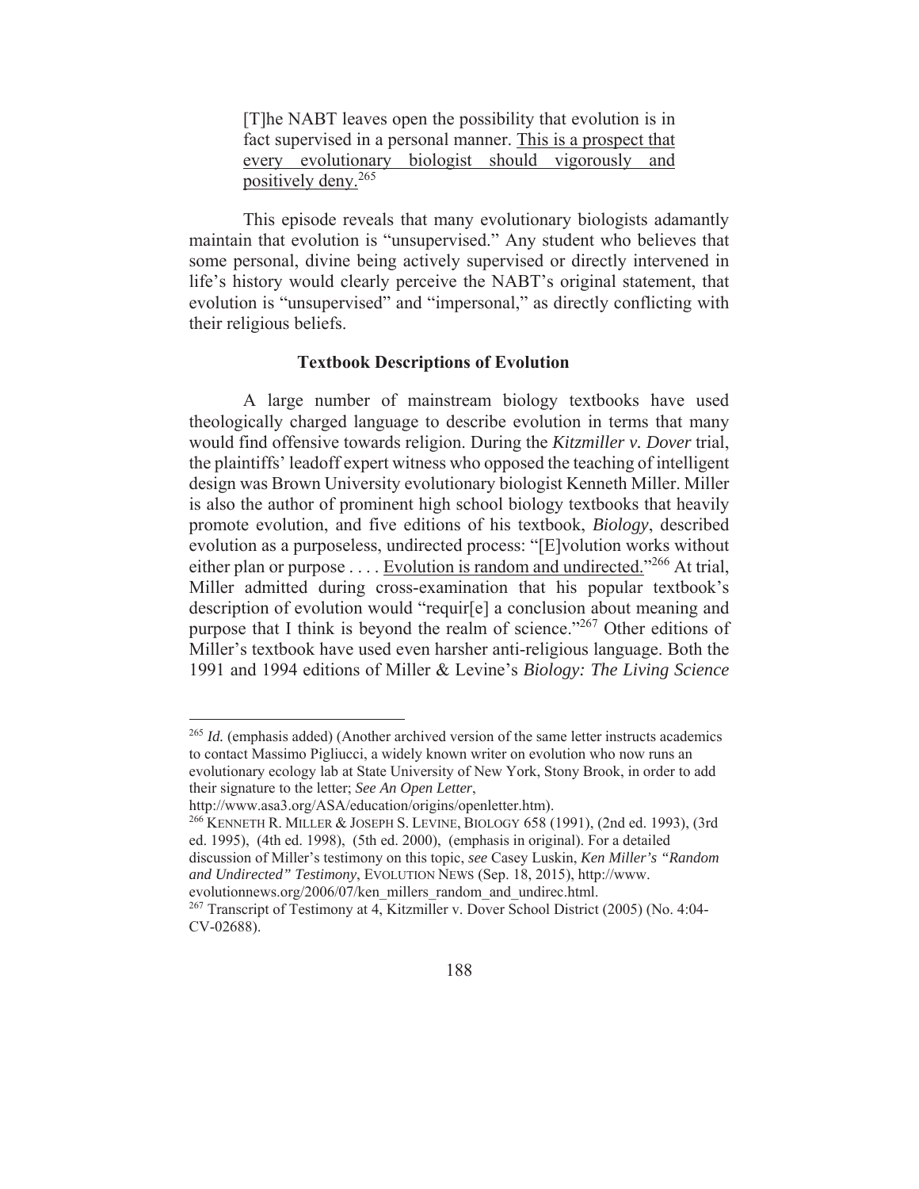> [T]he NABT leaves open the possibility that evolution is in fact supervised in a personal manner. <u>This is a prospect that every evolutionary biologist should vigorously and positively deny.</u>[265]

This episode reveals that many evolutionary biologists adamantly maintain that evolution is "unsupervised." Any student who believes that some personal, divine being actively supervised or directly intervened in life's history would clearly perceive the NABT's original statement, that evolution is "unsupervised" and "impersonal," as directly conflicting with their religious beliefs.

### Textbook Descriptions of Evolution

A large number of mainstream biology textbooks have used theologically charged language to describe evolution in terms that many would find offensive towards religion. During the *Kitzmiller v. Dover* trial, the plaintiffs' leadoff expert witness who opposed the teaching of intelligent design was Brown University evolutionary biologist Kenneth Miller. Miller is also the author of prominent high school biology textbooks that heavily promote evolution, and five editions of his textbook, *Biology*, described evolution as a purposeless, undirected process: "[E]volution works without either plan or purpose . . . . <u>Evolution is random and undirected.</u>"[266] At trial, Miller admitted during cross-examination that his popular textbook's description of evolution would "requir[e] a conclusion about meaning and purpose that I think is beyond the realm of science."[267] Other editions of Miller's textbook have used even harsher anti-religious language. Both the 1991 and 1994 editions of Miller & Levine's *Biology: The Living Science*

---

[265] *Id.* (emphasis added) (Another archived version of the same letter instructs academics to contact Massimo Pigliucci, a widely known writer on evolution who now runs an evolutionary ecology lab at State University of New York, Stony Brook, in order to add their signature to the letter; *See An Open Letter*, http://www.asa3.org/ASA/education/origins/openletter.htm).

[266] KENNETH R. MILLER & JOSEPH S. LEVINE, BIOLOGY 658 (1991), (2nd ed. 1993), (3rd ed. 1995), (4th ed. 1998), (5th ed. 2000), (emphasis in original). For a detailed discussion of Miller's testimony on this topic, *see* Casey Luskin, *Ken Miller's "Random and Undirected" Testimony*, EVOLUTION NEWS (Sep. 18, 2015), http://www.evolutionnews.org/2006/07/ken_millers_random_and_undirec.html.

[267] Transcript of Testimony at 4, Kitzmiller v. Dover School District (2005) (No. 4:04-CV-02688).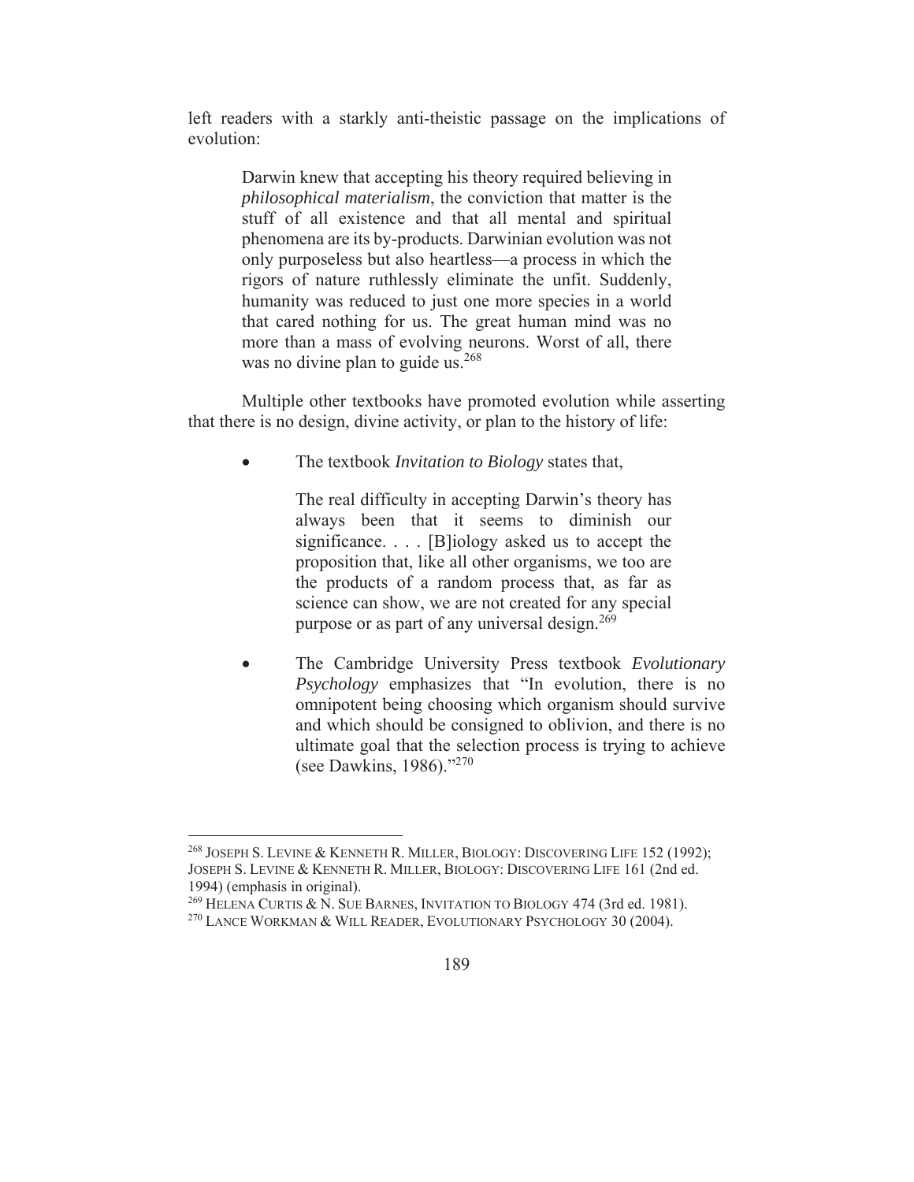left readers with a starkly anti-theistic passage on the implications of evolution:

> Darwin knew that accepting his theory required believing in *philosophical materialism*, the conviction that matter is the stuff of all existence and that all mental and spiritual phenomena are its by-products. Darwinian evolution was not only purposeless but also heartless—a process in which the rigors of nature ruthlessly eliminate the unfit. Suddenly, humanity was reduced to just one more species in a world that cared nothing for us. The great human mind was no more than a mass of evolving neurons. Worst of all, there was no divine plan to guide us.[268]

Multiple other textbooks have promoted evolution while asserting that there is no design, divine activity, or plan to the history of life:

- The textbook *Invitation to Biology* states that,

  > The real difficulty in accepting Darwin's theory has always been that it seems to diminish our significance. . . . [B]iology asked us to accept the proposition that, like all other organisms, we too are the products of a random process that, as far as science can show, we are not created for any special purpose or as part of any universal design.[269]

- The Cambridge University Press textbook *Evolutionary Psychology* emphasizes that "In evolution, there is no omnipotent being choosing which organism should survive and which should be consigned to oblivion, and there is no ultimate goal that the selection process is trying to achieve (see Dawkins, 1986)."[270]

---

[268] JOSEPH S. LEVINE & KENNETH R. MILLER, BIOLOGY: DISCOVERING LIFE 152 (1992); JOSEPH S. LEVINE & KENNETH R. MILLER, BIOLOGY: DISCOVERING LIFE 161 (2nd ed. 1994) (emphasis in original).

[269] HELENA CURTIS & N. SUE BARNES, INVITATION TO BIOLOGY 474 (3rd ed. 1981).

[270] LANCE WORKMAN & WILL READER, EVOLUTIONARY PSYCHOLOGY 30 (2004).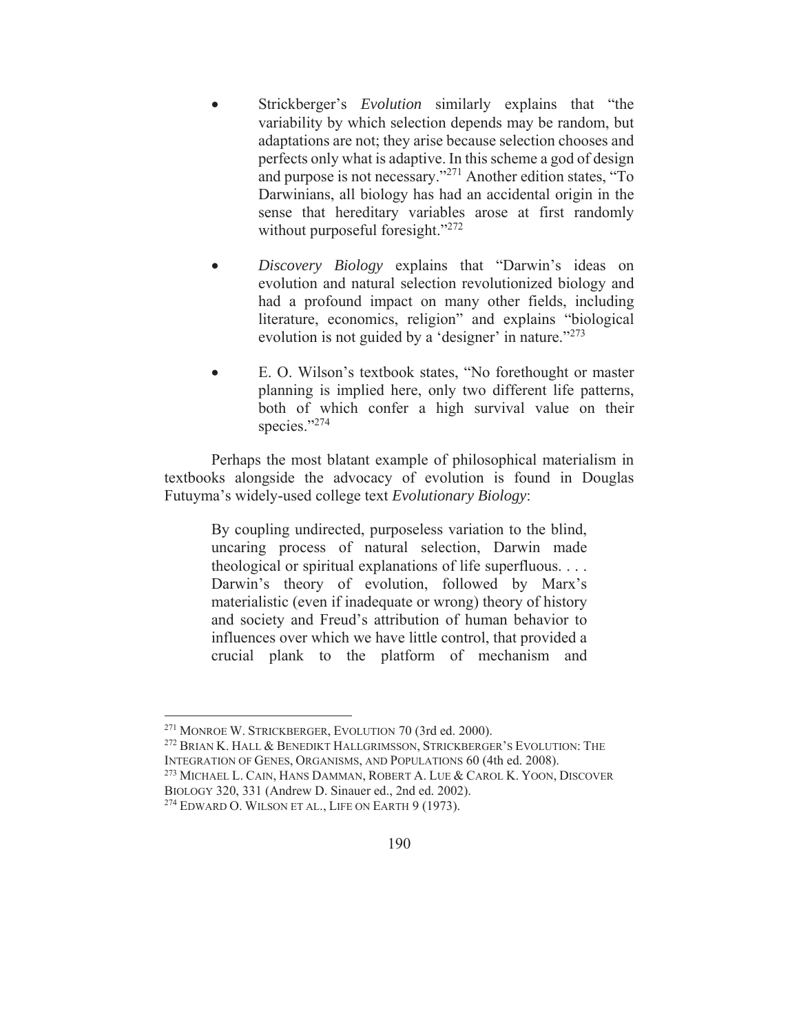- Strickberger's *Evolution* similarly explains that "the variability by which selection depends may be random, but adaptations are not; they arise because selection chooses and perfects only what is adaptive. In this scheme a god of design and purpose is not necessary."[271] Another edition states, "To Darwinians, all biology has had an accidental origin in the sense that hereditary variables arose at first randomly without purposeful foresight."[272]

- *Discovery Biology* explains that "Darwin's ideas on evolution and natural selection revolutionized biology and had a profound impact on many other fields, including literature, economics, religion" and explains "biological evolution is not guided by a 'designer' in nature."[273]

- E. O. Wilson's textbook states, "No forethought or master planning is implied here, only two different life patterns, both of which confer a high survival value on their species."[274]

Perhaps the most blatant example of philosophical materialism in textbooks alongside the advocacy of evolution is found in Douglas Futuyma's widely-used college text *Evolutionary Biology*:

> By coupling undirected, purposeless variation to the blind, uncaring process of natural selection, Darwin made theological or spiritual explanations of life superfluous. . . . Darwin's theory of evolution, followed by Marx's materialistic (even if inadequate or wrong) theory of history and society and Freud's attribution of human behavior to influences over which we have little control, that provided a crucial plank to the platform of mechanism and

---

[271] MONROE W. STRICKBERGER, EVOLUTION 70 (3rd ed. 2000).

[272] BRIAN K. HALL & BENEDIKT HALLGRIMSSON, STRICKBERGER'S EVOLUTION: THE INTEGRATION OF GENES, ORGANISMS, AND POPULATIONS 60 (4th ed. 2008).

[273] MICHAEL L. CAIN, HANS DAMMAN, ROBERT A. LUE & CAROL K. YOON, DISCOVER BIOLOGY 320, 331 (Andrew D. Sinauer ed., 2nd ed. 2002).

[274] EDWARD O. WILSON ET AL., LIFE ON EARTH 9 (1973).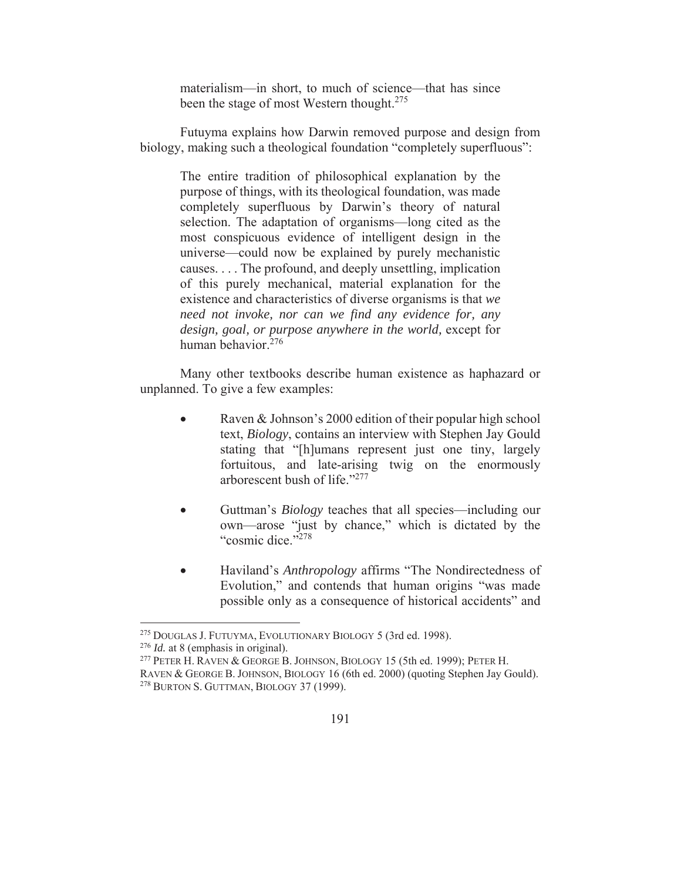> materialism—in short, to much of science—that has since been the stage of most Western thought.[275]

Futuyma explains how Darwin removed purpose and design from biology, making such a theological foundation "completely superfluous":

> The entire tradition of philosophical explanation by the purpose of things, with its theological foundation, was made completely superfluous by Darwin's theory of natural selection. The adaptation of organisms—long cited as the most conspicuous evidence of intelligent design in the universe—could now be explained by purely mechanistic causes. . . . The profound, and deeply unsettling, implication of this purely mechanical, material explanation for the existence and characteristics of diverse organisms is that *we need not invoke, nor can we find any evidence for, any design, goal, or purpose anywhere in the world,* except for human behavior.[276]

Many other textbooks describe human existence as haphazard or unplanned. To give a few examples:

- Raven & Johnson's 2000 edition of their popular high school text, *Biology*, contains an interview with Stephen Jay Gould stating that "[h]umans represent just one tiny, largely fortuitous, and late-arising twig on the enormously arborescent bush of life."[277]

- Guttman's *Biology* teaches that all species—including our own—arose "just by chance," which is dictated by the "cosmic dice."[278]

- Haviland's *Anthropology* affirms "The Nondirectedness of Evolution," and contends that human origins "was made possible only as a consequence of historical accidents" and

---

[275] DOUGLAS J. FUTUYMA, EVOLUTIONARY BIOLOGY 5 (3rd ed. 1998).

[276] *Id.* at 8 (emphasis in original).

[277] PETER H. RAVEN & GEORGE B. JOHNSON, BIOLOGY 15 (5th ed. 1999); PETER H. RAVEN & GEORGE B. JOHNSON, BIOLOGY 16 (6th ed. 2000) (quoting Stephen Jay Gould).

[278] BURTON S. GUTTMAN, BIOLOGY 37 (1999).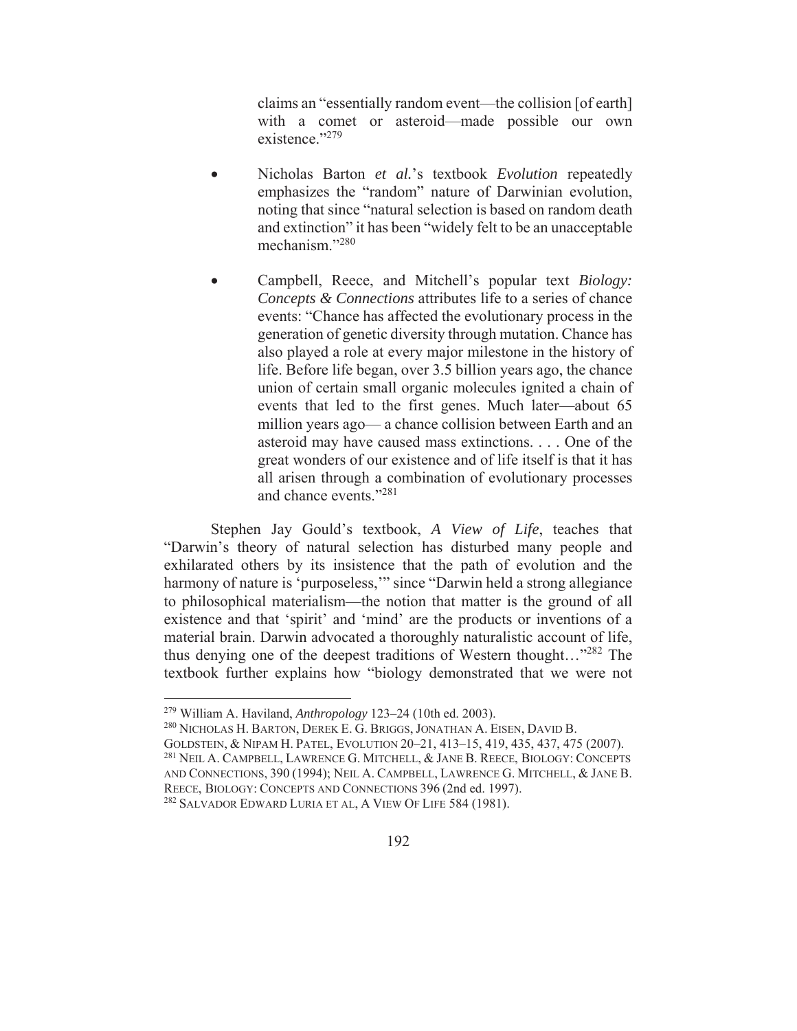claims an "essentially random event—the collision [of earth] with a comet or asteroid—made possible our own existence."[279]

- Nicholas Barton *et al.*'s textbook *Evolution* repeatedly emphasizes the "random" nature of Darwinian evolution, noting that since "natural selection is based on random death and extinction" it has been "widely felt to be an unacceptable mechanism."[280]

- Campbell, Reece, and Mitchell's popular text *Biology: Concepts & Connections* attributes life to a series of chance events: "Chance has affected the evolutionary process in the generation of genetic diversity through mutation. Chance has also played a role at every major milestone in the history of life. Before life began, over 3.5 billion years ago, the chance union of certain small organic molecules ignited a chain of events that led to the first genes. Much later—about 65 million years ago— a chance collision between Earth and an asteroid may have caused mass extinctions. . . . One of the great wonders of our existence and of life itself is that it has all arisen through a combination of evolutionary processes and chance events."[281]

Stephen Jay Gould's textbook, *A View of Life*, teaches that "Darwin's theory of natural selection has disturbed many people and exhilarated others by its insistence that the path of evolution and the harmony of nature is 'purposeless,'" since "Darwin held a strong allegiance to philosophical materialism—the notion that matter is the ground of all existence and that 'spirit' and 'mind' are the products or inventions of a material brain. Darwin advocated a thoroughly naturalistic account of life, thus denying one of the deepest traditions of Western thought…"[282] The textbook further explains how "biology demonstrated that we were not

---

[279] William A. Haviland, *Anthropology* 123–24 (10th ed. 2003).

[280] NICHOLAS H. BARTON, DEREK E. G. BRIGGS, JONATHAN A. EISEN, DAVID B. GOLDSTEIN, & NIPAM H. PATEL, EVOLUTION 20–21, 413–15, 419, 435, 437, 475 (2007).

[281] NEIL A. CAMPBELL, LAWRENCE G. MITCHELL, & JANE B. REECE, BIOLOGY: CONCEPTS AND CONNECTIONS, 390 (1994); NEIL A. CAMPBELL, LAWRENCE G. MITCHELL, & JANE B. REECE, BIOLOGY: CONCEPTS AND CONNECTIONS 396 (2nd ed. 1997).

[282] SALVADOR EDWARD LURIA ET AL, A VIEW OF LIFE 584 (1981).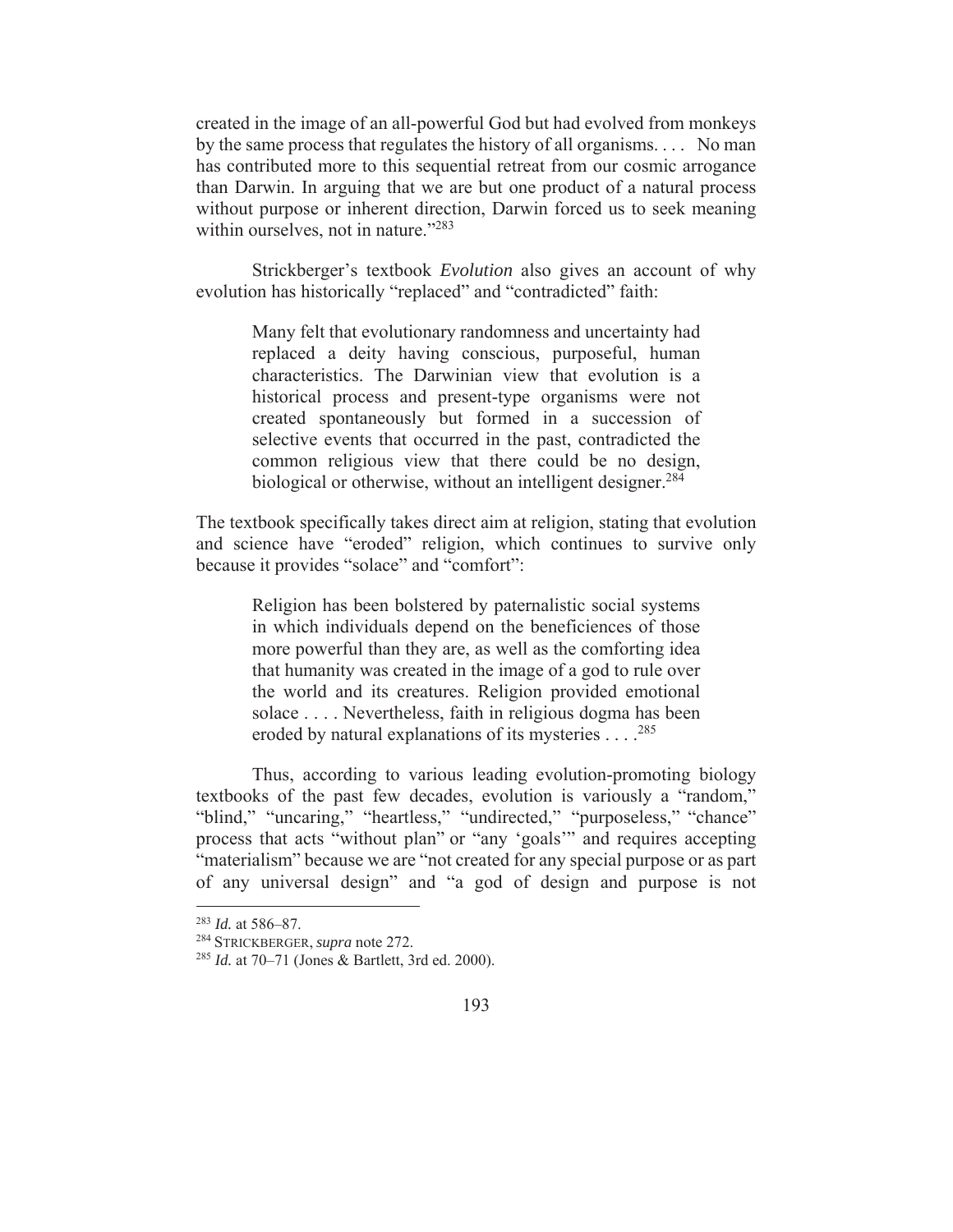created in the image of an all-powerful God but had evolved from monkeys by the same process that regulates the history of all organisms. . . . No man has contributed more to this sequential retreat from our cosmic arrogance than Darwin. In arguing that we are but one product of a natural process without purpose or inherent direction, Darwin forced us to seek meaning within ourselves, not in nature."[283]

Strickberger's textbook *Evolution* also gives an account of why evolution has historically "replaced" and "contradicted" faith:

> Many felt that evolutionary randomness and uncertainty had replaced a deity having conscious, purposeful, human characteristics. The Darwinian view that evolution is a historical process and present-type organisms were not created spontaneously but formed in a succession of selective events that occurred in the past, contradicted the common religious view that there could be no design, biological or otherwise, without an intelligent designer.[284]

The textbook specifically takes direct aim at religion, stating that evolution and science have "eroded" religion, which continues to survive only because it provides "solace" and "comfort":

> Religion has been bolstered by paternalistic social systems in which individuals depend on the beneficiences of those more powerful than they are, as well as the comforting idea that humanity was created in the image of a god to rule over the world and its creatures. Religion provided emotional solace . . . . Nevertheless, faith in religious dogma has been eroded by natural explanations of its mysteries . . . .[285]

Thus, according to various leading evolution-promoting biology textbooks of the past few decades, evolution is variously a "random," "blind," "uncaring," "heartless," "undirected," "purposeless," "chance" process that acts "without plan" or "any 'goals'" and requires accepting "materialism" because we are "not created for any special purpose or as part of any universal design" and "a god of design and purpose is not

---

[283] *Id.* at 586–87.

[284] STRICKBERGER, *supra* note 272.

[285] *Id.* at 70–71 (Jones & Bartlett, 3rd ed. 2000).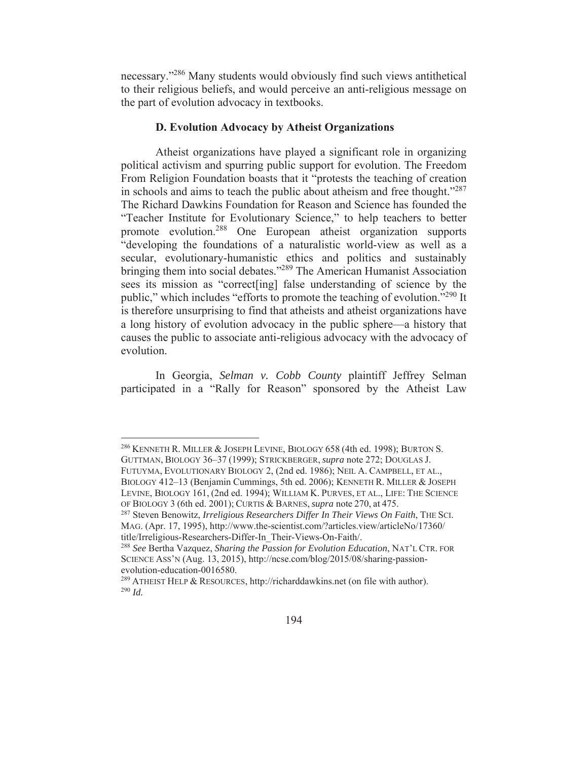necessary."[286] Many students would obviously find such views antithetical to their religious beliefs, and would perceive an anti-religious message on the part of evolution advocacy in textbooks.

### D. Evolution Advocacy by Atheist Organizations

Atheist organizations have played a significant role in organizing political activism and spurring public support for evolution. The Freedom From Religion Foundation boasts that it "protests the teaching of creation in schools and aims to teach the public about atheism and free thought."[287] The Richard Dawkins Foundation for Reason and Science has founded the "Teacher Institute for Evolutionary Science," to help teachers to better promote evolution.[288] One European atheist organization supports "developing the foundations of a naturalistic world-view as well as a secular, evolutionary-humanistic ethics and politics and sustainably bringing them into social debates."[289] The American Humanist Association sees its mission as "correct[ing] false understanding of science by the public," which includes "efforts to promote the teaching of evolution."[290] It is therefore unsurprising to find that atheists and atheist organizations have a long history of evolution advocacy in the public sphere—a history that causes the public to associate anti-religious advocacy with the advocacy of evolution.

In Georgia, *Selman v. Cobb County* plaintiff Jeffrey Selman participated in a "Rally for Reason" sponsored by the Atheist Law

---

[286] KENNETH R. MILLER & JOSEPH LEVINE, BIOLOGY 658 (4th ed. 1998); BURTON S. GUTTMAN, BIOLOGY 36–37 (1999); STRICKBERGER, *supra* note 272; DOUGLAS J. FUTUYMA, EVOLUTIONARY BIOLOGY 2, (2nd ed. 1986); NEIL A. CAMPBELL, ET AL., BIOLOGY 412–13 (Benjamin Cummings, 5th ed. 2006); KENNETH R. MILLER & JOSEPH LEVINE, BIOLOGY 161, (2nd ed. 1994); WILLIAM K. PURVES, ET AL., LIFE: THE SCIENCE OF BIOLOGY 3 (6th ed. 2001); CURTIS & BARNES, *supra* note 270, at 475.

[287] Steven Benowitz, *Irreligious Researchers Differ In Their Views On Faith*, THE SCI. MAG. (Apr. 17, 1995), http://www.the-scientist.com/?articles.view/articleNo/17360/title/Irreligious-Researchers-Differ-In_Their-Views-On-Faith/.

[288] *See* Bertha Vazquez, *Sharing the Passion for Evolution Education*, NAT'L CTR. FOR SCIENCE ASS'N (Aug. 13, 2015), http://ncse.com/blog/2015/08/sharing-passion-evolution-education-0016580.

[289] ATHEIST HELP & RESOURCES, http://richarddawkins.net (on file with author).

[290] *Id.*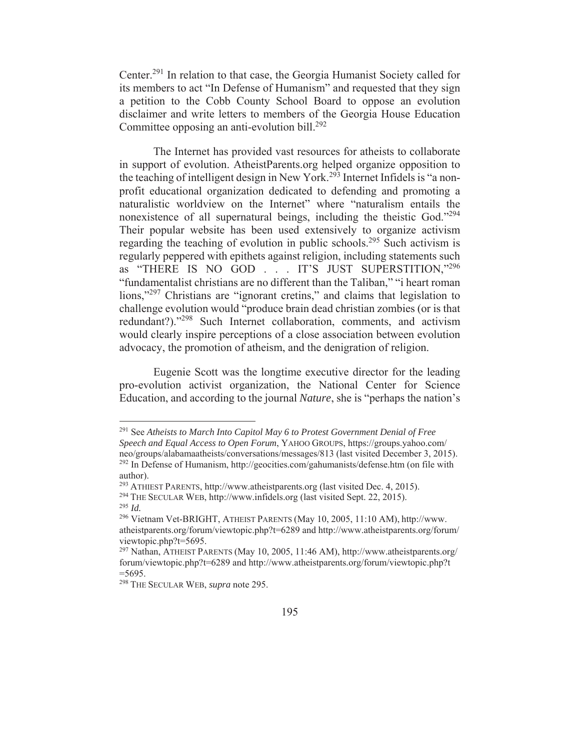Center.[291] In relation to that case, the Georgia Humanist Society called for its members to act "In Defense of Humanism" and requested that they sign a petition to the Cobb County School Board to oppose an evolution disclaimer and write letters to members of the Georgia House Education Committee opposing an anti-evolution bill.[292]

The Internet has provided vast resources for atheists to collaborate in support of evolution. AtheistParents.org helped organize opposition to the teaching of intelligent design in New York.[293] Internet Infidels is "a non-profit educational organization dedicated to defending and promoting a naturalistic worldview on the Internet" where "naturalism entails the nonexistence of all supernatural beings, including the theistic God."[294] Their popular website has been used extensively to organize activism regarding the teaching of evolution in public schools.[295] Such activism is regularly peppered with epithets against religion, including statements such as "THERE IS NO GOD . . . IT'S JUST SUPERSTITION,"[296] "fundamentalist christians are no different than the Taliban," "i heart roman lions,"[297] Christians are "ignorant cretins," and claims that legislation to challenge evolution would "produce brain dead christian zombies (or is that redundant?)."[298] Such Internet collaboration, comments, and activism would clearly inspire perceptions of a close association between evolution advocacy, the promotion of atheism, and the denigration of religion.

Eugenie Scott was the longtime executive director for the leading pro-evolution activist organization, the National Center for Science Education, and according to the journal *Nature*, she is "perhaps the nation's

---

[291] See *Atheists to March Into Capitol May 6 to Protest Government Denial of Free Speech and Equal Access to Open Forum*, YAHOO GROUPS, https://groups.yahoo.com/neo/groups/alabamaatheists/conversations/messages/813 (last visited December 3, 2015).

[292] In Defense of Humanism, http://geocities.com/gahumanists/defense.htm (on file with author).

[293] ATHIEST PARENTS, http://www.atheistparents.org (last visited Dec. 4, 2015).

[294] THE SECULAR WEB, http://www.infidels.org (last visited Sept. 22, 2015).

[295] *Id.*

[296] Vietnam Vet-BRIGHT, ATHEIST PARENTS (May 10, 2005, 11:10 AM), http://www.atheistparents.org/forum/viewtopic.php?t=6289 and http://www.atheistparents.org/forum/viewtopic.php?t=5695.

[297] Nathan, ATHEIST PARENTS (May 10, 2005, 11:46 AM), http://www.atheistparents.org/forum/viewtopic.php?t=6289 and http://www.atheistparents.org/forum/viewtopic.php?t=5695.

[298] THE SECULAR WEB, *supra* note 295.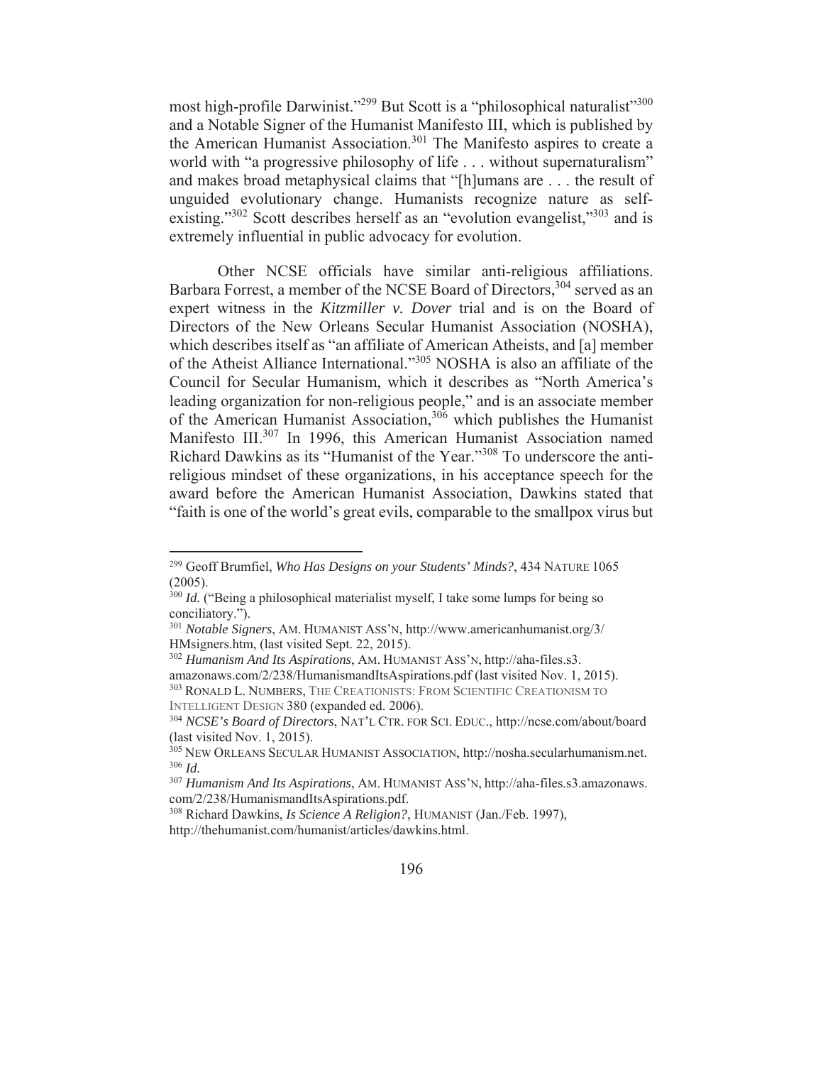most high-profile Darwinist."[299] But Scott is a "philosophical naturalist"[300] and a Notable Signer of the Humanist Manifesto III, which is published by the American Humanist Association.[301] The Manifesto aspires to create a world with "a progressive philosophy of life . . . without supernaturalism" and makes broad metaphysical claims that "[h]umans are . . . the result of unguided evolutionary change. Humanists recognize nature as self-existing."[302] Scott describes herself as an "evolution evangelist,"[303] and is extremely influential in public advocacy for evolution.

Other NCSE officials have similar anti-religious affiliations. Barbara Forrest, a member of the NCSE Board of Directors,[304] served as an expert witness in the *Kitzmiller v. Dover* trial and is on the Board of Directors of the New Orleans Secular Humanist Association (NOSHA), which describes itself as "an affiliate of American Atheists, and [a] member of the Atheist Alliance International."[305] NOSHA is also an affiliate of the Council for Secular Humanism, which it describes as "North America's leading organization for non-religious people," and is an associate member of the American Humanist Association,[306] which publishes the Humanist Manifesto III.[307] In 1996, this American Humanist Association named Richard Dawkins as its "Humanist of the Year."[308] To underscore the anti-religious mindset of these organizations, in his acceptance speech for the award before the American Humanist Association, Dawkins stated that "faith is one of the world's great evils, comparable to the smallpox virus but

---

[299] Geoff Brumfiel, *Who Has Designs on your Students' Minds?*, 434 NATURE 1065 (2005).

[300] *Id.* ("Being a philosophical materialist myself, I take some lumps for being so conciliatory.").

[301] *Notable Signers*, AM. HUMANIST ASS'N, http://www.americanhumanist.org/3/HMsigners.htm, (last visited Sept. 22, 2015).

[302] *Humanism And Its Aspirations*, AM. HUMANIST ASS'N, http://aha-files.s3.amazonaws.com/2/238/HumanismandItsAspirations.pdf (last visited Nov. 1, 2015).

[303] RONALD L. NUMBERS, THE CREATIONISTS: FROM SCIENTIFIC CREATIONISM TO INTELLIGENT DESIGN 380 (expanded ed. 2006).

[304] *NCSE's Board of Directors*, NAT'L CTR. FOR SCI. EDUC., http://ncse.com/about/board (last visited Nov. 1, 2015).

[305] NEW ORLEANS SECULAR HUMANIST ASSOCIATION, http://nosha.secularhumanism.net.

[306] *Id.*

[307] *Humanism And Its Aspirations*, AM. HUMANIST ASS'N, http://aha-files.s3.amazonaws.com/2/238/HumanismandItsAspirations.pdf.

[308] Richard Dawkins, *Is Science A Religion?*, HUMANIST (Jan./Feb. 1997), http://thehumanist.com/humanist/articles/dawkins.html.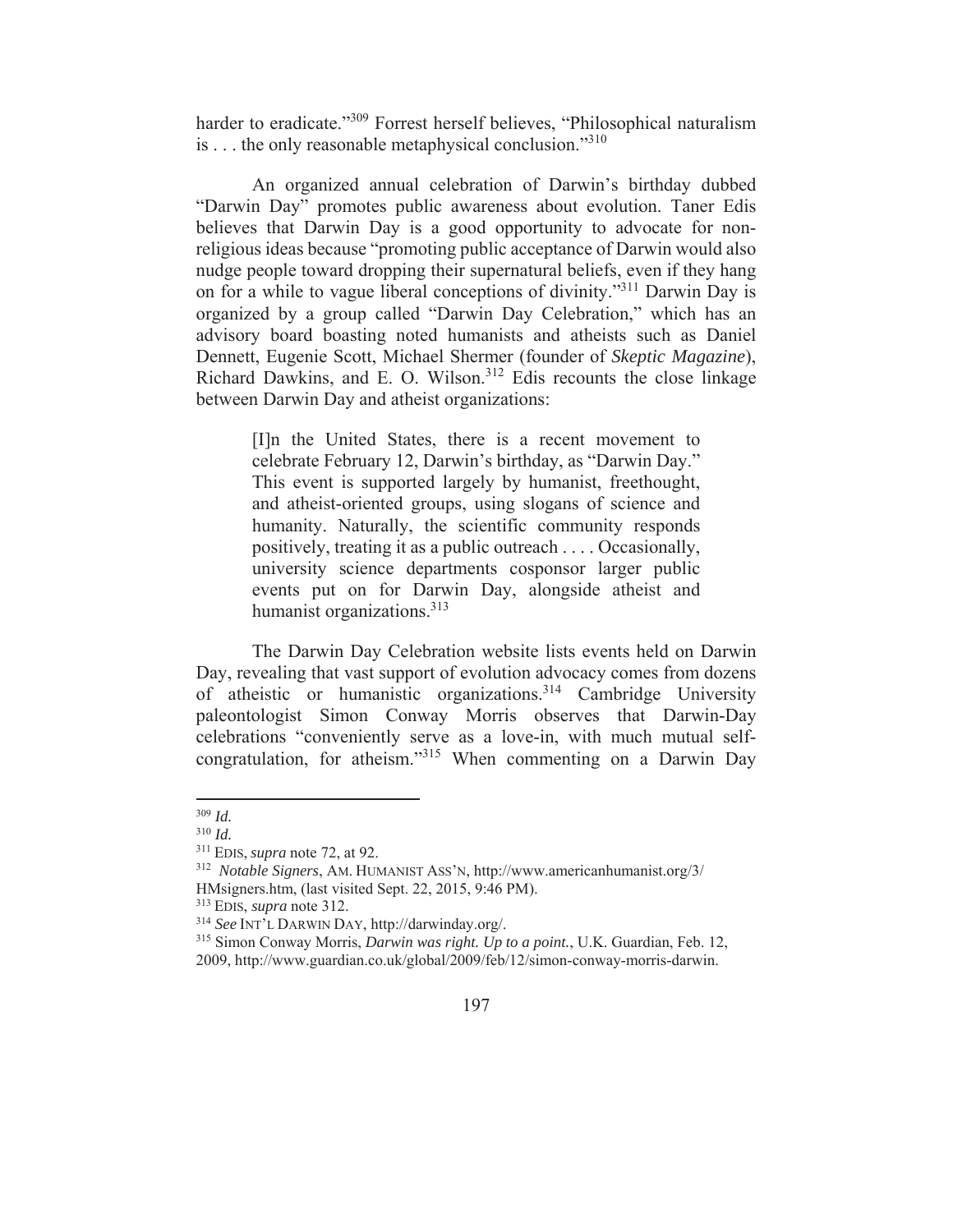harder to eradicate."[309] Forrest herself believes, "Philosophical naturalism is . . . the only reasonable metaphysical conclusion."[310]

An organized annual celebration of Darwin's birthday dubbed "Darwin Day" promotes public awareness about evolution. Taner Edis believes that Darwin Day is a good opportunity to advocate for non-religious ideas because "promoting public acceptance of Darwin would also nudge people toward dropping their supernatural beliefs, even if they hang on for a while to vague liberal conceptions of divinity."[311] Darwin Day is organized by a group called "Darwin Day Celebration," which has an advisory board boasting noted humanists and atheists such as Daniel Dennett, Eugenie Scott, Michael Shermer (founder of *Skeptic Magazine*), Richard Dawkins, and E. O. Wilson.[312] Edis recounts the close linkage between Darwin Day and atheist organizations:

> [I]n the United States, there is a recent movement to celebrate February 12, Darwin's birthday, as "Darwin Day." This event is supported largely by humanist, freethought, and atheist-oriented groups, using slogans of science and humanity. Naturally, the scientific community responds positively, treating it as a public outreach . . . . Occasionally, university science departments cosponsor larger public events put on for Darwin Day, alongside atheist and humanist organizations.[313]

The Darwin Day Celebration website lists events held on Darwin Day, revealing that vast support of evolution advocacy comes from dozens of atheistic or humanistic organizations.[314] Cambridge University paleontologist Simon Conway Morris observes that Darwin-Day celebrations "conveniently serve as a love-in, with much mutual self-congratulation, for atheism."[315] When commenting on a Darwin Day

---

[309] *Id.*

[310] *Id.*

[311] EDIS, *supra* note 72, at 92.

[312] *Notable Signers*, AM. HUMANIST ASS'N, http://www.americanhumanist.org/3/HMsigners.htm, (last visited Sept. 22, 2015, 9:46 PM).

[313] EDIS, *supra* note 312.

[314] *See* INT'L DARWIN DAY, http://darwinday.org/.

[315] Simon Conway Morris, *Darwin was right. Up to a point.*, U.K. Guardian, Feb. 12, 2009, http://www.guardian.co.uk/global/2009/feb/12/simon-conway-morris-darwin.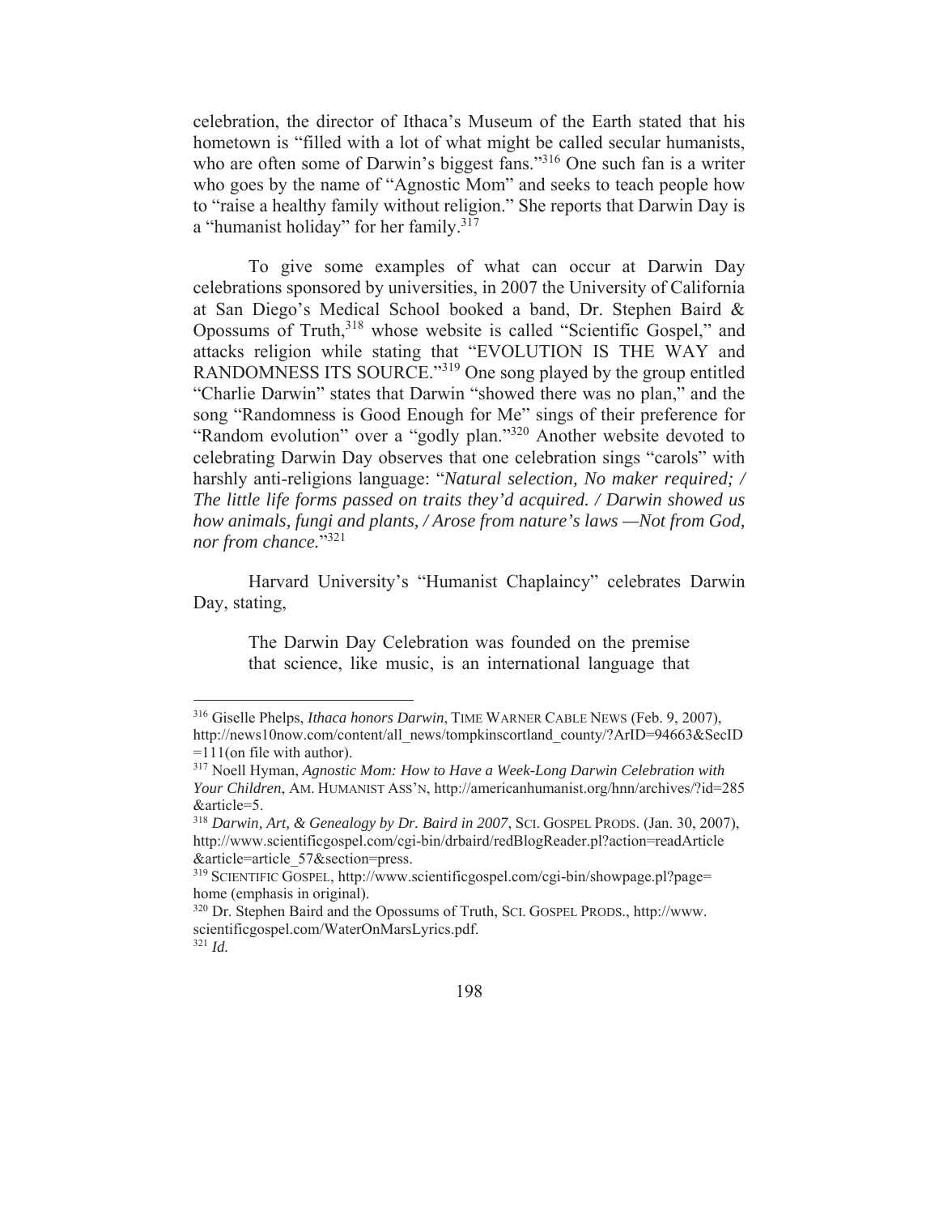celebration, the director of Ithaca's Museum of the Earth stated that his hometown is "filled with a lot of what might be called secular humanists, who are often some of Darwin's biggest fans."[316] One such fan is a writer who goes by the name of "Agnostic Mom" and seeks to teach people how to "raise a healthy family without religion." She reports that Darwin Day is a "humanist holiday" for her family.[317]

To give some examples of what can occur at Darwin Day celebrations sponsored by universities, in 2007 the University of California at San Diego's Medical School booked a band, Dr. Stephen Baird & Opossums of Truth,[318] whose website is called "Scientific Gospel," and attacks religion while stating that "EVOLUTION IS THE WAY and RANDOMNESS ITS SOURCE."[319] One song played by the group entitled "Charlie Darwin" states that Darwin "showed there was no plan," and the song "Randomness is Good Enough for Me" sings of their preference for "Random evolution" over a "godly plan."[320] Another website devoted to celebrating Darwin Day observes that one celebration sings "carols" with harshly anti-religions language: "*Natural selection, No maker required; / The little life forms passed on traits they'd acquired. / Darwin showed us how animals, fungi and plants, / Arose from nature's laws —Not from God, nor from chance.*"[321]

Harvard University's "Humanist Chaplaincy" celebrates Darwin Day, stating,

> The Darwin Day Celebration was founded on the premise that science, like music, is an international language that

---

[316] Giselle Phelps, *Ithaca honors Darwin*, TIME WARNER CABLE NEWS (Feb. 9, 2007), http://news10now.com/content/all_news/tompkinscortland_county/?ArID=94663&SecID=111(on file with author).

[317] Noell Hyman, *Agnostic Mom: How to Have a Week-Long Darwin Celebration with Your Children*, AM. HUMANIST ASS'N, http://americanhumanist.org/hnn/archives/?id=285&article=5.

[318] *Darwin, Art, & Genealogy by Dr. Baird in 2007*, SCI. GOSPEL PRODS. (Jan. 30, 2007), http://www.scientificgospel.com/cgi-bin/drbaird/redBlogReader.pl?action=readArticle&article=article_57&section=press.

[319] SCIENTIFIC GOSPEL, http://www.scientificgospel.com/cgi-bin/showpage.pl?page=home (emphasis in original).

[320] Dr. Stephen Baird and the Opossums of Truth, SCI. GOSPEL PRODS., http://www.scientificgospel.com/WaterOnMarsLyrics.pdf.

[321] *Id.*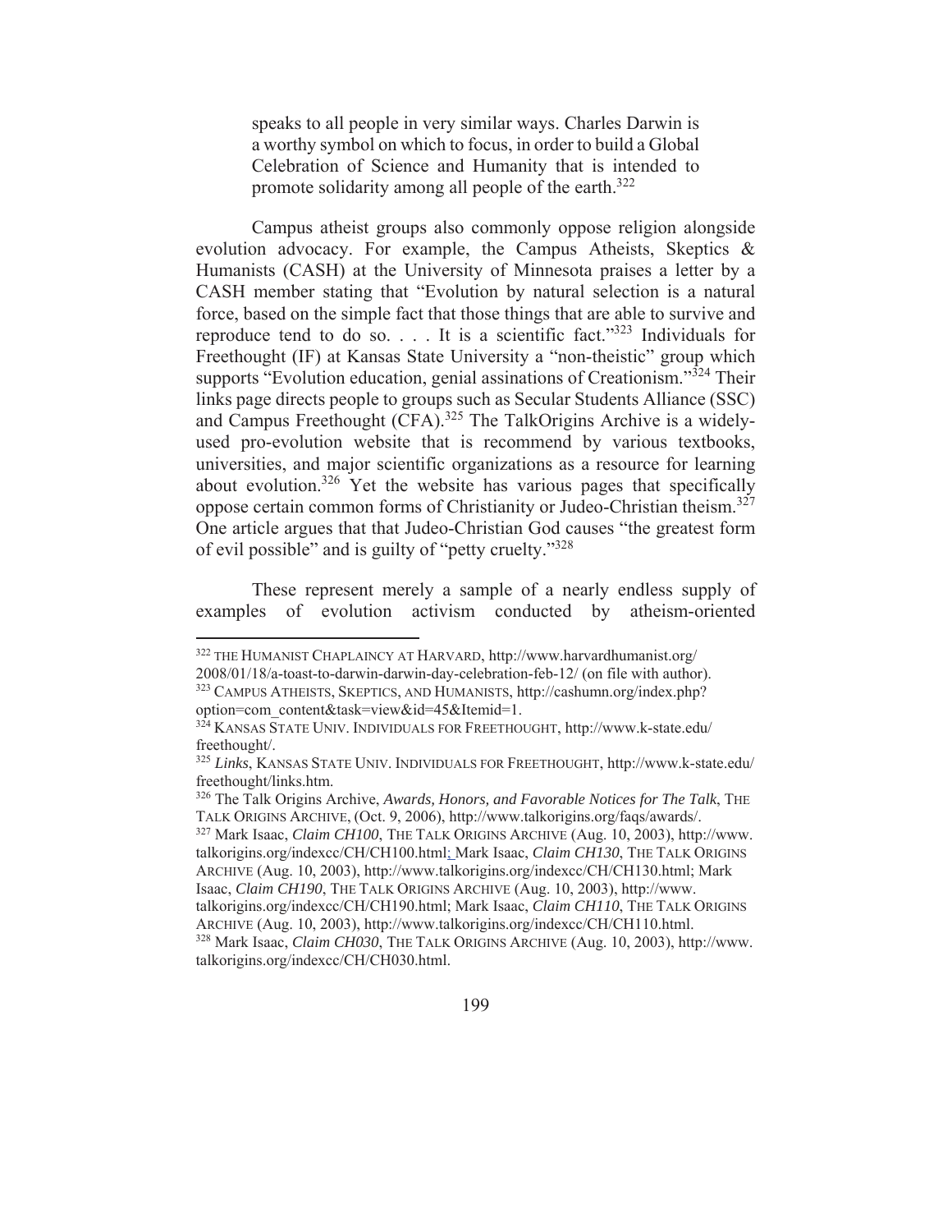> speaks to all people in very similar ways. Charles Darwin is a worthy symbol on which to focus, in order to build a Global Celebration of Science and Humanity that is intended to promote solidarity among all people of the earth.[322]

Campus atheist groups also commonly oppose religion alongside evolution advocacy. For example, the Campus Atheists, Skeptics & Humanists (CASH) at the University of Minnesota praises a letter by a CASH member stating that "Evolution by natural selection is a natural force, based on the simple fact that those things that are able to survive and reproduce tend to do so. . . . It is a scientific fact."[323] Individuals for Freethought (IF) at Kansas State University a "non-theistic" group which supports "Evolution education, genial assinations of Creationism."[324] Their links page directs people to groups such as Secular Students Alliance (SSC) and Campus Freethought (CFA).[325] The TalkOrigins Archive is a widely-used pro-evolution website that is recommend by various textbooks, universities, and major scientific organizations as a resource for learning about evolution.[326] Yet the website has various pages that specifically oppose certain common forms of Christianity or Judeo-Christian theism.[327] One article argues that that Judeo-Christian God causes "the greatest form of evil possible" and is guilty of "petty cruelty."[328]

These represent merely a sample of a nearly endless supply of examples of evolution activism conducted by atheism-oriented

---

[322] THE HUMANIST CHAPLAINCY AT HARVARD, http://www.harvardhumanist.org/2008/01/18/a-toast-to-darwin-darwin-day-celebration-feb-12/ (on file with author).

[323] CAMPUS ATHEISTS, SKEPTICS, AND HUMANISTS, http://cashumn.org/index.php?option=com_content&task=view&id=45&Itemid=1.

[324] KANSAS STATE UNIV. INDIVIDUALS FOR FREETHOUGHT, http://www.k-state.edu/freethought/.

[325] *Links*, KANSAS STATE UNIV. INDIVIDUALS FOR FREETHOUGHT, http://www.k-state.edu/freethought/links.htm.

[326] The Talk Origins Archive, *Awards, Honors, and Favorable Notices for The Talk*, THE TALK ORIGINS ARCHIVE, (Oct. 9, 2006), http://www.talkorigins.org/faqs/awards/.

[327] Mark Isaac, *Claim CH100*, THE TALK ORIGINS ARCHIVE (Aug. 10, 2003), http://www.talkorigins.org/indexcc/CH/CH100.html; Mark Isaac, *Claim CH130*, THE TALK ORIGINS ARCHIVE (Aug. 10, 2003), http://www.talkorigins.org/indexcc/CH/CH130.html; Mark Isaac, *Claim CH190*, THE TALK ORIGINS ARCHIVE (Aug. 10, 2003), http://www.talkorigins.org/indexcc/CH/CH190.html; Mark Isaac, *Claim CH110*, THE TALK ORIGINS ARCHIVE (Aug. 10, 2003), http://www.talkorigins.org/indexcc/CH/CH110.html.

[328] Mark Isaac, *Claim CH030*, THE TALK ORIGINS ARCHIVE (Aug. 10, 2003), http://www.talkorigins.org/indexcc/CH/CH030.html.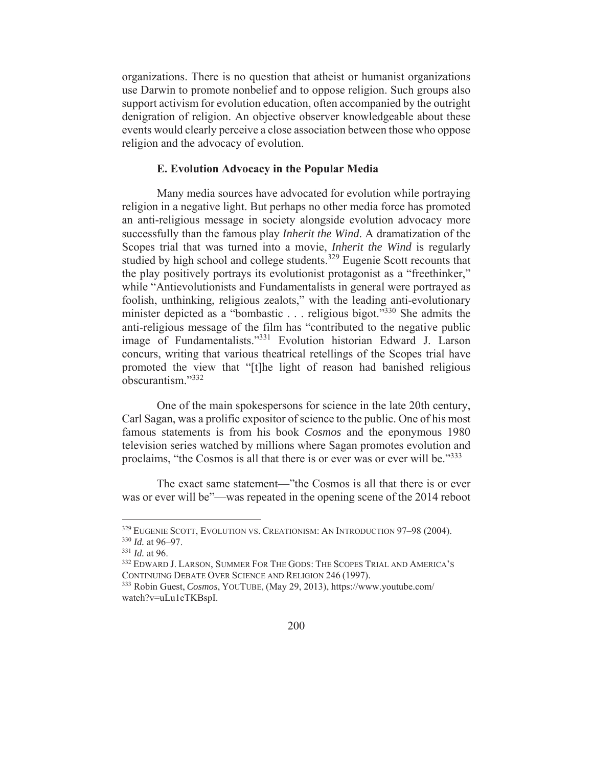organizations. There is no question that atheist or humanist organizations use Darwin to promote nonbelief and to oppose religion. Such groups also support activism for evolution education, often accompanied by the outright denigration of religion. An objective observer knowledgeable about these events would clearly perceive a close association between those who oppose religion and the advocacy of evolution.

### E. Evolution Advocacy in the Popular Media

Many media sources have advocated for evolution while portraying religion in a negative light. But perhaps no other media force has promoted an anti-religious message in society alongside evolution advocacy more successfully than the famous play *Inherit the Wind*. A dramatization of the Scopes trial that was turned into a movie, *Inherit the Wind* is regularly studied by high school and college students.[329] Eugenie Scott recounts that the play positively portrays its evolutionist protagonist as a "freethinker," while "Antievolutionists and Fundamentalists in general were portrayed as foolish, unthinking, religious zealots," with the leading anti-evolutionary minister depicted as a "bombastic . . . religious bigot."[330] She admits the anti-religious message of the film has "contributed to the negative public image of Fundamentalists."[331] Evolution historian Edward J. Larson concurs, writing that various theatrical retellings of the Scopes trial have promoted the view that "[t]he light of reason had banished religious obscurantism."[332]

One of the main spokespersons for science in the late 20th century, Carl Sagan, was a prolific expositor of science to the public. One of his most famous statements is from his book *Cosmos* and the eponymous 1980 television series watched by millions where Sagan promotes evolution and proclaims, "the Cosmos is all that there is or ever was or ever will be."[333]

The exact same statement—"the Cosmos is all that there is or ever was or ever will be"—was repeated in the opening scene of the 2014 reboot

---

[329] EUGENIE SCOTT, EVOLUTION VS. CREATIONISM: AN INTRODUCTION 97–98 (2004).
[330] *Id.* at 96–97.
[331] *Id.* at 96.
[332] EDWARD J. LARSON, SUMMER FOR THE GODS: THE SCOPES TRIAL AND AMERICA'S CONTINUING DEBATE OVER SCIENCE AND RELIGION 246 (1997).
[333] Robin Guest, *Cosmos*, YOUTUBE, (May 29, 2013), https://www.youtube.com/watch?v=uLu1cTKBspI.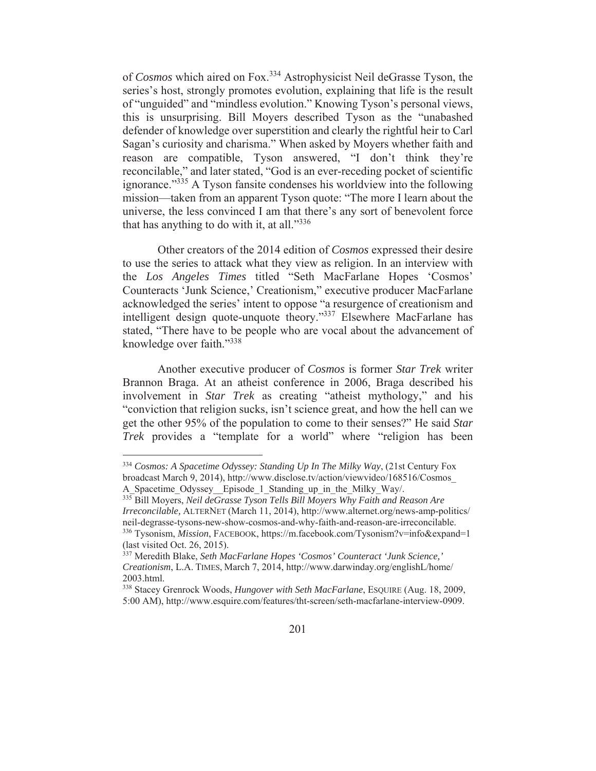of *Cosmos* which aired on Fox.[334] Astrophysicist Neil deGrasse Tyson, the series's host, strongly promotes evolution, explaining that life is the result of "unguided" and "mindless evolution." Knowing Tyson's personal views, this is unsurprising. Bill Moyers described Tyson as the "unabashed defender of knowledge over superstition and clearly the rightful heir to Carl Sagan's curiosity and charisma." When asked by Moyers whether faith and reason are compatible, Tyson answered, "I don't think they're reconcilable," and later stated, "God is an ever-receding pocket of scientific ignorance."[335] A Tyson fansite condenses his worldview into the following mission—taken from an apparent Tyson quote: "The more I learn about the universe, the less convinced I am that there's any sort of benevolent force that has anything to do with it, at all."[336]

Other creators of the 2014 edition of *Cosmos* expressed their desire to use the series to attack what they view as religion. In an interview with the *Los Angeles Times* titled "Seth MacFarlane Hopes 'Cosmos' Counteracts 'Junk Science,' Creationism," executive producer MacFarlane acknowledged the series' intent to oppose "a resurgence of creationism and intelligent design quote-unquote theory."[337] Elsewhere MacFarlane has stated, "There have to be people who are vocal about the advancement of knowledge over faith."[338]

Another executive producer of *Cosmos* is former *Star Trek* writer Brannon Braga. At an atheist conference in 2006, Braga described his involvement in *Star Trek* as creating "atheist mythology," and his "conviction that religion sucks, isn't science great, and how the hell can we get the other 95% of the population to come to their senses?" He said *Star Trek* provides a "template for a world" where "religion has been

---

[334] *Cosmos: A Spacetime Odyssey: Standing Up In The Milky Way*, (21st Century Fox broadcast March 9, 2014), http://www.disclose.tv/action/viewvideo/168516/Cosmos_A_Spacetime_Odyssey__Episode_1_Standing_up_in_the_Milky_Way/.

[335] Bill Moyers, *Neil deGrasse Tyson Tells Bill Moyers Why Faith and Reason Are Irreconcilable,* ALTERNET (March 11, 2014), http://www.alternet.org/news-amp-politics/neil-degrasse-tysons-new-show-cosmos-and-why-faith-and-reason-are-irreconcilable.

[336] Tysonism, *Mission*, FACEBOOK, https://m.facebook.com/Tysonism?v=info&expand=1 (last visited Oct. 26, 2015).

[337] Meredith Blake, *Seth MacFarlane Hopes 'Cosmos' Counteract 'Junk Science,' Creationism*, L.A. TIMES, March 7, 2014, http://www.darwinday.org/englishL/home/2003.html.

[338] Stacey Grenrock Woods, *Hungover with Seth MacFarlane*, ESQUIRE (Aug. 18, 2009, 5:00 AM), http://www.esquire.com/features/tht-screen/seth-macfarlane-interview-0909.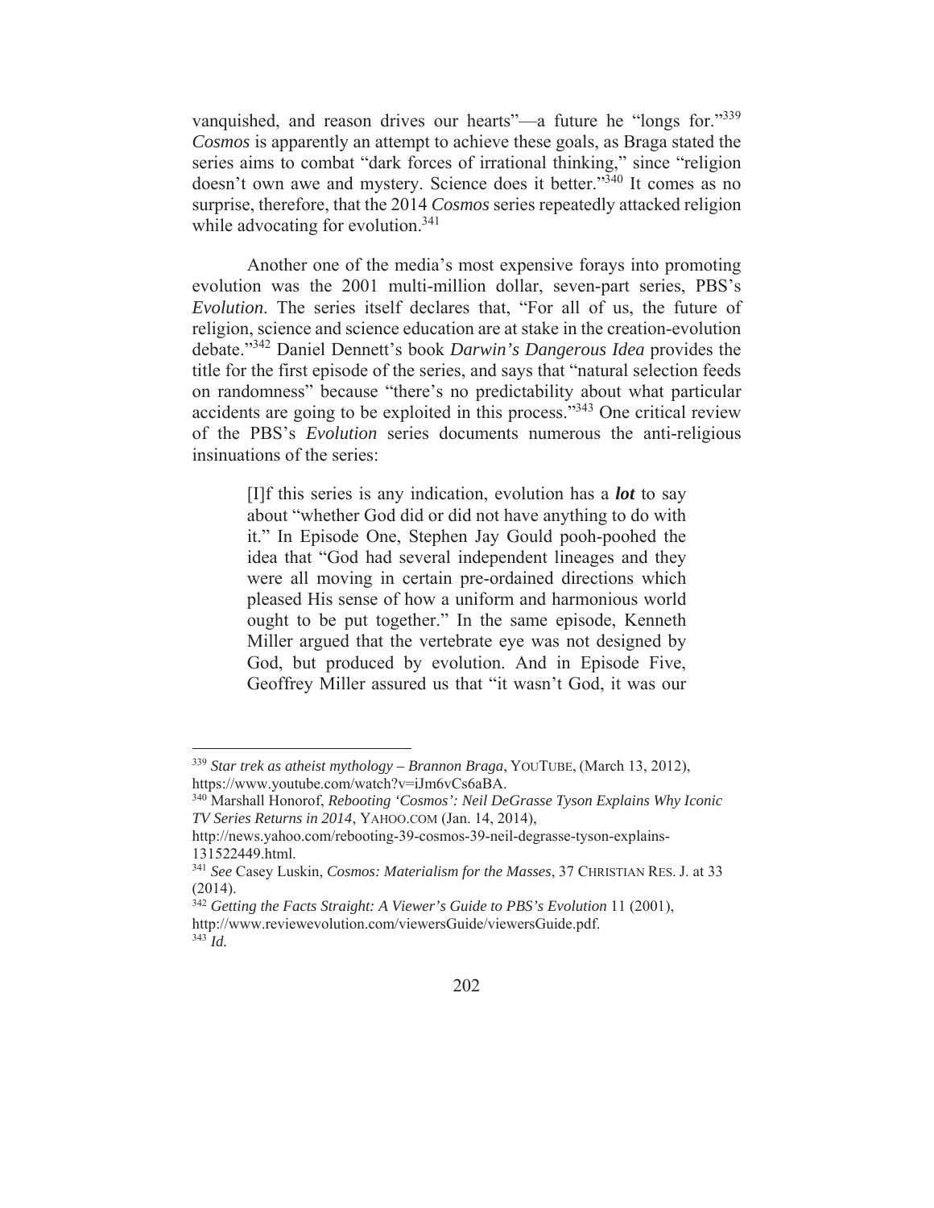vanquished, and reason drives our hearts"—a future he "longs for."[339] *Cosmos* is apparently an attempt to achieve these goals, as Braga stated the series aims to combat "dark forces of irrational thinking," since "religion doesn't own awe and mystery. Science does it better."[340] It comes as no surprise, therefore, that the 2014 *Cosmos* series repeatedly attacked religion while advocating for evolution.[341]

Another one of the media's most expensive forays into promoting evolution was the 2001 multi-million dollar, seven-part series, PBS's *Evolution*. The series itself declares that, "For all of us, the future of religion, science and science education are at stake in the creation-evolution debate."[342] Daniel Dennett's book *Darwin's Dangerous Idea* provides the title for the first episode of the series, and says that "natural selection feeds on randomness" because "there's no predictability about what particular accidents are going to be exploited in this process."[343] One critical review of the PBS's *Evolution* series documents numerous the anti-religious insinuations of the series:

> [I]f this series is any indication, evolution has a ***lot*** to say about "whether God did or did not have anything to do with it." In Episode One, Stephen Jay Gould pooh-poohed the idea that "God had several independent lineages and they were all moving in certain pre-ordained directions which pleased His sense of how a uniform and harmonious world ought to be put together." In the same episode, Kenneth Miller argued that the vertebrate eye was not designed by God, but produced by evolution. And in Episode Five, Geoffrey Miller assured us that "it wasn't God, it was our

---

[339] *Star trek as atheist mythology – Brannon Braga*, YOUTUBE, (March 13, 2012), https://www.youtube.com/watch?v=iJm6vCs6aBA.

[340] Marshall Honorof, *Rebooting 'Cosmos': Neil DeGrasse Tyson Explains Why Iconic TV Series Returns in 2014*, YAHOO.COM (Jan. 14, 2014), http://news.yahoo.com/rebooting-39-cosmos-39-neil-degrasse-tyson-explains-131522449.html.

[341] *See* Casey Luskin, *Cosmos: Materialism for the Masses*, 37 CHRISTIAN RES. J. at 33 (2014).

[342] *Getting the Facts Straight: A Viewer's Guide to PBS's Evolution* 11 (2001), http://www.reviewevolution.com/viewersGuide/viewersGuide.pdf.

[343] *Id.*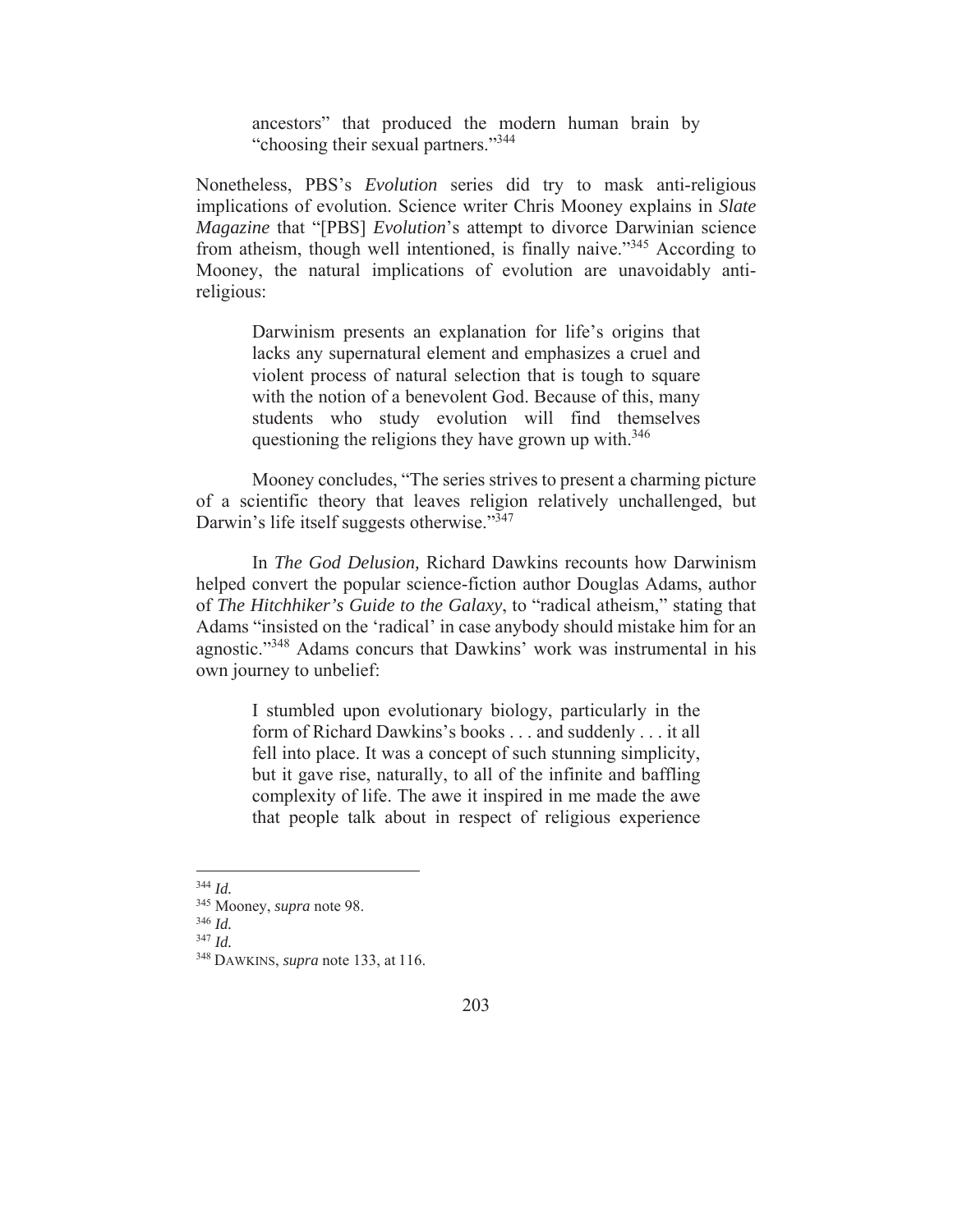> ancestors" that produced the modern human brain by "choosing their sexual partners."[344]

Nonetheless, PBS's *Evolution* series did try to mask anti-religious implications of evolution. Science writer Chris Mooney explains in *Slate Magazine* that "[PBS] *Evolution*'s attempt to divorce Darwinian science from atheism, though well intentioned, is finally naive."[345] According to Mooney, the natural implications of evolution are unavoidably anti-religious:

> Darwinism presents an explanation for life's origins that lacks any supernatural element and emphasizes a cruel and violent process of natural selection that is tough to square with the notion of a benevolent God. Because of this, many students who study evolution will find themselves questioning the religions they have grown up with.[346]

Mooney concludes, "The series strives to present a charming picture of a scientific theory that leaves religion relatively unchallenged, but Darwin's life itself suggests otherwise."[347]

In *The God Delusion,* Richard Dawkins recounts how Darwinism helped convert the popular science-fiction author Douglas Adams, author of *The Hitchhiker's Guide to the Galaxy*, to "radical atheism," stating that Adams "insisted on the 'radical' in case anybody should mistake him for an agnostic."[348] Adams concurs that Dawkins' work was instrumental in his own journey to unbelief:

> I stumbled upon evolutionary biology, particularly in the form of Richard Dawkins's books . . . and suddenly . . . it all fell into place. It was a concept of such stunning simplicity, but it gave rise, naturally, to all of the infinite and baffling complexity of life. The awe it inspired in me made the awe that people talk about in respect of religious experience

---

[344] *Id.*

[345] Mooney, *supra* note 98.

[346] *Id.*

[347] *Id.*

[348] DAWKINS, *supra* note 133, at 116.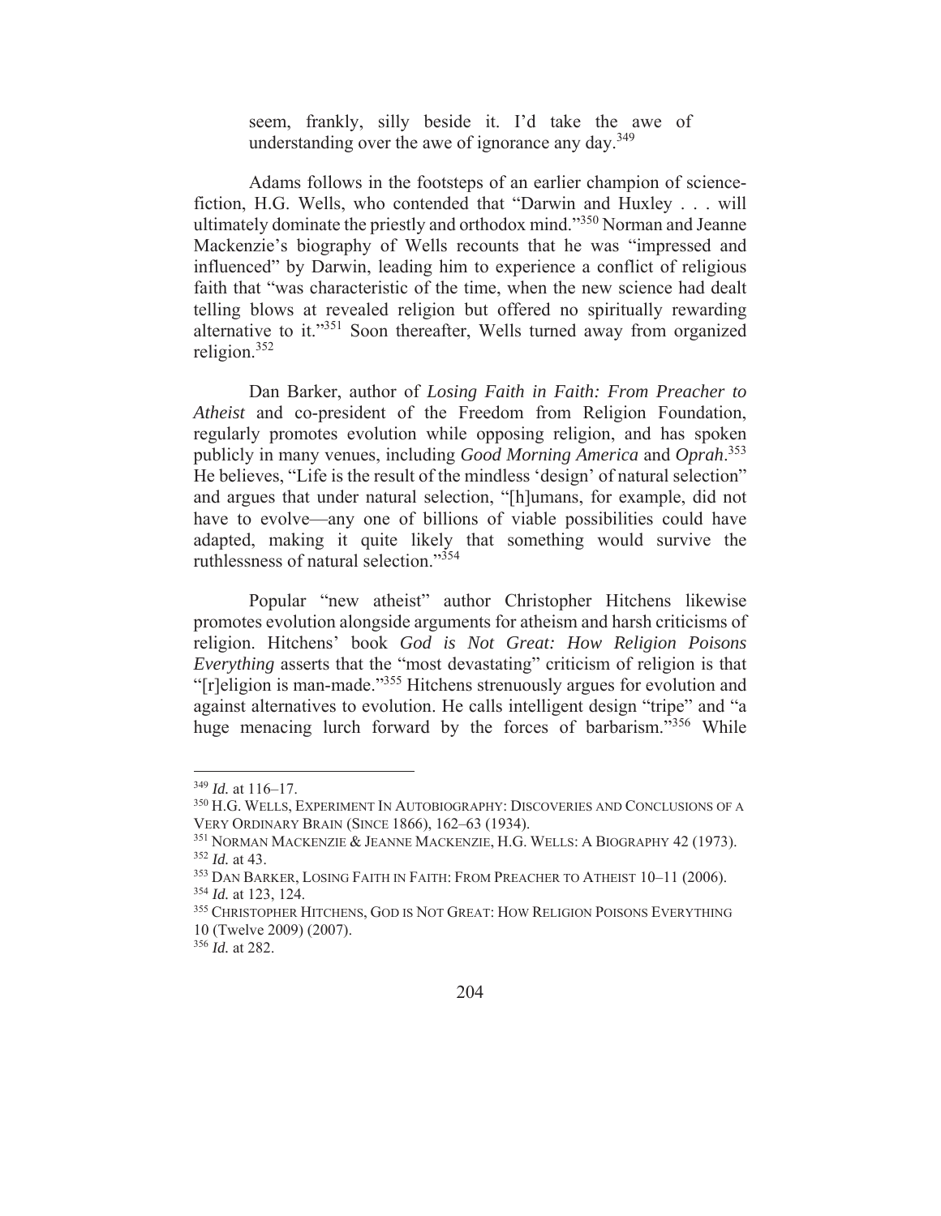> seem, frankly, silly beside it. I'd take the awe of understanding over the awe of ignorance any day.[349]

Adams follows in the footsteps of an earlier champion of science-fiction, H.G. Wells, who contended that "Darwin and Huxley . . . will ultimately dominate the priestly and orthodox mind."[350] Norman and Jeanne Mackenzie's biography of Wells recounts that he was "impressed and influenced" by Darwin, leading him to experience a conflict of religious faith that "was characteristic of the time, when the new science had dealt telling blows at revealed religion but offered no spiritually rewarding alternative to it."[351] Soon thereafter, Wells turned away from organized religion.[352]

Dan Barker, author of *Losing Faith in Faith: From Preacher to Atheist* and co-president of the Freedom from Religion Foundation, regularly promotes evolution while opposing religion, and has spoken publicly in many venues, including *Good Morning America* and *Oprah*.[353] He believes, "Life is the result of the mindless 'design' of natural selection" and argues that under natural selection, "[h]umans, for example, did not have to evolve—any one of billions of viable possibilities could have adapted, making it quite likely that something would survive the ruthlessness of natural selection."[354]

Popular "new atheist" author Christopher Hitchens likewise promotes evolution alongside arguments for atheism and harsh criticisms of religion. Hitchens' book *God is Not Great: How Religion Poisons Everything* asserts that the "most devastating" criticism of religion is that "[r]eligion is man-made."[355] Hitchens strenuously argues for evolution and against alternatives to evolution. He calls intelligent design "tripe" and "a huge menacing lurch forward by the forces of barbarism."[356] While

---

[349] *Id.* at 116–17.

[350] H.G. WELLS, EXPERIMENT IN AUTOBIOGRAPHY: DISCOVERIES AND CONCLUSIONS OF A VERY ORDINARY BRAIN (SINCE 1866), 162–63 (1934).

[351] NORMAN MACKENZIE & JEANNE MACKENZIE, H.G. WELLS: A BIOGRAPHY 42 (1973).

[352] *Id.* at 43.

[353] DAN BARKER, LOSING FAITH IN FAITH: FROM PREACHER TO ATHEIST 10–11 (2006).

[354] *Id.* at 123, 124.

[355] CHRISTOPHER HITCHENS, GOD IS NOT GREAT: HOW RELIGION POISONS EVERYTHING 10 (Twelve 2009) (2007).

[356] *Id.* at 282.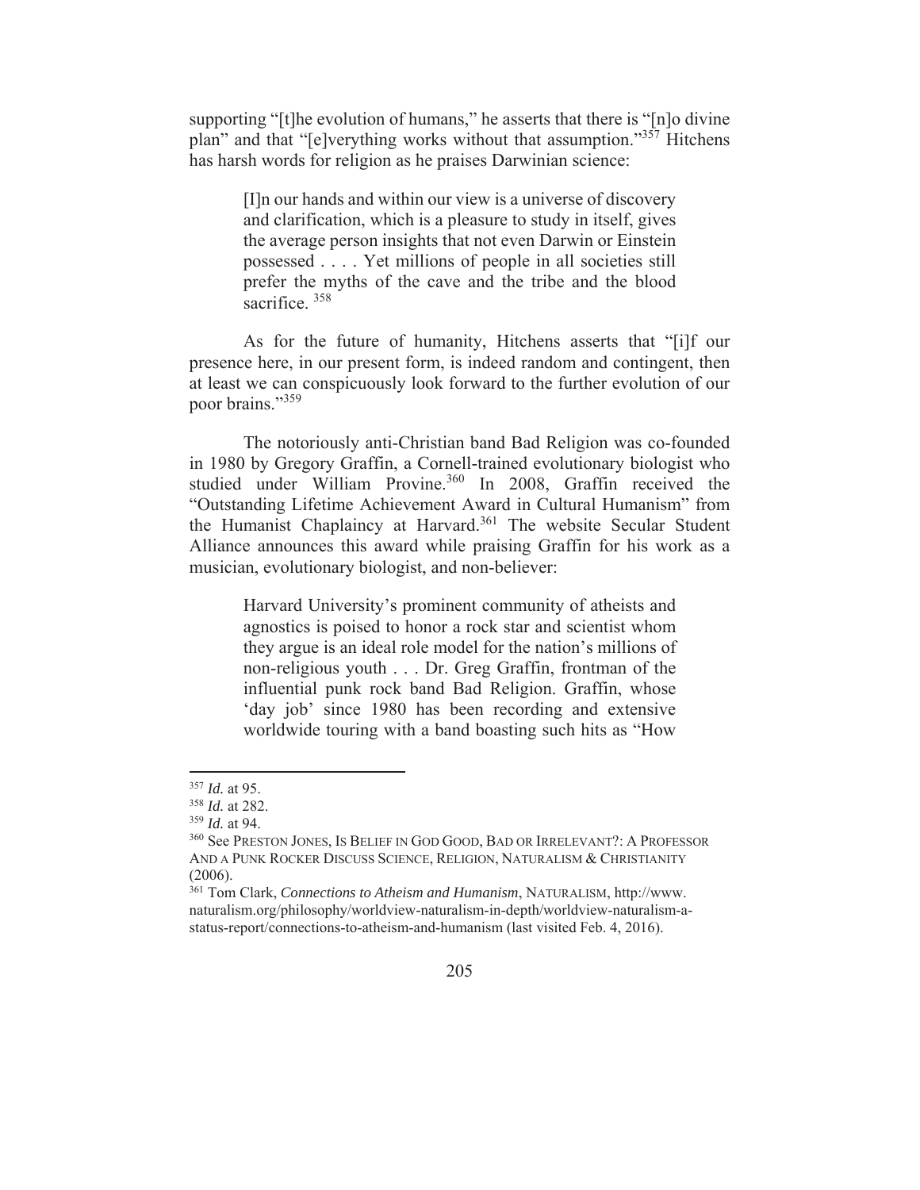supporting "[t]he evolution of humans," he asserts that there is "[n]o divine plan" and that "[e]verything works without that assumption."[357] Hitchens has harsh words for religion as he praises Darwinian science:

> [I]n our hands and within our view is a universe of discovery and clarification, which is a pleasure to study in itself, gives the average person insights that not even Darwin or Einstein possessed . . . . Yet millions of people in all societies still prefer the myths of the cave and the tribe and the blood sacrifice. [358]

As for the future of humanity, Hitchens asserts that "[i]f our presence here, in our present form, is indeed random and contingent, then at least we can conspicuously look forward to the further evolution of our poor brains."[359]

The notoriously anti-Christian band Bad Religion was co-founded in 1980 by Gregory Graffin, a Cornell-trained evolutionary biologist who studied under William Provine.[360] In 2008, Graffin received the "Outstanding Lifetime Achievement Award in Cultural Humanism" from the Humanist Chaplaincy at Harvard.[361] The website Secular Student Alliance announces this award while praising Graffin for his work as a musician, evolutionary biologist, and non-believer:

> Harvard University's prominent community of atheists and agnostics is poised to honor a rock star and scientist whom they argue is an ideal role model for the nation's millions of non-religious youth . . . Dr. Greg Graffin, frontman of the influential punk rock band Bad Religion. Graffin, whose 'day job' since 1980 has been recording and extensive worldwide touring with a band boasting such hits as "How

---

[357] *Id.* at 95.

[358] *Id.* at 282.

[359] *Id.* at 94.

[360] See PRESTON JONES, IS BELIEF IN GOD GOOD, BAD OR IRRELEVANT?: A PROFESSOR AND A PUNK ROCKER DISCUSS SCIENCE, RELIGION, NATURALISM & CHRISTIANITY (2006).

[361] Tom Clark, *Connections to Atheism and Humanism*, NATURALISM, http://www.naturalism.org/philosophy/worldview-naturalism-in-depth/worldview-naturalism-a-status-report/connections-to-atheism-and-humanism (last visited Feb. 4, 2016).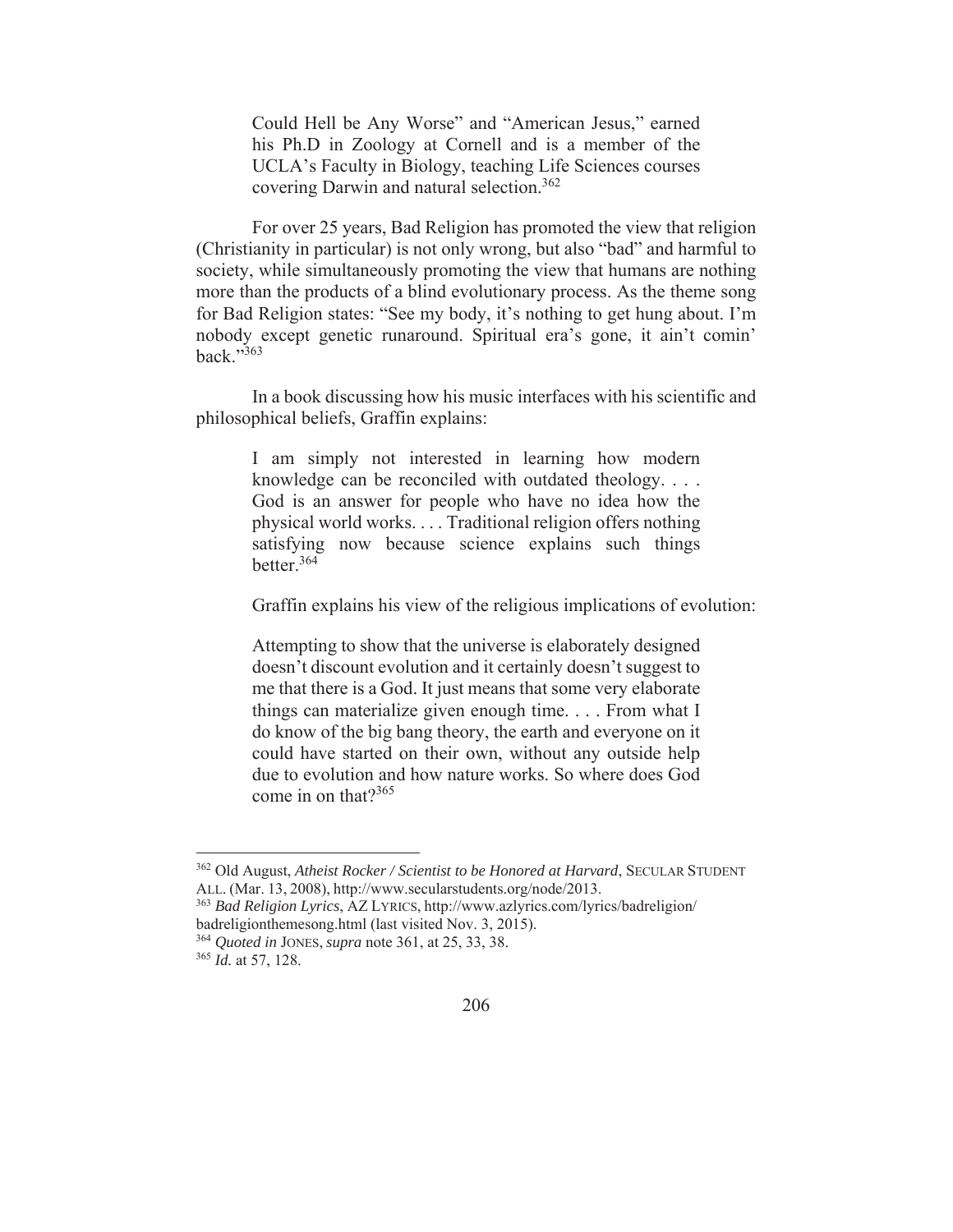> Could Hell be Any Worse" and "American Jesus," earned his Ph.D in Zoology at Cornell and is a member of the UCLA's Faculty in Biology, teaching Life Sciences courses covering Darwin and natural selection.[362]

For over 25 years, Bad Religion has promoted the view that religion (Christianity in particular) is not only wrong, but also "bad" and harmful to society, while simultaneously promoting the view that humans are nothing more than the products of a blind evolutionary process. As the theme song for Bad Religion states: "See my body, it's nothing to get hung about. I'm nobody except genetic runaround. Spiritual era's gone, it ain't comin' back."[363]

In a book discussing how his music interfaces with his scientific and philosophical beliefs, Graffin explains:

> I am simply not interested in learning how modern knowledge can be reconciled with outdated theology. . . . God is an answer for people who have no idea how the physical world works. . . . Traditional religion offers nothing satisfying now because science explains such things better.[364]

Graffin explains his view of the religious implications of evolution:

> Attempting to show that the universe is elaborately designed doesn't discount evolution and it certainly doesn't suggest to me that there is a God. It just means that some very elaborate things can materialize given enough time. . . . From what I do know of the big bang theory, the earth and everyone on it could have started on their own, without any outside help due to evolution and how nature works. So where does God come in on that?[365]

---

[362] Old August, *Atheist Rocker / Scientist to be Honored at Harvard*, SECULAR STUDENT ALL. (Mar. 13, 2008), http://www.secularstudents.org/node/2013.

[363] *Bad Religion Lyrics*, AZ LYRICS, http://www.azlyrics.com/lyrics/badreligion/badreligionthemesong.html (last visited Nov. 3, 2015).

[364] *Quoted in* JONES, *supra* note 361, at 25, 33, 38.

[365] *Id.* at 57, 128.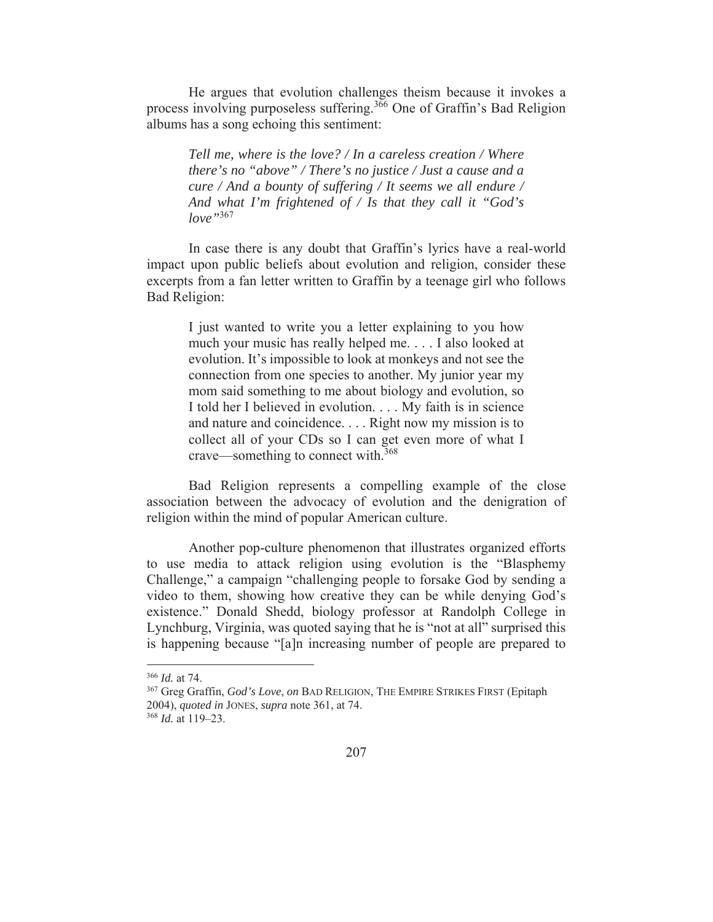He argues that evolution challenges theism because it invokes a process involving purposeless suffering.[366] One of Graffin's Bad Religion albums has a song echoing this sentiment:

> *Tell me, where is the love? / In a careless creation / Where there's no "above" / There's no justice / Just a cause and a cure / And a bounty of suffering / It seems we all endure / And what I'm frightened of / Is that they call it "God's love"*[367]

In case there is any doubt that Graffin's lyrics have a real-world impact upon public beliefs about evolution and religion, consider these excerpts from a fan letter written to Graffin by a teenage girl who follows Bad Religion:

> I just wanted to write you a letter explaining to you how much your music has really helped me. . . . I also looked at evolution. It's impossible to look at monkeys and not see the connection from one species to another. My junior year my mom said something to me about biology and evolution, so I told her I believed in evolution. . . . My faith is in science and nature and coincidence. . . . Right now my mission is to collect all of your CDs so I can get even more of what I crave—something to connect with.[368]

Bad Religion represents a compelling example of the close association between the advocacy of evolution and the denigration of religion within the mind of popular American culture.

Another pop-culture phenomenon that illustrates organized efforts to use media to attack religion using evolution is the "Blasphemy Challenge," a campaign "challenging people to forsake God by sending a video to them, showing how creative they can be while denying God's existence." Donald Shedd, biology professor at Randolph College in Lynchburg, Virginia, was quoted saying that he is "not at all" surprised this is happening because "[a]n increasing number of people are prepared to

---

[366] *Id.* at 74.

[367] Greg Graffin, *God's Love*, *on* BAD RELIGION, THE EMPIRE STRIKES FIRST (Epitaph 2004), *quoted in* JONES, *supra* note 361, at 74.

[368] *Id.* at 119–23.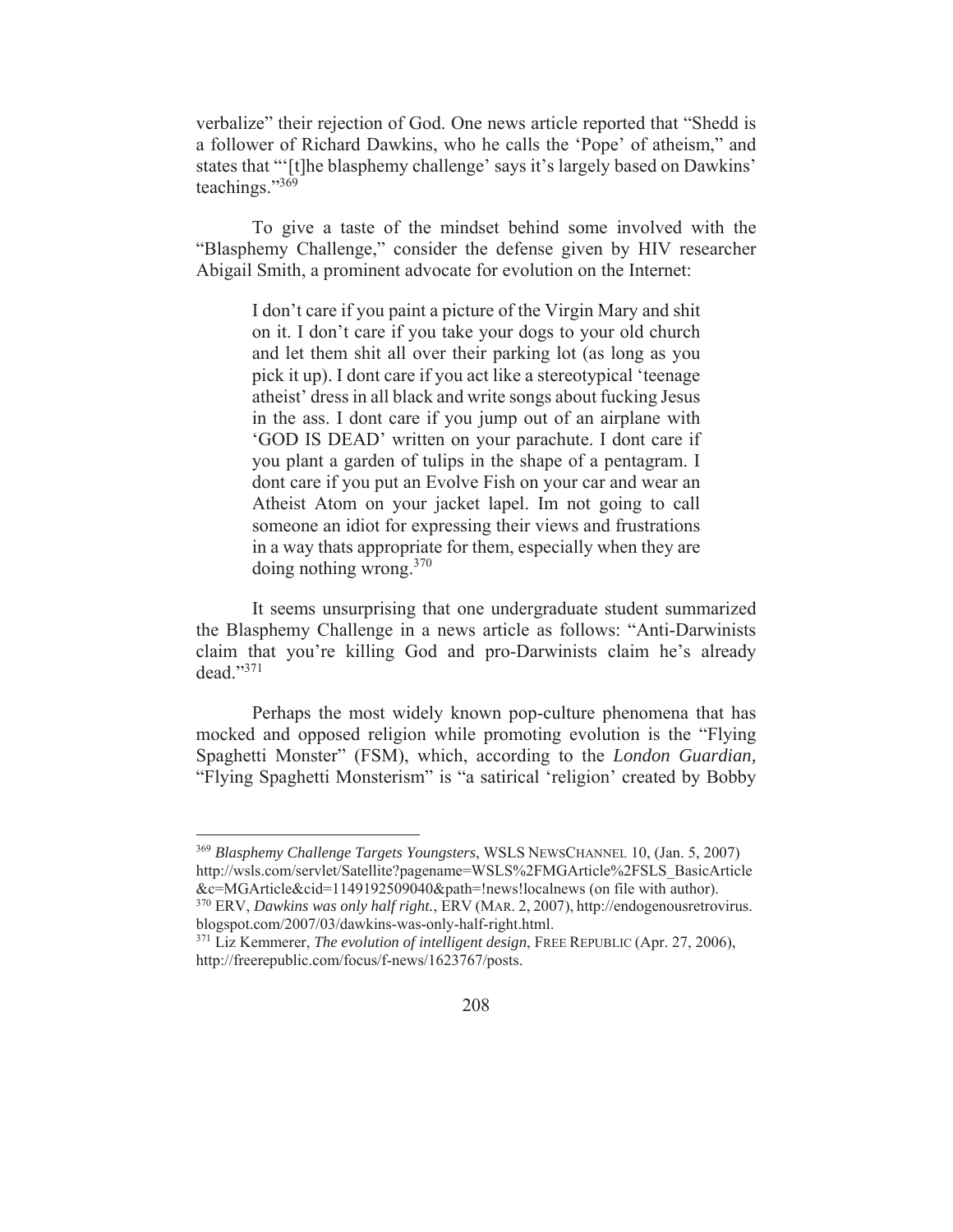verbalize" their rejection of God. One news article reported that "Shedd is a follower of Richard Dawkins, who he calls the 'Pope' of atheism," and states that "'[t]he blasphemy challenge' says it's largely based on Dawkins' teachings."[369]

To give a taste of the mindset behind some involved with the "Blasphemy Challenge," consider the defense given by HIV researcher Abigail Smith, a prominent advocate for evolution on the Internet:

> I don't care if you paint a picture of the Virgin Mary and shit on it. I don't care if you take your dogs to your old church and let them shit all over their parking lot (as long as you pick it up). I dont care if you act like a stereotypical 'teenage atheist' dress in all black and write songs about fucking Jesus in the ass. I dont care if you jump out of an airplane with 'GOD IS DEAD' written on your parachute. I dont care if you plant a garden of tulips in the shape of a pentagram. I dont care if you put an Evolve Fish on your car and wear an Atheist Atom on your jacket lapel. Im not going to call someone an idiot for expressing their views and frustrations in a way thats appropriate for them, especially when they are doing nothing wrong.[370]

It seems unsurprising that one undergraduate student summarized the Blasphemy Challenge in a news article as follows: "Anti-Darwinists claim that you're killing God and pro-Darwinists claim he's already dead."[371]

Perhaps the most widely known pop-culture phenomena that has mocked and opposed religion while promoting evolution is the "Flying Spaghetti Monster" (FSM), which, according to the *London Guardian,* "Flying Spaghetti Monsterism" is "a satirical 'religion' created by Bobby

---

[369] *Blasphemy Challenge Targets Youngsters*, WSLS NEWSCHANNEL 10, (Jan. 5, 2007) http://wsls.com/servlet/Satellite?pagename=WSLS%2FMGArticle%2FSLS_BasicArticle&c=MGArticle&cid=1149192509040&path=!news!localnews (on file with author).

[370] ERV, *Dawkins was only half right.*, ERV (MAR. 2, 2007), http://endogenousretrovirus.blogspot.com/2007/03/dawkins-was-only-half-right.html.

[371] Liz Kemmerer, *The evolution of intelligent design*, FREE REPUBLIC (Apr. 27, 2006), http://freerepublic.com/focus/f-news/1623767/posts.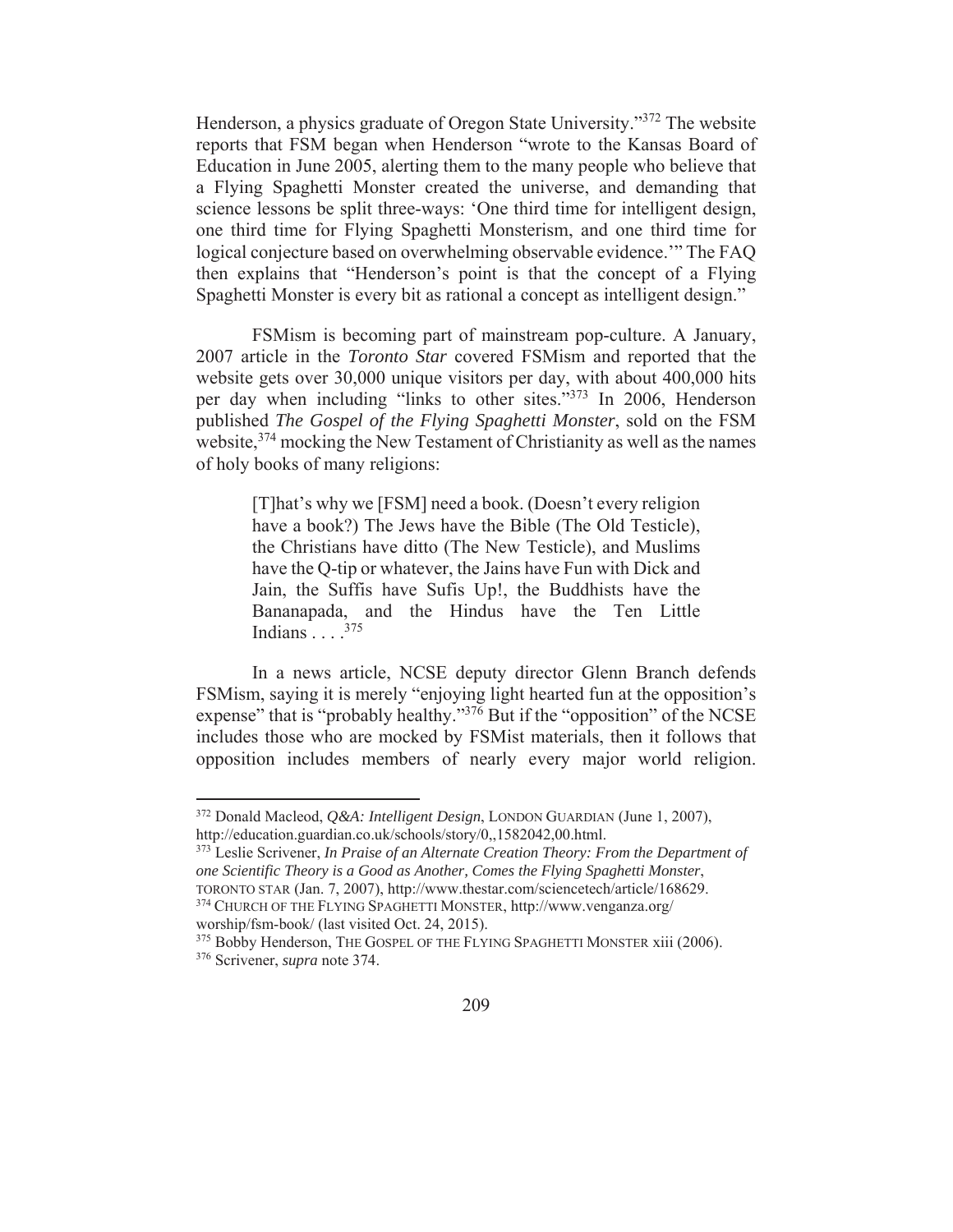Henderson, a physics graduate of Oregon State University."[372] The website reports that FSM began when Henderson "wrote to the Kansas Board of Education in June 2005, alerting them to the many people who believe that a Flying Spaghetti Monster created the universe, and demanding that science lessons be split three-ways: 'One third time for intelligent design, one third time for Flying Spaghetti Monsterism, and one third time for logical conjecture based on overwhelming observable evidence.'" The FAQ then explains that "Henderson's point is that the concept of a Flying Spaghetti Monster is every bit as rational a concept as intelligent design."

FSMism is becoming part of mainstream pop-culture. A January, 2007 article in the *Toronto Star* covered FSMism and reported that the website gets over 30,000 unique visitors per day, with about 400,000 hits per day when including "links to other sites."[373] In 2006, Henderson published *The Gospel of the Flying Spaghetti Monster*, sold on the FSM website,[374] mocking the New Testament of Christianity as well as the names of holy books of many religions:

> [T]hat's why we [FSM] need a book. (Doesn't every religion have a book?) The Jews have the Bible (The Old Testicle), the Christians have ditto (The New Testicle), and Muslims have the Q-tip or whatever, the Jains have Fun with Dick and Jain, the Suffis have Sufis Up!, the Buddhists have the Bananapada, and the Hindus have the Ten Little Indians . . . .[375]

In a news article, NCSE deputy director Glenn Branch defends FSMism, saying it is merely "enjoying light hearted fun at the opposition's expense" that is "probably healthy."[376] But if the "opposition" of the NCSE includes those who are mocked by FSMist materials, then it follows that opposition includes members of nearly every major world religion.

---

[372] Donald Macleod, *Q&A: Intelligent Design*, LONDON GUARDIAN (June 1, 2007), http://education.guardian.co.uk/schools/story/0,,1582042,00.html.

[373] Leslie Scrivener, *In Praise of an Alternate Creation Theory: From the Department of one Scientific Theory is a Good as Another, Comes the Flying Spaghetti Monster*, TORONTO STAR (Jan. 7, 2007), http://www.thestar.com/sciencetech/article/168629.

[374] CHURCH OF THE FLYING SPAGHETTI MONSTER, http://www.venganza.org/worship/fsm-book/ (last visited Oct. 24, 2015).

[375] Bobby Henderson, THE GOSPEL OF THE FLYING SPAGHETTI MONSTER xiii (2006).

[376] Scrivener, *supra* note 374.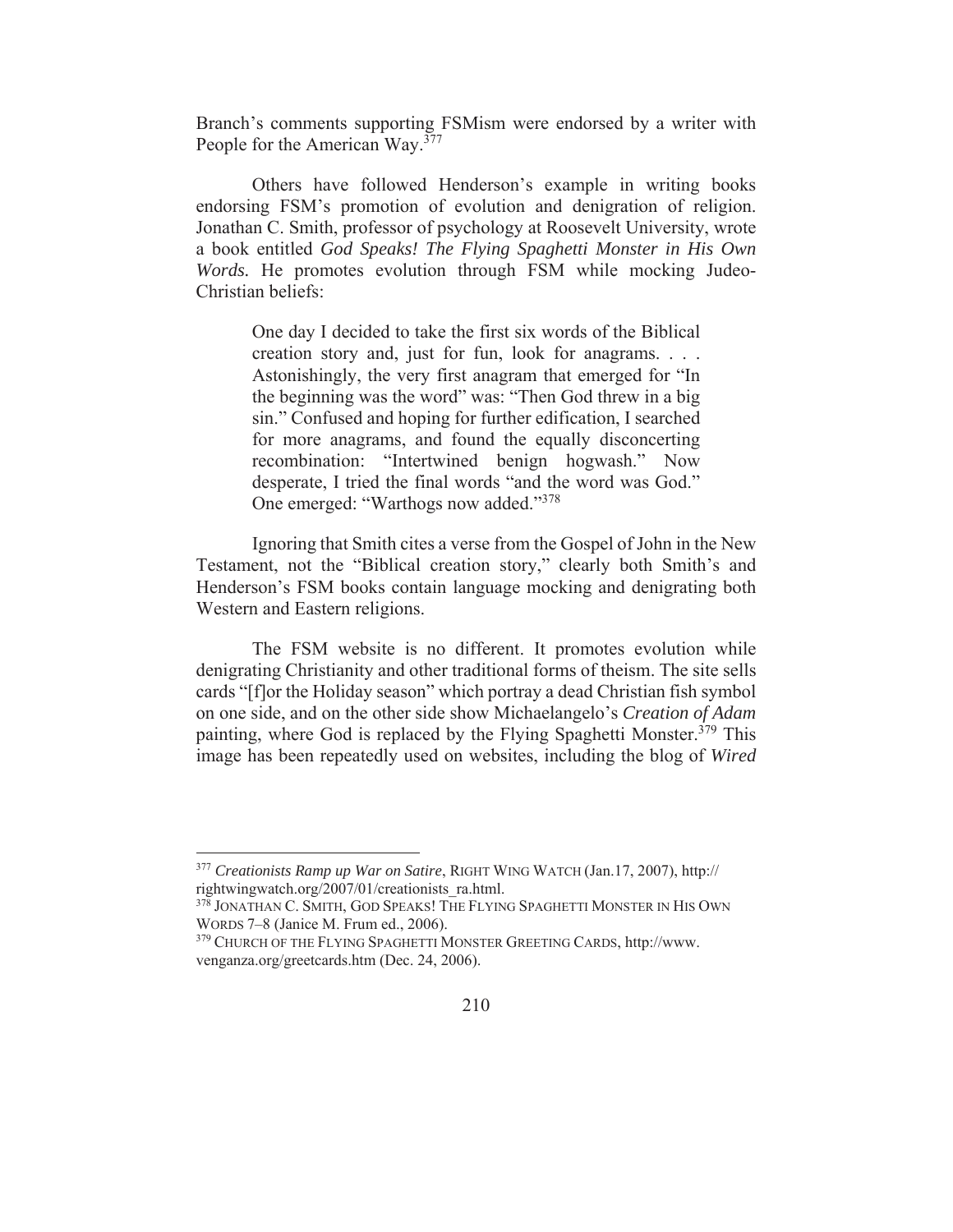Branch's comments supporting FSMism were endorsed by a writer with People for the American Way.[377]

Others have followed Henderson's example in writing books endorsing FSM's promotion of evolution and denigration of religion. Jonathan C. Smith, professor of psychology at Roosevelt University, wrote a book entitled *God Speaks! The Flying Spaghetti Monster in His Own Words.* He promotes evolution through FSM while mocking Judeo-Christian beliefs:

> One day I decided to take the first six words of the Biblical creation story and, just for fun, look for anagrams. . . . Astonishingly, the very first anagram that emerged for "In the beginning was the word" was: "Then God threw in a big sin." Confused and hoping for further edification, I searched for more anagrams, and found the equally disconcerting recombination: "Intertwined benign hogwash." Now desperate, I tried the final words "and the word was God." One emerged: "Warthogs now added."[378]

Ignoring that Smith cites a verse from the Gospel of John in the New Testament, not the "Biblical creation story," clearly both Smith's and Henderson's FSM books contain language mocking and denigrating both Western and Eastern religions.

The FSM website is no different. It promotes evolution while denigrating Christianity and other traditional forms of theism. The site sells cards "[f]or the Holiday season" which portray a dead Christian fish symbol on one side, and on the other side show Michaelangelo's *Creation of Adam* painting, where God is replaced by the Flying Spaghetti Monster.[379] This image has been repeatedly used on websites, including the blog of *Wired*

---

[377] *Creationists Ramp up War on Satire*, RIGHT WING WATCH (Jan.17, 2007), http://rightwingwatch.org/2007/01/creationists_ra.html.

[378] JONATHAN C. SMITH, GOD SPEAKS! THE FLYING SPAGHETTI MONSTER IN HIS OWN WORDS 7–8 (Janice M. Frum ed., 2006).

[379] CHURCH OF THE FLYING SPAGHETTI MONSTER GREETING CARDS, http://www.venganza.org/greetcards.htm (Dec. 24, 2006).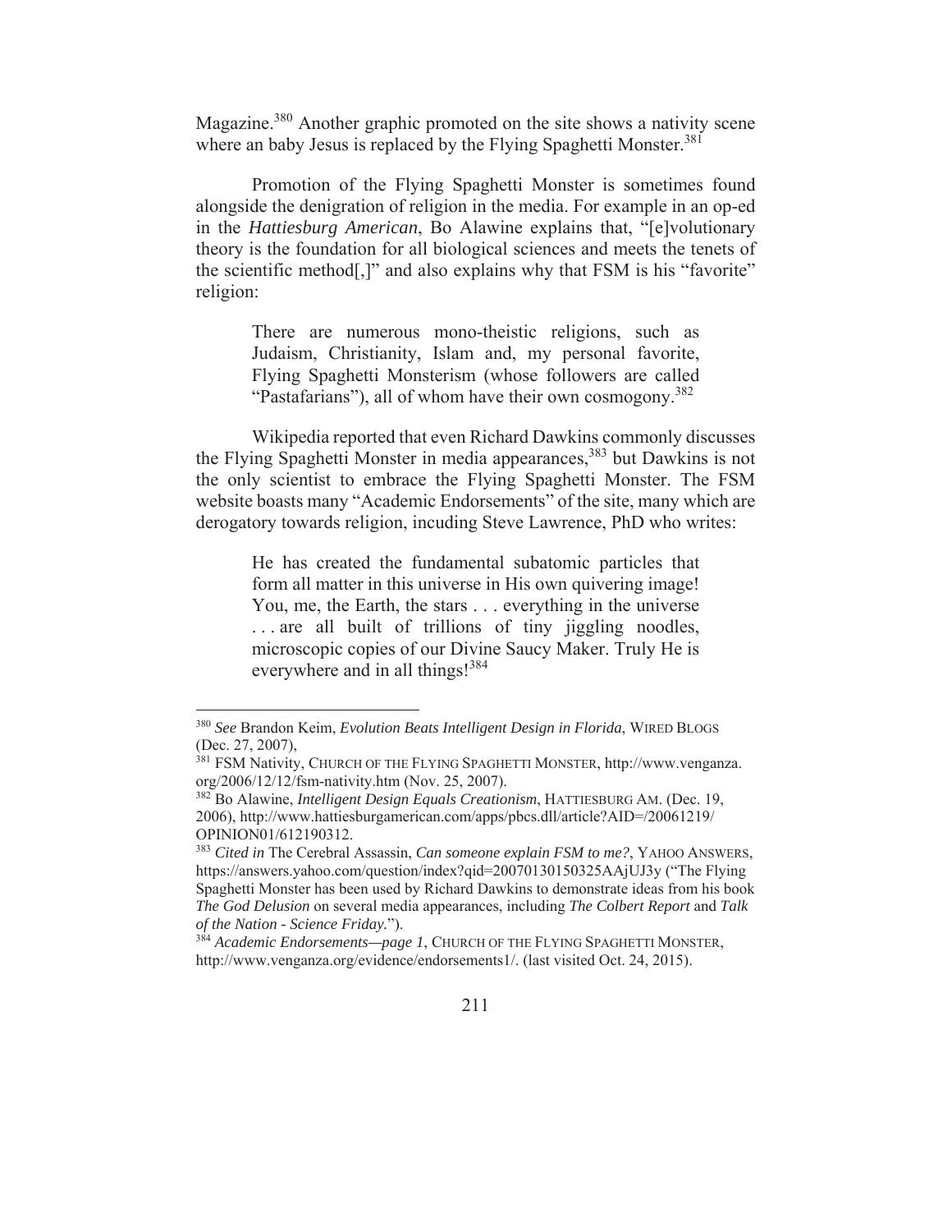Magazine.[380] Another graphic promoted on the site shows a nativity scene where an baby Jesus is replaced by the Flying Spaghetti Monster.[381]

Promotion of the Flying Spaghetti Monster is sometimes found alongside the denigration of religion in the media. For example in an op-ed in the *Hattiesburg American*, Bo Alawine explains that, "[e]volutionary theory is the foundation for all biological sciences and meets the tenets of the scientific method[,]" and also explains why that FSM is his "favorite" religion:

> There are numerous mono-theistic religions, such as Judaism, Christianity, Islam and, my personal favorite, Flying Spaghetti Monsterism (whose followers are called "Pastafarians"), all of whom have their own cosmogony.[382]

Wikipedia reported that even Richard Dawkins commonly discusses the Flying Spaghetti Monster in media appearances,[383] but Dawkins is not the only scientist to embrace the Flying Spaghetti Monster. The FSM website boasts many "Academic Endorsements" of the site, many which are derogatory towards religion, incuding Steve Lawrence, PhD who writes:

> He has created the fundamental subatomic particles that form all matter in this universe in His own quivering image! You, me, the Earth, the stars . . . everything in the universe . . . are all built of trillions of tiny jiggling noodles, microscopic copies of our Divine Saucy Maker. Truly He is everywhere and in all things![384]

---

[380] *See* Brandon Keim, *Evolution Beats Intelligent Design in Florida*, WIRED BLOGS (Dec. 27, 2007),

[381] FSM Nativity, CHURCH OF THE FLYING SPAGHETTI MONSTER, http://www.venganza.org/2006/12/12/fsm-nativity.htm (Nov. 25, 2007).

[382] Bo Alawine, *Intelligent Design Equals Creationism*, HATTIESBURG AM. (Dec. 19, 2006), http://www.hattiesburgamerican.com/apps/pbcs.dll/article?AID=/20061219/OPINION01/612190312.

[383] *Cited in* The Cerebral Assassin, *Can someone explain FSM to me?*, YAHOO ANSWERS, https://answers.yahoo.com/question/index?qid=20070130150325AAjUJ3y ("The Flying Spaghetti Monster has been used by Richard Dawkins to demonstrate ideas from his book *The God Delusion* on several media appearances, including *The Colbert Report* and *Talk of the Nation - Science Friday*.").

[384] *Academic Endorsements—page 1*, CHURCH OF THE FLYING SPAGHETTI MONSTER, http://www.venganza.org/evidence/endorsements1/. (last visited Oct. 24, 2015).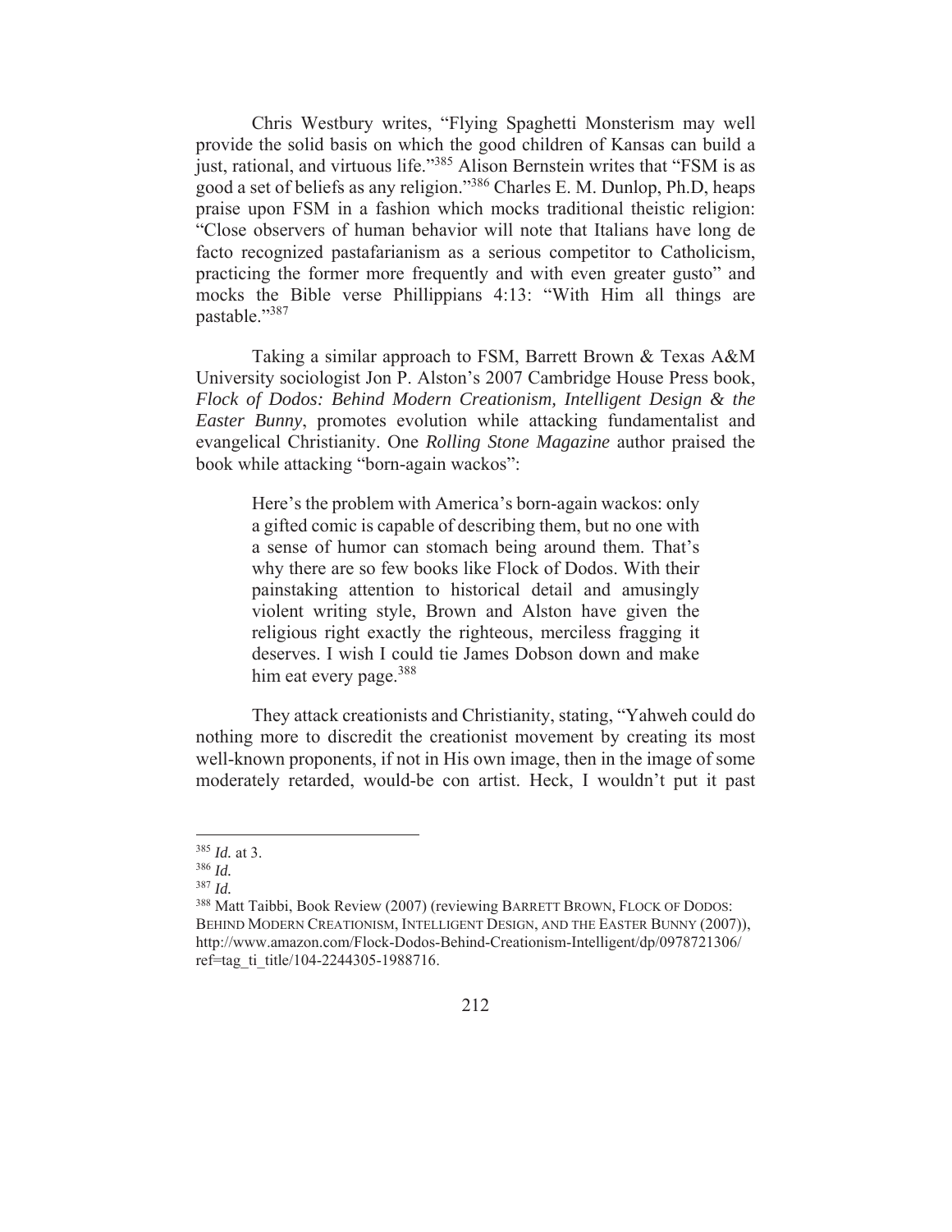Chris Westbury writes, "Flying Spaghetti Monsterism may well provide the solid basis on which the good children of Kansas can build a just, rational, and virtuous life."[385] Alison Bernstein writes that "FSM is as good a set of beliefs as any religion."[386] Charles E. M. Dunlop, Ph.D, heaps praise upon FSM in a fashion which mocks traditional theistic religion: "Close observers of human behavior will note that Italians have long de facto recognized pastafarianism as a serious competitor to Catholicism, practicing the former more frequently and with even greater gusto" and mocks the Bible verse Phillippians 4:13: "With Him all things are pastable."[387]

Taking a similar approach to FSM, Barrett Brown & Texas A&M University sociologist Jon P. Alston's 2007 Cambridge House Press book, *Flock of Dodos: Behind Modern Creationism, Intelligent Design & the Easter Bunny*, promotes evolution while attacking fundamentalist and evangelical Christianity. One *Rolling Stone Magazine* author praised the book while attacking "born-again wackos":

> Here's the problem with America's born-again wackos: only a gifted comic is capable of describing them, but no one with a sense of humor can stomach being around them. That's why there are so few books like Flock of Dodos. With their painstaking attention to historical detail and amusingly violent writing style, Brown and Alston have given the religious right exactly the righteous, merciless fragging it deserves. I wish I could tie James Dobson down and make him eat every page.[388]

They attack creationists and Christianity, stating, "Yahweh could do nothing more to discredit the creationist movement by creating its most well-known proponents, if not in His own image, then in the image of some moderately retarded, would-be con artist. Heck, I wouldn't put it past

---

[385] *Id.* at 3.

[386] *Id.*

[387] *Id.*

[388] Matt Taibbi, Book Review (2007) (reviewing BARRETT BROWN, FLOCK OF DODOS: BEHIND MODERN CREATIONISM, INTELLIGENT DESIGN, AND THE EASTER BUNNY (2007)), http://www.amazon.com/Flock-Dodos-Behind-Creationism-Intelligent/dp/0978721306/ref=tag_ti_title/104-2244305-1988716.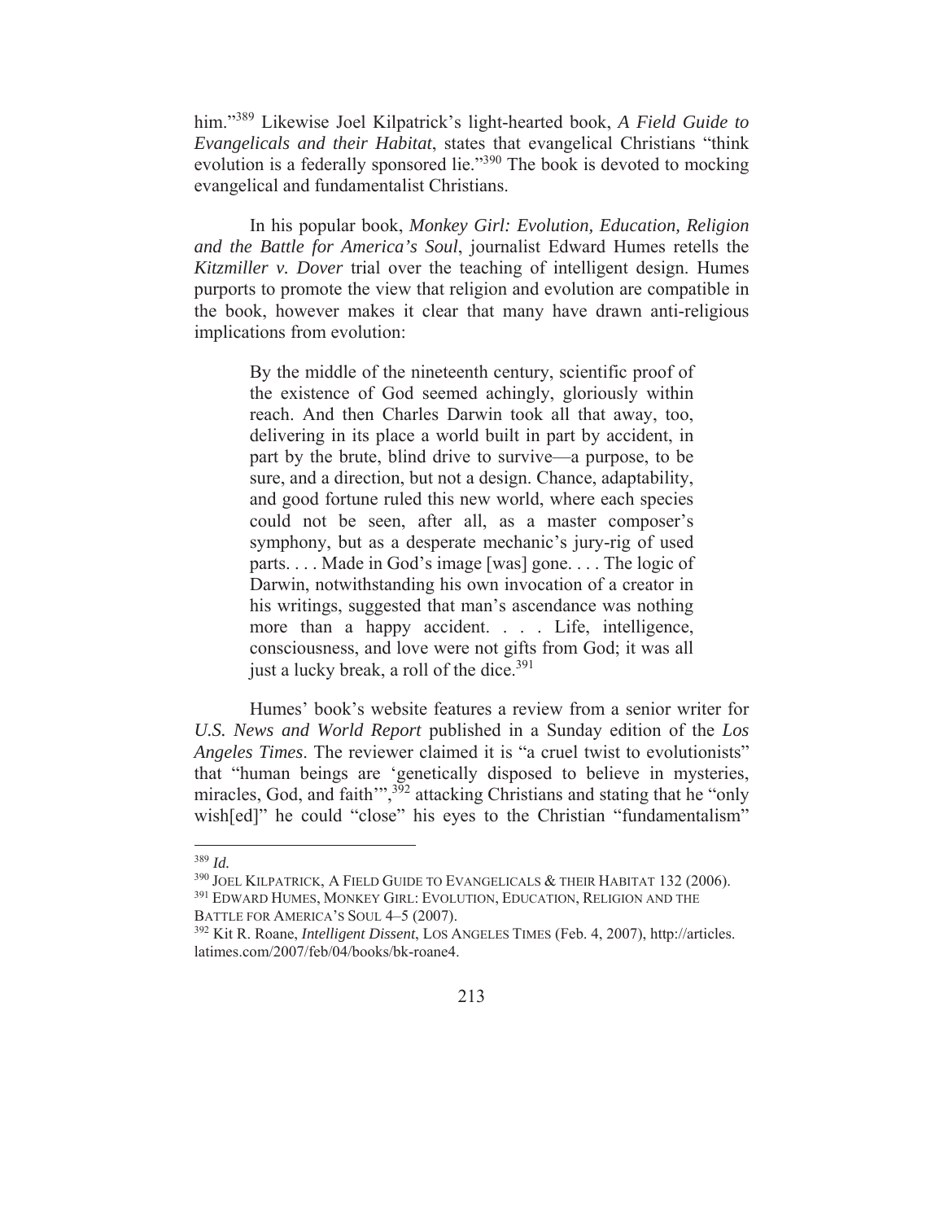him."[389] Likewise Joel Kilpatrick's light-hearted book, *A Field Guide to Evangelicals and their Habitat*, states that evangelical Christians "think evolution is a federally sponsored lie."[390] The book is devoted to mocking evangelical and fundamentalist Christians.

In his popular book, *Monkey Girl: Evolution, Education, Religion and the Battle for America's Soul*, journalist Edward Humes retells the *Kitzmiller v. Dover* trial over the teaching of intelligent design. Humes purports to promote the view that religion and evolution are compatible in the book, however makes it clear that many have drawn anti-religious implications from evolution:

> By the middle of the nineteenth century, scientific proof of the existence of God seemed achingly, gloriously within reach. And then Charles Darwin took all that away, too, delivering in its place a world built in part by accident, in part by the brute, blind drive to survive—a purpose, to be sure, and a direction, but not a design. Chance, adaptability, and good fortune ruled this new world, where each species could not be seen, after all, as a master composer's symphony, but as a desperate mechanic's jury-rig of used parts. . . . Made in God's image [was] gone. . . . The logic of Darwin, notwithstanding his own invocation of a creator in his writings, suggested that man's ascendance was nothing more than a happy accident. . . . Life, intelligence, consciousness, and love were not gifts from God; it was all just a lucky break, a roll of the dice.[391]

Humes' book's website features a review from a senior writer for *U.S. News and World Report* published in a Sunday edition of the *Los Angeles Times*. The reviewer claimed it is "a cruel twist to evolutionists" that "human beings are 'genetically disposed to believe in mysteries, miracles, God, and faith'",[392] attacking Christians and stating that he "only wish[ed]" he could "close" his eyes to the Christian "fundamentalism"

---

[389] *Id.*

[390] JOEL KILPATRICK, A FIELD GUIDE TO EVANGELICALS & THEIR HABITAT 132 (2006).

[391] EDWARD HUMES, MONKEY GIRL: EVOLUTION, EDUCATION, RELIGION AND THE BATTLE FOR AMERICA'S SOUL 4–5 (2007).

[392] Kit R. Roane, *Intelligent Dissent*, LOS ANGELES TIMES (Feb. 4, 2007), http://articles.latimes.com/2007/feb/04/books/bk-roane4.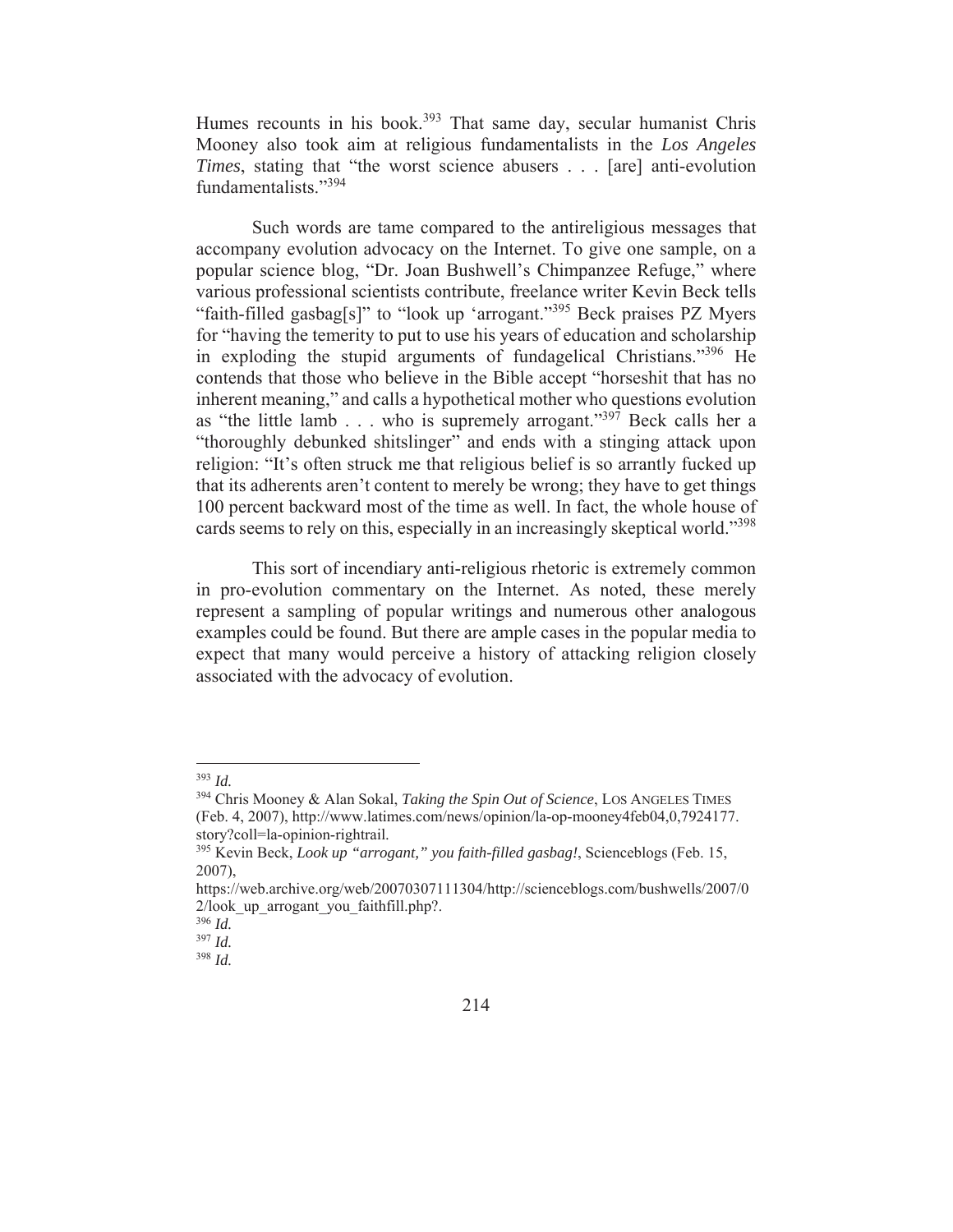Humes recounts in his book.[393] That same day, secular humanist Chris Mooney also took aim at religious fundamentalists in the *Los Angeles Times*, stating that "the worst science abusers . . . [are] anti-evolution fundamentalists."[394]

Such words are tame compared to the antireligious messages that accompany evolution advocacy on the Internet. To give one sample, on a popular science blog, "Dr. Joan Bushwell's Chimpanzee Refuge," where various professional scientists contribute, freelance writer Kevin Beck tells "faith-filled gasbag[s]" to "look up 'arrogant.'"[395] Beck praises PZ Myers for "having the temerity to put to use his years of education and scholarship in exploding the stupid arguments of fundagelical Christians."[396] He contends that those who believe in the Bible accept "horseshit that has no inherent meaning," and calls a hypothetical mother who questions evolution as "the little lamb . . . who is supremely arrogant."[397] Beck calls her a "thoroughly debunked shitslinger" and ends with a stinging attack upon religion: "It's often struck me that religious belief is so arrantly fucked up that its adherents aren't content to merely be wrong; they have to get things 100 percent backward most of the time as well. In fact, the whole house of cards seems to rely on this, especially in an increasingly skeptical world."[398]

This sort of incendiary anti-religious rhetoric is extremely common in pro-evolution commentary on the Internet. As noted, these merely represent a sampling of popular writings and numerous other analogous examples could be found. But there are ample cases in the popular media to expect that many would perceive a history of attacking religion closely associated with the advocacy of evolution.

---

[393] *Id.*

[394] Chris Mooney & Alan Sokal, *Taking the Spin Out of Science*, LOS ANGELES TIMES (Feb. 4, 2007), http://www.latimes.com/news/opinion/la-op-mooney4feb04,0,7924177.story?coll=la-opinion-rightrail.

[395] Kevin Beck, *Look up "arrogant," you faith-filled gasbag!*, Scienceblogs (Feb. 15, 2007), https://web.archive.org/web/20070307111304/http://scienceblogs.com/bushwells/2007/02/look_up_arrogant_you_faithfill.php?.

[396] *Id.*

[397] *Id.*

[398] *Id.*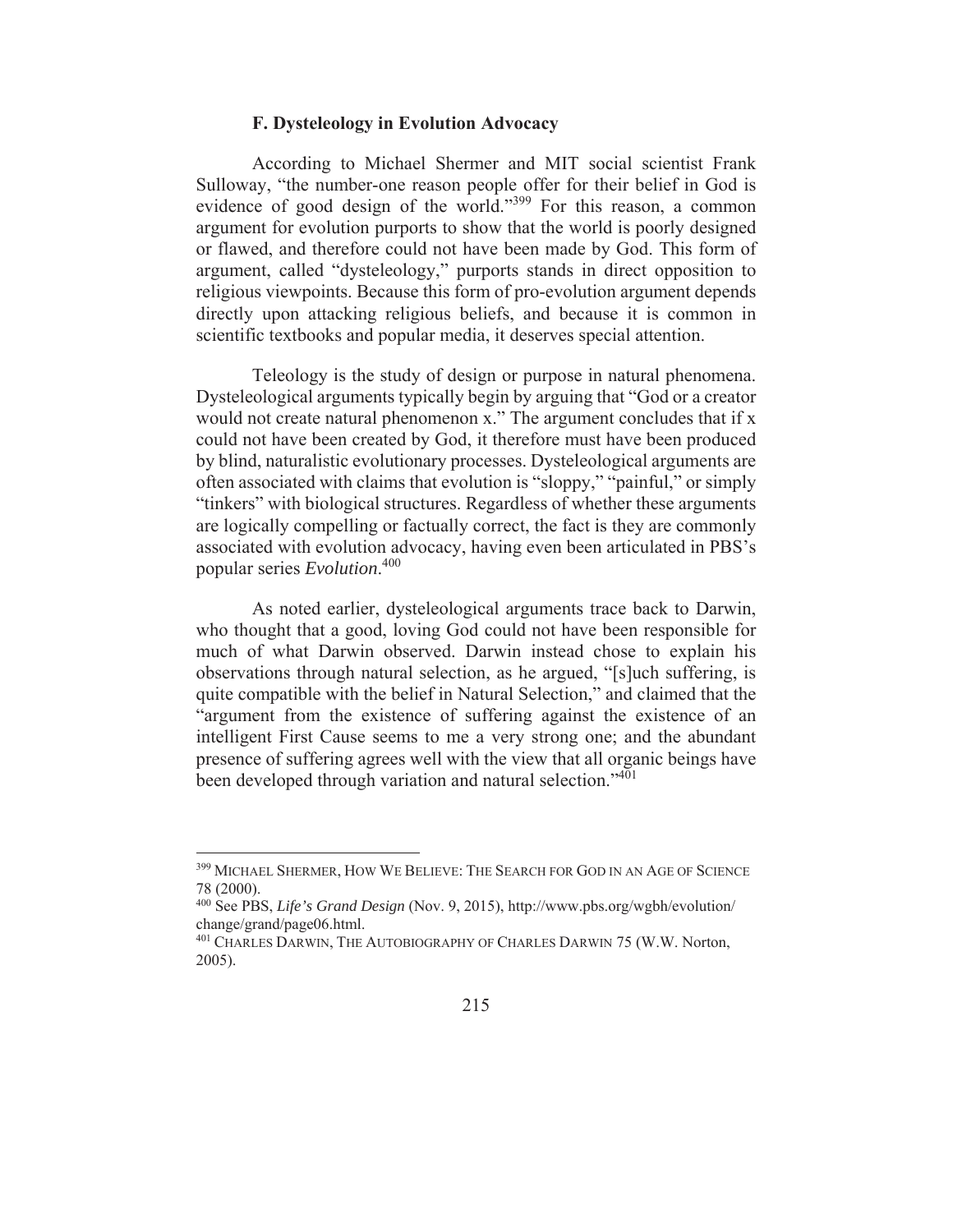### F. Dysteleology in Evolution Advocacy

According to Michael Shermer and MIT social scientist Frank Sulloway, "the number-one reason people offer for their belief in God is evidence of good design of the world."[399] For this reason, a common argument for evolution purports to show that the world is poorly designed or flawed, and therefore could not have been made by God. This form of argument, called "dysteleology," purports stands in direct opposition to religious viewpoints. Because this form of pro-evolution argument depends directly upon attacking religious beliefs, and because it is common in scientific textbooks and popular media, it deserves special attention.

Teleology is the study of design or purpose in natural phenomena. Dysteleological arguments typically begin by arguing that "God or a creator would not create natural phenomenon x." The argument concludes that if x could not have been created by God, it therefore must have been produced by blind, naturalistic evolutionary processes. Dysteleological arguments are often associated with claims that evolution is "sloppy," "painful," or simply "tinkers" with biological structures. Regardless of whether these arguments are logically compelling or factually correct, the fact is they are commonly associated with evolution advocacy, having even been articulated in PBS's popular series *Evolution*.[400]

As noted earlier, dysteleological arguments trace back to Darwin, who thought that a good, loving God could not have been responsible for much of what Darwin observed. Darwin instead chose to explain his observations through natural selection, as he argued, "[s]uch suffering, is quite compatible with the belief in Natural Selection," and claimed that the "argument from the existence of suffering against the existence of an intelligent First Cause seems to me a very strong one; and the abundant presence of suffering agrees well with the view that all organic beings have been developed through variation and natural selection."[401]

---

[399] MICHAEL SHERMER, HOW WE BELIEVE: THE SEARCH FOR GOD IN AN AGE OF SCIENCE 78 (2000).

[400] See PBS, *Life's Grand Design* (Nov. 9, 2015), http://www.pbs.org/wgbh/evolution/change/grand/page06.html.

[401] CHARLES DARWIN, THE AUTOBIOGRAPHY OF CHARLES DARWIN 75 (W.W. Norton, 2005).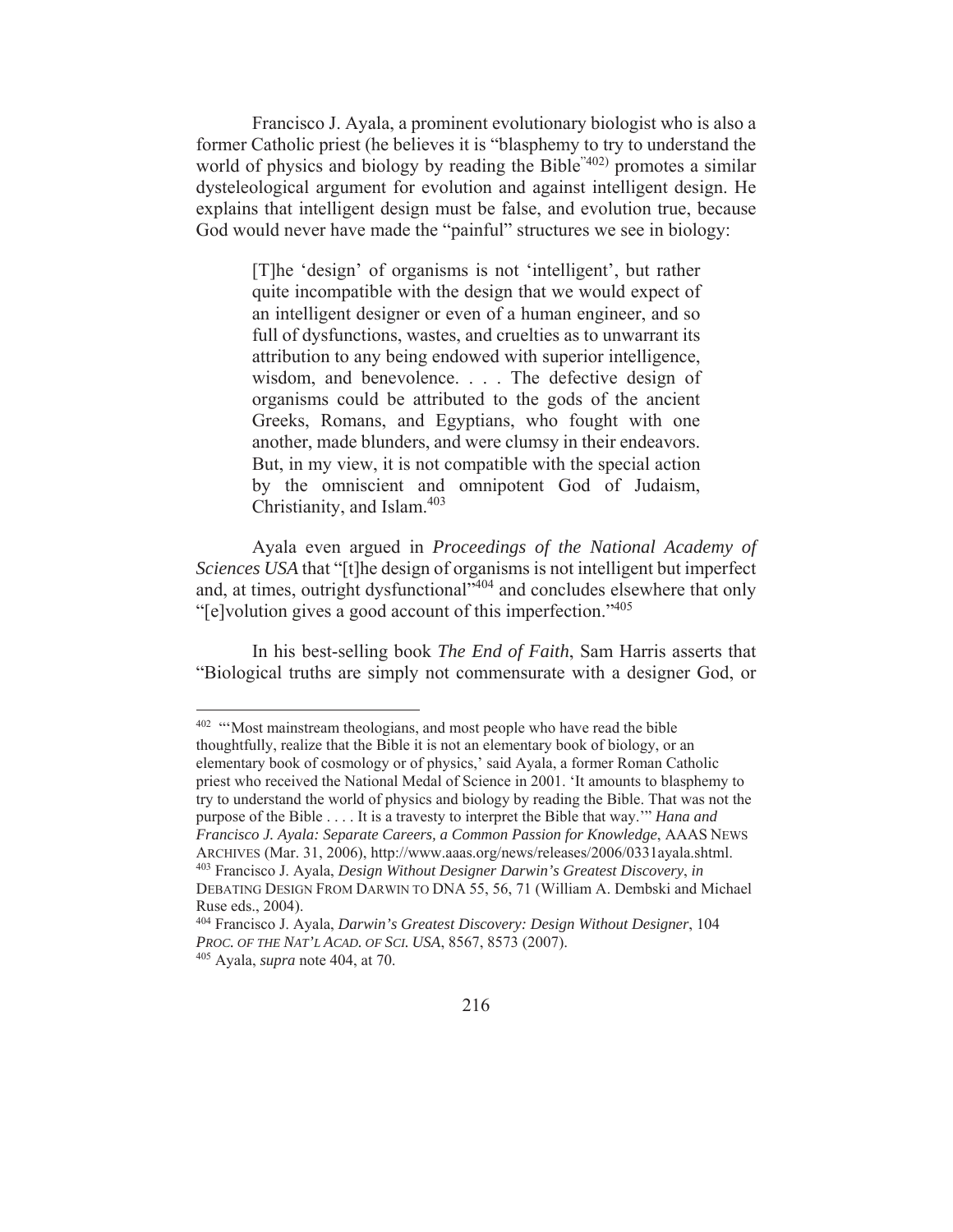Francisco J. Ayala, a prominent evolutionary biologist who is also a former Catholic priest (he believes it is "blasphemy to try to understand the world of physics and biology by reading the Bible"[402]) promotes a similar dysteleological argument for evolution and against intelligent design. He explains that intelligent design must be false, and evolution true, because God would never have made the "painful" structures we see in biology:

> [T]he 'design' of organisms is not 'intelligent', but rather quite incompatible with the design that we would expect of an intelligent designer or even of a human engineer, and so full of dysfunctions, wastes, and cruelties as to unwarrant its attribution to any being endowed with superior intelligence, wisdom, and benevolence. . . . The defective design of organisms could be attributed to the gods of the ancient Greeks, Romans, and Egyptians, who fought with one another, made blunders, and were clumsy in their endeavors. But, in my view, it is not compatible with the special action by the omniscient and omnipotent God of Judaism, Christianity, and Islam.[403]

Ayala even argued in *Proceedings of the National Academy of Sciences USA* that "[t]he design of organisms is not intelligent but imperfect and, at times, outright dysfunctional"[404] and concludes elsewhere that only "[e]volution gives a good account of this imperfection."[405]

In his best-selling book *The End of Faith*, Sam Harris asserts that "Biological truths are simply not commensurate with a designer God, or

---

[402] "'Most mainstream theologians, and most people who have read the bible thoughtfully, realize that the Bible it is not an elementary book of biology, or an elementary book of cosmology or of physics,' said Ayala, a former Roman Catholic priest who received the National Medal of Science in 2001. 'It amounts to blasphemy to try to understand the world of physics and biology by reading the Bible. That was not the purpose of the Bible . . . . It is a travesty to interpret the Bible that way.'" *Hana and Francisco J. Ayala: Separate Careers, a Common Passion for Knowledge*, AAAS NEWS ARCHIVES (Mar. 31, 2006), http://www.aaas.org/news/releases/2006/0331ayala.shtml.

[403] Francisco J. Ayala, *Design Without Designer Darwin's Greatest Discovery*, *in* DEBATING DESIGN FROM DARWIN TO DNA 55, 56, 71 (William A. Dembski and Michael Ruse eds., 2004).

[404] Francisco J. Ayala, *Darwin's Greatest Discovery: Design Without Designer*, 104 *PROC. OF THE NAT'L ACAD. OF SCI. USA*, 8567, 8573 (2007).

[405] Ayala, *supra* note 404, at 70.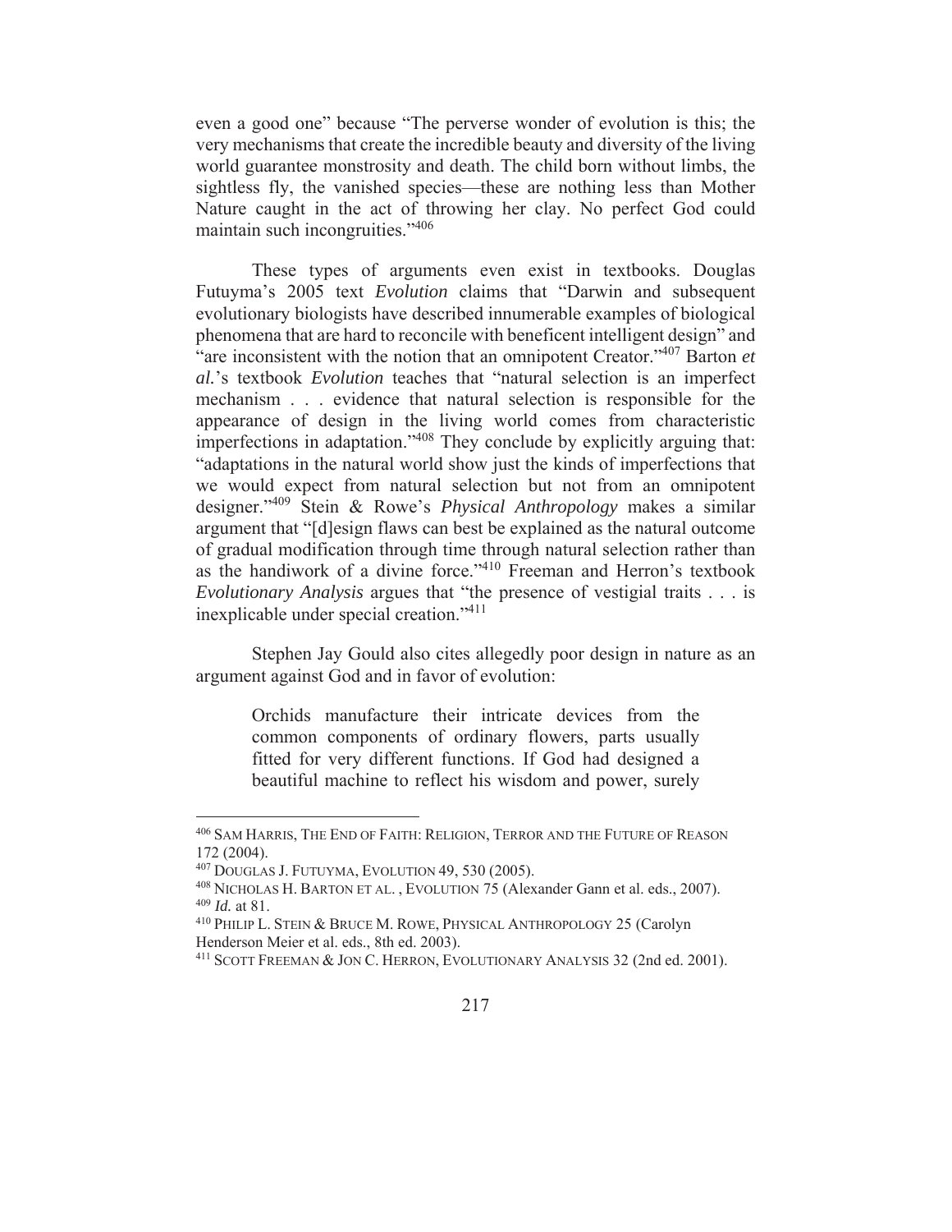even a good one" because "The perverse wonder of evolution is this; the very mechanisms that create the incredible beauty and diversity of the living world guarantee monstrosity and death. The child born without limbs, the sightless fly, the vanished species—these are nothing less than Mother Nature caught in the act of throwing her clay. No perfect God could maintain such incongruities."[406]

These types of arguments even exist in textbooks. Douglas Futuyma's 2005 text *Evolution* claims that "Darwin and subsequent evolutionary biologists have described innumerable examples of biological phenomena that are hard to reconcile with beneficent intelligent design" and "are inconsistent with the notion that an omnipotent Creator."[407] Barton *et al.*'s textbook *Evolution* teaches that "natural selection is an imperfect mechanism . . . evidence that natural selection is responsible for the appearance of design in the living world comes from characteristic imperfections in adaptation."[408] They conclude by explicitly arguing that: "adaptations in the natural world show just the kinds of imperfections that we would expect from natural selection but not from an omnipotent designer."[409] Stein & Rowe's *Physical Anthropology* makes a similar argument that "[d]esign flaws can best be explained as the natural outcome of gradual modification through time through natural selection rather than as the handiwork of a divine force."[410] Freeman and Herron's textbook *Evolutionary Analysis* argues that "the presence of vestigial traits . . . is inexplicable under special creation."[411]

Stephen Jay Gould also cites allegedly poor design in nature as an argument against God and in favor of evolution:

> Orchids manufacture their intricate devices from the common components of ordinary flowers, parts usually fitted for very different functions. If God had designed a beautiful machine to reflect his wisdom and power, surely

---

[406] SAM HARRIS, THE END OF FAITH: RELIGION, TERROR AND THE FUTURE OF REASON 172 (2004).

[407] DOUGLAS J. FUTUYMA, EVOLUTION 49, 530 (2005).

[408] NICHOLAS H. BARTON ET AL. , EVOLUTION 75 (Alexander Gann et al. eds., 2007).

[409] *Id.* at 81.

[410] PHILIP L. STEIN & BRUCE M. ROWE, PHYSICAL ANTHROPOLOGY 25 (Carolyn Henderson Meier et al. eds., 8th ed. 2003).

[411] SCOTT FREEMAN & JON C. HERRON, EVOLUTIONARY ANALYSIS 32 (2nd ed. 2001).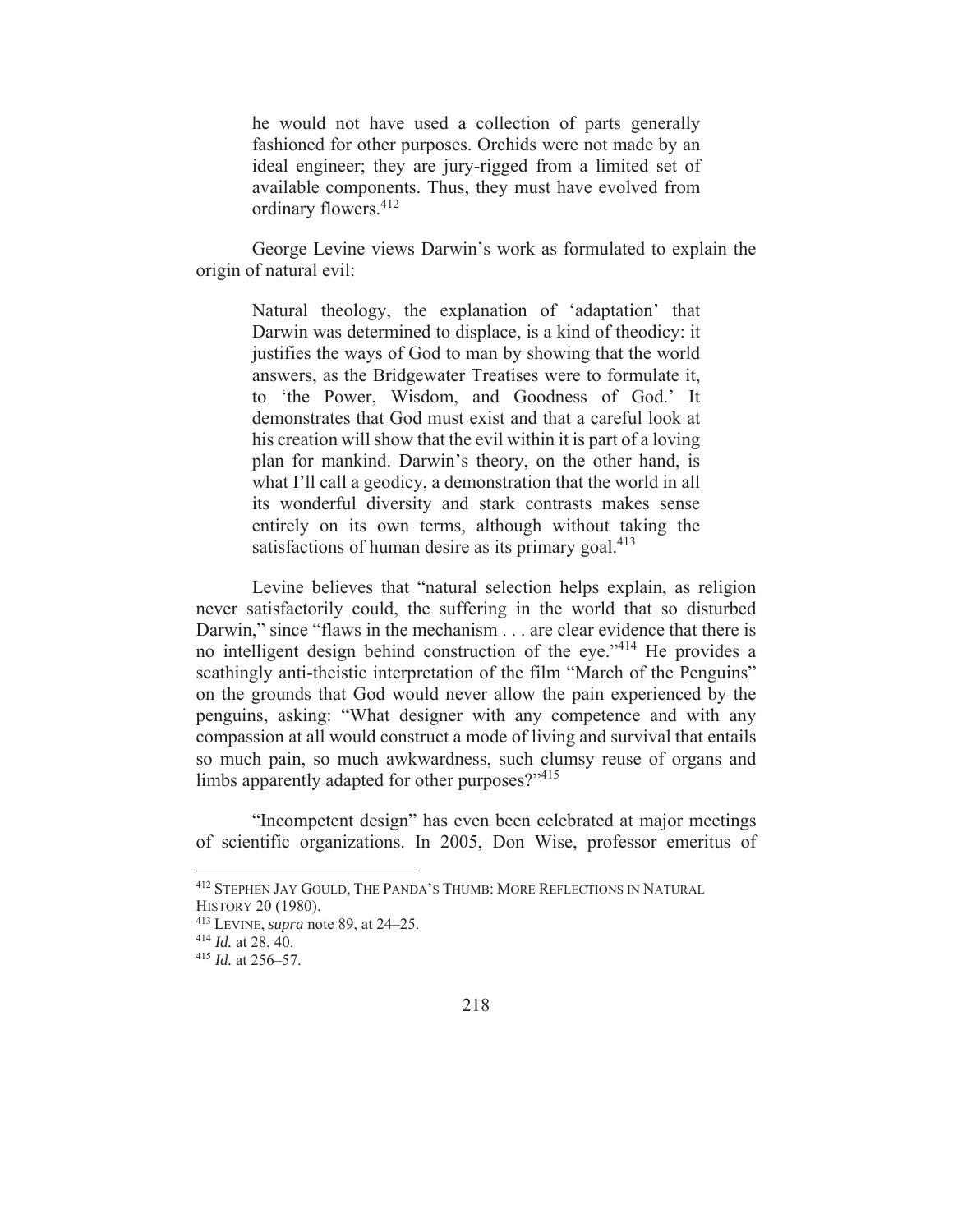> he would not have used a collection of parts generally fashioned for other purposes. Orchids were not made by an ideal engineer; they are jury-rigged from a limited set of available components. Thus, they must have evolved from ordinary flowers.[412]

George Levine views Darwin's work as formulated to explain the origin of natural evil:

> Natural theology, the explanation of 'adaptation' that Darwin was determined to displace, is a kind of theodicy: it justifies the ways of God to man by showing that the world answers, as the Bridgewater Treatises were to formulate it, to 'the Power, Wisdom, and Goodness of God.' It demonstrates that God must exist and that a careful look at his creation will show that the evil within it is part of a loving plan for mankind. Darwin's theory, on the other hand, is what I'll call a geodicy, a demonstration that the world in all its wonderful diversity and stark contrasts makes sense entirely on its own terms, although without taking the satisfactions of human desire as its primary goal.[413]

Levine believes that "natural selection helps explain, as religion never satisfactorily could, the suffering in the world that so disturbed Darwin," since "flaws in the mechanism . . . are clear evidence that there is no intelligent design behind construction of the eye."[414] He provides a scathingly anti-theistic interpretation of the film "March of the Penguins" on the grounds that God would never allow the pain experienced by the penguins, asking: "What designer with any competence and with any compassion at all would construct a mode of living and survival that entails so much pain, so much awkwardness, such clumsy reuse of organs and limbs apparently adapted for other purposes?"[415]

"Incompetent design" has even been celebrated at major meetings of scientific organizations. In 2005, Don Wise, professor emeritus of

---

[412] STEPHEN JAY GOULD, THE PANDA'S THUMB: MORE REFLECTIONS IN NATURAL HISTORY 20 (1980).

[413] LEVINE, *supra* note 89, at 24–25.

[414] *Id.* at 28, 40.

[415] *Id.* at 256–57.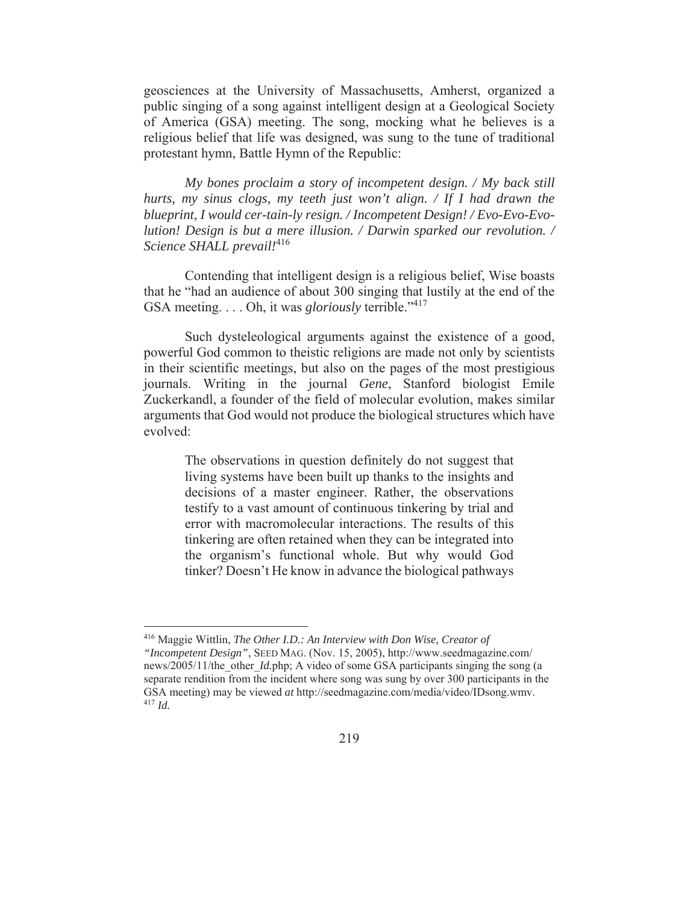geosciences at the University of Massachusetts, Amherst, organized a public singing of a song against intelligent design at a Geological Society of America (GSA) meeting. The song, mocking what he believes is a religious belief that life was designed, was sung to the tune of traditional protestant hymn, Battle Hymn of the Republic:

*My bones proclaim a story of incompetent design. / My back still hurts, my sinus clogs, my teeth just won't align. / If I had drawn the blueprint, I would cer-tain-ly resign. / Incompetent Design! / Evo-Evo-Evo-lution! Design is but a mere illusion. / Darwin sparked our revolution. / Science SHALL prevail!*[416]

Contending that intelligent design is a religious belief, Wise boasts that he "had an audience of about 300 singing that lustily at the end of the GSA meeting. . . . Oh, it was *gloriously* terrible."[417]

Such dysteleological arguments against the existence of a good, powerful God common to theistic religions are made not only by scientists in their scientific meetings, but also on the pages of the most prestigious journals. Writing in the journal *Gene*, Stanford biologist Emile Zuckerkandl, a founder of the field of molecular evolution, makes similar arguments that God would not produce the biological structures which have evolved:

> The observations in question definitely do not suggest that living systems have been built up thanks to the insights and decisions of a master engineer. Rather, the observations testify to a vast amount of continuous tinkering by trial and error with macromolecular interactions. The results of this tinkering are often retained when they can be integrated into the organism's functional whole. But why would God tinker? Doesn't He know in advance the biological pathways

---

[416] Maggie Wittlin, *The Other I.D.: An Interview with Don Wise, Creator of "Incompetent Design"*, SEED MAG. (Nov. 15, 2005), http://www.seedmagazine.com/news/2005/11/the_other_*Id*.php; A video of some GSA participants singing the song (a separate rendition from the incident where song was sung by over 300 participants in the GSA meeting) may be viewed *at* http://seedmagazine.com/media/video/IDsong.wmv.

[417] *Id.*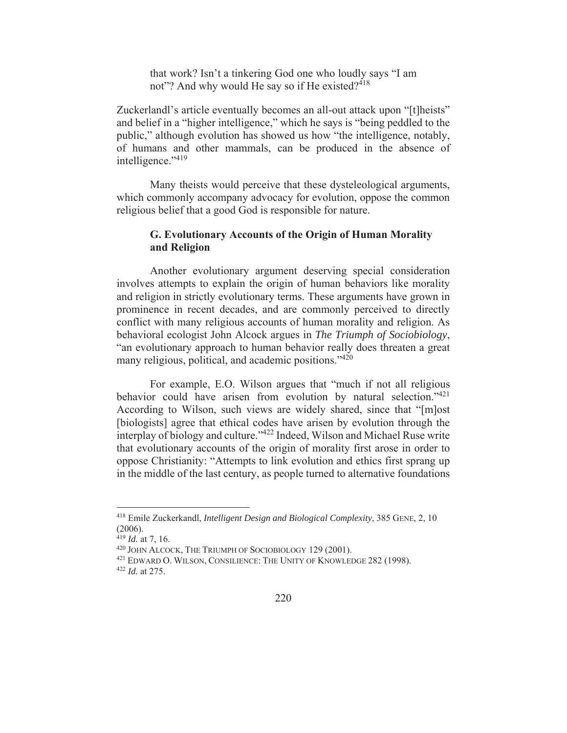> that work? Isn't a tinkering God one who loudly says "I am not"? And why would He say so if He existed?[418]

Zuckerlandl's article eventually becomes an all-out attack upon "[t]heists" and belief in a "higher intelligence," which he says is "being peddled to the public," although evolution has showed us how "the intelligence, notably, of humans and other mammals, can be produced in the absence of intelligence."[419]

Many theists would perceive that these dysteleological arguments, which commonly accompany advocacy for evolution, oppose the common religious belief that a good God is responsible for nature.

### G. Evolutionary Accounts of the Origin of Human Morality and Religion

Another evolutionary argument deserving special consideration involves attempts to explain the origin of human behaviors like morality and religion in strictly evolutionary terms. These arguments have grown in prominence in recent decades, and are commonly perceived to directly conflict with many religious accounts of human morality and religion. As behavioral ecologist John Alcock argues in *The Triumph of Sociobiology*, "an evolutionary approach to human behavior really does threaten a great many religious, political, and academic positions."[420]

For example, E.O. Wilson argues that "much if not all religious behavior could have arisen from evolution by natural selection."[421] According to Wilson, such views are widely shared, since that "[m]ost [biologists] agree that ethical codes have arisen by evolution through the interplay of biology and culture."[422] Indeed, Wilson and Michael Ruse write that evolutionary accounts of the origin of morality first arose in order to oppose Christianity: "Attempts to link evolution and ethics first sprang up in the middle of the last century, as people turned to alternative foundations

---

[418] Emile Zuckerkandl, *Intelligent Design and Biological Complexity*, 385 GENE, 2, 10 (2006).

[419] *Id.* at 7, 16.

[420] JOHN ALCOCK, THE TRIUMPH OF SOCIOBIOLOGY 129 (2001).

[421] EDWARD O. WILSON, CONSILIENCE: THE UNITY OF KNOWLEDGE 282 (1998).

[422] *Id.* at 275.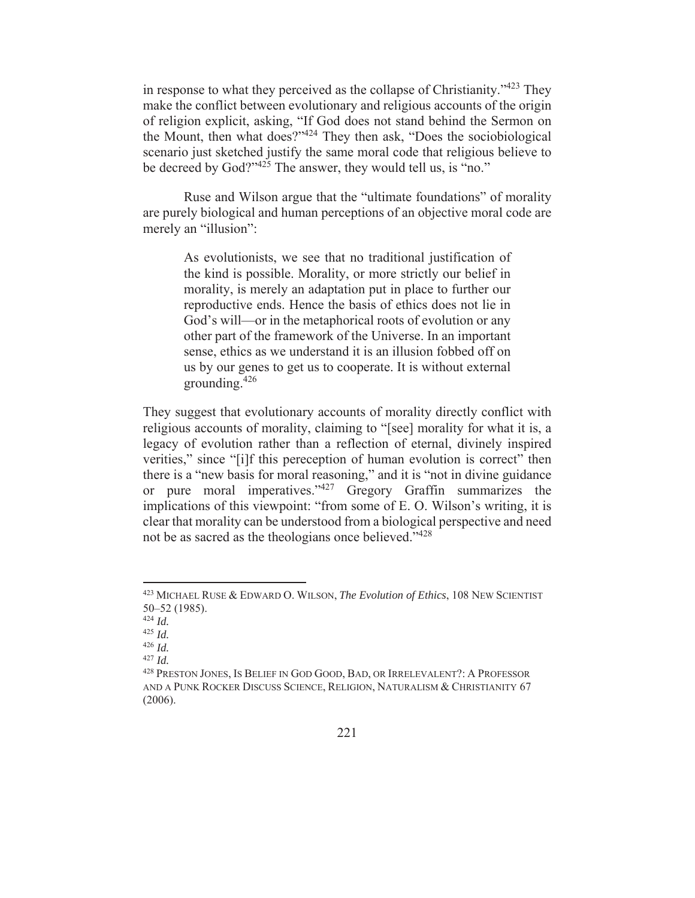in response to what they perceived as the collapse of Christianity."[423] They make the conflict between evolutionary and religious accounts of the origin of religion explicit, asking, "If God does not stand behind the Sermon on the Mount, then what does?"[424] They then ask, "Does the sociobiological scenario just sketched justify the same moral code that religious believe to be decreed by God?"[425] The answer, they would tell us, is "no."

Ruse and Wilson argue that the "ultimate foundations" of morality are purely biological and human perceptions of an objective moral code are merely an "illusion":

> As evolutionists, we see that no traditional justification of the kind is possible. Morality, or more strictly our belief in morality, is merely an adaptation put in place to further our reproductive ends. Hence the basis of ethics does not lie in God's will—or in the metaphorical roots of evolution or any other part of the framework of the Universe. In an important sense, ethics as we understand it is an illusion fobbed off on us by our genes to get us to cooperate. It is without external grounding.[426]

They suggest that evolutionary accounts of morality directly conflict with religious accounts of morality, claiming to "[see] morality for what it is, a legacy of evolution rather than a reflection of eternal, divinely inspired verities," since "[i]f this pereception of human evolution is correct" then there is a "new basis for moral reasoning," and it is "not in divine guidance or pure moral imperatives."[427] Gregory Graffin summarizes the implications of this viewpoint: "from some of E. O. Wilson's writing, it is clear that morality can be understood from a biological perspective and need not be as sacred as the theologians once believed."[428]

---

[423] MICHAEL RUSE & EDWARD O. WILSON, *The Evolution of Ethics*, 108 NEW SCIENTIST 50–52 (1985).
[424] *Id.*
[425] *Id.*
[426] *Id.*
[427] *Id.*
[428] PRESTON JONES, IS BELIEF IN GOD GOOD, BAD, OR IRRELEVALENT?: A PROFESSOR AND A PUNK ROCKER DISCUSS SCIENCE, RELIGION, NATURALISM & CHRISTIANITY 67 (2006).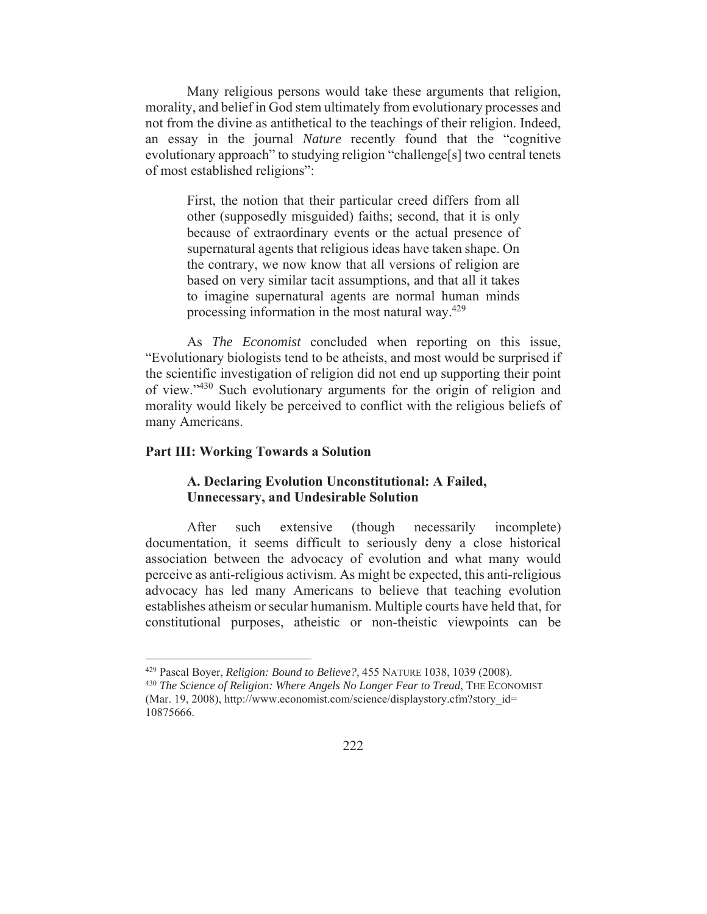Many religious persons would take these arguments that religion, morality, and belief in God stem ultimately from evolutionary processes and not from the divine as antithetical to the teachings of their religion. Indeed, an essay in the journal *Nature* recently found that the "cognitive evolutionary approach" to studying religion "challenge[s] two central tenets of most established religions":

> First, the notion that their particular creed differs from all other (supposedly misguided) faiths; second, that it is only because of extraordinary events or the actual presence of supernatural agents that religious ideas have taken shape. On the contrary, we now know that all versions of religion are based on very similar tacit assumptions, and that all it takes to imagine supernatural agents are normal human minds processing information in the most natural way.[429]

As *The Economist* concluded when reporting on this issue, "Evolutionary biologists tend to be atheists, and most would be surprised if the scientific investigation of religion did not end up supporting their point of view."[430] Such evolutionary arguments for the origin of religion and morality would likely be perceived to conflict with the religious beliefs of many Americans.

## Part III: Working Towards a Solution

### A. Declaring Evolution Unconstitutional: A Failed, Unnecessary, and Undesirable Solution

After such extensive (though necessarily incomplete) documentation, it seems difficult to seriously deny a close historical association between the advocacy of evolution and what many would perceive as anti-religious activism. As might be expected, this anti-religious advocacy has led many Americans to believe that teaching evolution establishes atheism or secular humanism. Multiple courts have held that, for constitutional purposes, atheistic or non-theistic viewpoints can be

---

[429] Pascal Boyer, *Religion: Bound to Believe?*, 455 NATURE 1038, 1039 (2008).

[430] *The Science of Religion: Where Angels No Longer Fear to Tread*, THE ECONOMIST (Mar. 19, 2008), http://www.economist.com/science/displaystory.cfm?story_id=10875666.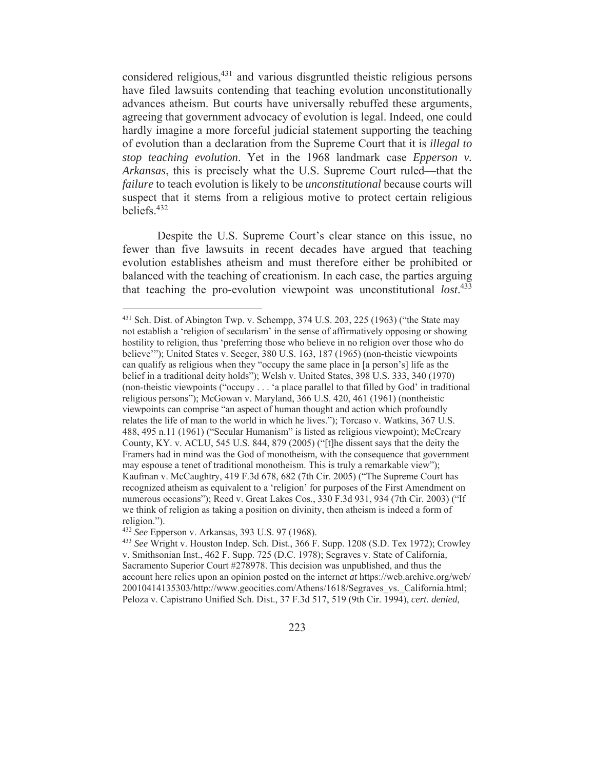considered religious,[431] and various disgruntled theistic religious persons have filed lawsuits contending that teaching evolution unconstitutionally advances atheism. But courts have universally rebuffed these arguments, agreeing that government advocacy of evolution is legal. Indeed, one could hardly imagine a more forceful judicial statement supporting the teaching of evolution than a declaration from the Supreme Court that it is *illegal to stop teaching evolution*. Yet in the 1968 landmark case *Epperson v. Arkansas*, this is precisely what the U.S. Supreme Court ruled—that the *failure* to teach evolution is likely to be *unconstitutional* because courts will suspect that it stems from a religious motive to protect certain religious beliefs.[432]

Despite the U.S. Supreme Court's clear stance on this issue, no fewer than five lawsuits in recent decades have argued that teaching evolution establishes atheism and must therefore either be prohibited or balanced with the teaching of creationism. In each case, the parties arguing that teaching the pro-evolution viewpoint was unconstitutional *lost*.[433]

---

[431] Sch. Dist. of Abington Twp. v. Schempp, 374 U.S. 203, 225 (1963) ("the State may not establish a 'religion of secularism' in the sense of affirmatively opposing or showing hostility to religion, thus 'preferring those who believe in no religion over those who do believe'"); United States v. Seeger, 380 U.S. 163, 187 (1965) (non-theistic viewpoints can qualify as religious when they "occupy the same place in [a person's] life as the belief in a traditional deity holds"); Welsh v. United States, 398 U.S. 333, 340 (1970) (non-theistic viewpoints ("occupy . . . 'a place parallel to that filled by God' in traditional religious persons"); McGowan v. Maryland, 366 U.S. 420, 461 (1961) (nontheistic viewpoints can comprise "an aspect of human thought and action which profoundly relates the life of man to the world in which he lives."); Torcaso v. Watkins, 367 U.S. 488, 495 n.11 (1961) ("Secular Humanism" is listed as religious viewpoint); McCreary County, KY. v. ACLU, 545 U.S. 844, 879 (2005) ("[t]he dissent says that the deity the Framers had in mind was the God of monotheism, with the consequence that government may espouse a tenet of traditional monotheism. This is truly a remarkable view"); Kaufman v. McCaughtry, 419 F.3d 678, 682 (7th Cir. 2005) ("The Supreme Court has recognized atheism as equivalent to a 'religion' for purposes of the First Amendment on numerous occasions"); Reed v. Great Lakes Cos., 330 F.3d 931, 934 (7th Cir. 2003) ("If we think of religion as taking a position on divinity, then atheism is indeed a form of religion.").

[432] *See* Epperson v. Arkansas, 393 U.S. 97 (1968).

[433] *See* Wright v. Houston Indep. Sch. Dist., 366 F. Supp. 1208 (S.D. Tex 1972); Crowley v. Smithsonian Inst., 462 F. Supp. 725 (D.C. 1978); Segraves v. State of California, Sacramento Superior Court #278978. This decision was unpublished, and thus the account here relies upon an opinion posted on the internet *at* https://web.archive.org/web/20010414135303/http://www.geocities.com/Athens/1618/Segraves_vs._California.html; Peloza v. Capistrano Unified Sch. Dist., 37 F.3d 517, 519 (9th Cir. 1994), *cert. denied*,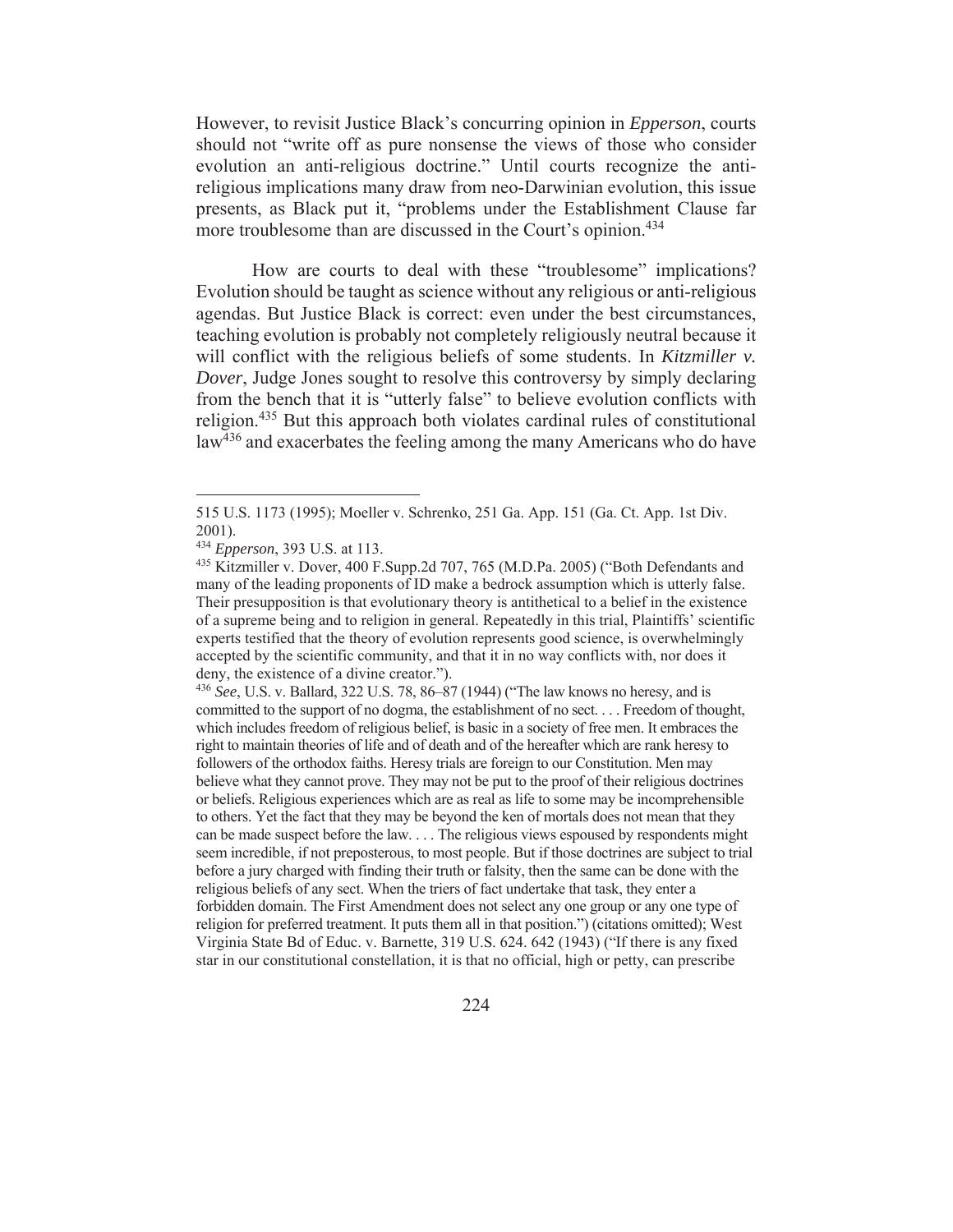However, to revisit Justice Black's concurring opinion in *Epperson*, courts should not "write off as pure nonsense the views of those who consider evolution an anti-religious doctrine." Until courts recognize the anti-religious implications many draw from neo-Darwinian evolution, this issue presents, as Black put it, "problems under the Establishment Clause far more troublesome than are discussed in the Court's opinion.[434]

How are courts to deal with these "troublesome" implications? Evolution should be taught as science without any religious or anti-religious agendas. But Justice Black is correct: even under the best circumstances, teaching evolution is probably not completely religiously neutral because it will conflict with the religious beliefs of some students. In *Kitzmiller v. Dover*, Judge Jones sought to resolve this controversy by simply declaring from the bench that it is "utterly false" to believe evolution conflicts with religion.[435] But this approach both violates cardinal rules of constitutional law[436] and exacerbates the feeling among the many Americans who do have

---

515 U.S. 1173 (1995); Moeller v. Schrenko, 251 Ga. App. 151 (Ga. Ct. App. 1st Div. 2001).

[434] *Epperson*, 393 U.S. at 113.

[435] Kitzmiller v. Dover, 400 F.Supp.2d 707, 765 (M.D.Pa. 2005) ("Both Defendants and many of the leading proponents of ID make a bedrock assumption which is utterly false. Their presupposition is that evolutionary theory is antithetical to a belief in the existence of a supreme being and to religion in general. Repeatedly in this trial, Plaintiffs' scientific experts testified that the theory of evolution represents good science, is overwhelmingly accepted by the scientific community, and that it in no way conflicts with, nor does it deny, the existence of a divine creator.").

[436] *See*, U.S. v. Ballard, 322 U.S. 78, 86–87 (1944) ("The law knows no heresy, and is committed to the support of no dogma, the establishment of no sect. . . . Freedom of thought, which includes freedom of religious belief, is basic in a society of free men. It embraces the right to maintain theories of life and of death and of the hereafter which are rank heresy to followers of the orthodox faiths. Heresy trials are foreign to our Constitution. Men may believe what they cannot prove. They may not be put to the proof of their religious doctrines or beliefs. Religious experiences which are as real as life to some may be incomprehensible to others. Yet the fact that they may be beyond the ken of mortals does not mean that they can be made suspect before the law. . . . The religious views espoused by respondents might seem incredible, if not preposterous, to most people. But if those doctrines are subject to trial before a jury charged with finding their truth or falsity, then the same can be done with the religious beliefs of any sect. When the triers of fact undertake that task, they enter a forbidden domain. The First Amendment does not select any one group or any one type of religion for preferred treatment. It puts them all in that position.") (citations omitted); West Virginia State Bd of Educ. v. Barnette, 319 U.S. 624. 642 (1943) ("If there is any fixed star in our constitutional constellation, it is that no official, high or petty, can prescribe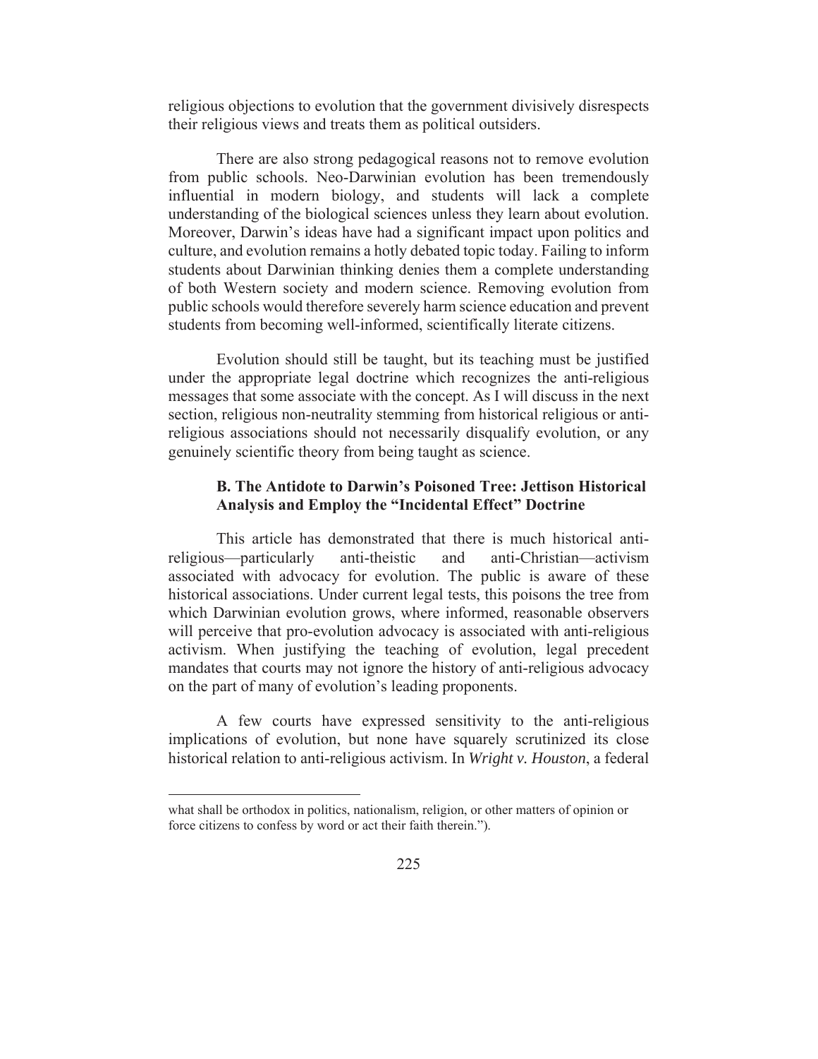religious objections to evolution that the government divisively disrespects their religious views and treats them as political outsiders.

There are also strong pedagogical reasons not to remove evolution from public schools. Neo-Darwinian evolution has been tremendously influential in modern biology, and students will lack a complete understanding of the biological sciences unless they learn about evolution. Moreover, Darwin's ideas have had a significant impact upon politics and culture, and evolution remains a hotly debated topic today. Failing to inform students about Darwinian thinking denies them a complete understanding of both Western society and modern science. Removing evolution from public schools would therefore severely harm science education and prevent students from becoming well-informed, scientifically literate citizens.

Evolution should still be taught, but its teaching must be justified under the appropriate legal doctrine which recognizes the anti-religious messages that some associate with the concept. As I will discuss in the next section, religious non-neutrality stemming from historical religious or anti-religious associations should not necessarily disqualify evolution, or any genuinely scientific theory from being taught as science.

### B. The Antidote to Darwin's Poisoned Tree: Jettison Historical Analysis and Employ the "Incidental Effect" Doctrine

This article has demonstrated that there is much historical anti-religious—particularly anti-theistic and anti-Christian—activism associated with advocacy for evolution. The public is aware of these historical associations. Under current legal tests, this poisons the tree from which Darwinian evolution grows, where informed, reasonable observers will perceive that pro-evolution advocacy is associated with anti-religious activism. When justifying the teaching of evolution, legal precedent mandates that courts may not ignore the history of anti-religious advocacy on the part of many of evolution's leading proponents.

A few courts have expressed sensitivity to the anti-religious implications of evolution, but none have squarely scrutinized its close historical relation to anti-religious activism. In *Wright v. Houston*, a federal

---

what shall be orthodox in politics, nationalism, religion, or other matters of opinion or force citizens to confess by word or act their faith therein.").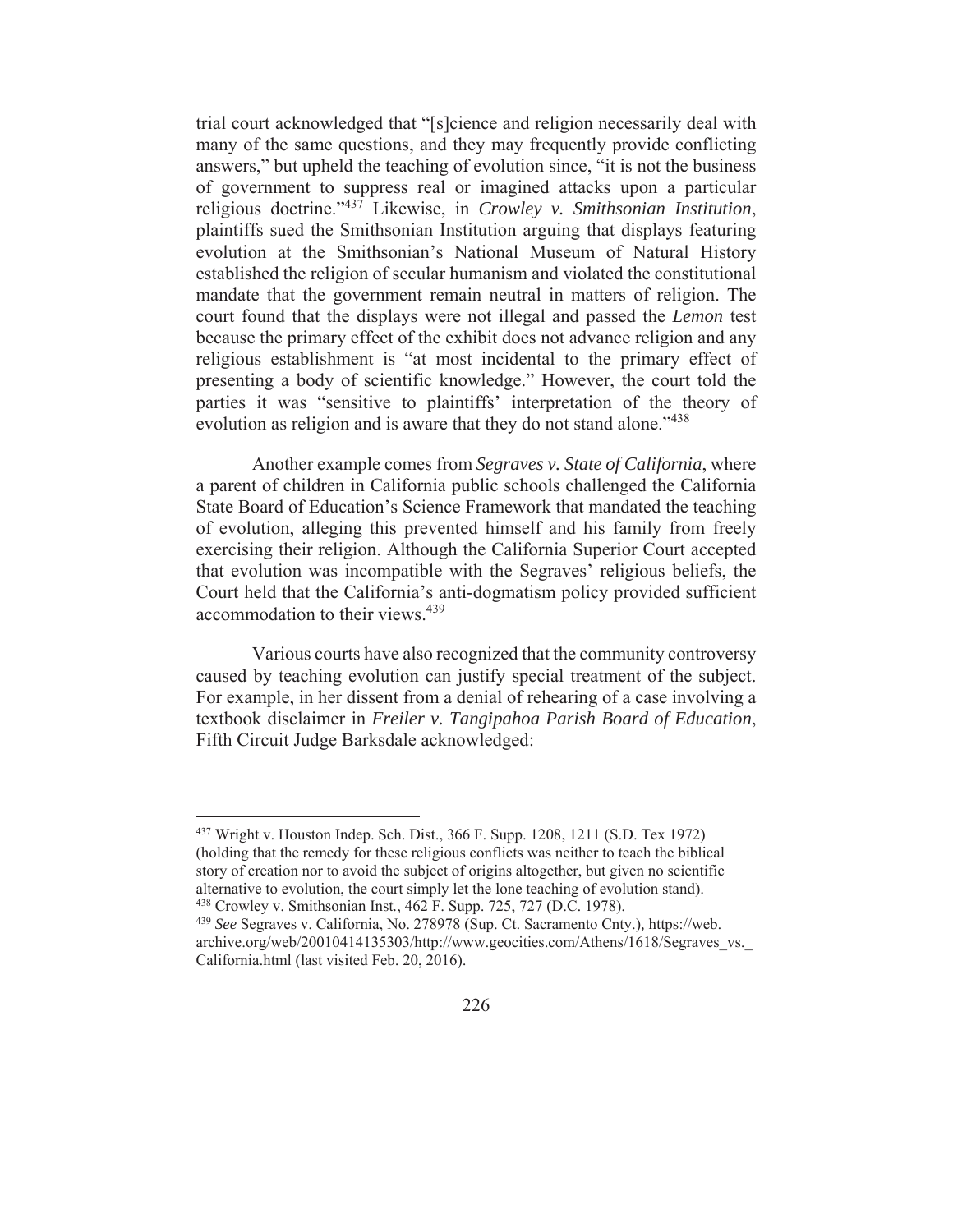trial court acknowledged that "[s]cience and religion necessarily deal with many of the same questions, and they may frequently provide conflicting answers," but upheld the teaching of evolution since, "it is not the business of government to suppress real or imagined attacks upon a particular religious doctrine."[437] Likewise, in *Crowley v. Smithsonian Institution*, plaintiffs sued the Smithsonian Institution arguing that displays featuring evolution at the Smithsonian's National Museum of Natural History established the religion of secular humanism and violated the constitutional mandate that the government remain neutral in matters of religion. The court found that the displays were not illegal and passed the *Lemon* test because the primary effect of the exhibit does not advance religion and any religious establishment is "at most incidental to the primary effect of presenting a body of scientific knowledge." However, the court told the parties it was "sensitive to plaintiffs' interpretation of the theory of evolution as religion and is aware that they do not stand alone."[438]

Another example comes from *Segraves v. State of California*, where a parent of children in California public schools challenged the California State Board of Education's Science Framework that mandated the teaching of evolution, alleging this prevented himself and his family from freely exercising their religion. Although the California Superior Court accepted that evolution was incompatible with the Segraves' religious beliefs, the Court held that the California's anti-dogmatism policy provided sufficient accommodation to their views.[439]

Various courts have also recognized that the community controversy caused by teaching evolution can justify special treatment of the subject. For example, in her dissent from a denial of rehearing of a case involving a textbook disclaimer in *Freiler v. Tangipahoa Parish Board of Education*, Fifth Circuit Judge Barksdale acknowledged:

---

[437] Wright v. Houston Indep. Sch. Dist., 366 F. Supp. 1208, 1211 (S.D. Tex 1972) (holding that the remedy for these religious conflicts was neither to teach the biblical story of creation nor to avoid the subject of origins altogether, but given no scientific alternative to evolution, the court simply let the lone teaching of evolution stand).

[438] Crowley v. Smithsonian Inst., 462 F. Supp. 725, 727 (D.C. 1978).

[439] *See* Segraves v. California, No. 278978 (Sup. Ct. Sacramento Cnty.), https://web.archive.org/web/20010414135303/http://www.geocities.com/Athens/1618/Segraves_vs._California.html (last visited Feb. 20, 2016).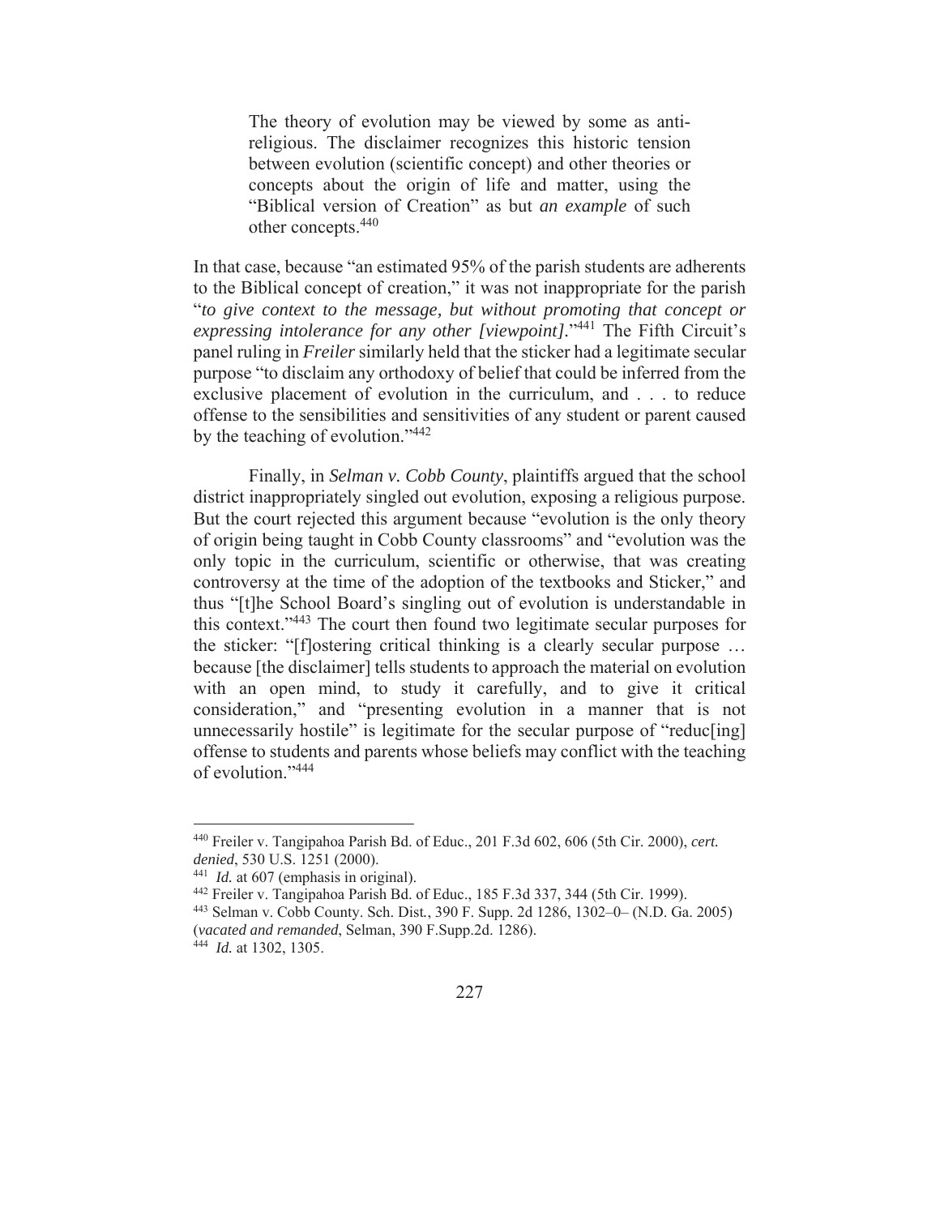> The theory of evolution may be viewed by some as anti-religious. The disclaimer recognizes this historic tension between evolution (scientific concept) and other theories or concepts about the origin of life and matter, using the "Biblical version of Creation" as but *an example* of such other concepts.[440]

In that case, because "an estimated 95% of the parish students are adherents to the Biblical concept of creation," it was not inappropriate for the parish "*to give context to the message, but without promoting that concept or expressing intolerance for any other [viewpoint]*."[441] The Fifth Circuit's panel ruling in *Freiler* similarly held that the sticker had a legitimate secular purpose "to disclaim any orthodoxy of belief that could be inferred from the exclusive placement of evolution in the curriculum, and . . . to reduce offense to the sensibilities and sensitivities of any student or parent caused by the teaching of evolution."[442]

Finally, in *Selman v. Cobb County*, plaintiffs argued that the school district inappropriately singled out evolution, exposing a religious purpose. But the court rejected this argument because "evolution is the only theory of origin being taught in Cobb County classrooms" and "evolution was the only topic in the curriculum, scientific or otherwise, that was creating controversy at the time of the adoption of the textbooks and Sticker," and thus "[t]he School Board's singling out of evolution is understandable in this context."[443] The court then found two legitimate secular purposes for the sticker: "[f]ostering critical thinking is a clearly secular purpose … because [the disclaimer] tells students to approach the material on evolution with an open mind, to study it carefully, and to give it critical consideration," and "presenting evolution in a manner that is not unnecessarily hostile" is legitimate for the secular purpose of "reduc[ing] offense to students and parents whose beliefs may conflict with the teaching of evolution."[444]

---

[440] Freiler v. Tangipahoa Parish Bd. of Educ., 201 F.3d 602, 606 (5th Cir. 2000), *cert. denied*, 530 U.S. 1251 (2000).

[441] *Id.* at 607 (emphasis in original).

[442] Freiler v. Tangipahoa Parish Bd. of Educ., 185 F.3d 337, 344 (5th Cir. 1999).

[443] Selman v. Cobb County. Sch. Dist., 390 F. Supp. 2d 1286, 1302–0– (N.D. Ga. 2005) (*vacated and remanded*, Selman, 390 F.Supp.2d. 1286).

[444] *Id.* at 1302, 1305.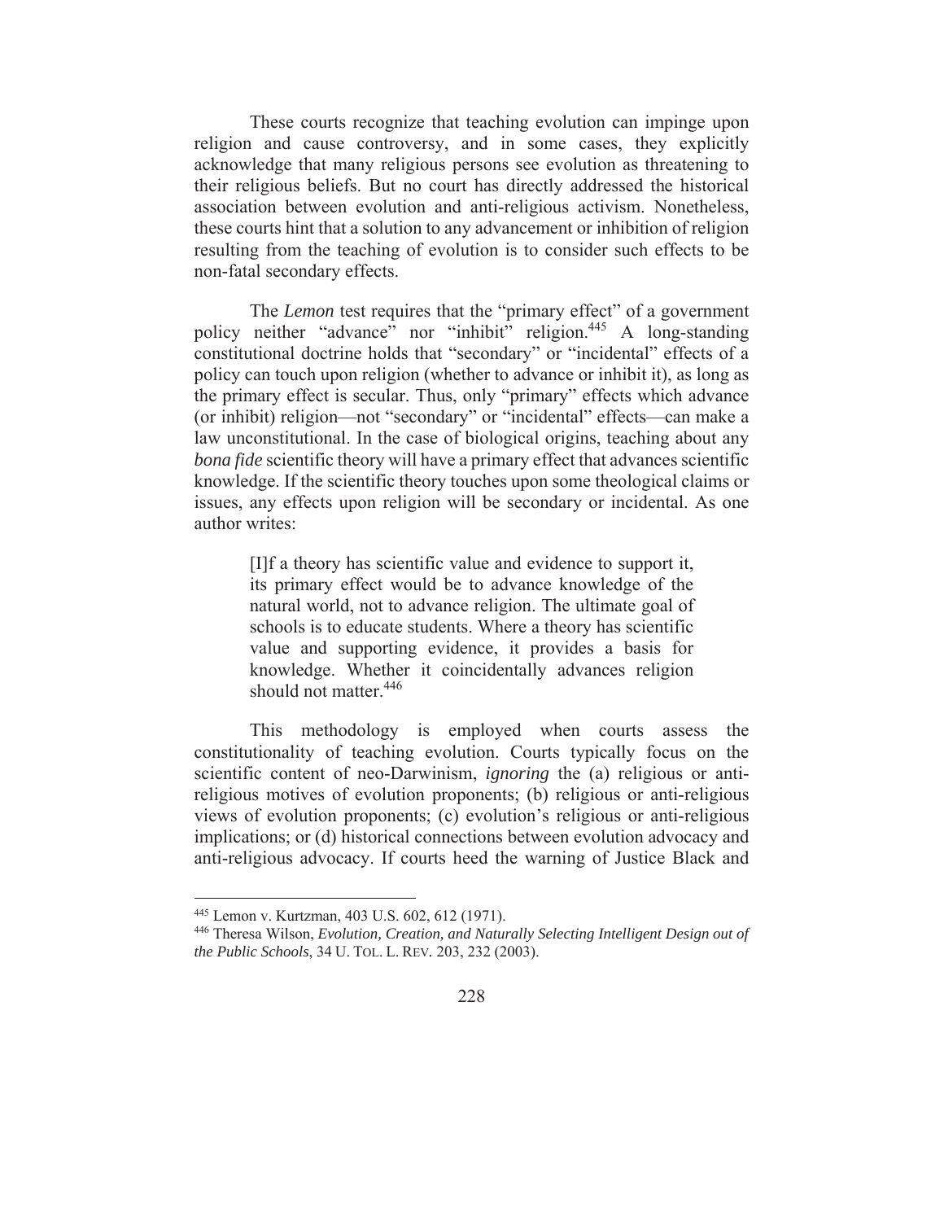These courts recognize that teaching evolution can impinge upon religion and cause controversy, and in some cases, they explicitly acknowledge that many religious persons see evolution as threatening to their religious beliefs. But no court has directly addressed the historical association between evolution and anti-religious activism. Nonetheless, these courts hint that a solution to any advancement or inhibition of religion resulting from the teaching of evolution is to consider such effects to be non-fatal secondary effects.

The *Lemon* test requires that the "primary effect" of a government policy neither "advance" nor "inhibit" religion.[445] A long-standing constitutional doctrine holds that "secondary" or "incidental" effects of a policy can touch upon religion (whether to advance or inhibit it), as long as the primary effect is secular. Thus, only "primary" effects which advance (or inhibit) religion—not "secondary" or "incidental" effects—can make a law unconstitutional. In the case of biological origins, teaching about any *bona fide* scientific theory will have a primary effect that advances scientific knowledge. If the scientific theory touches upon some theological claims or issues, any effects upon religion will be secondary or incidental. As one author writes:

> [I]f a theory has scientific value and evidence to support it, its primary effect would be to advance knowledge of the natural world, not to advance religion. The ultimate goal of schools is to educate students. Where a theory has scientific value and supporting evidence, it provides a basis for knowledge. Whether it coincidentally advances religion should not matter.[446]

This methodology is employed when courts assess the constitutionality of teaching evolution. Courts typically focus on the scientific content of neo-Darwinism, *ignoring* the (a) religious or anti-religious motives of evolution proponents; (b) religious or anti-religious views of evolution proponents; (c) evolution's religious or anti-religious implications; or (d) historical connections between evolution advocacy and anti-religious advocacy. If courts heed the warning of Justice Black and

---

[445] Lemon v. Kurtzman, 403 U.S. 602, 612 (1971).

[446] Theresa Wilson, *Evolution, Creation, and Naturally Selecting Intelligent Design out of the Public Schools*, 34 U. TOL. L. REV. 203, 232 (2003).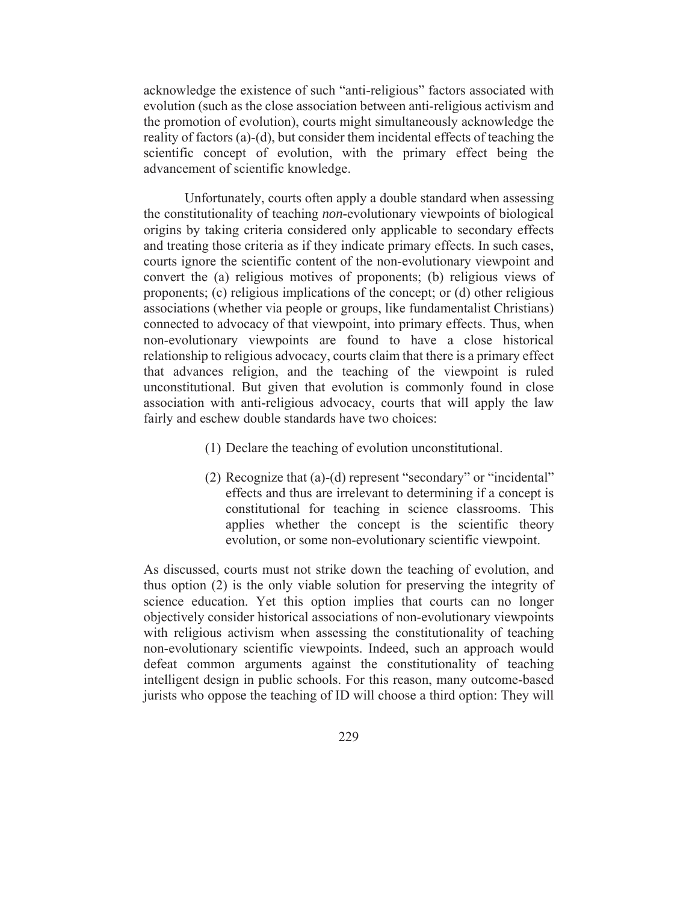acknowledge the existence of such "anti-religious" factors associated with evolution (such as the close association between anti-religious activism and the promotion of evolution), courts might simultaneously acknowledge the reality of factors (a)-(d), but consider them incidental effects of teaching the scientific concept of evolution, with the primary effect being the advancement of scientific knowledge.

Unfortunately, courts often apply a double standard when assessing the constitutionality of teaching *non*-evolutionary viewpoints of biological origins by taking criteria considered only applicable to secondary effects and treating those criteria as if they indicate primary effects. In such cases, courts ignore the scientific content of the non-evolutionary viewpoint and convert the (a) religious motives of proponents; (b) religious views of proponents; (c) religious implications of the concept; or (d) other religious associations (whether via people or groups, like fundamentalist Christians) connected to advocacy of that viewpoint, into primary effects. Thus, when non-evolutionary viewpoints are found to have a close historical relationship to religious advocacy, courts claim that there is a primary effect that advances religion, and the teaching of the viewpoint is ruled unconstitutional. But given that evolution is commonly found in close association with anti-religious advocacy, courts that will apply the law fairly and eschew double standards have two choices:

(1) Declare the teaching of evolution unconstitutional.

(2) Recognize that (a)-(d) represent "secondary" or "incidental" effects and thus are irrelevant to determining if a concept is constitutional for teaching in science classrooms. This applies whether the concept is the scientific theory evolution, or some non-evolutionary scientific viewpoint.

As discussed, courts must not strike down the teaching of evolution, and thus option (2) is the only viable solution for preserving the integrity of science education. Yet this option implies that courts can no longer objectively consider historical associations of non-evolutionary viewpoints with religious activism when assessing the constitutionality of teaching non-evolutionary scientific viewpoints. Indeed, such an approach would defeat common arguments against the constitutionality of teaching intelligent design in public schools. For this reason, many outcome-based jurists who oppose the teaching of ID will choose a third option: They will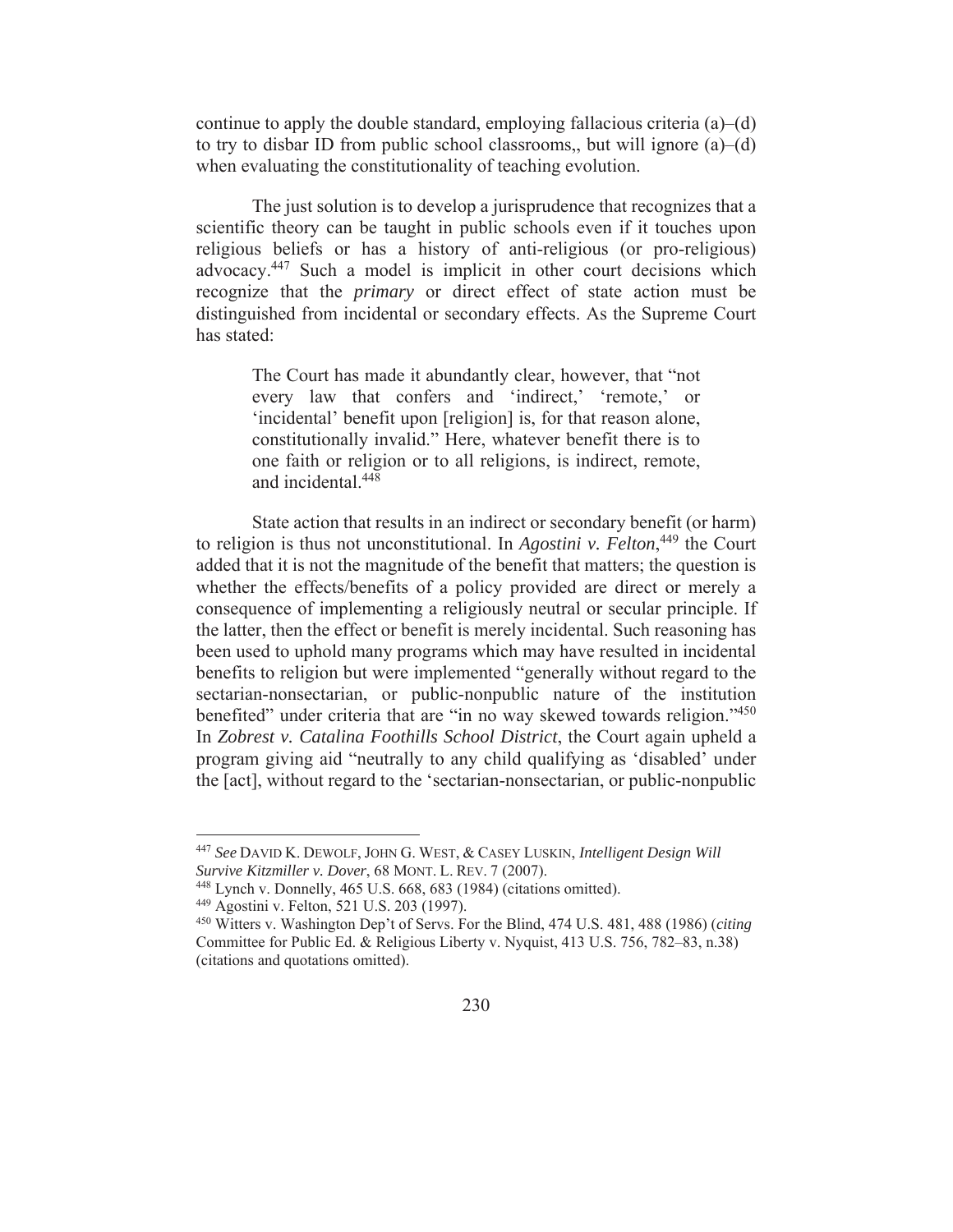continue to apply the double standard, employing fallacious criteria (a)–(d) to try to disbar ID from public school classrooms,, but will ignore (a)–(d) when evaluating the constitutionality of teaching evolution.

The just solution is to develop a jurisprudence that recognizes that a scientific theory can be taught in public schools even if it touches upon religious beliefs or has a history of anti-religious (or pro-religious) advocacy.[447] Such a model is implicit in other court decisions which recognize that the *primary* or direct effect of state action must be distinguished from incidental or secondary effects. As the Supreme Court has stated:

> The Court has made it abundantly clear, however, that "not every law that confers and 'indirect,' 'remote,' or 'incidental' benefit upon [religion] is, for that reason alone, constitutionally invalid." Here, whatever benefit there is to one faith or religion or to all religions, is indirect, remote, and incidental.[448]

State action that results in an indirect or secondary benefit (or harm) to religion is thus not unconstitutional. In *Agostini v. Felton*,[449] the Court added that it is not the magnitude of the benefit that matters; the question is whether the effects/benefits of a policy provided are direct or merely a consequence of implementing a religiously neutral or secular principle. If the latter, then the effect or benefit is merely incidental. Such reasoning has been used to uphold many programs which may have resulted in incidental benefits to religion but were implemented "generally without regard to the sectarian-nonsectarian, or public-nonpublic nature of the institution benefited" under criteria that are "in no way skewed towards religion."[450] In *Zobrest v. Catalina Foothills School District*, the Court again upheld a program giving aid "neutrally to any child qualifying as 'disabled' under the [act], without regard to the 'sectarian-nonsectarian, or public-nonpublic

---

[447] *See* DAVID K. DEWOLF, JOHN G. WEST, & CASEY LUSKIN, *Intelligent Design Will Survive Kitzmiller v. Dover*, 68 MONT. L. REV. 7 (2007).

[448] Lynch v. Donnelly, 465 U.S. 668, 683 (1984) (citations omitted).

[449] Agostini v. Felton, 521 U.S. 203 (1997).

[450] Witters v. Washington Dep't of Servs. For the Blind, 474 U.S. 481, 488 (1986) (*citing* Committee for Public Ed. & Religious Liberty v. Nyquist, 413 U.S. 756, 782–83, n.38) (citations and quotations omitted).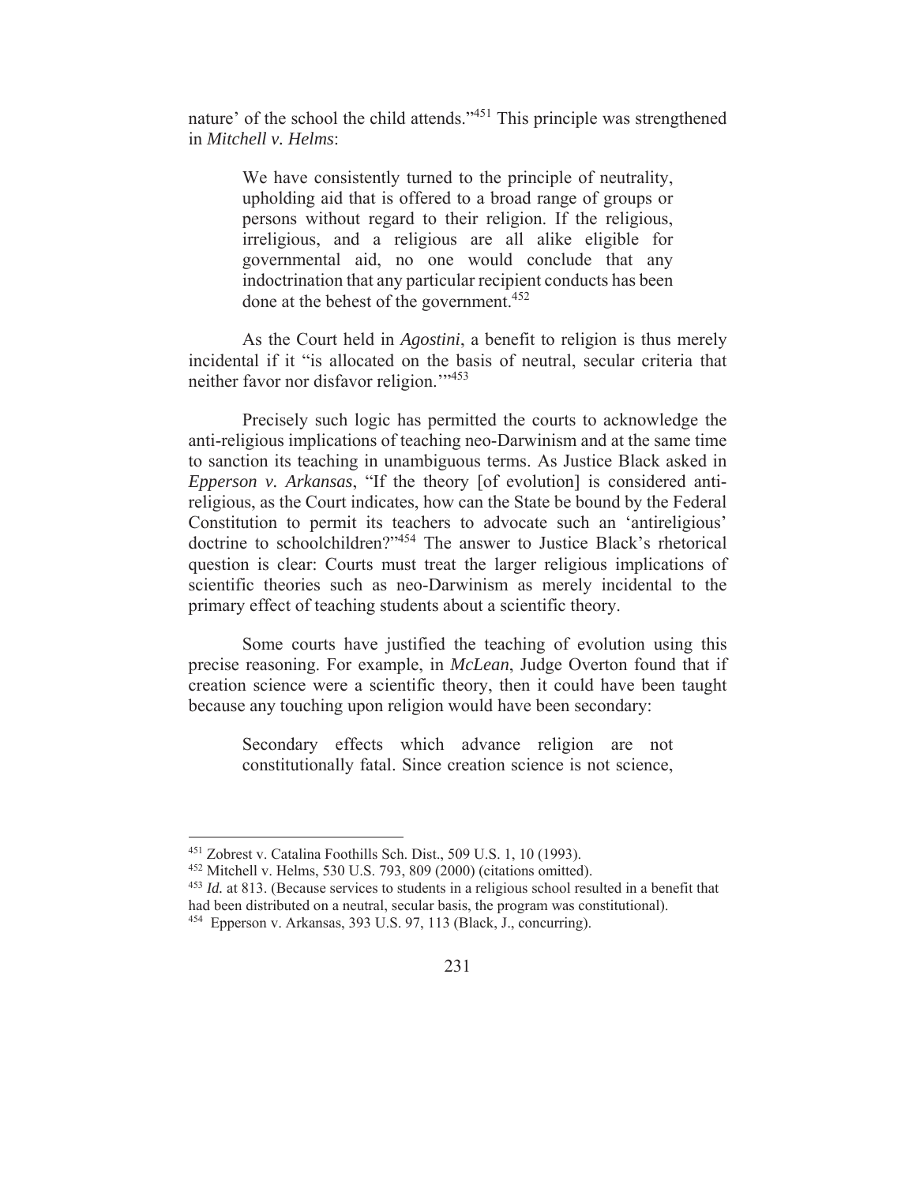nature' of the school the child attends."[451] This principle was strengthened in *Mitchell v. Helms*:

> We have consistently turned to the principle of neutrality, upholding aid that is offered to a broad range of groups or persons without regard to their religion. If the religious, irreligious, and a religious are all alike eligible for governmental aid, no one would conclude that any indoctrination that any particular recipient conducts has been done at the behest of the government.[452]

As the Court held in *Agostini*, a benefit to religion is thus merely incidental if it "is allocated on the basis of neutral, secular criteria that neither favor nor disfavor religion.'"[453]

Precisely such logic has permitted the courts to acknowledge the anti-religious implications of teaching neo-Darwinism and at the same time to sanction its teaching in unambiguous terms. As Justice Black asked in *Epperson v. Arkansas*, "If the theory [of evolution] is considered anti-religious, as the Court indicates, how can the State be bound by the Federal Constitution to permit its teachers to advocate such an 'antireligious' doctrine to schoolchildren?"[454] The answer to Justice Black's rhetorical question is clear: Courts must treat the larger religious implications of scientific theories such as neo-Darwinism as merely incidental to the primary effect of teaching students about a scientific theory.

Some courts have justified the teaching of evolution using this precise reasoning. For example, in *McLean*, Judge Overton found that if creation science were a scientific theory, then it could have been taught because any touching upon religion would have been secondary:

> Secondary effects which advance religion are not constitutionally fatal. Since creation science is not science,

---

[451] Zobrest v. Catalina Foothills Sch. Dist., 509 U.S. 1, 10 (1993).

[452] Mitchell v. Helms, 530 U.S. 793, 809 (2000) (citations omitted).

[453] *Id.* at 813. (Because services to students in a religious school resulted in a benefit that had been distributed on a neutral, secular basis, the program was constitutional).

[454] Epperson v. Arkansas, 393 U.S. 97, 113 (Black, J., concurring).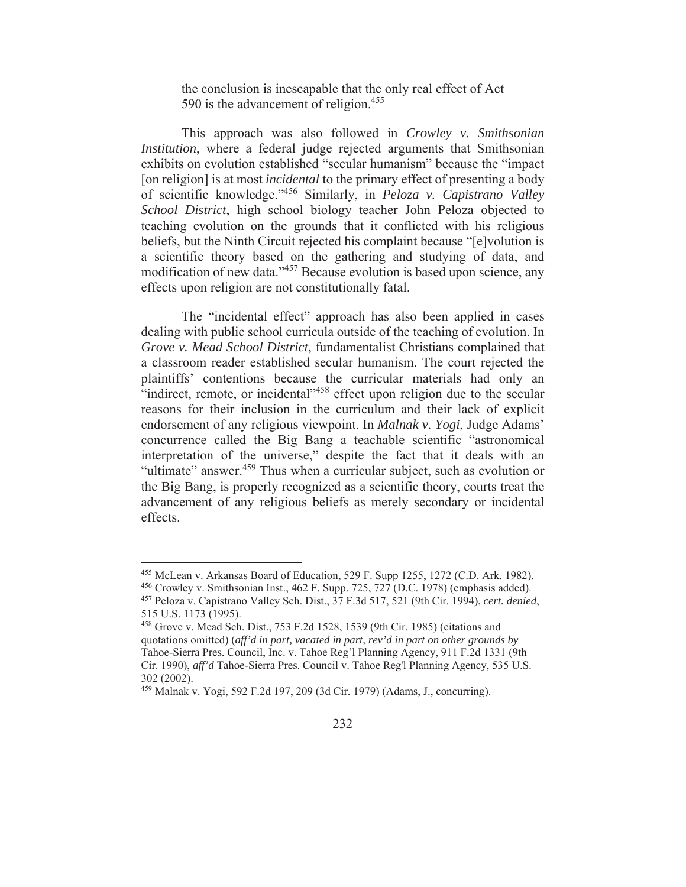> the conclusion is inescapable that the only real effect of Act 590 is the advancement of religion.[455]

This approach was also followed in *Crowley v. Smithsonian Institution*, where a federal judge rejected arguments that Smithsonian exhibits on evolution established "secular humanism" because the "impact [on religion] is at most *incidental* to the primary effect of presenting a body of scientific knowledge."[456] Similarly, in *Peloza v. Capistrano Valley School District*, high school biology teacher John Peloza objected to teaching evolution on the grounds that it conflicted with his religious beliefs, but the Ninth Circuit rejected his complaint because "[e]volution is a scientific theory based on the gathering and studying of data, and modification of new data."[457] Because evolution is based upon science, any effects upon religion are not constitutionally fatal.

The "incidental effect" approach has also been applied in cases dealing with public school curricula outside of the teaching of evolution. In *Grove v. Mead School District*, fundamentalist Christians complained that a classroom reader established secular humanism. The court rejected the plaintiffs' contentions because the curricular materials had only an "indirect, remote, or incidental"[458] effect upon religion due to the secular reasons for their inclusion in the curriculum and their lack of explicit endorsement of any religious viewpoint. In *Malnak v. Yogi*, Judge Adams' concurrence called the Big Bang a teachable scientific "astronomical interpretation of the universe," despite the fact that it deals with an "ultimate" answer.[459] Thus when a curricular subject, such as evolution or the Big Bang, is properly recognized as a scientific theory, courts treat the advancement of any religious beliefs as merely secondary or incidental effects.

---

[455] McLean v. Arkansas Board of Education, 529 F. Supp 1255, 1272 (C.D. Ark. 1982).

[456] Crowley v. Smithsonian Inst., 462 F. Supp. 725, 727 (D.C. 1978) (emphasis added).

[457] Peloza v. Capistrano Valley Sch. Dist., 37 F.3d 517, 521 (9th Cir. 1994), *cert. denied*, 515 U.S. 1173 (1995).

[458] Grove v. Mead Sch. Dist., 753 F.2d 1528, 1539 (9th Cir. 1985) (citations and quotations omitted) (*aff'd in part, vacated in part, rev'd in part on other grounds by* Tahoe-Sierra Pres. Council, Inc. v. Tahoe Reg'l Planning Agency, 911 F.2d 1331 (9th Cir. 1990), *aff'd* Tahoe-Sierra Pres. Council v. Tahoe Reg'l Planning Agency, 535 U.S. 302 (2002).

[459] Malnak v. Yogi, 592 F.2d 197, 209 (3d Cir. 1979) (Adams, J., concurring).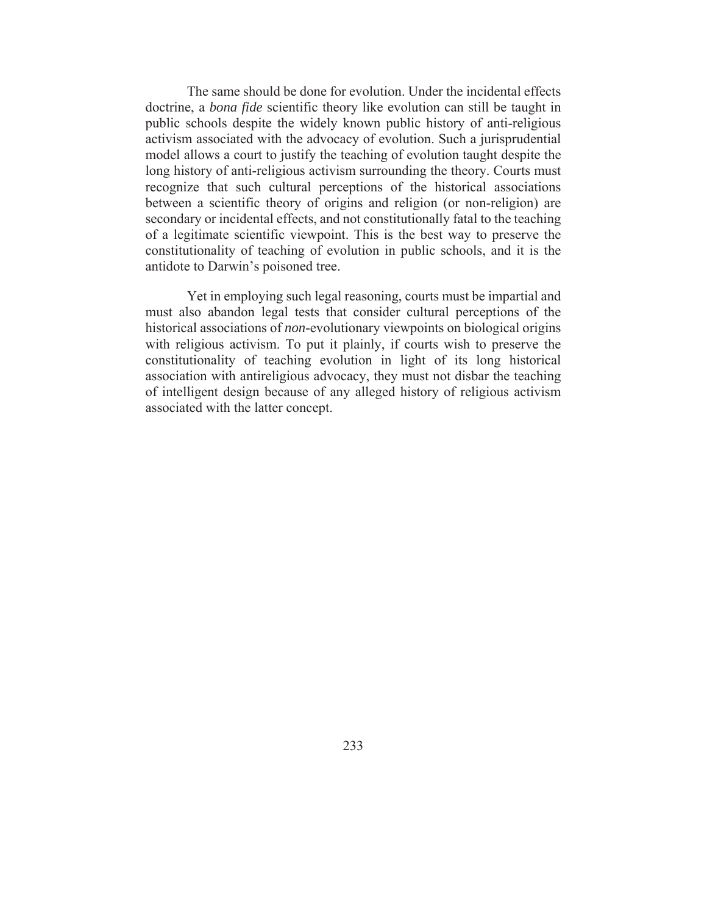The same should be done for evolution. Under the incidental effects doctrine, a *bona fide* scientific theory like evolution can still be taught in public schools despite the widely known public history of anti-religious activism associated with the advocacy of evolution. Such a jurisprudential model allows a court to justify the teaching of evolution taught despite the long history of anti-religious activism surrounding the theory. Courts must recognize that such cultural perceptions of the historical associations between a scientific theory of origins and religion (or non-religion) are secondary or incidental effects, and not constitutionally fatal to the teaching of a legitimate scientific viewpoint. This is the best way to preserve the constitutionality of teaching of evolution in public schools, and it is the antidote to Darwin's poisoned tree.

Yet in employing such legal reasoning, courts must be impartial and must also abandon legal tests that consider cultural perceptions of the historical associations of *non*-evolutionary viewpoints on biological origins with religious activism. To put it plainly, if courts wish to preserve the constitutionality of teaching evolution in light of its long historical association with antireligious advocacy, they must not disbar the teaching of intelligent design because of any alleged history of religious activism associated with the latter concept.